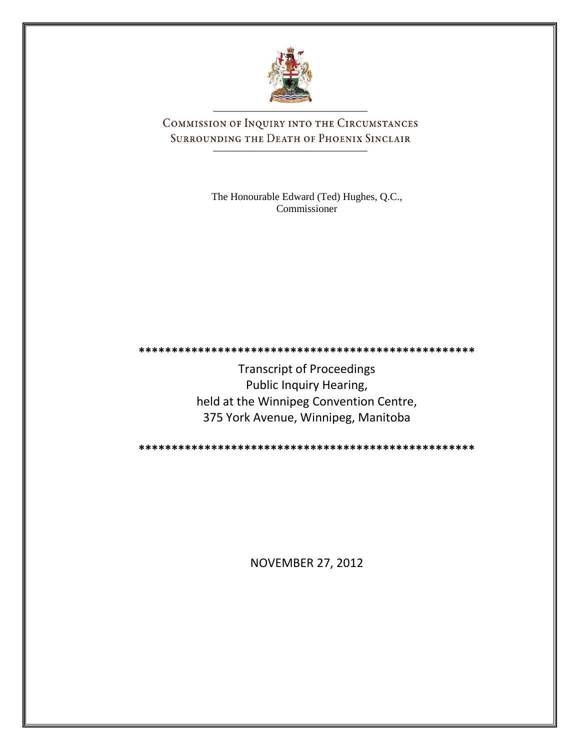# COMMISSION OF INQUIRY INTO THE CIRCUMSTANCES SURROUNDING THE DEATH OF PHOENIX SINCLAIR

The Honourable Edward (Ted) Hughes, Q.C.,
Commissioner

\*\*\*\*\*\*\*\*\*\*\*\*\*\*\*\*\*\*\*\*\*\*\*\*\*\*\*\*\*\*\*\*\*\*\*\*\*\*\*\*\*\*\*\*\*\*\*\*\*\*\*\*

Transcript of Proceedings
Public Inquiry Hearing,
held at the Winnipeg Convention Centre,
375 York Avenue, Winnipeg, Manitoba

\*\*\*\*\*\*\*\*\*\*\*\*\*\*\*\*\*\*\*\*\*\*\*\*\*\*\*\*\*\*\*\*\*\*\*\*\*\*\*\*\*\*\*\*\*\*\*\*\*\*\*\*

NOVEMBER 27, 2012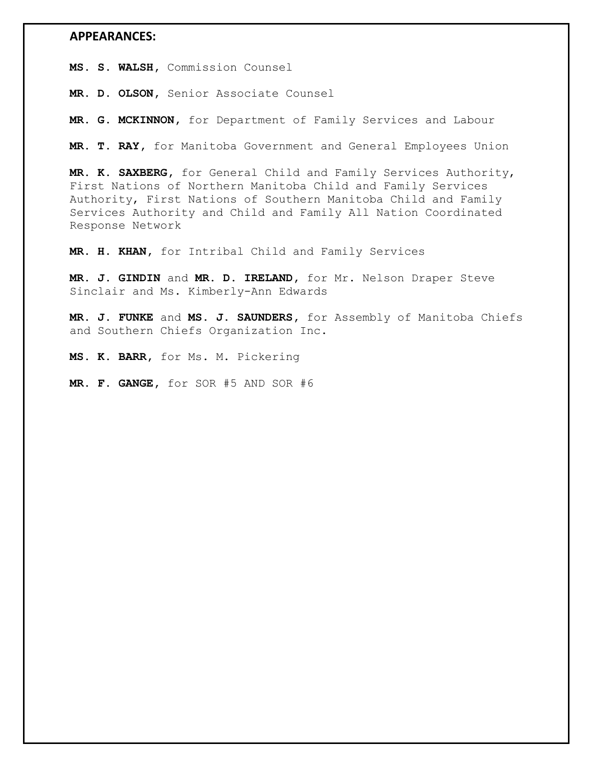## APPEARANCES:

**MS. S. WALSH,** Commission Counsel

**MR. D. OLSON,** Senior Associate Counsel

**MR. G. MCKINNON,** for Department of Family Services and Labour

**MR. T. RAY,** for Manitoba Government and General Employees Union

**MR. K. SAXBERG,** for General Child and Family Services Authority, First Nations of Northern Manitoba Child and Family Services Authority, First Nations of Southern Manitoba Child and Family Services Authority and Child and Family All Nation Coordinated Response Network

**MR. H. KHAN,** for Intribal Child and Family Services

**MR. J. GINDIN** and **MR. D. IRELAND,** for Mr. Nelson Draper Steve Sinclair and Ms. Kimberly-Ann Edwards

**MR. J. FUNKE** and **MS. J. SAUNDERS,** for Assembly of Manitoba Chiefs and Southern Chiefs Organization Inc.

**MS. K. BARR,** for Ms. M. Pickering

**MR. F. GANGE,** for SOR #5 AND SOR #6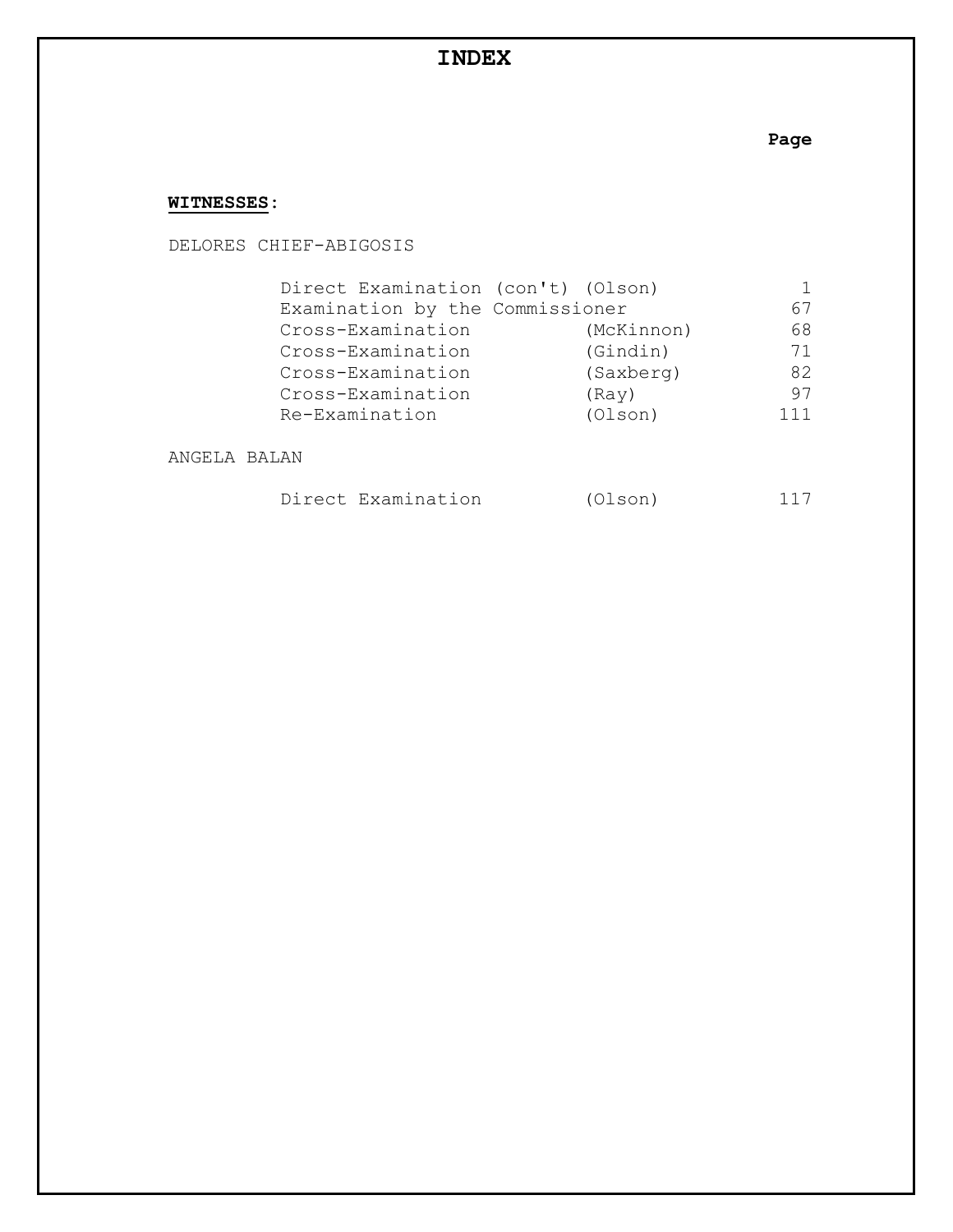# INDEX

**WITNESSES:**

DELORES CHIEF-ABIGOSIS

| | | Page |
|---|---|---|
| Direct Examination (con't) | (Olson) | 1 |
| Examination by the Commissioner | | 67 |
| Cross-Examination | (McKinnon) | 68 |
| Cross-Examination | (Gindin) | 71 |
| Cross-Examination | (Saxberg) | 82 |
| Cross-Examination | (Ray) | 97 |
| Re-Examination | (Olson) | 111 |

ANGELA BALAN

| | | Page |
|---|---|---|
| Direct Examination | (Olson) | 117 |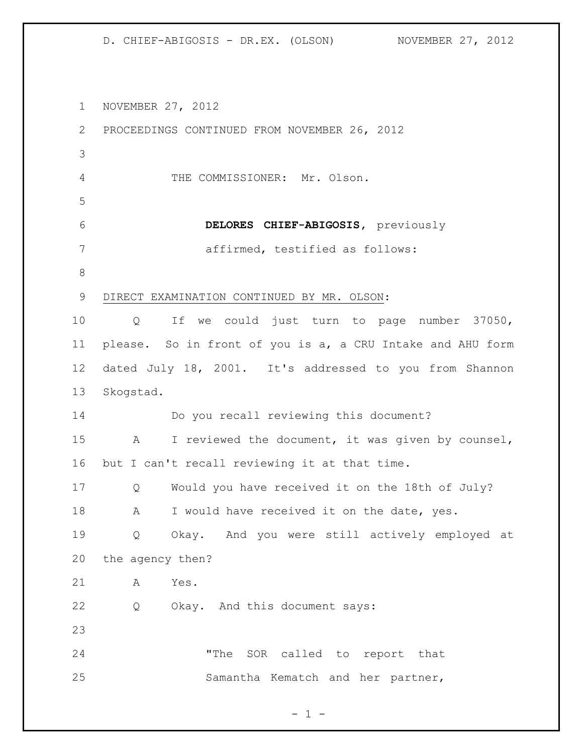NOVEMBER 27, 2012

PROCEEDINGS CONTINUED FROM NOVEMBER 26, 2012

THE COMMISSIONER: Mr. Olson.

**DELORES CHIEF-ABIGOSIS**, previously affirmed, testified as follows:

DIRECT EXAMINATION CONTINUED BY MR. OLSON:

Q If we could just turn to page number 37050, please. So in front of you is a, a CRU Intake and AHU form dated July 18, 2001. It's addressed to you from Shannon Skogstad.

Do you recall reviewing this document?

A I reviewed the document, it was given by counsel, but I can't recall reviewing it at that time.

Q Would you have received it on the 18th of July?

A I would have received it on the date, yes.

Q Okay. And you were still actively employed at the agency then?

A Yes.

Q Okay. And this document says:

"The SOR called to report that Samantha Kematch and her partner,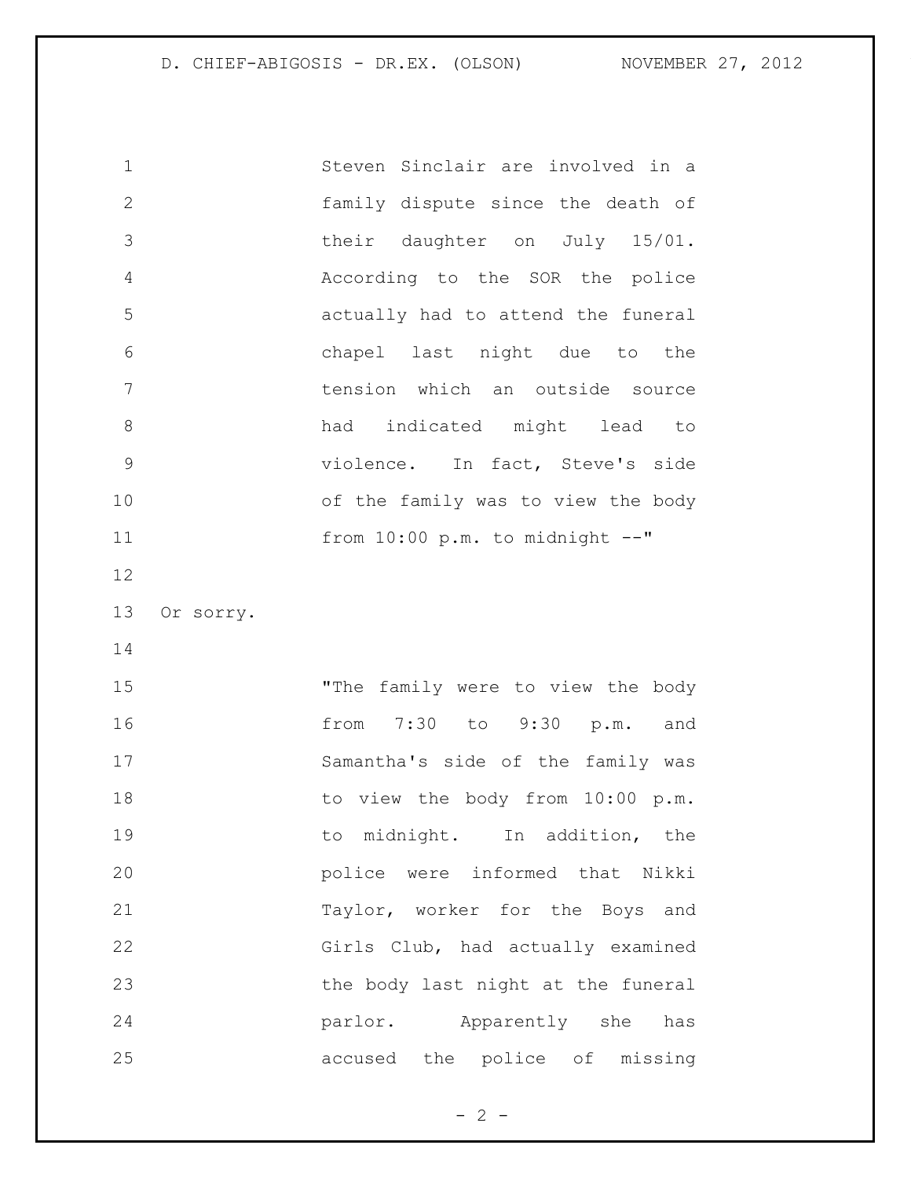Steven Sinclair are involved in a family dispute since the death of their daughter on July 15/01. According to the SOR the police actually had to attend the funeral chapel last night due to the tension which an outside source had indicated might lead to violence. In fact, Steve's side of the family was to view the body from 10:00 p.m. to midnight --"

Or sorry.

"The family were to view the body from 7:30 to 9:30 p.m. and Samantha's side of the family was to view the body from 10:00 p.m. to midnight. In addition, the police were informed that Nikki Taylor, worker for the Boys and Girls Club, had actually examined the body last night at the funeral parlor. Apparently she has accused the police of missing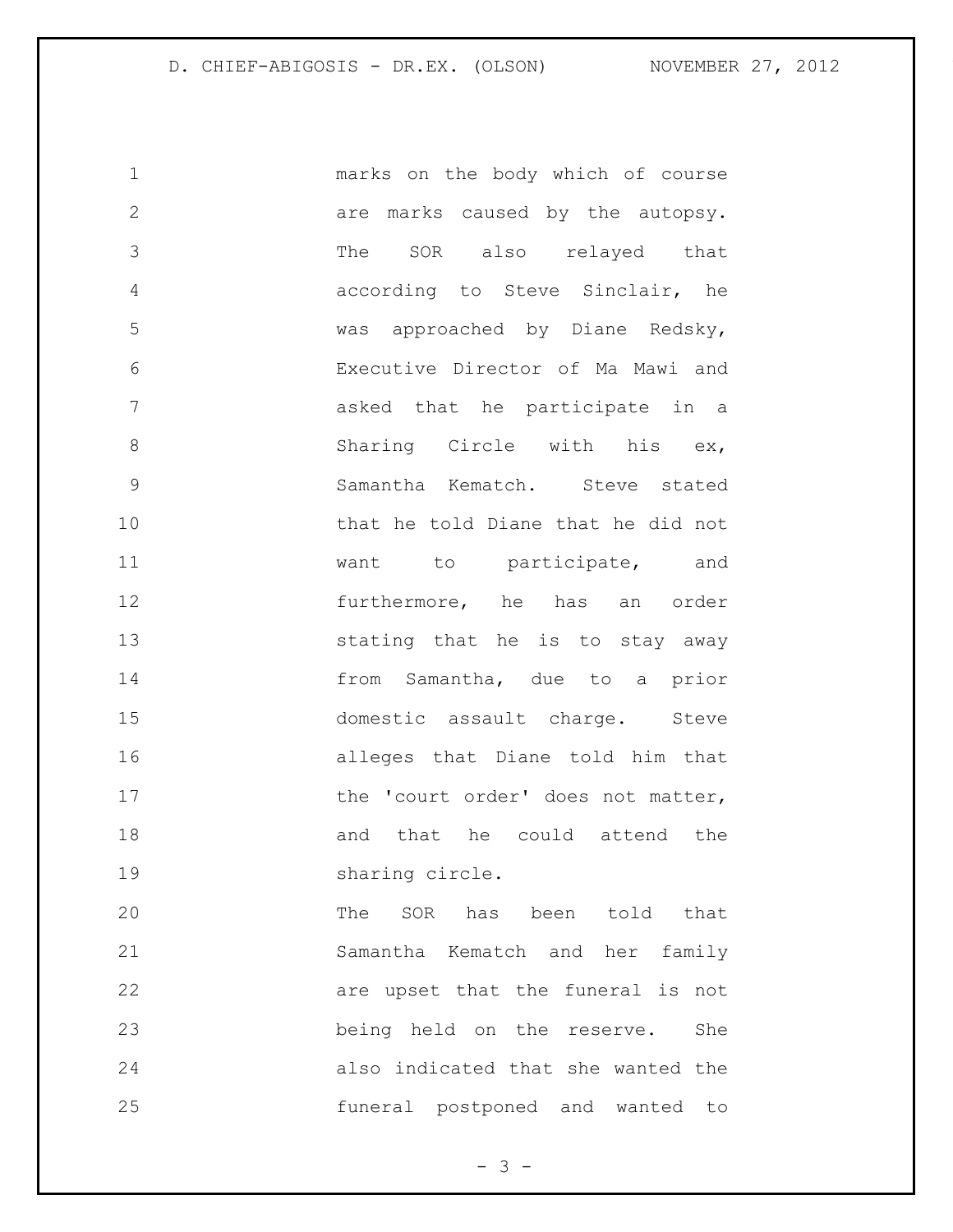marks on the body which of course are marks caused by the autopsy. The SOR also relayed that according to Steve Sinclair, he was approached by Diane Redsky, Executive Director of Ma Mawi and asked that he participate in a Sharing Circle with his ex, Samantha Kematch. Steve stated that he told Diane that he did not want to participate, and furthermore, he has an order stating that he is to stay away from Samantha, due to a prior domestic assault charge. Steve alleges that Diane told him that the 'court order' does not matter, and that he could attend the sharing circle.

The SOR has been told that Samantha Kematch and her family are upset that the funeral is not being held on the reserve. She also indicated that she wanted the funeral postponed and wanted to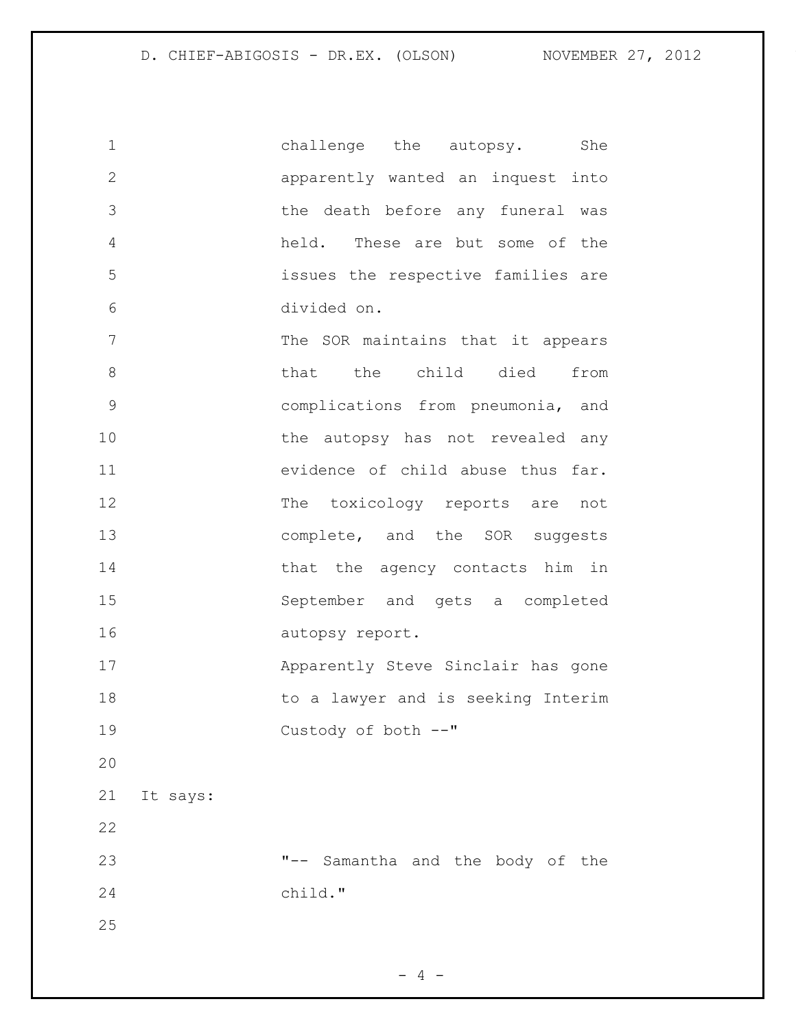challenge the autopsy. She apparently wanted an inquest into the death before any funeral was held. These are but some of the issues the respective families are divided on.

The SOR maintains that it appears that the child died from complications from pneumonia, and the autopsy has not revealed any evidence of child abuse thus far. The toxicology reports are not complete, and the SOR suggests that the agency contacts him in September and gets a completed autopsy report.

Apparently Steve Sinclair has gone to a lawyer and is seeking Interim Custody of both --"

It says:

"-- Samantha and the body of the child."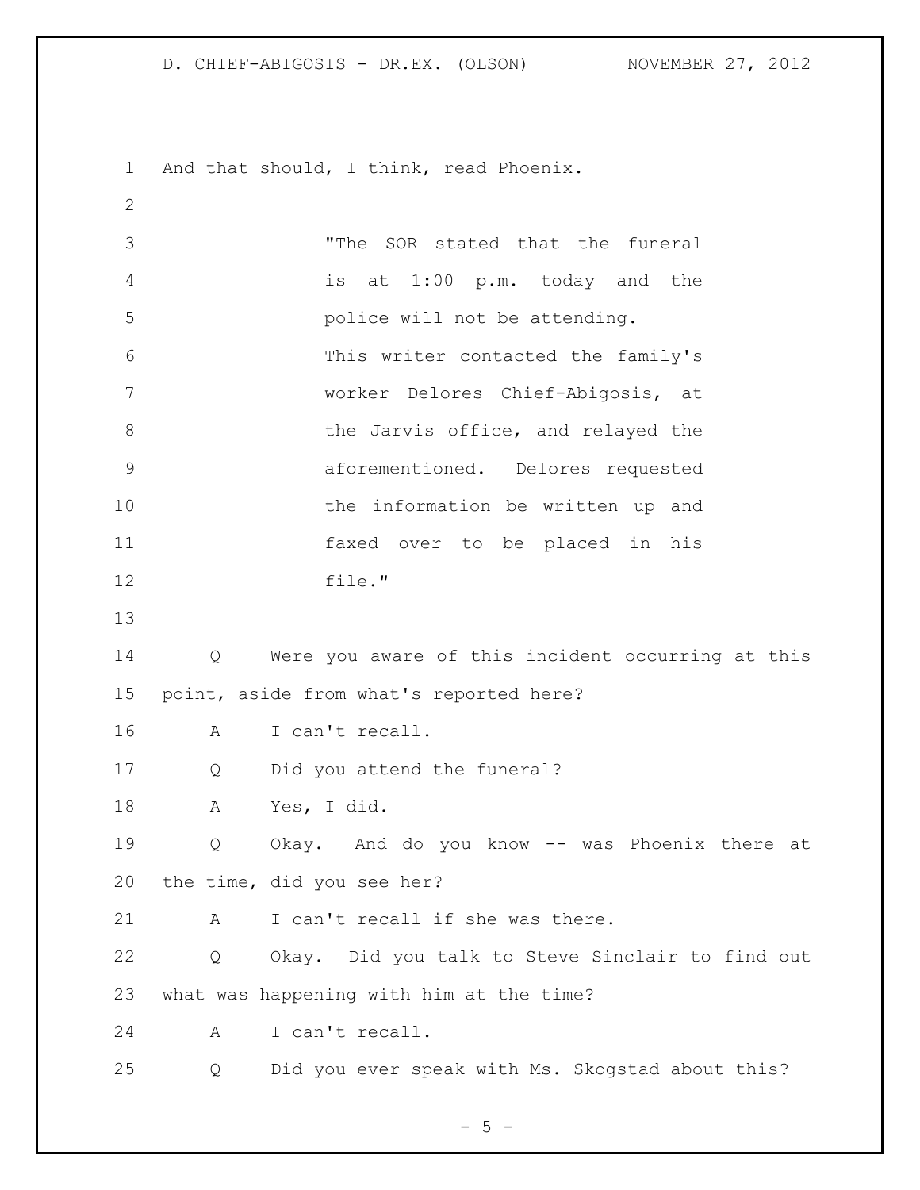And that should, I think, read Phoenix.

> "The SOR stated that the funeral is at 1:00 p.m. today and the police will not be attending. This writer contacted the family's worker Delores Chief-Abigosis, at the Jarvis office, and relayed the aforementioned. Delores requested the information be written up and faxed over to be placed in his file."

Q Were you aware of this incident occurring at this point, aside from what's reported here?

A I can't recall.

Q Did you attend the funeral?

A Yes, I did.

Q Okay. And do you know -- was Phoenix there at the time, did you see her?

A I can't recall if she was there.

Q Okay. Did you talk to Steve Sinclair to find out what was happening with him at the time?

A I can't recall.

Q Did you ever speak with Ms. Skogstad about this?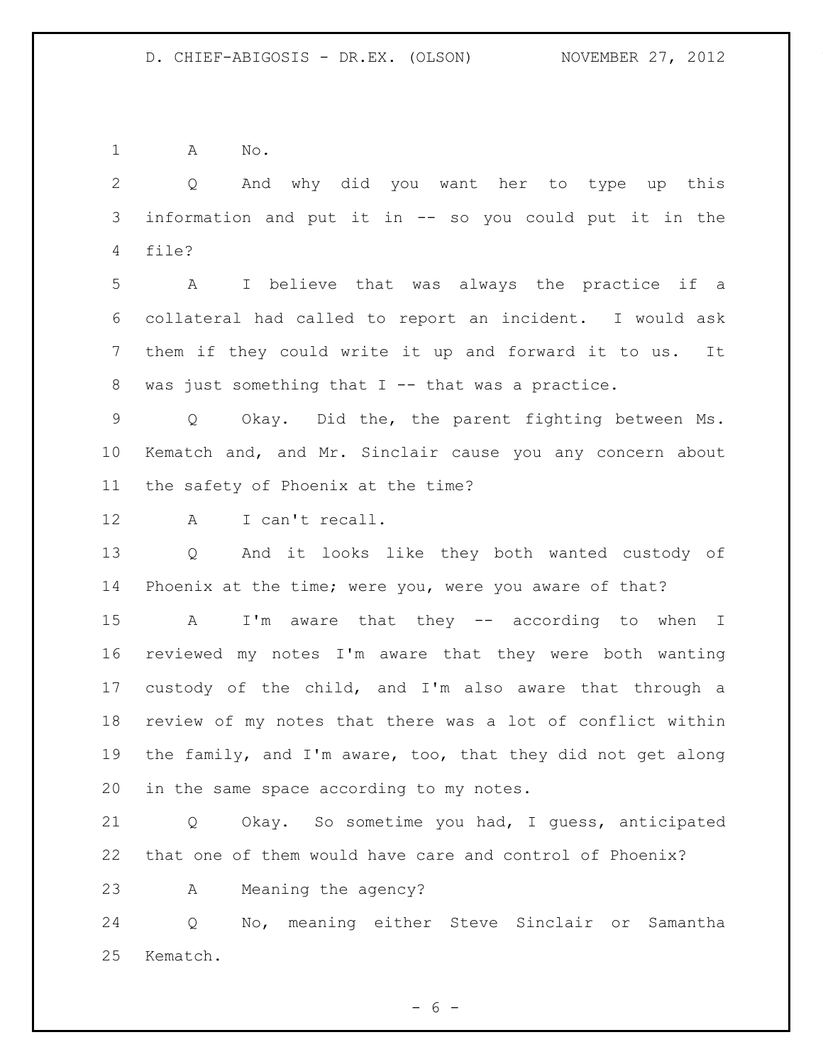A No.

Q And why did you want her to type up this information and put it in -- so you could put it in the file?

A I believe that was always the practice if a collateral had called to report an incident. I would ask them if they could write it up and forward it to us. It was just something that I -- that was a practice.

Q Okay. Did the, the parent fighting between Ms. Kematch and, and Mr. Sinclair cause you any concern about the safety of Phoenix at the time?

A I can't recall.

Q And it looks like they both wanted custody of Phoenix at the time; were you, were you aware of that?

A I'm aware that they -- according to when I reviewed my notes I'm aware that they were both wanting custody of the child, and I'm also aware that through a review of my notes that there was a lot of conflict within the family, and I'm aware, too, that they did not get along in the same space according to my notes.

Q Okay. So sometime you had, I guess, anticipated that one of them would have care and control of Phoenix?

A Meaning the agency?

Q No, meaning either Steve Sinclair or Samantha Kematch.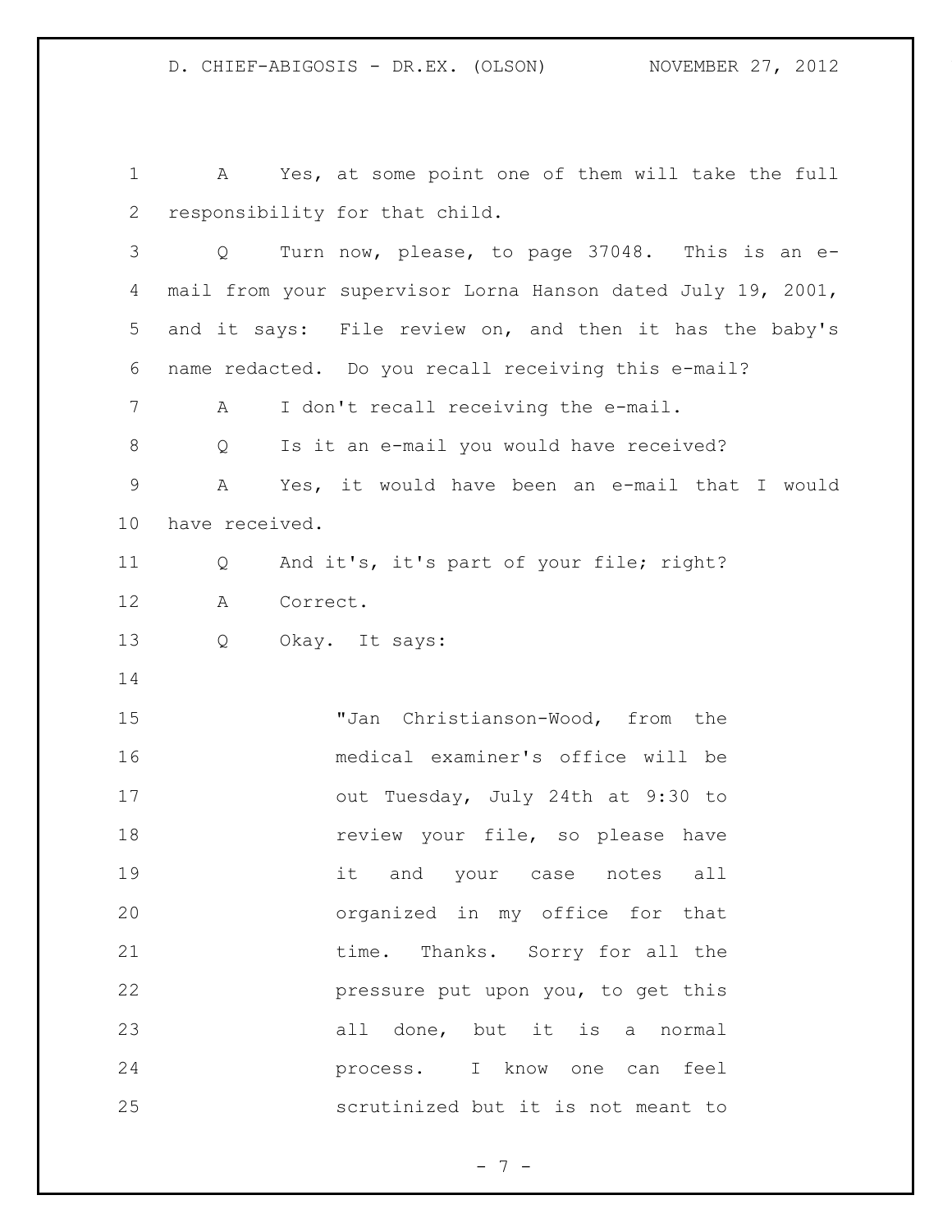A Yes, at some point one of them will take the full responsibility for that child.

Q Turn now, please, to page 37048. This is an e-mail from your supervisor Lorna Hanson dated July 19, 2001, and it says: File review on, and then it has the baby's name redacted. Do you recall receiving this e-mail?

A I don't recall receiving the e-mail.

Q Is it an e-mail you would have received?

A Yes, it would have been an e-mail that I would have received.

Q And it's, it's part of your file; right?

A Correct.

Q Okay. It says:

> "Jan Christianson-Wood, from the medical examiner's office will be out Tuesday, July 24th at 9:30 to review your file, so please have it and your case notes all organized in my office for that time. Thanks. Sorry for all the pressure put upon you, to get this all done, but it is a normal process. I know one can feel scrutinized but it is not meant to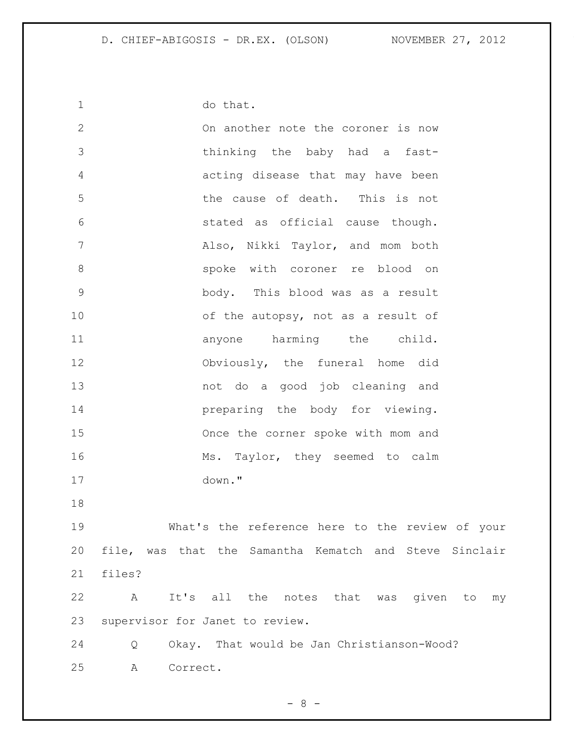do that.

On another note the coroner is now thinking the baby had a fast-acting disease that may have been the cause of death. This is not stated as official cause though. Also, Nikki Taylor, and mom both spoke with coroner re blood on body. This blood was as a result of the autopsy, not as a result of anyone harming the child. Obviously, the funeral home did not do a good job cleaning and preparing the body for viewing. Once the corner spoke with mom and Ms. Taylor, they seemed to calm down."

What's the reference here to the review of your file, was that the Samantha Kematch and Steve Sinclair files?

A It's all the notes that was given to my supervisor for Janet to review.

Q Okay. That would be Jan Christianson-Wood?

A Correct.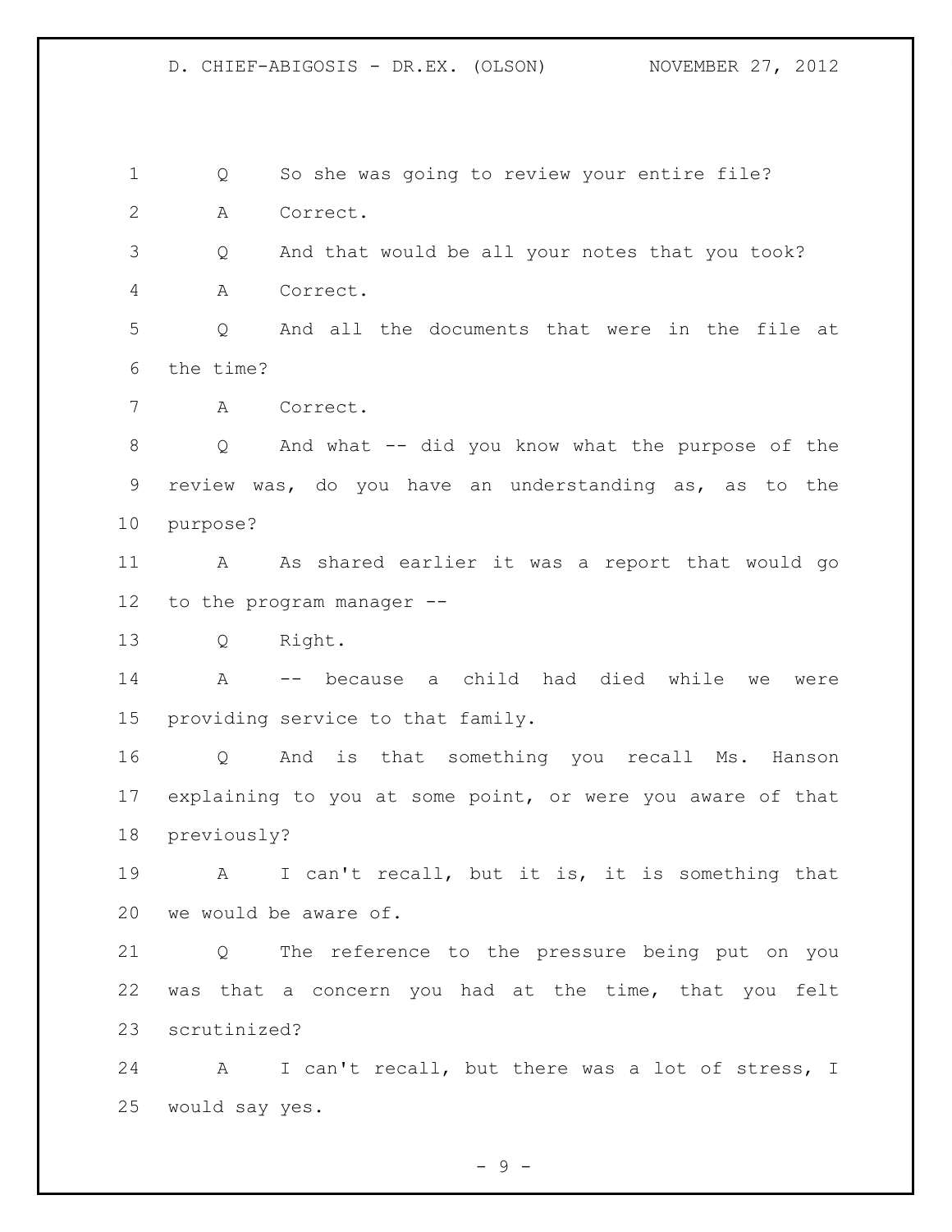Q So she was going to review your entire file?

A Correct.

Q And that would be all your notes that you took?

A Correct.

Q And all the documents that were in the file at the time?

A Correct.

Q And what -- did you know what the purpose of the review was, do you have an understanding as, as to the purpose?

A As shared earlier it was a report that would go to the program manager --

Q Right.

A -- because a child had died while we were providing service to that family.

Q And is that something you recall Ms. Hanson explaining to you at some point, or were you aware of that previously?

A I can't recall, but it is, it is something that we would be aware of.

Q The reference to the pressure being put on you was that a concern you had at the time, that you felt scrutinized?

A I can't recall, but there was a lot of stress, I would say yes.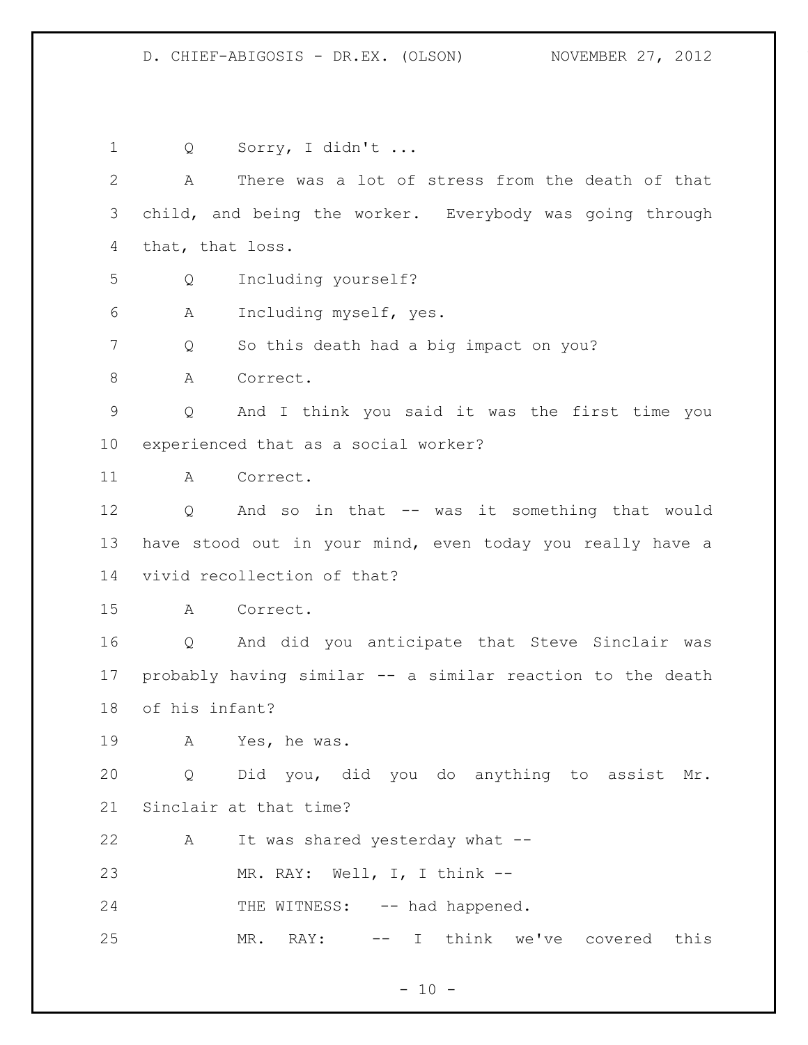Q Sorry, I didn't ...

A There was a lot of stress from the death of that child, and being the worker. Everybody was going through that, that loss.

Q Including yourself?

A Including myself, yes.

Q So this death had a big impact on you?

A Correct.

Q And I think you said it was the first time you experienced that as a social worker?

A Correct.

Q And so in that -- was it something that would have stood out in your mind, even today you really have a vivid recollection of that?

A Correct.

Q And did you anticipate that Steve Sinclair was probably having similar -- a similar reaction to the death of his infant?

A Yes, he was.

Q Did you, did you do anything to assist Mr. Sinclair at that time?

A It was shared yesterday what --

MR. RAY: Well, I, I think --

THE WITNESS: -- had happened.

MR. RAY: -- I think we've covered this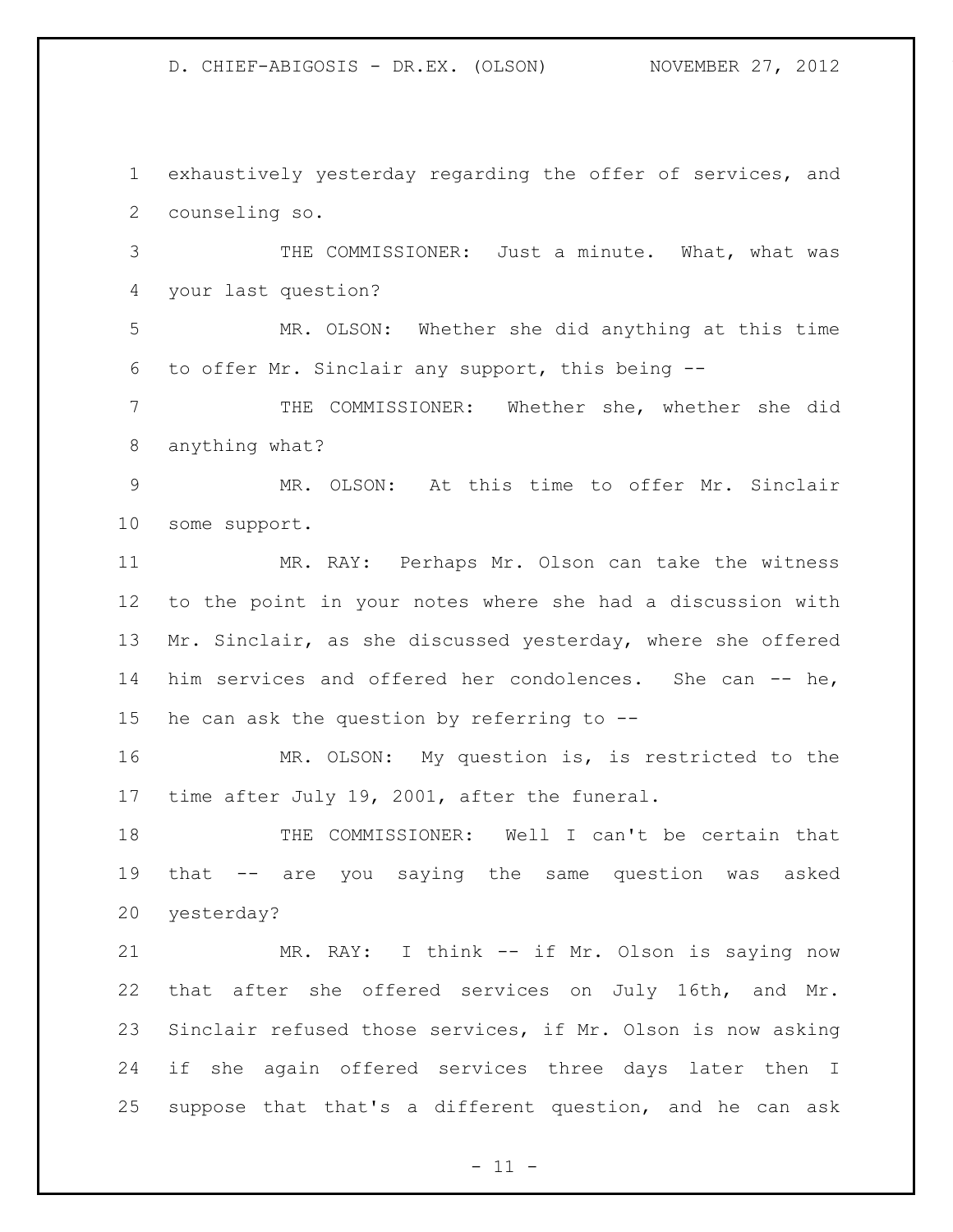exhaustively yesterday regarding the offer of services, and counseling so.

THE COMMISSIONER: Just a minute. What, what was your last question?

MR. OLSON: Whether she did anything at this time to offer Mr. Sinclair any support, this being --

THE COMMISSIONER: Whether she, whether she did anything what?

MR. OLSON: At this time to offer Mr. Sinclair some support.

MR. RAY: Perhaps Mr. Olson can take the witness to the point in your notes where she had a discussion with Mr. Sinclair, as she discussed yesterday, where she offered him services and offered her condolences. She can -- he, he can ask the question by referring to --

MR. OLSON: My question is, is restricted to the time after July 19, 2001, after the funeral.

THE COMMISSIONER: Well I can't be certain that that -- are you saying the same question was asked yesterday?

MR. RAY: I think -- if Mr. Olson is saying now that after she offered services on July 16th, and Mr. Sinclair refused those services, if Mr. Olson is now asking if she again offered services three days later then I suppose that that's a different question, and he can ask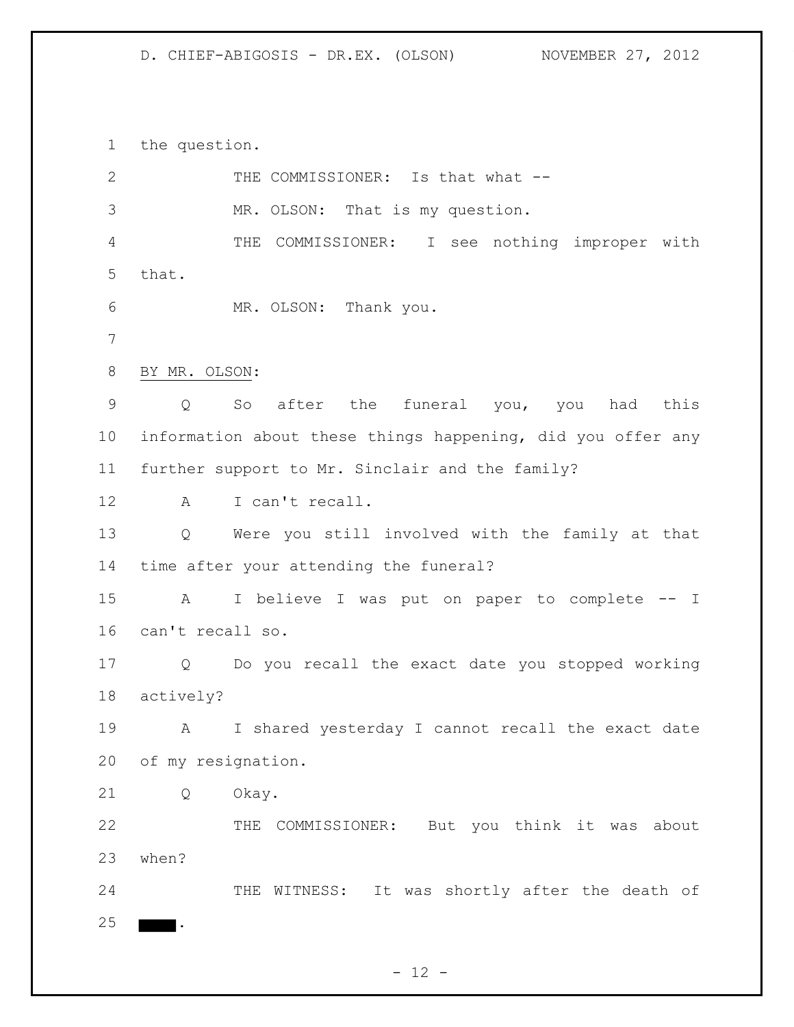the question.

THE COMMISSIONER: Is that what --

MR. OLSON: That is my question.

THE COMMISSIONER: I see nothing improper with that.

MR. OLSON: Thank you.

BY MR. OLSON:

Q So after the funeral you, you had this information about these things happening, did you offer any further support to Mr. Sinclair and the family?

A I can't recall.

Q Were you still involved with the family at that time after your attending the funeral?

A I believe I was put on paper to complete -- I can't recall so.

Q Do you recall the exact date you stopped working actively?

A I shared yesterday I cannot recall the exact date of my resignation.

Q Okay.

THE COMMISSIONER: But you think it was about when?

THE WITNESS: It was shortly after the death of ████.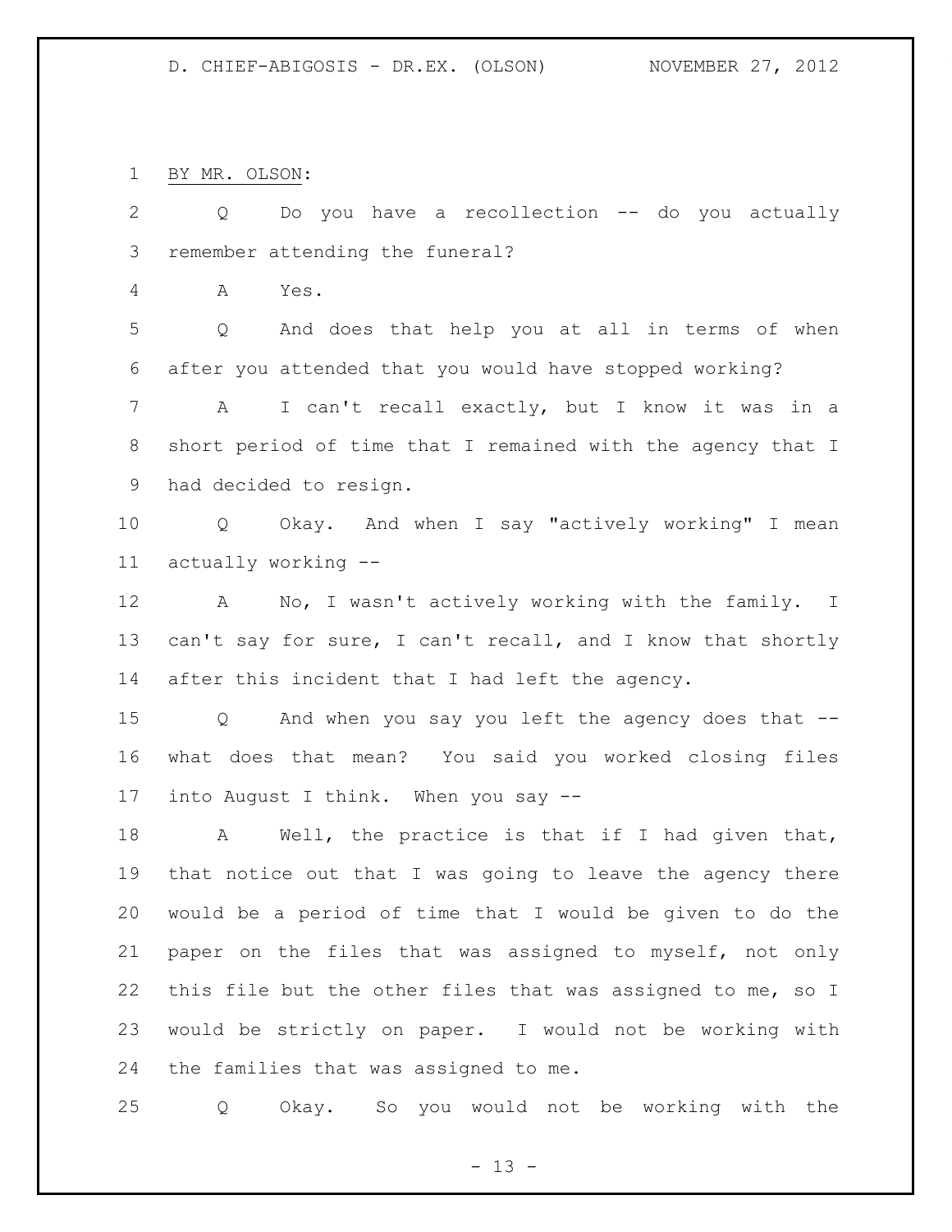BY MR. OLSON:

Q Do you have a recollection -- do you actually remember attending the funeral?

A Yes.

Q And does that help you at all in terms of when after you attended that you would have stopped working?

A I can't recall exactly, but I know it was in a short period of time that I remained with the agency that I had decided to resign.

Q Okay. And when I say "actively working" I mean actually working --

A No, I wasn't actively working with the family. I can't say for sure, I can't recall, and I know that shortly after this incident that I had left the agency.

Q And when you say you left the agency does that -- what does that mean? You said you worked closing files into August I think. When you say --

A Well, the practice is that if I had given that, that notice out that I was going to leave the agency there would be a period of time that I would be given to do the paper on the files that was assigned to myself, not only this file but the other files that was assigned to me, so I would be strictly on paper. I would not be working with the families that was assigned to me.

Q Okay. So you would not be working with the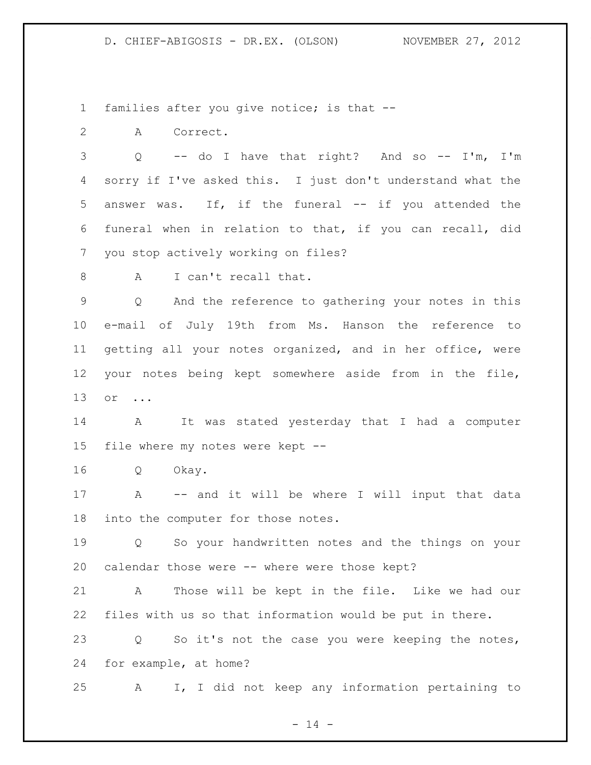families after you give notice; is that --

A Correct.

Q -- do I have that right? And so -- I'm, I'm sorry if I've asked this. I just don't understand what the answer was. If, if the funeral -- if you attended the funeral when in relation to that, if you can recall, did you stop actively working on files?

A I can't recall that.

Q And the reference to gathering your notes in this e-mail of July 19th from Ms. Hanson the reference to getting all your notes organized, and in her office, were your notes being kept somewhere aside from in the file, or ...

A It was stated yesterday that I had a computer file where my notes were kept --

Q Okay.

A -- and it will be where I will input that data into the computer for those notes.

Q So your handwritten notes and the things on your calendar those were -- where were those kept?

A Those will be kept in the file. Like we had our files with us so that information would be put in there.

Q So it's not the case you were keeping the notes, for example, at home?

A I, I did not keep any information pertaining to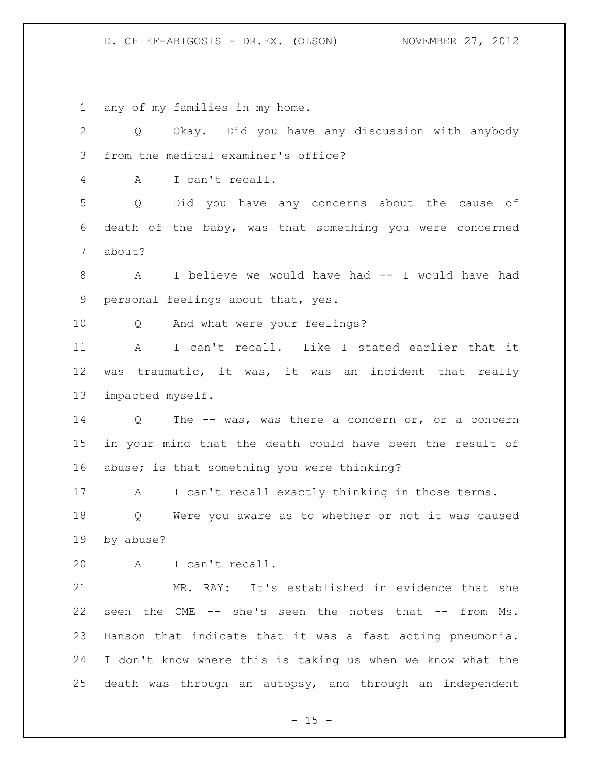any of my families in my home.

Q Okay. Did you have any discussion with anybody from the medical examiner's office?

A I can't recall.

Q Did you have any concerns about the cause of death of the baby, was that something you were concerned about?

A I believe we would have had -- I would have had personal feelings about that, yes.

Q And what were your feelings?

A I can't recall. Like I stated earlier that it was traumatic, it was, it was an incident that really impacted myself.

Q The -- was, was there a concern or, or a concern in your mind that the death could have been the result of abuse; is that something you were thinking?

A I can't recall exactly thinking in those terms.

Q Were you aware as to whether or not it was caused by abuse?

A I can't recall.

MR. RAY: It's established in evidence that she seen the CME -- she's seen the notes that -- from Ms. Hanson that indicate that it was a fast acting pneumonia. I don't know where this is taking us when we know what the death was through an autopsy, and through an independent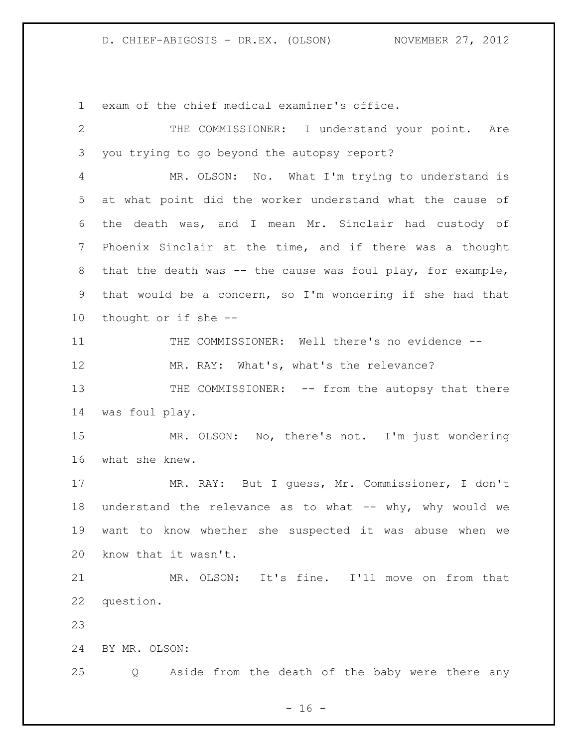exam of the chief medical examiner's office.

THE COMMISSIONER: I understand your point. Are you trying to go beyond the autopsy report?

MR. OLSON: No. What I'm trying to understand is at what point did the worker understand what the cause of the death was, and I mean Mr. Sinclair had custody of Phoenix Sinclair at the time, and if there was a thought that the death was -- the cause was foul play, for example, that would be a concern, so I'm wondering if she had that thought or if she --

THE COMMISSIONER: Well there's no evidence --

MR. RAY: What's, what's the relevance?

THE COMMISSIONER: -- from the autopsy that there was foul play.

MR. OLSON: No, there's not. I'm just wondering what she knew.

MR. RAY: But I guess, Mr. Commissioner, I don't understand the relevance as to what -- why, why would we want to know whether she suspected it was abuse when we know that it wasn't.

MR. OLSON: It's fine. I'll move on from that question.

BY MR. OLSON:

Q Aside from the death of the baby were there any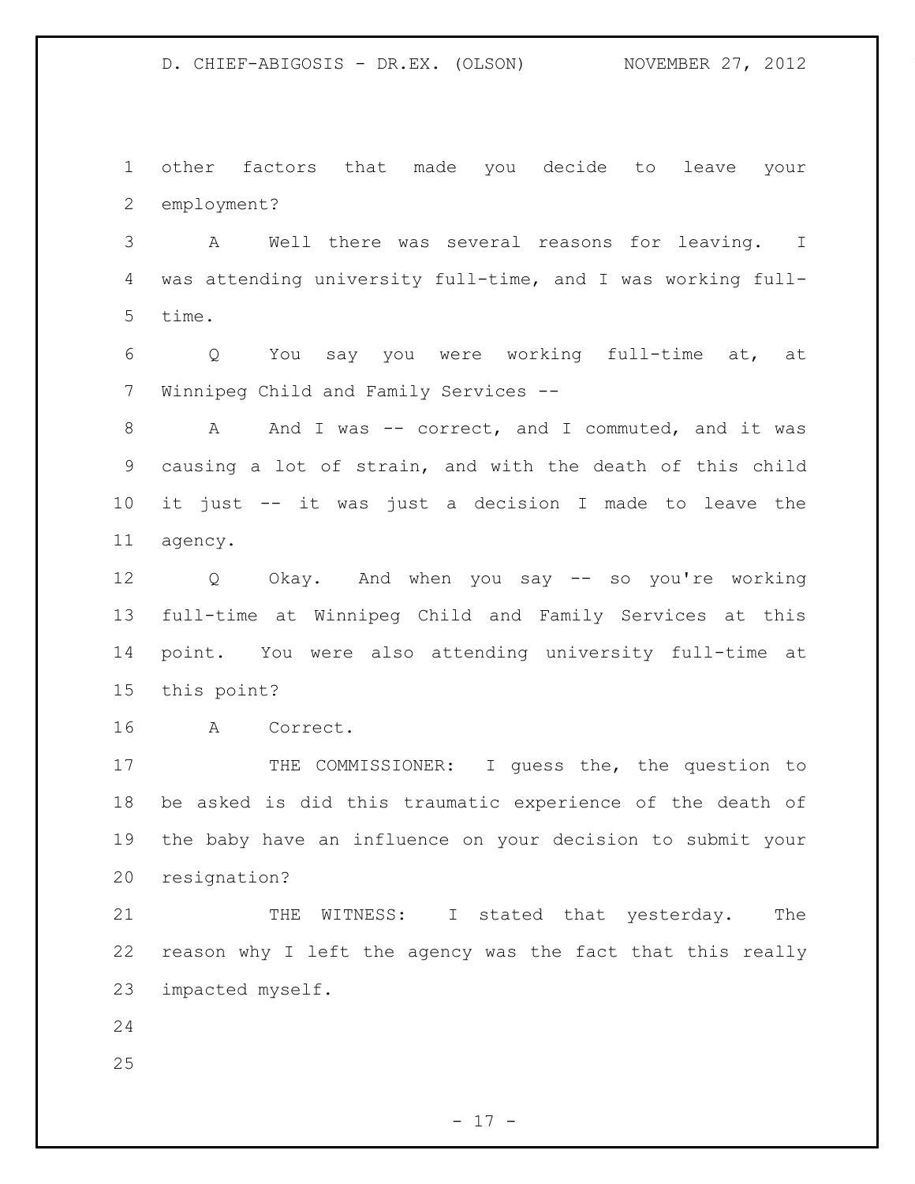other factors that made you decide to leave your employment?

A Well there was several reasons for leaving. I was attending university full-time, and I was working full-time.

Q You say you were working full-time at, at Winnipeg Child and Family Services --

A And I was -- correct, and I commuted, and it was causing a lot of strain, and with the death of this child it just -- it was just a decision I made to leave the agency.

Q Okay. And when you say -- so you're working full-time at Winnipeg Child and Family Services at this point. You were also attending university full-time at this point?

A Correct.

THE COMMISSIONER: I guess the, the question to be asked is did this traumatic experience of the death of the baby have an influence on your decision to submit your resignation?

THE WITNESS: I stated that yesterday. The reason why I left the agency was the fact that this really impacted myself.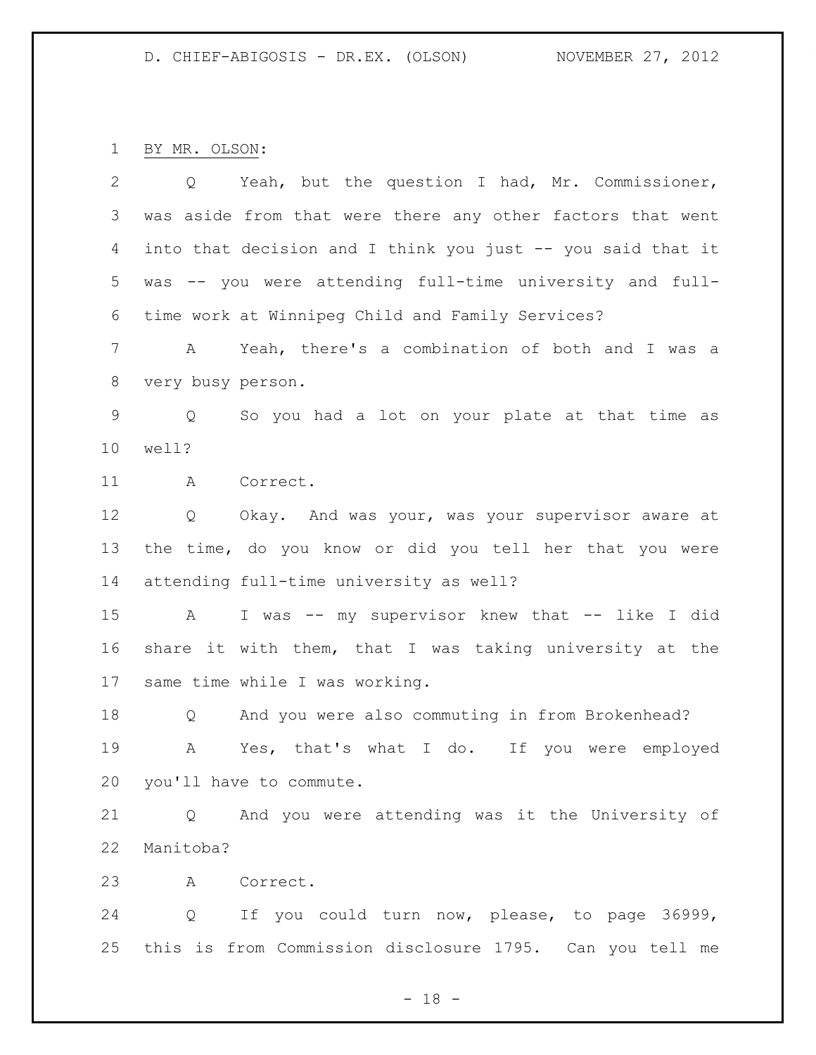BY MR. OLSON:

Q Yeah, but the question I had, Mr. Commissioner, was aside from that were there any other factors that went into that decision and I think you just -- you said that it was -- you were attending full-time university and full-time work at Winnipeg Child and Family Services?

A Yeah, there's a combination of both and I was a very busy person.

Q So you had a lot on your plate at that time as well?

A Correct.

Q Okay. And was your, was your supervisor aware at the time, do you know or did you tell her that you were attending full-time university as well?

A I was -- my supervisor knew that -- like I did share it with them, that I was taking university at the same time while I was working.

Q And you were also commuting in from Brokenhead?

A Yes, that's what I do. If you were employed you'll have to commute.

Q And you were attending was it the University of Manitoba?

A Correct.

Q If you could turn now, please, to page 36999, this is from Commission disclosure 1795. Can you tell me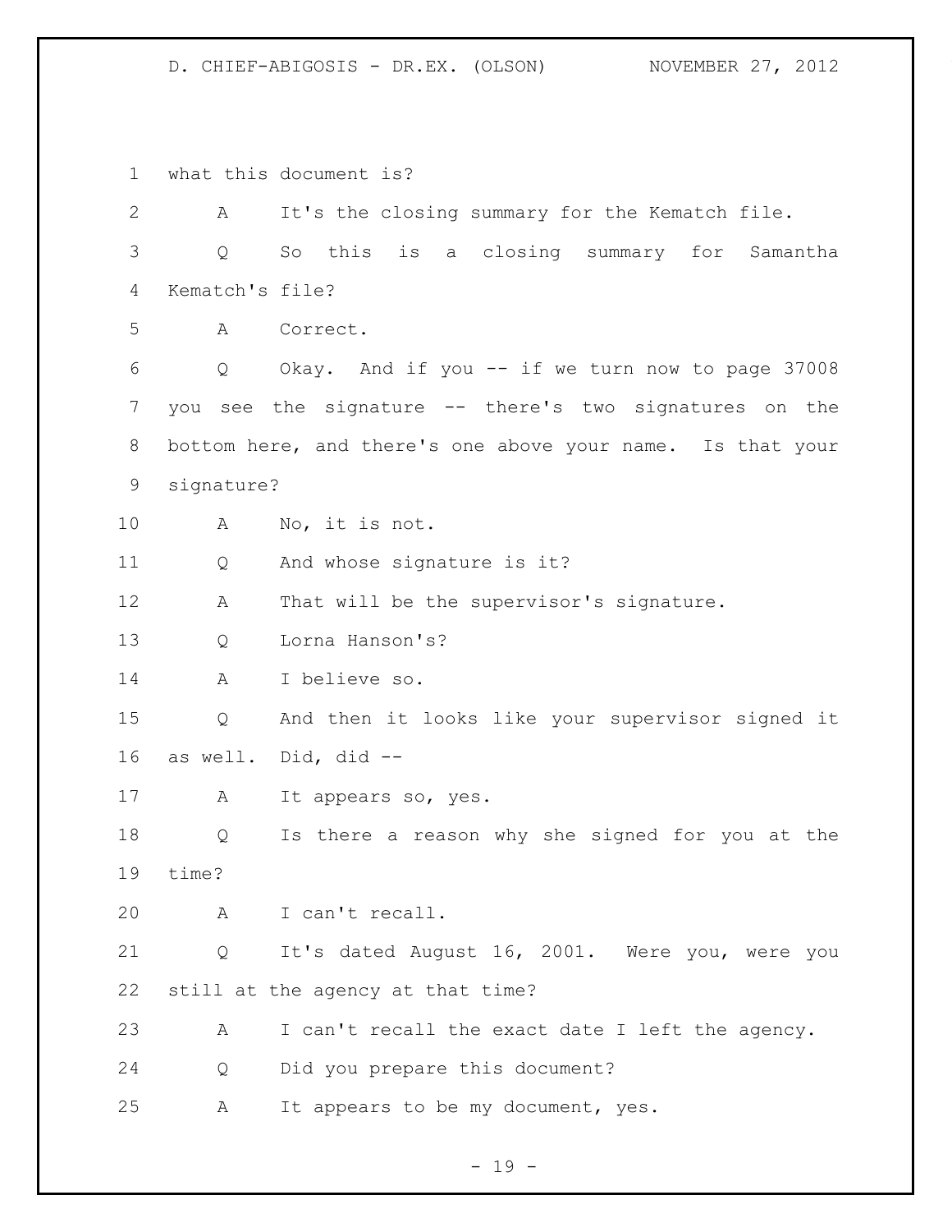what this document is?

A It's the closing summary for the Kematch file.

Q So this is a closing summary for Samantha Kematch's file?

A Correct.

Q Okay. And if you -- if we turn now to page 37008 you see the signature -- there's two signatures on the bottom here, and there's one above your name. Is that your signature?

A No, it is not.

Q And whose signature is it?

A That will be the supervisor's signature.

Q Lorna Hanson's?

A I believe so.

Q And then it looks like your supervisor signed it as well. Did, did --

A It appears so, yes.

Q Is there a reason why she signed for you at the time?

A I can't recall.

Q It's dated August 16, 2001. Were you, were you still at the agency at that time?

A I can't recall the exact date I left the agency.

Q Did you prepare this document?

A It appears to be my document, yes.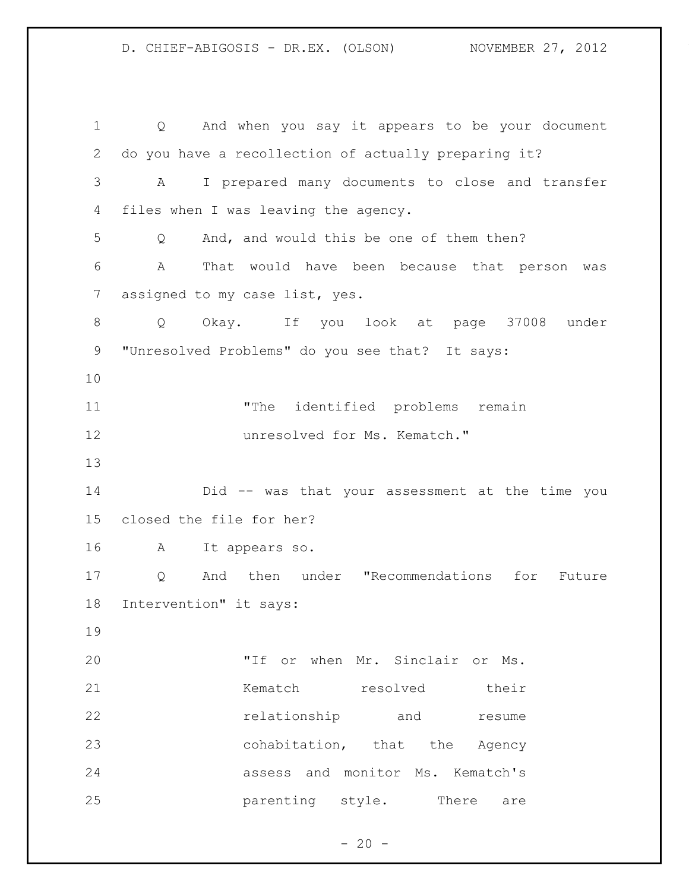Q And when you say it appears to be your document do you have a recollection of actually preparing it?

A I prepared many documents to close and transfer files when I was leaving the agency.

Q And, and would this be one of them then?

A That would have been because that person was assigned to my case list, yes.

Q Okay. If you look at page 37008 under "Unresolved Problems" do you see that? It says:

> "The identified problems remain unresolved for Ms. Kematch."

Did -- was that your assessment at the time you closed the file for her?

A It appears so.

Q And then under "Recommendations for Future Intervention" it says:

> "If or when Mr. Sinclair or Ms. Kematch resolved their relationship and resume cohabitation, that the Agency assess and monitor Ms. Kematch's parenting style. There are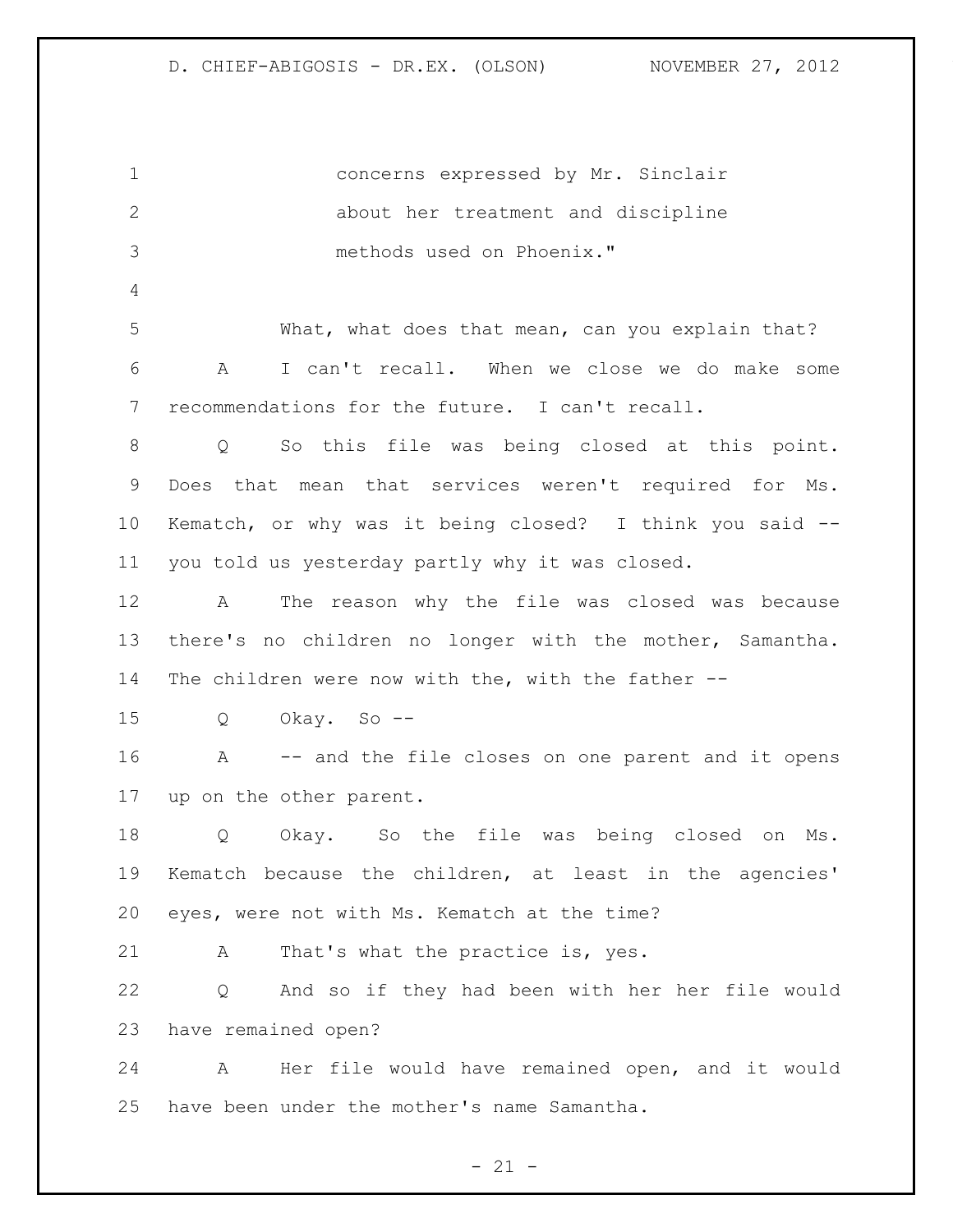concerns expressed by Mr. Sinclair about her treatment and discipline methods used on Phoenix."

What, what does that mean, can you explain that?

A I can't recall. When we close we do make some recommendations for the future. I can't recall.

Q So this file was being closed at this point. Does that mean that services weren't required for Ms. Kematch, or why was it being closed? I think you said -- you told us yesterday partly why it was closed.

A The reason why the file was closed was because there's no children no longer with the mother, Samantha. The children were now with the, with the father --

Q Okay. So --

A -- and the file closes on one parent and it opens up on the other parent.

Q Okay. So the file was being closed on Ms. Kematch because the children, at least in the agencies' eyes, were not with Ms. Kematch at the time?

A That's what the practice is, yes.

Q And so if they had been with her her file would have remained open?

A Her file would have remained open, and it would have been under the mother's name Samantha.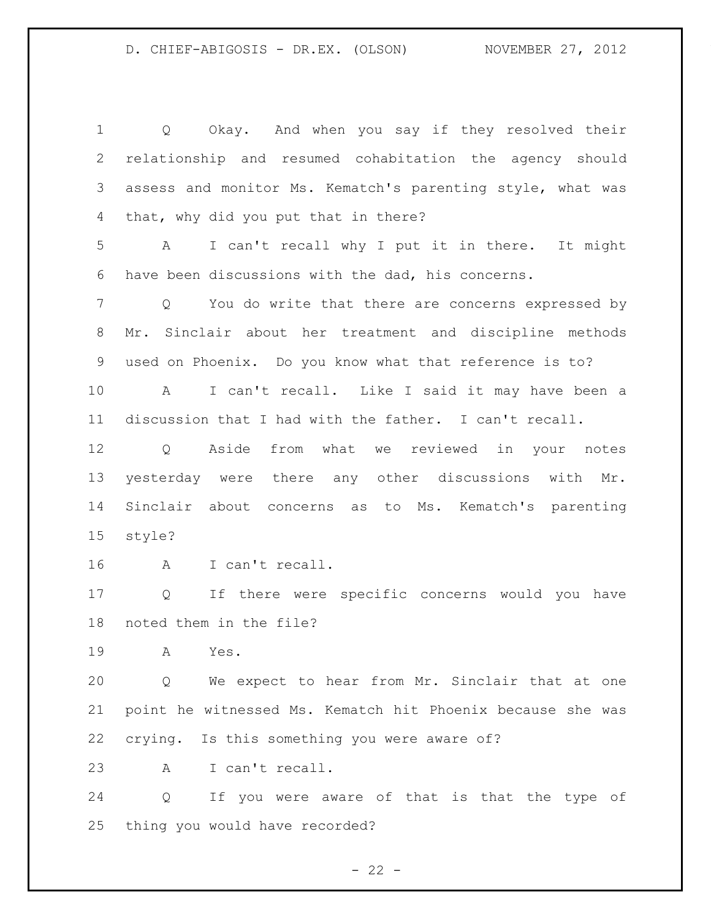Q Okay. And when you say if they resolved their relationship and resumed cohabitation the agency should assess and monitor Ms. Kematch's parenting style, what was that, why did you put that in there?

A I can't recall why I put it in there. It might have been discussions with the dad, his concerns.

Q You do write that there are concerns expressed by Mr. Sinclair about her treatment and discipline methods used on Phoenix. Do you know what that reference is to?

A I can't recall. Like I said it may have been a discussion that I had with the father. I can't recall.

Q Aside from what we reviewed in your notes yesterday were there any other discussions with Mr. Sinclair about concerns as to Ms. Kematch's parenting style?

A I can't recall.

Q If there were specific concerns would you have noted them in the file?

A Yes.

Q We expect to hear from Mr. Sinclair that at one point he witnessed Ms. Kematch hit Phoenix because she was crying. Is this something you were aware of?

A I can't recall.

Q If you were aware of that is that the type of thing you would have recorded?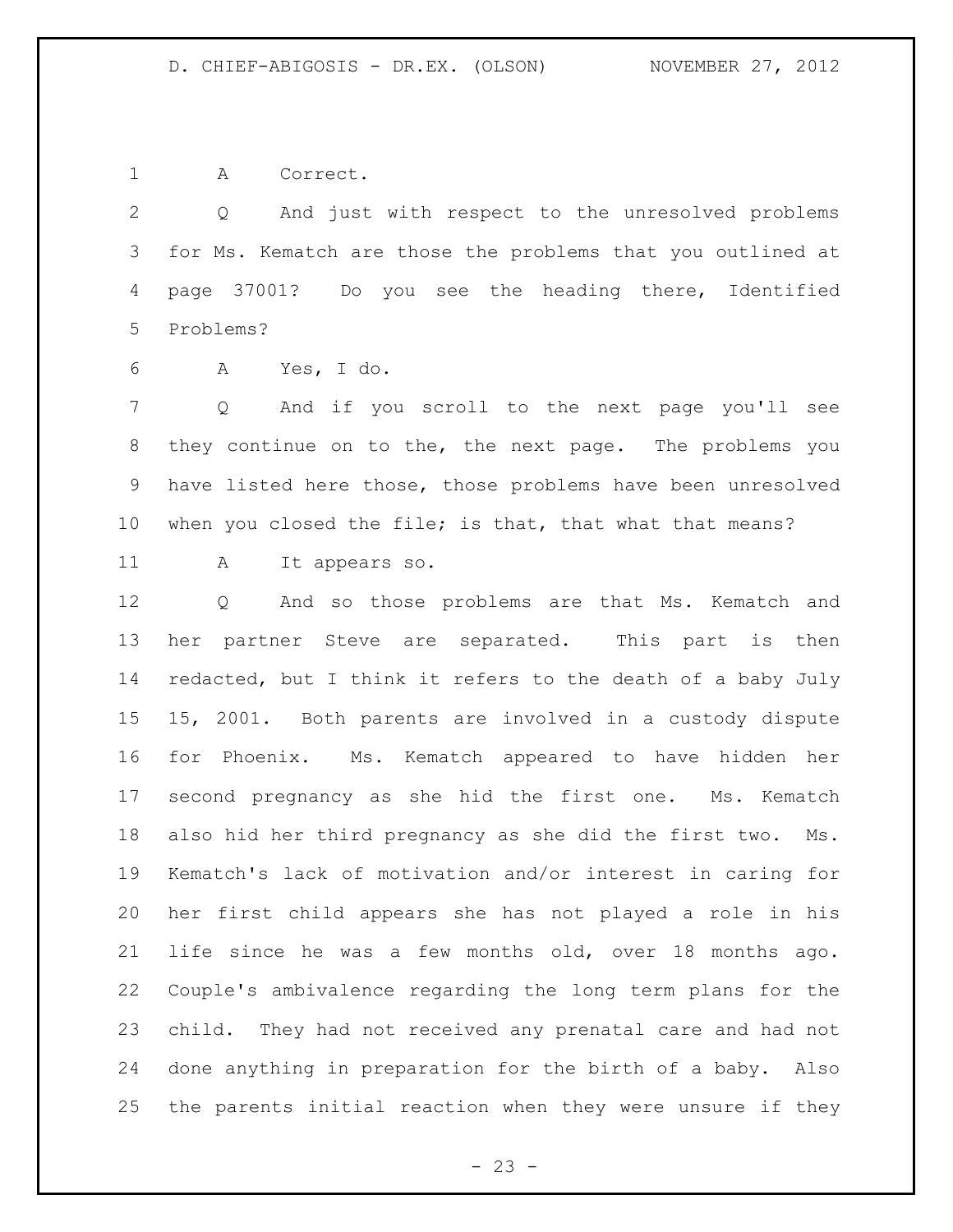1 A Correct.

2 Q And just with respect to the unresolved problems
3 for Ms. Kematch are those the problems that you outlined at
4 page 37001? Do you see the heading there, Identified
5 Problems?

6 A Yes, I do.

7 Q And if you scroll to the next page you'll see
8 they continue on to the, the next page. The problems you
9 have listed here those, those problems have been unresolved
10 when you closed the file; is that, that what that means?

11 A It appears so.

12 Q And so those problems are that Ms. Kematch and
13 her partner Steve are separated. This part is then
14 redacted, but I think it refers to the death of a baby July
15 15, 2001. Both parents are involved in a custody dispute
16 for Phoenix. Ms. Kematch appeared to have hidden her
17 second pregnancy as she hid the first one. Ms. Kematch
18 also hid her third pregnancy as she did the first two. Ms.
19 Kematch's lack of motivation and/or interest in caring for
20 her first child appears she has not played a role in his
21 life since he was a few months old, over 18 months ago.
22 Couple's ambivalence regarding the long term plans for the
23 child. They had not received any prenatal care and had not
24 done anything in preparation for the birth of a baby. Also
25 the parents initial reaction when they were unsure if they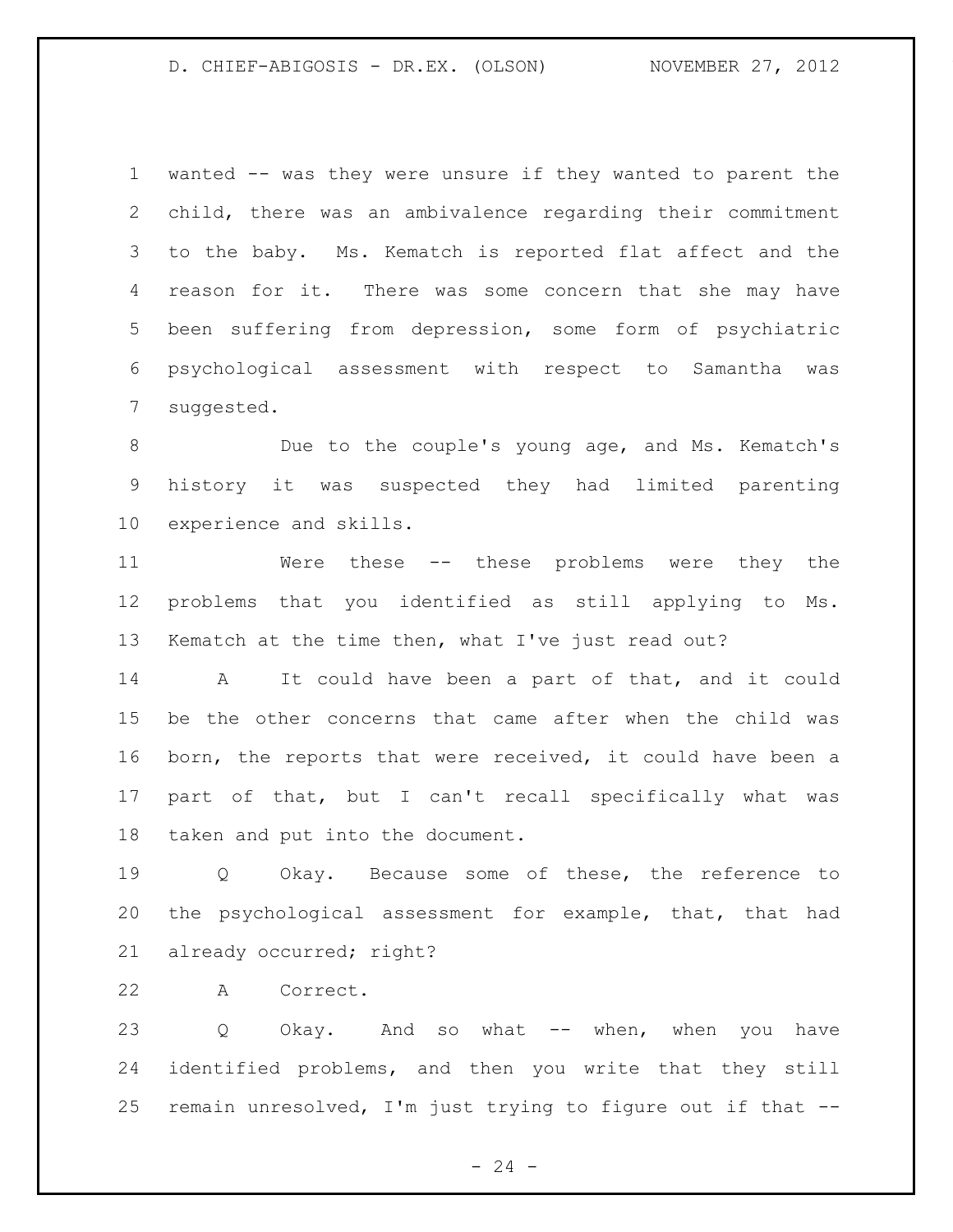wanted -- was they were unsure if they wanted to parent the child, there was an ambivalence regarding their commitment to the baby. Ms. Kematch is reported flat affect and the reason for it. There was some concern that she may have been suffering from depression, some form of psychiatric psychological assessment with respect to Samantha was suggested.

Due to the couple's young age, and Ms. Kematch's history it was suspected they had limited parenting experience and skills.

Were these -- these problems were they the problems that you identified as still applying to Ms. Kematch at the time then, what I've just read out?

A It could have been a part of that, and it could be the other concerns that came after when the child was born, the reports that were received, it could have been a part of that, but I can't recall specifically what was taken and put into the document.

Q Okay. Because some of these, the reference to the psychological assessment for example, that, that had already occurred; right?

A Correct.

Q Okay. And so what -- when, when you have identified problems, and then you write that they still remain unresolved, I'm just trying to figure out if that --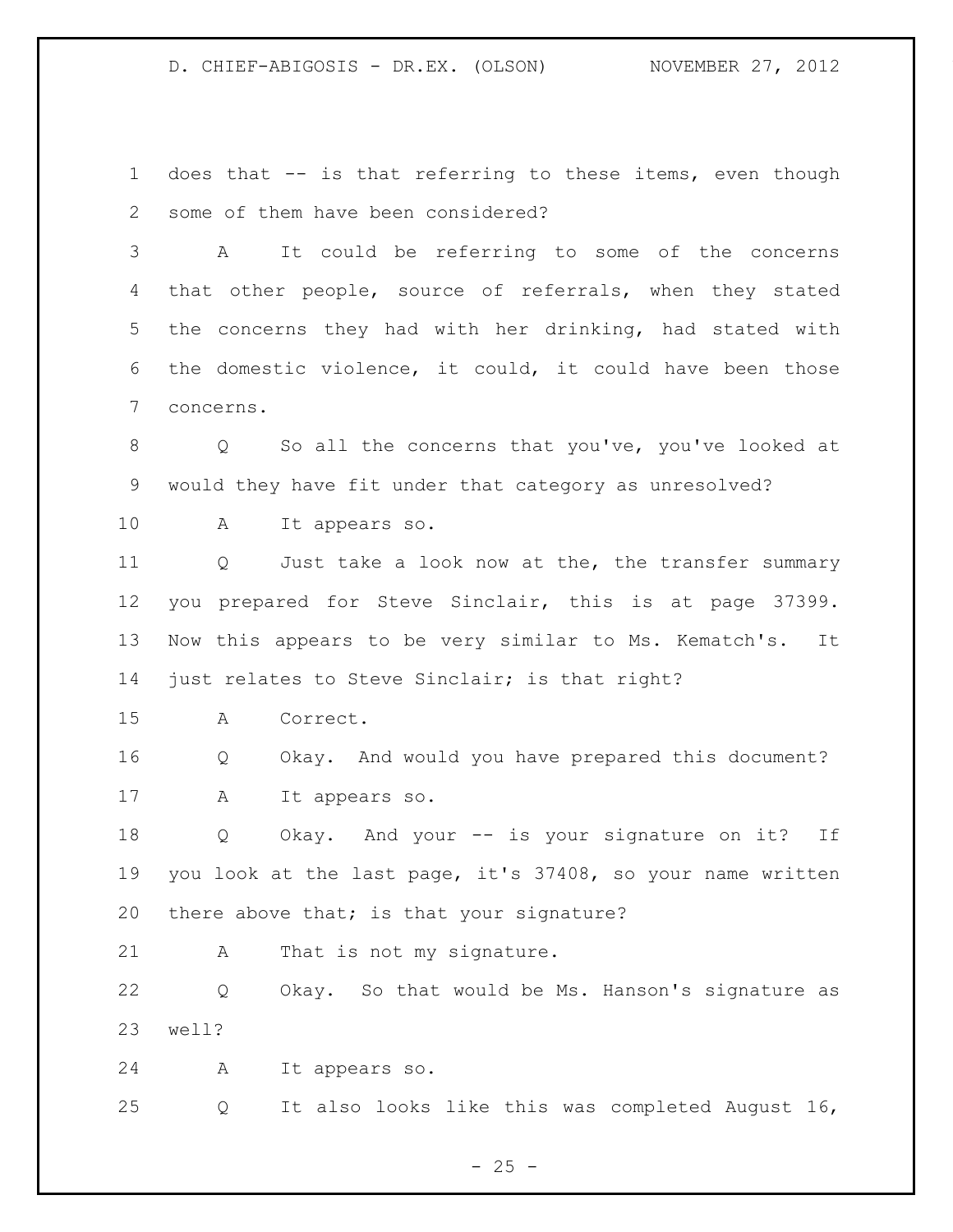does that -- is that referring to these items, even though some of them have been considered?

A It could be referring to some of the concerns that other people, source of referrals, when they stated the concerns they had with her drinking, had stated with the domestic violence, it could, it could have been those concerns.

Q So all the concerns that you've, you've looked at would they have fit under that category as unresolved?

A It appears so.

Q Just take a look now at the, the transfer summary you prepared for Steve Sinclair, this is at page 37399. Now this appears to be very similar to Ms. Kematch's. It just relates to Steve Sinclair; is that right?

A Correct.

Q Okay. And would you have prepared this document?

A It appears so.

Q Okay. And your -- is your signature on it? If you look at the last page, it's 37408, so your name written there above that; is that your signature?

A That is not my signature.

Q Okay. So that would be Ms. Hanson's signature as well?

A It appears so.

Q It also looks like this was completed August 16,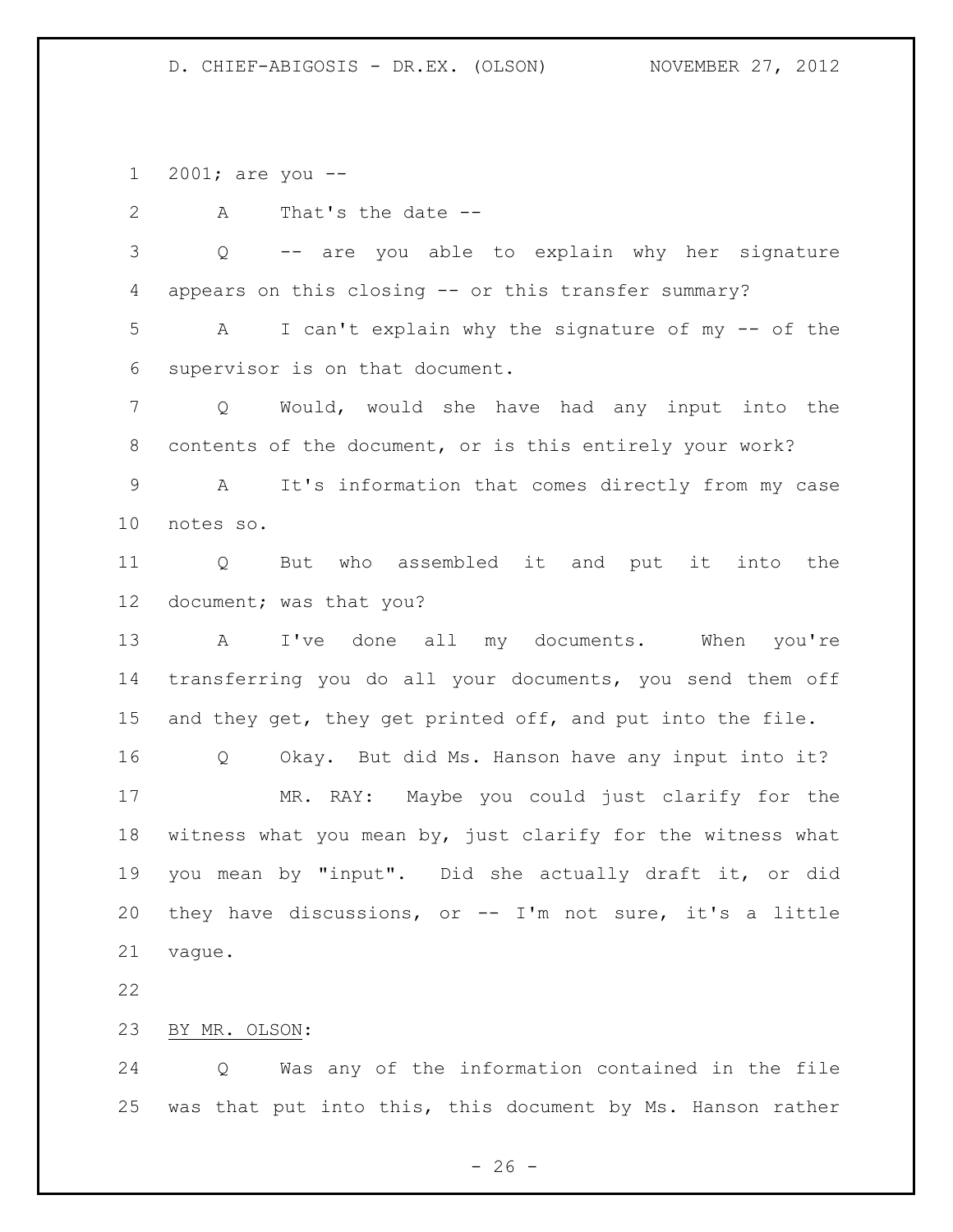2001; are you --

A That's the date --

Q -- are you able to explain why her signature appears on this closing -- or this transfer summary?

A I can't explain why the signature of my -- of the supervisor is on that document.

Q Would, would she have had any input into the contents of the document, or is this entirely your work?

A It's information that comes directly from my case notes so.

Q But who assembled it and put it into the document; was that you?

A I've done all my documents. When you're transferring you do all your documents, you send them off and they get, they get printed off, and put into the file.

Q Okay. But did Ms. Hanson have any input into it?

MR. RAY: Maybe you could just clarify for the witness what you mean by, just clarify for the witness what you mean by "input". Did she actually draft it, or did they have discussions, or -- I'm not sure, it's a little vague.

BY MR. OLSON:

Q Was any of the information contained in the file was that put into this, this document by Ms. Hanson rather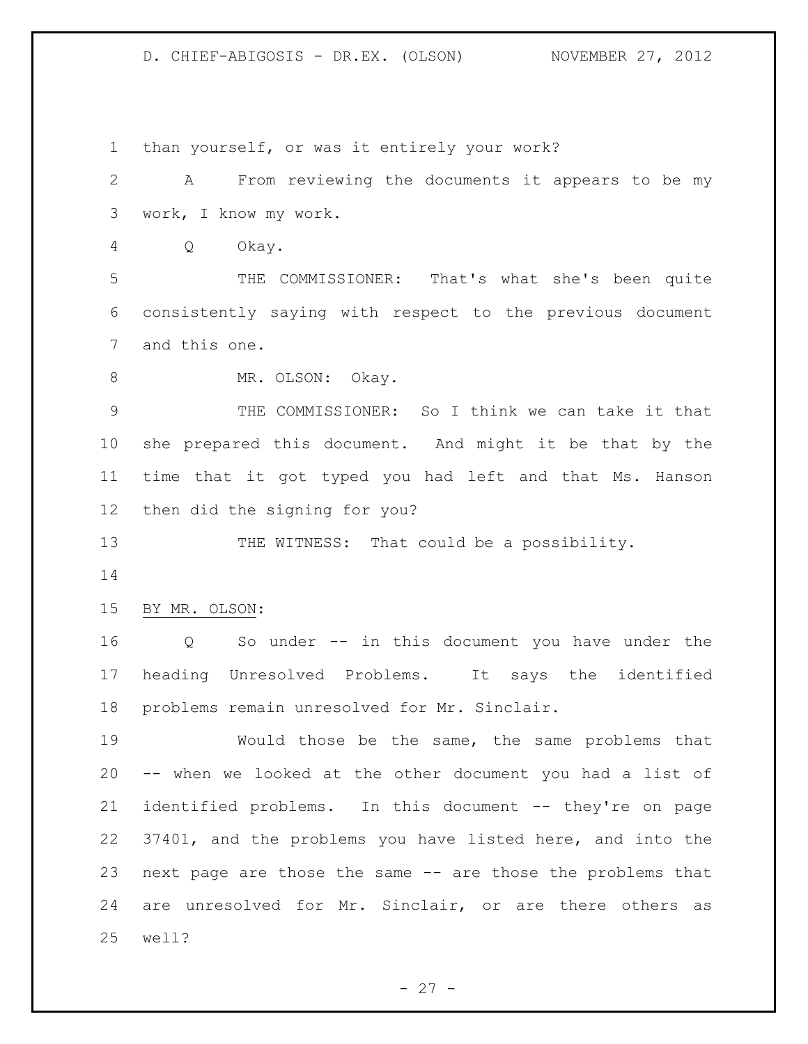than yourself, or was it entirely your work?

A From reviewing the documents it appears to be my work, I know my work.

Q Okay.

THE COMMISSIONER: That's what she's been quite consistently saying with respect to the previous document and this one.

MR. OLSON: Okay.

THE COMMISSIONER: So I think we can take it that she prepared this document. And might it be that by the time that it got typed you had left and that Ms. Hanson then did the signing for you?

THE WITNESS: That could be a possibility.

BY MR. OLSON:

Q So under -- in this document you have under the heading Unresolved Problems. It says the identified problems remain unresolved for Mr. Sinclair.

Would those be the same, the same problems that -- when we looked at the other document you had a list of identified problems. In this document -- they're on page 37401, and the problems you have listed here, and into the next page are those the same -- are those the problems that are unresolved for Mr. Sinclair, or are there others as well?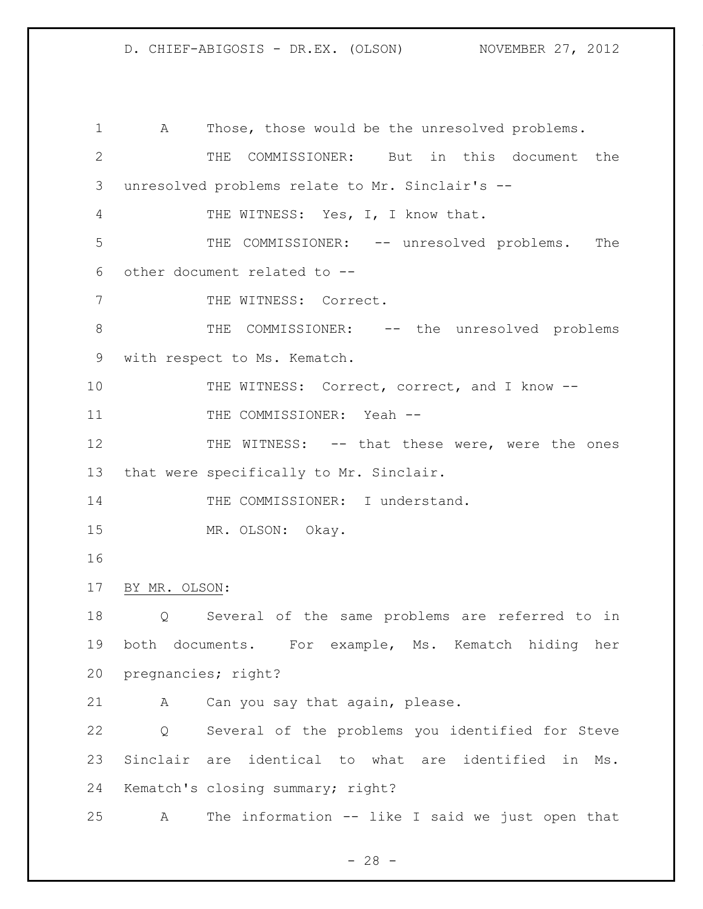A Those, those would be the unresolved problems.

THE COMMISSIONER: But in this document the unresolved problems relate to Mr. Sinclair's --

THE WITNESS: Yes, I, I know that.

THE COMMISSIONER: -- unresolved problems. The other document related to --

THE WITNESS: Correct.

THE COMMISSIONER: -- the unresolved problems with respect to Ms. Kematch.

THE WITNESS: Correct, correct, and I know --

THE COMMISSIONER: Yeah --

THE WITNESS: -- that these were, were the ones that were specifically to Mr. Sinclair.

THE COMMISSIONER: I understand.

MR. OLSON: Okay.

BY MR. OLSON:

Q Several of the same problems are referred to in both documents. For example, Ms. Kematch hiding her pregnancies; right?

A Can you say that again, please.

Q Several of the problems you identified for Steve Sinclair are identical to what are identified in Ms. Kematch's closing summary; right?

A The information -- like I said we just open that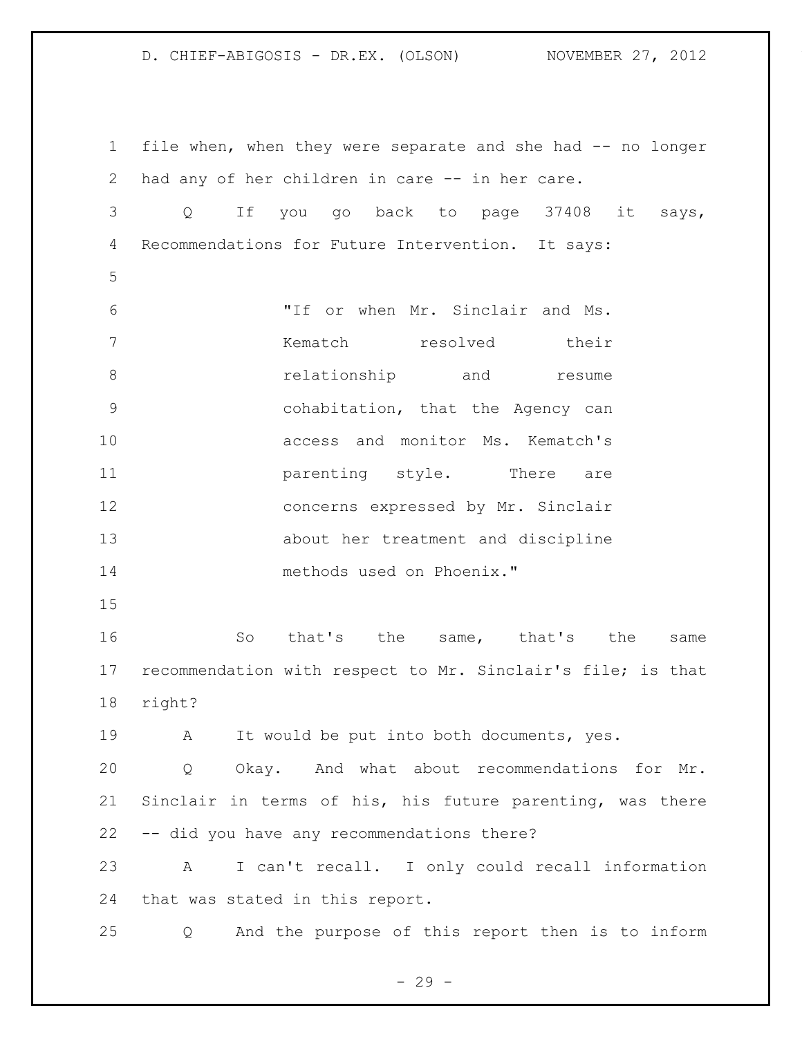file when, when they were separate and she had -- no longer had any of her children in care -- in her care.

Q If you go back to page 37408 it says, Recommendations for Future Intervention. It says:

> "If or when Mr. Sinclair and Ms. Kematch resolved their relationship and resume cohabitation, that the Agency can access and monitor Ms. Kematch's parenting style. There are concerns expressed by Mr. Sinclair about her treatment and discipline methods used on Phoenix."

So that's the same, that's the same recommendation with respect to Mr. Sinclair's file; is that right?

A It would be put into both documents, yes.

Q Okay. And what about recommendations for Mr. Sinclair in terms of his, his future parenting, was there -- did you have any recommendations there?

A I can't recall. I only could recall information that was stated in this report.

Q And the purpose of this report then is to inform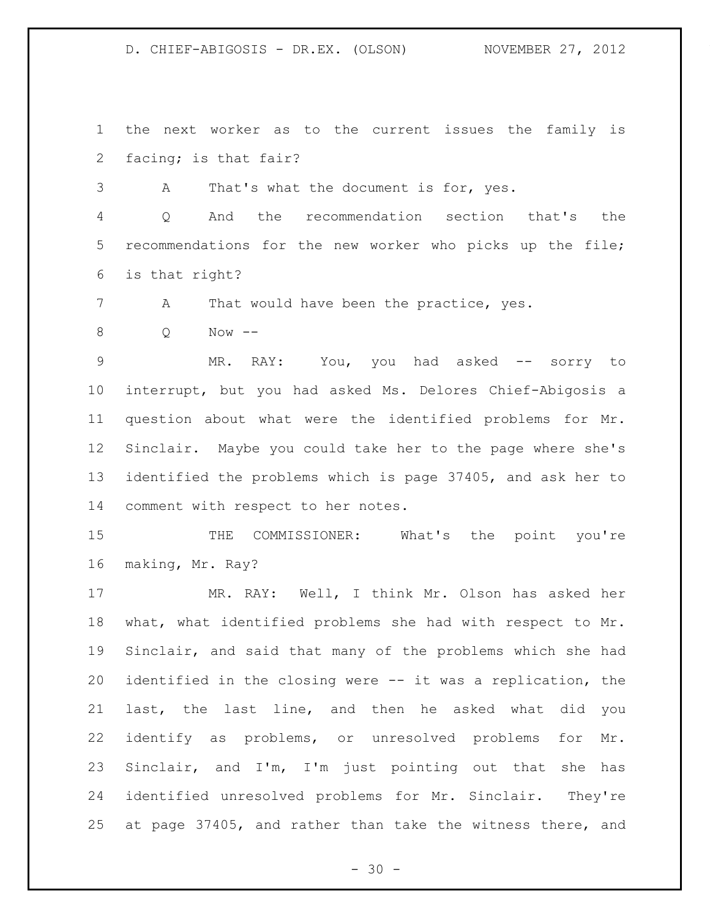the next worker as to the current issues the family is facing; is that fair?

A That's what the document is for, yes.

Q And the recommendation section that's the recommendations for the new worker who picks up the file; is that right?

A That would have been the practice, yes.

Q Now --

MR. RAY: You, you had asked -- sorry to interrupt, but you had asked Ms. Delores Chief-Abigosis a question about what were the identified problems for Mr. Sinclair. Maybe you could take her to the page where she's identified the problems which is page 37405, and ask her to comment with respect to her notes.

THE COMMISSIONER: What's the point you're making, Mr. Ray?

MR. RAY: Well, I think Mr. Olson has asked her what, what identified problems she had with respect to Mr. Sinclair, and said that many of the problems which she had identified in the closing were -- it was a replication, the last, the last line, and then he asked what did you identify as problems, or unresolved problems for Mr. Sinclair, and I'm, I'm just pointing out that she has identified unresolved problems for Mr. Sinclair. They're at page 37405, and rather than take the witness there, and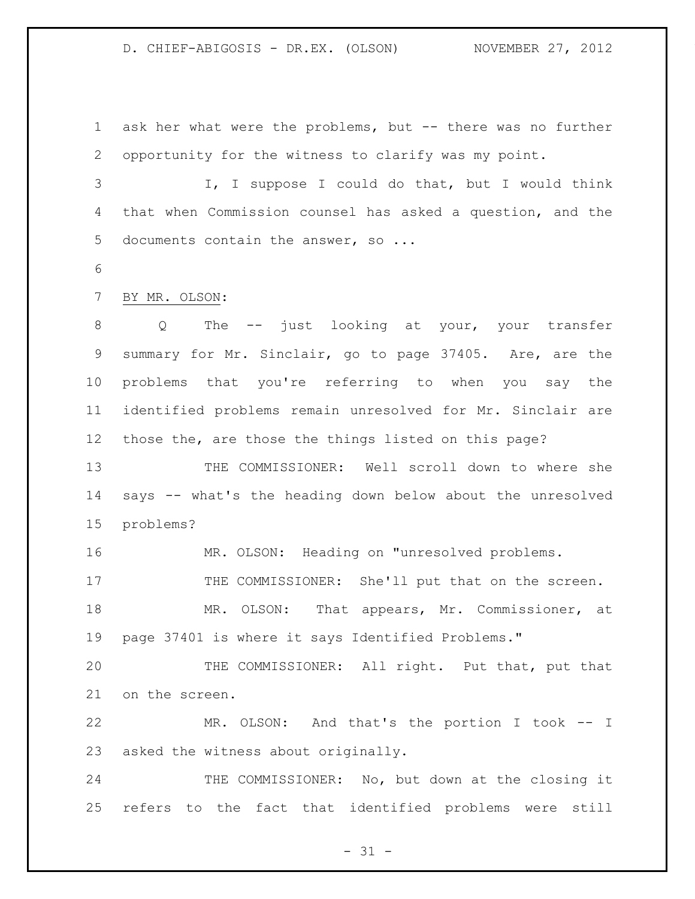ask her what were the problems, but -- there was no further opportunity for the witness to clarify was my point.

I, I suppose I could do that, but I would think that when Commission counsel has asked a question, and the documents contain the answer, so ...

BY MR. OLSON:

Q The -- just looking at your, your transfer summary for Mr. Sinclair, go to page 37405. Are, are the problems that you're referring to when you say the identified problems remain unresolved for Mr. Sinclair are those the, are those the things listed on this page?

THE COMMISSIONER: Well scroll down to where she says -- what's the heading down below about the unresolved problems?

MR. OLSON: Heading on "unresolved problems.

THE COMMISSIONER: She'll put that on the screen.

MR. OLSON: That appears, Mr. Commissioner, at page 37401 is where it says Identified Problems."

THE COMMISSIONER: All right. Put that, put that on the screen.

MR. OLSON: And that's the portion I took -- I asked the witness about originally.

THE COMMISSIONER: No, but down at the closing it refers to the fact that identified problems were still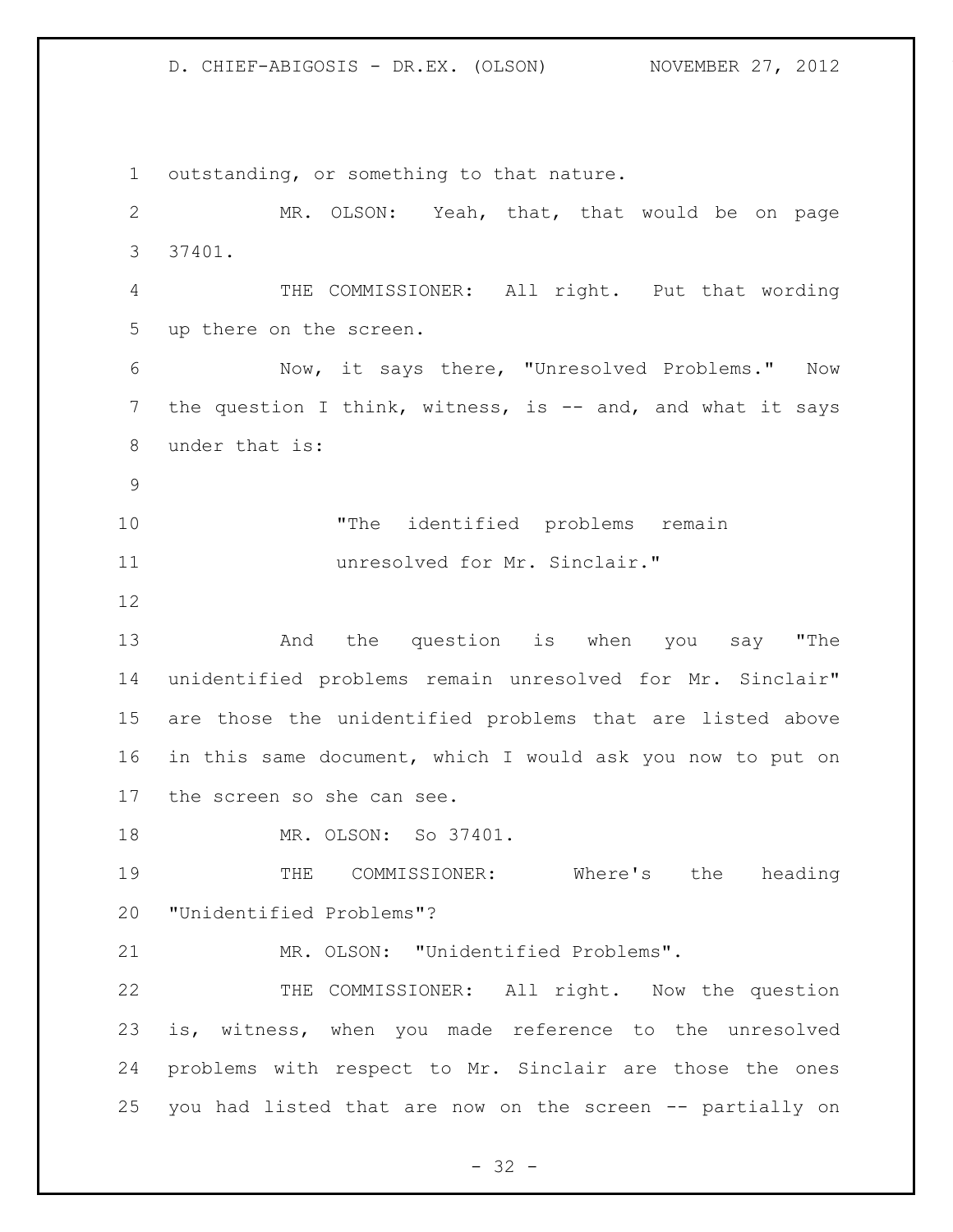outstanding, or something to that nature.

MR. OLSON: Yeah, that, that would be on page 37401.

THE COMMISSIONER: All right. Put that wording up there on the screen.

Now, it says there, "Unresolved Problems." Now the question I think, witness, is -- and, and what it says under that is:

> "The identified problems remain unresolved for Mr. Sinclair."

And the question is when you say "The unidentified problems remain unresolved for Mr. Sinclair" are those the unidentified problems that are listed above in this same document, which I would ask you now to put on the screen so she can see.

MR. OLSON: So 37401.

THE COMMISSIONER: Where's the heading "Unidentified Problems"?

MR. OLSON: "Unidentified Problems".

THE COMMISSIONER: All right. Now the question is, witness, when you made reference to the unresolved problems with respect to Mr. Sinclair are those the ones you had listed that are now on the screen -- partially on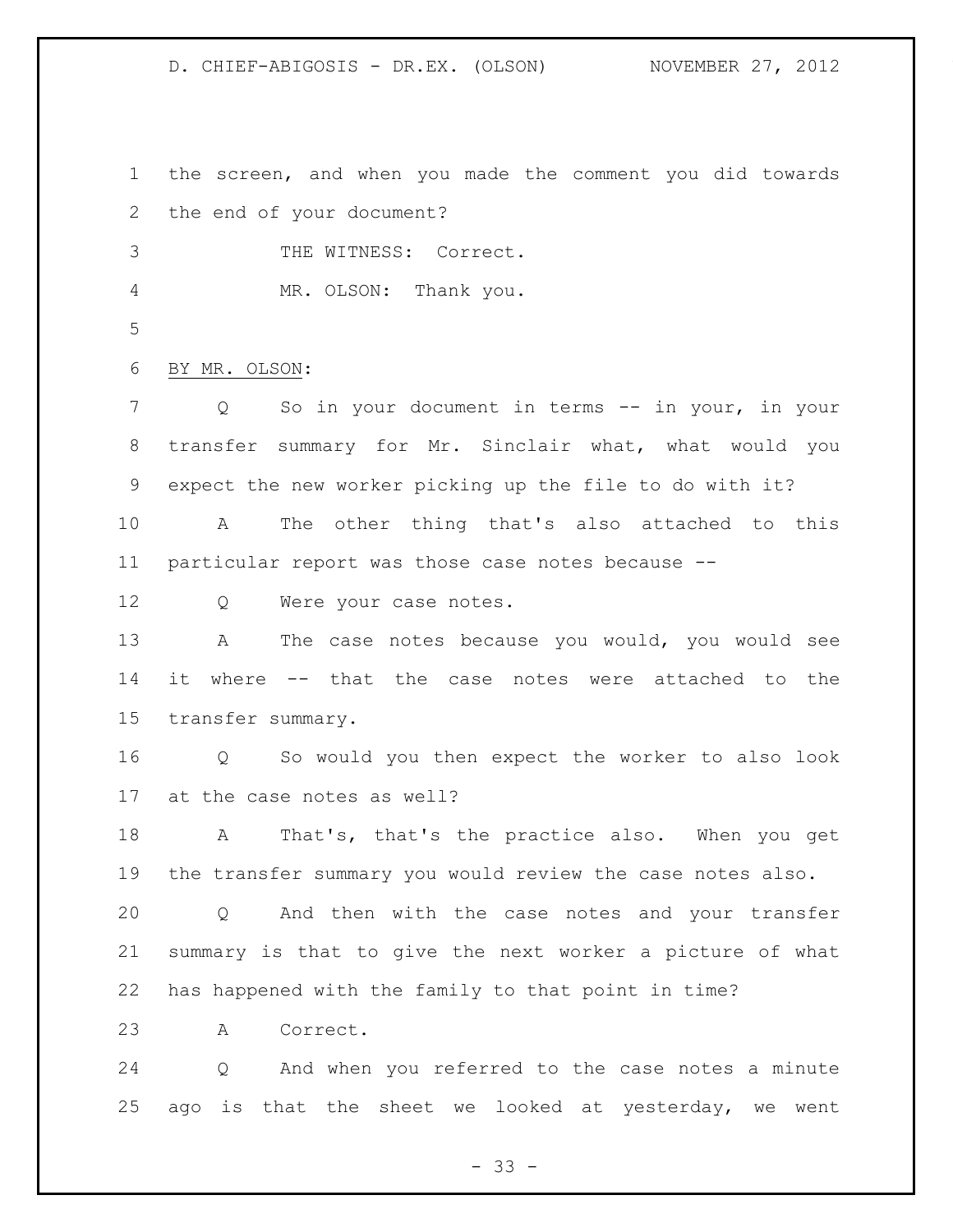the screen, and when you made the comment you did towards the end of your document?

THE WITNESS: Correct.

MR. OLSON: Thank you.

BY MR. OLSON:

Q So in your document in terms -- in your, in your transfer summary for Mr. Sinclair what, what would you expect the new worker picking up the file to do with it?

A The other thing that's also attached to this particular report was those case notes because --

Q Were your case notes.

A The case notes because you would, you would see it where -- that the case notes were attached to the transfer summary.

Q So would you then expect the worker to also look at the case notes as well?

A That's, that's the practice also. When you get the transfer summary you would review the case notes also.

Q And then with the case notes and your transfer summary is that to give the next worker a picture of what has happened with the family to that point in time?

A Correct.

Q And when you referred to the case notes a minute ago is that the sheet we looked at yesterday, we went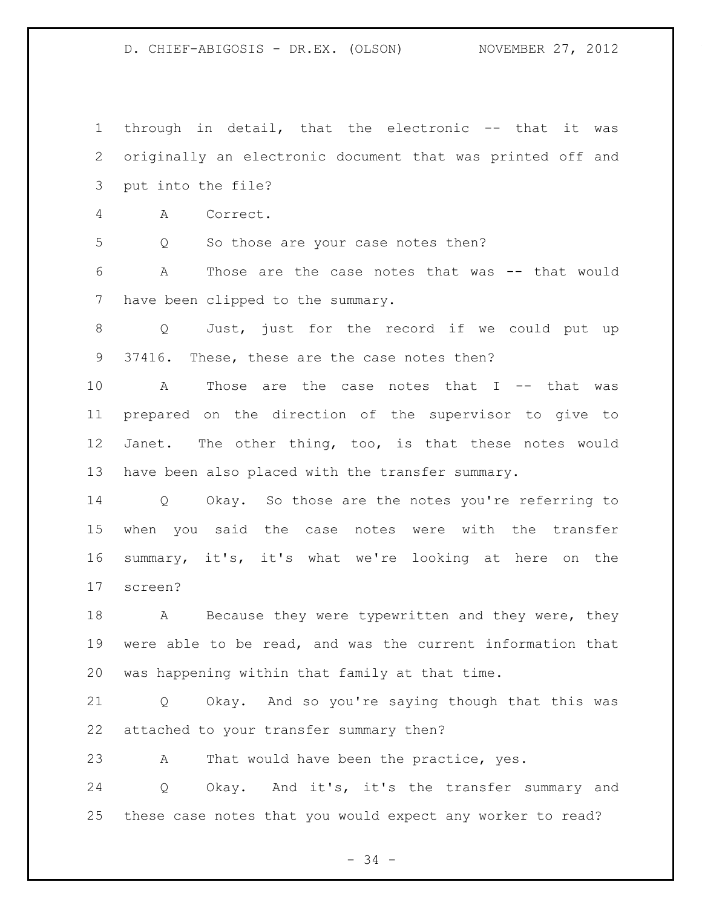through in detail, that the electronic -- that it was originally an electronic document that was printed off and put into the file?

A Correct.

Q So those are your case notes then?

A Those are the case notes that was -- that would have been clipped to the summary.

Q Just, just for the record if we could put up 37416. These, these are the case notes then?

A Those are the case notes that I -- that was prepared on the direction of the supervisor to give to Janet. The other thing, too, is that these notes would have been also placed with the transfer summary.

Q Okay. So those are the notes you're referring to when you said the case notes were with the transfer summary, it's, it's what we're looking at here on the screen?

A Because they were typewritten and they were, they were able to be read, and was the current information that was happening within that family at that time.

Q Okay. And so you're saying though that this was attached to your transfer summary then?

A That would have been the practice, yes.

Q Okay. And it's, it's the transfer summary and these case notes that you would expect any worker to read?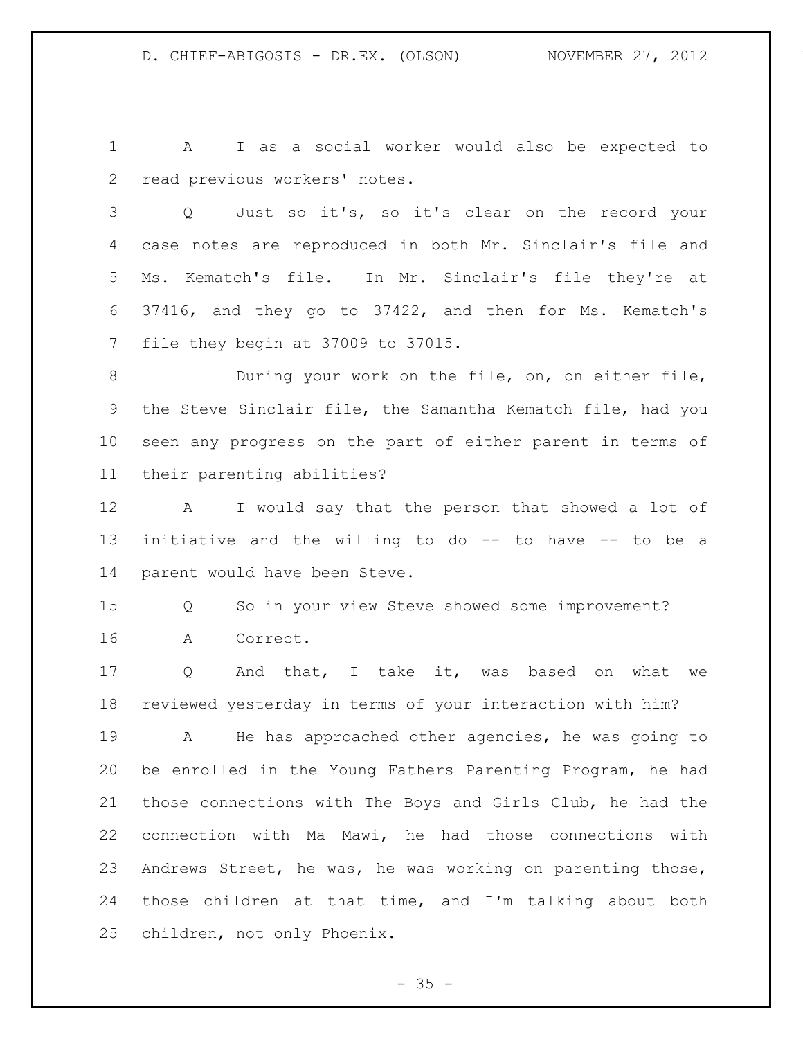A I as a social worker would also be expected to read previous workers' notes.

Q Just so it's, so it's clear on the record your case notes are reproduced in both Mr. Sinclair's file and Ms. Kematch's file. In Mr. Sinclair's file they're at 37416, and they go to 37422, and then for Ms. Kematch's file they begin at 37009 to 37015.

During your work on the file, on, on either file, the Steve Sinclair file, the Samantha Kematch file, had you seen any progress on the part of either parent in terms of their parenting abilities?

A I would say that the person that showed a lot of initiative and the willing to do -- to have -- to be a parent would have been Steve.

Q So in your view Steve showed some improvement?

A Correct.

Q And that, I take it, was based on what we reviewed yesterday in terms of your interaction with him?

A He has approached other agencies, he was going to be enrolled in the Young Fathers Parenting Program, he had those connections with The Boys and Girls Club, he had the connection with Ma Mawi, he had those connections with Andrews Street, he was, he was working on parenting those, those children at that time, and I'm talking about both children, not only Phoenix.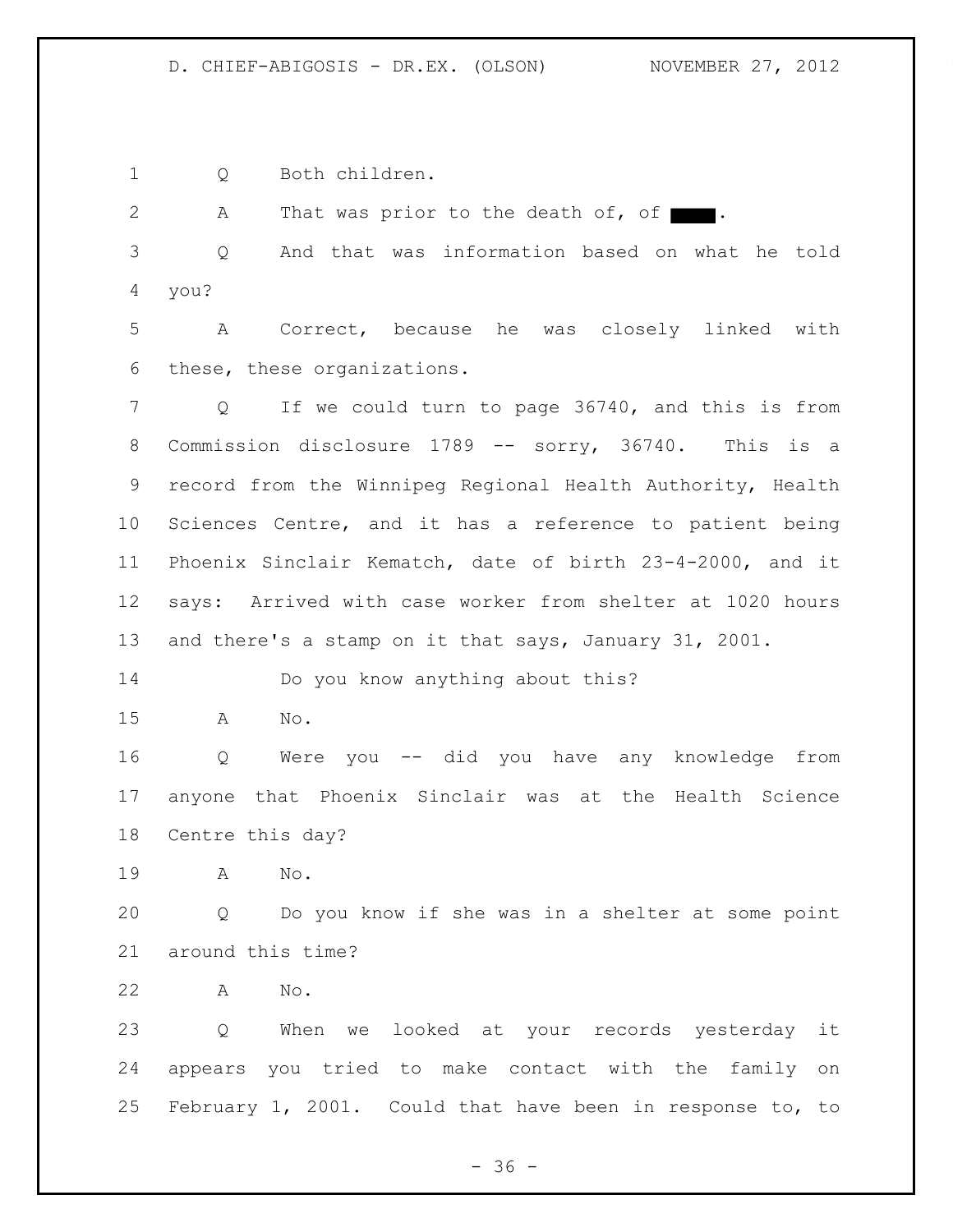Q Both children.

A That was prior to the death of, of ████.

Q And that was information based on what he told you?

A Correct, because he was closely linked with these, these organizations.

Q If we could turn to page 36740, and this is from Commission disclosure 1789 -- sorry, 36740. This is a record from the Winnipeg Regional Health Authority, Health Sciences Centre, and it has a reference to patient being Phoenix Sinclair Kematch, date of birth 23-4-2000, and it says: Arrived with case worker from shelter at 1020 hours and there's a stamp on it that says, January 31, 2001.

Do you know anything about this?

A No.

Q Were you -- did you have any knowledge from anyone that Phoenix Sinclair was at the Health Science Centre this day?

A No.

Q Do you know if she was in a shelter at some point around this time?

A No.

Q When we looked at your records yesterday it appears you tried to make contact with the family on February 1, 2001. Could that have been in response to, to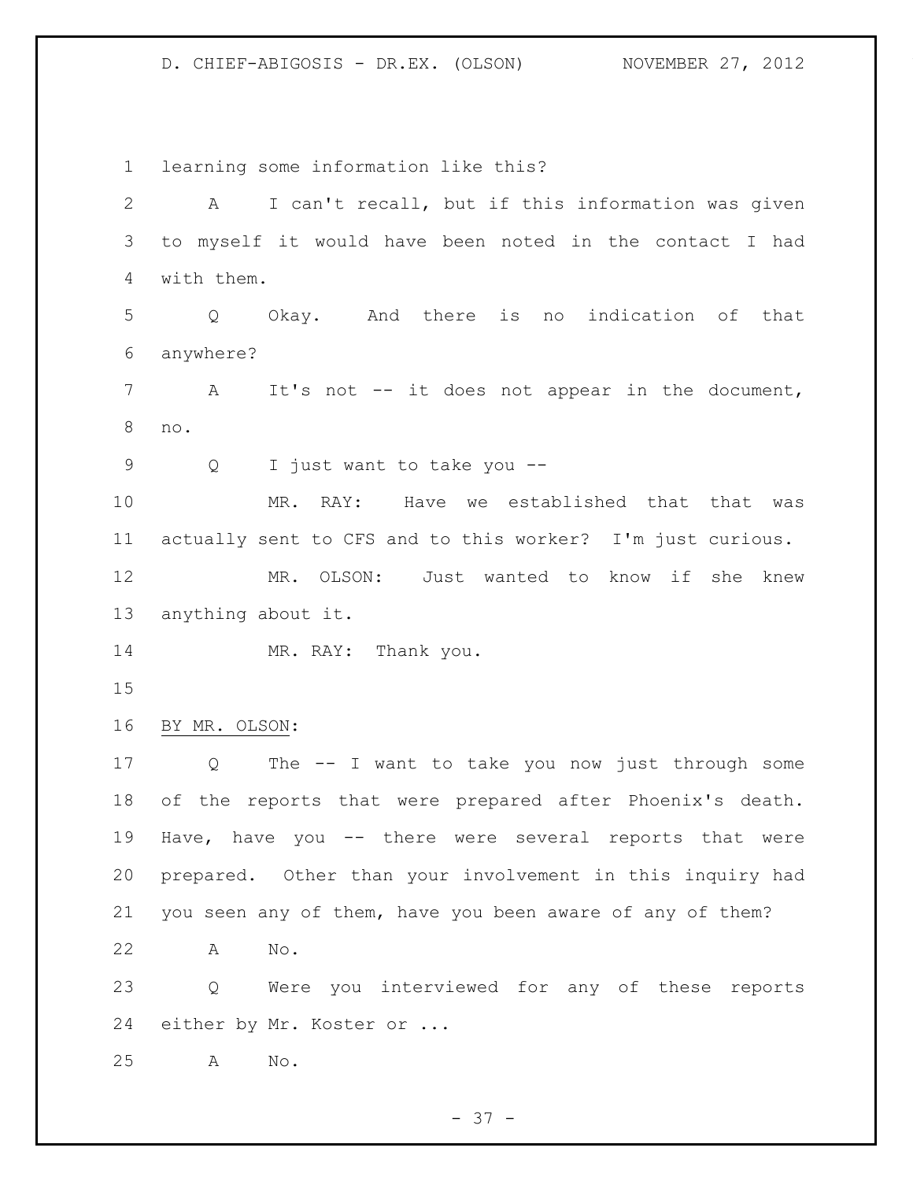learning some information like this?

A I can't recall, but if this information was given to myself it would have been noted in the contact I had with them.

Q Okay. And there is no indication of that anywhere?

A It's not -- it does not appear in the document, no.

Q I just want to take you --

MR. RAY: Have we established that that was actually sent to CFS and to this worker? I'm just curious.

MR. OLSON: Just wanted to know if she knew anything about it.

MR. RAY: Thank you.

BY MR. OLSON:

Q The -- I want to take you now just through some of the reports that were prepared after Phoenix's death. Have, have you -- there were several reports that were prepared. Other than your involvement in this inquiry had you seen any of them, have you been aware of any of them?

A No.

Q Were you interviewed for any of these reports either by Mr. Koster or ...

A No.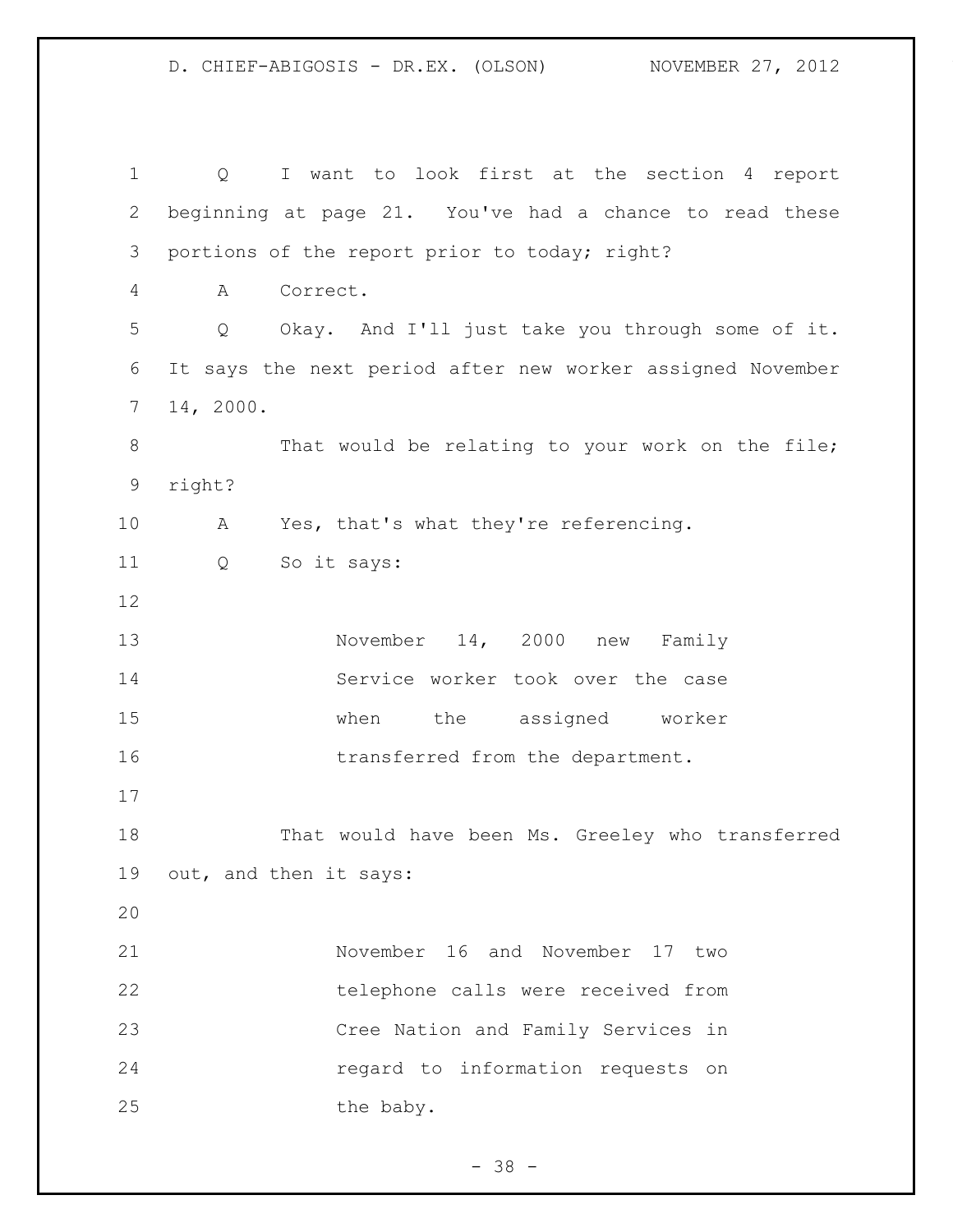Q I want to look first at the section 4 report beginning at page 21. You've had a chance to read these portions of the report prior to today; right?

A Correct.

Q Okay. And I'll just take you through some of it. It says the next period after new worker assigned November 14, 2000.

That would be relating to your work on the file; right?

A Yes, that's what they're referencing.

Q So it says:

> November 14, 2000 new Family Service worker took over the case when the assigned worker transferred from the department.

That would have been Ms. Greeley who transferred out, and then it says:

> November 16 and November 17 two telephone calls were received from Cree Nation and Family Services in regard to information requests on the baby.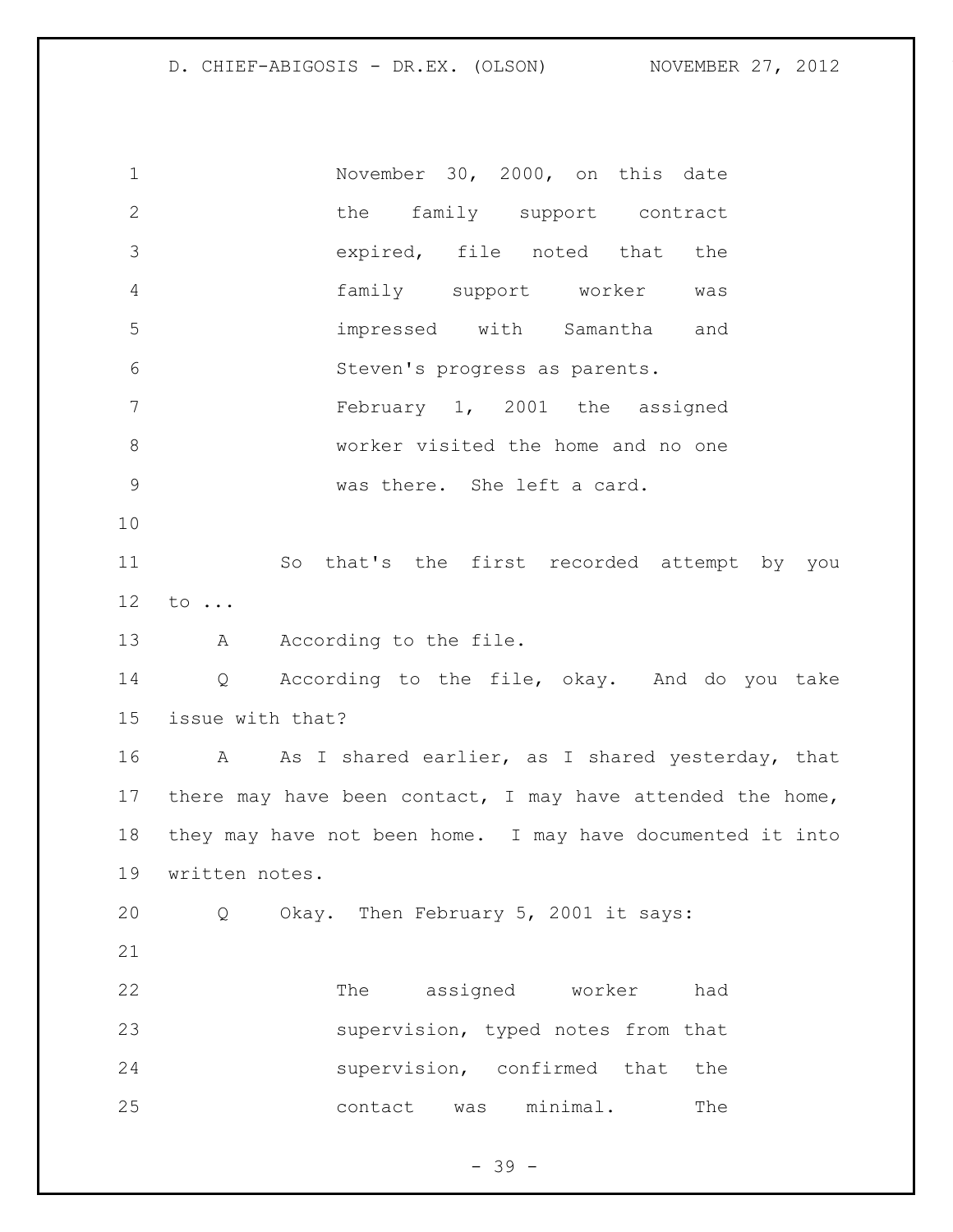> November 30, 2000, on this date the family support contract expired, file noted that the family support worker was impressed with Samantha and Steven's progress as parents.
>
> February 1, 2001 the assigned worker visited the home and no one was there. She left a card.

So that's the first recorded attempt by you to ...

A According to the file.

Q According to the file, okay. And do you take issue with that?

A As I shared earlier, as I shared yesterday, that there may have been contact, I may have attended the home, they may have not been home. I may have documented it into written notes.

Q Okay. Then February 5, 2001 it says:

> The assigned worker had supervision, typed notes from that supervision, confirmed that the contact was minimal. The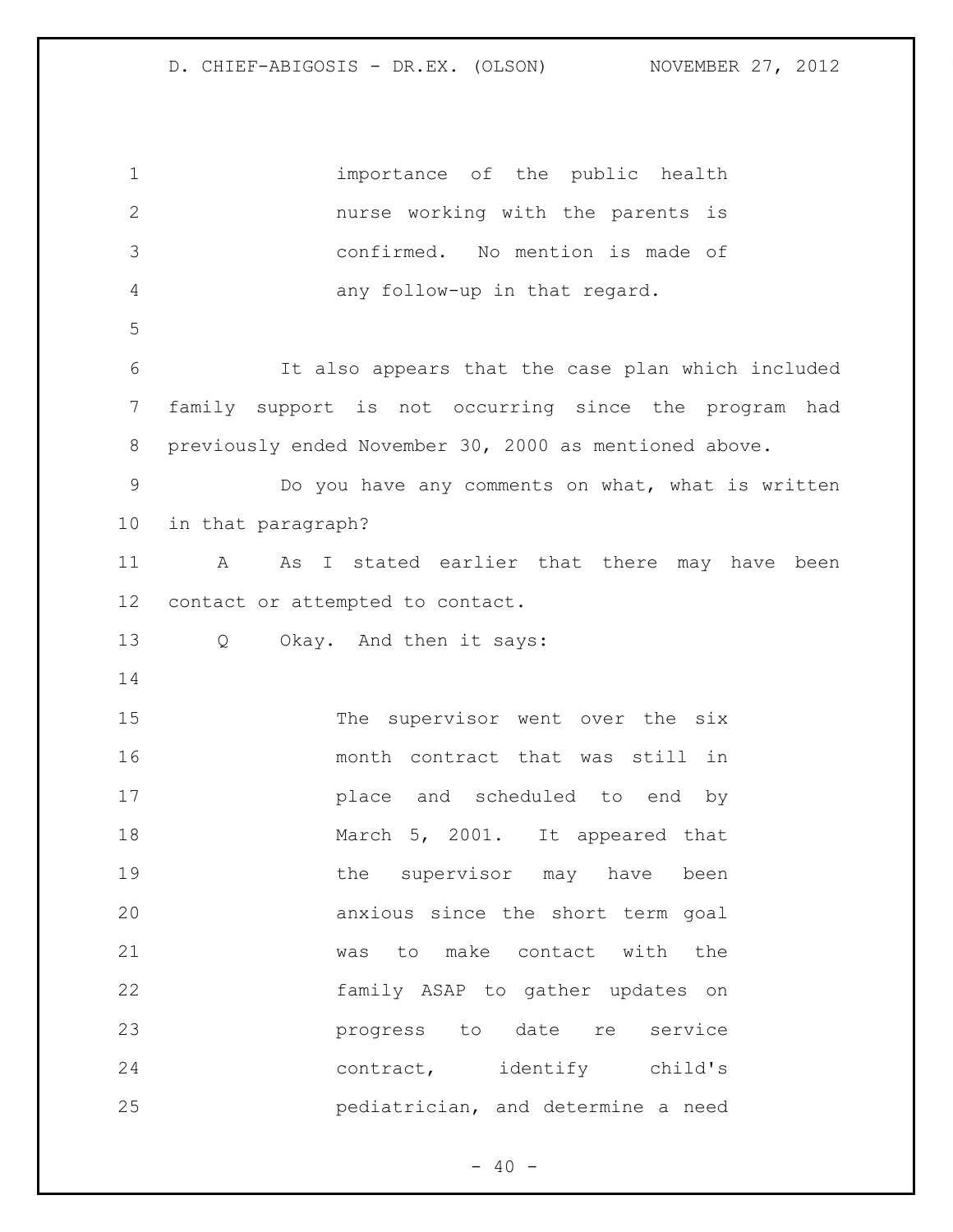importance of the public health nurse working with the parents is confirmed. No mention is made of any follow-up in that regard.

It also appears that the case plan which included family support is not occurring since the program had previously ended November 30, 2000 as mentioned above.

Do you have any comments on what, what is written in that paragraph?

A As I stated earlier that there may have been contact or attempted to contact.

Q Okay. And then it says:

> The supervisor went over the six month contract that was still in place and scheduled to end by March 5, 2001. It appeared that the supervisor may have been anxious since the short term goal was to make contact with the family ASAP to gather updates on progress to date re service contract, identify child's pediatrician, and determine a need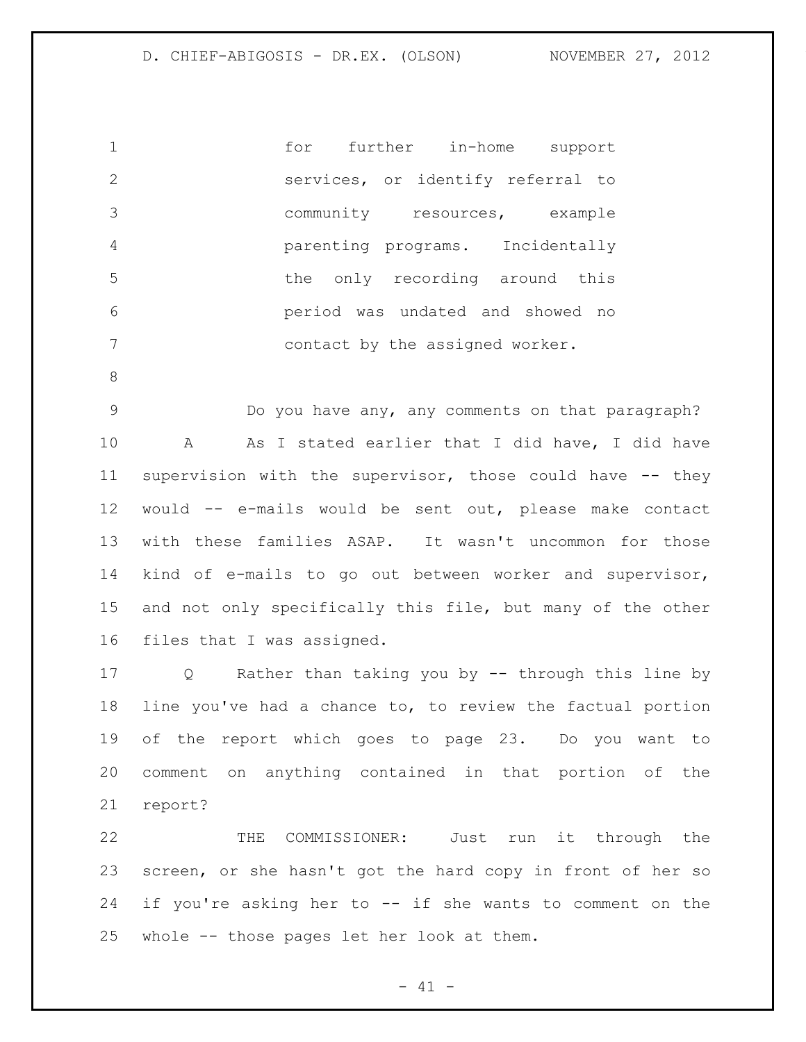for further in-home support services, or identify referral to community resources, example parenting programs. Incidentally the only recording around this period was undated and showed no contact by the assigned worker.

Do you have any, any comments on that paragraph?

A As I stated earlier that I did have, I did have supervision with the supervisor, those could have -- they would -- e-mails would be sent out, please make contact with these families ASAP. It wasn't uncommon for those kind of e-mails to go out between worker and supervisor, and not only specifically this file, but many of the other files that I was assigned.

Q Rather than taking you by -- through this line by line you've had a chance to, to review the factual portion of the report which goes to page 23. Do you want to comment on anything contained in that portion of the report?

THE COMMISSIONER: Just run it through the screen, or she hasn't got the hard copy in front of her so if you're asking her to -- if she wants to comment on the whole -- those pages let her look at them.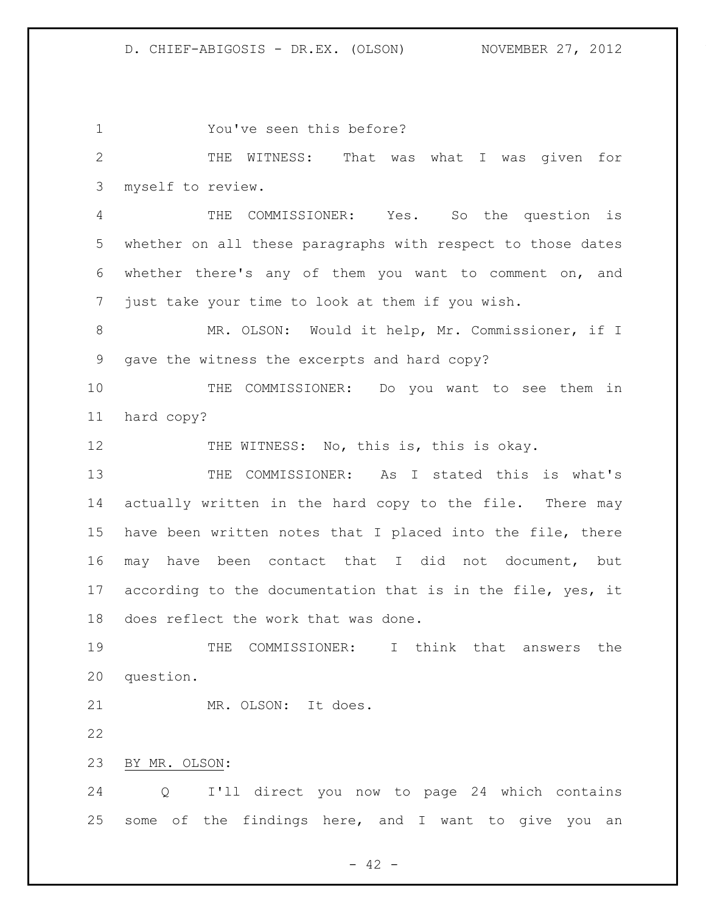You've seen this before?

THE WITNESS: That was what I was given for myself to review.

THE COMMISSIONER: Yes. So the question is whether on all these paragraphs with respect to those dates whether there's any of them you want to comment on, and just take your time to look at them if you wish.

MR. OLSON: Would it help, Mr. Commissioner, if I gave the witness the excerpts and hard copy?

THE COMMISSIONER: Do you want to see them in hard copy?

THE WITNESS: No, this is, this is okay.

THE COMMISSIONER: As I stated this is what's actually written in the hard copy to the file. There may have been written notes that I placed into the file, there may have been contact that I did not document, but according to the documentation that is in the file, yes, it does reflect the work that was done.

THE COMMISSIONER: I think that answers the question.

MR. OLSON: It does.

BY MR. OLSON:

Q I'll direct you now to page 24 which contains some of the findings here, and I want to give you an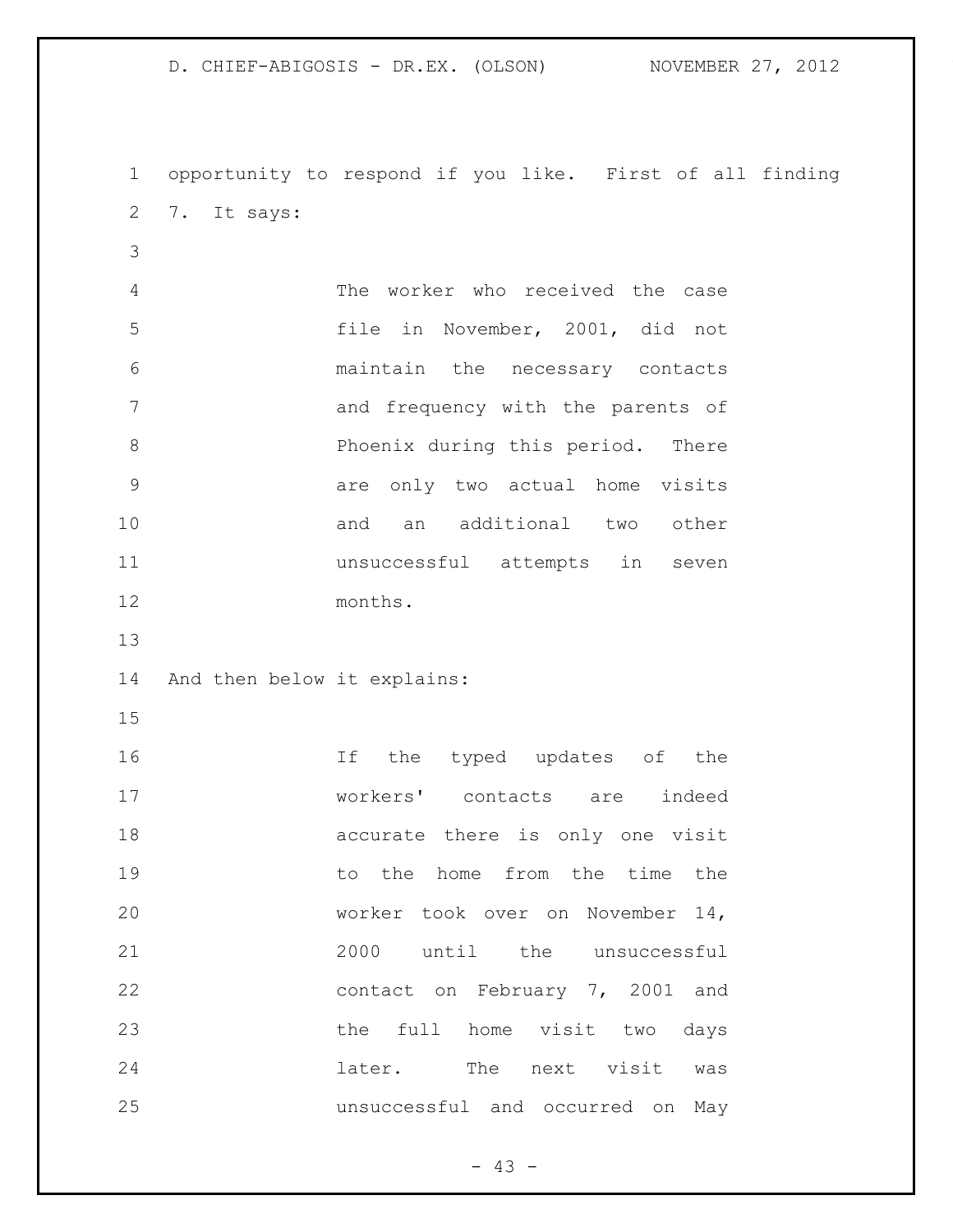opportunity to respond if you like. First of all finding 7. It says:

> The worker who received the case file in November, 2001, did not maintain the necessary contacts and frequency with the parents of Phoenix during this period. There are only two actual home visits and an additional two other unsuccessful attempts in seven months.

And then below it explains:

> If the typed updates of the workers' contacts are indeed accurate there is only one visit to the home from the time the worker took over on November 14, 2000 until the unsuccessful contact on February 7, 2001 and the full home visit two days later. The next visit was unsuccessful and occurred on May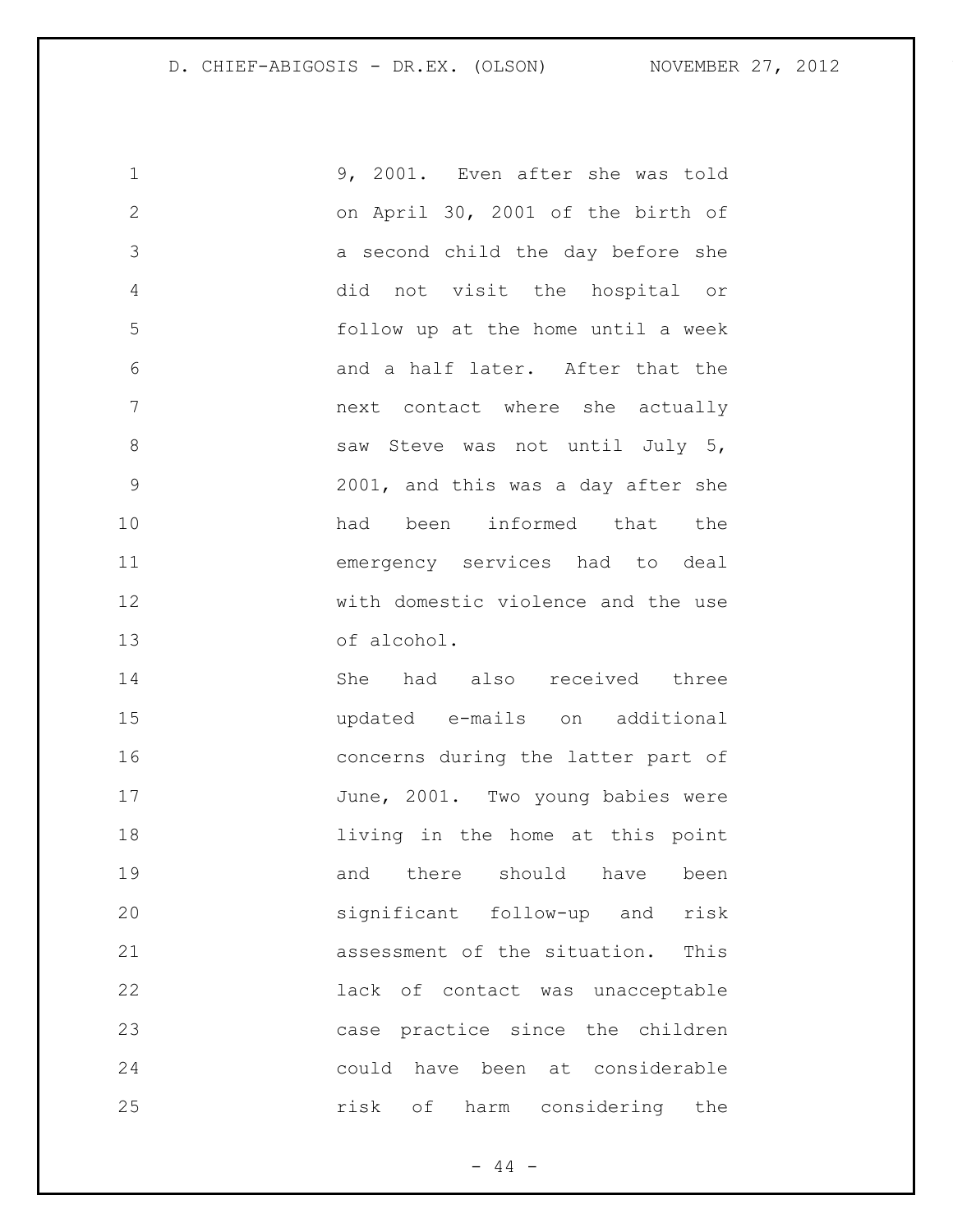9, 2001. Even after she was told on April 30, 2001 of the birth of a second child the day before she did not visit the hospital or follow up at the home until a week and a half later. After that the next contact where she actually saw Steve was not until July 5, 2001, and this was a day after she had been informed that the emergency services had to deal with domestic violence and the use of alcohol.

She had also received three updated e-mails on additional concerns during the latter part of June, 2001. Two young babies were living in the home at this point and there should have been significant follow-up and risk assessment of the situation. This lack of contact was unacceptable case practice since the children could have been at considerable risk of harm considering the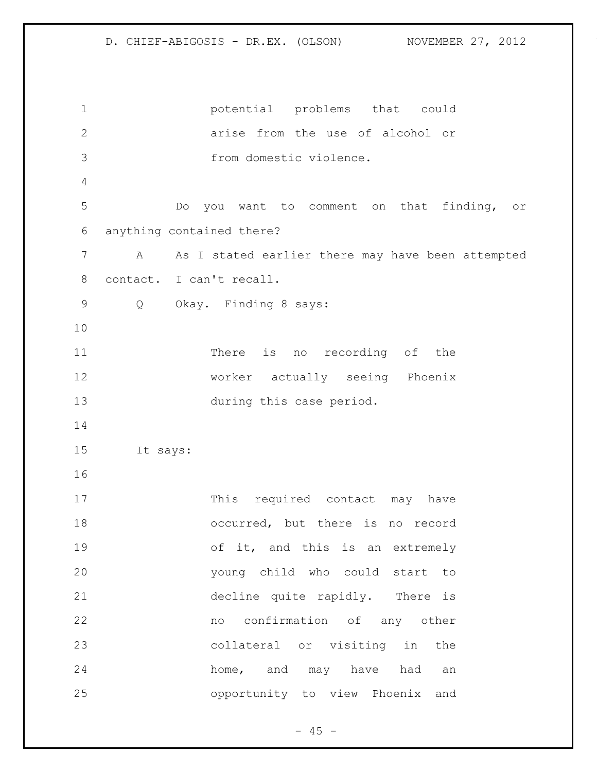> potential problems that could arise from the use of alcohol or from domestic violence.

Do you want to comment on that finding, or anything contained there?

A As I stated earlier there may have been attempted contact. I can't recall.

Q Okay. Finding 8 says:

> There is no recording of the worker actually seeing Phoenix during this case period.

It says:

> This required contact may have occurred, but there is no record of it, and this is an extremely young child who could start to decline quite rapidly. There is no confirmation of any other collateral or visiting in the home, and may have had an opportunity to view Phoenix and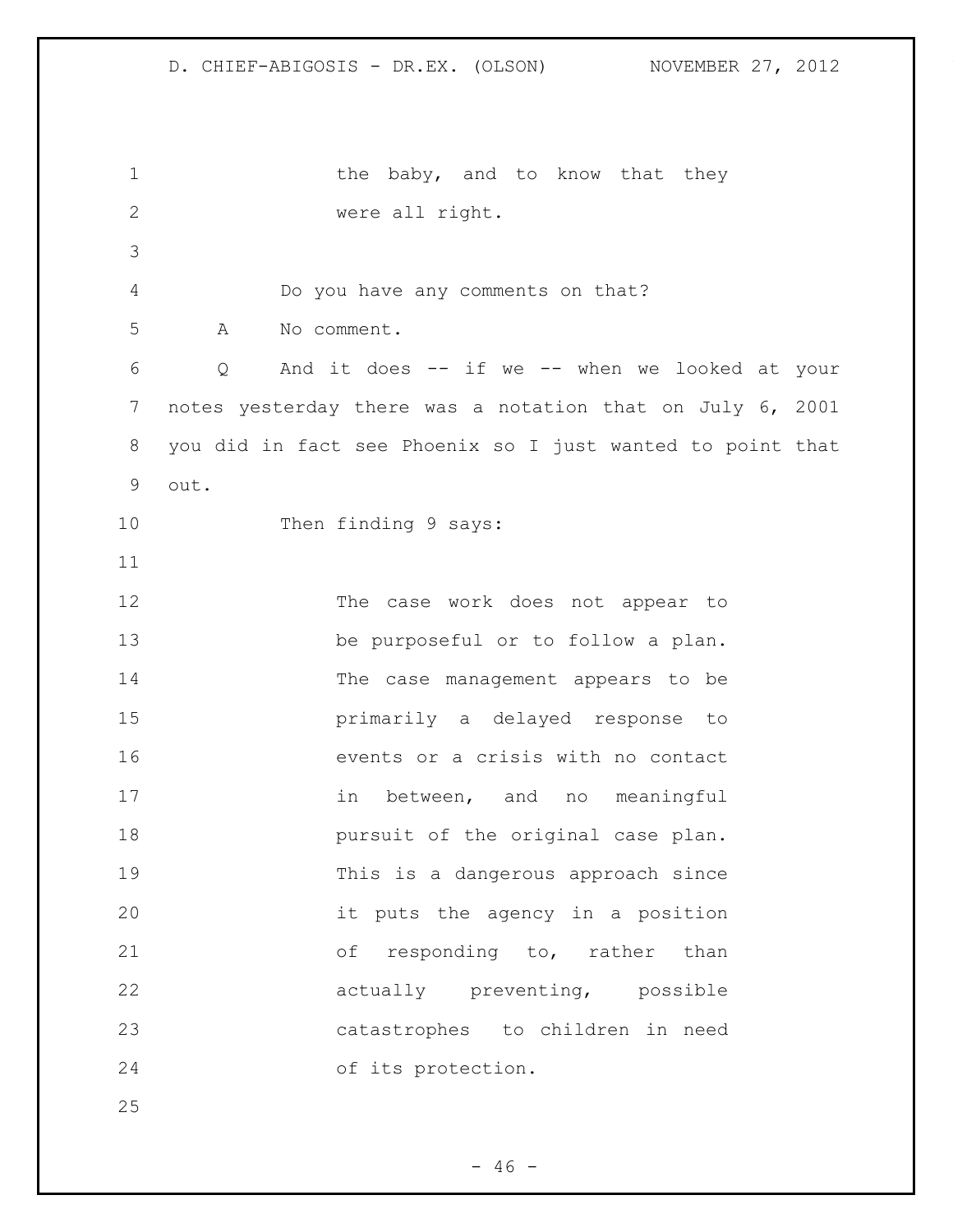the baby, and to know that they were all right.

Do you have any comments on that?

A No comment.

Q And it does -- if we -- when we looked at your notes yesterday there was a notation that on July 6, 2001 you did in fact see Phoenix so I just wanted to point that out.

Then finding 9 says:

> The case work does not appear to be purposeful or to follow a plan. The case management appears to be primarily a delayed response to events or a crisis with no contact in between, and no meaningful pursuit of the original case plan. This is a dangerous approach since it puts the agency in a position of responding to, rather than actually preventing, possible catastrophes to children in need of its protection.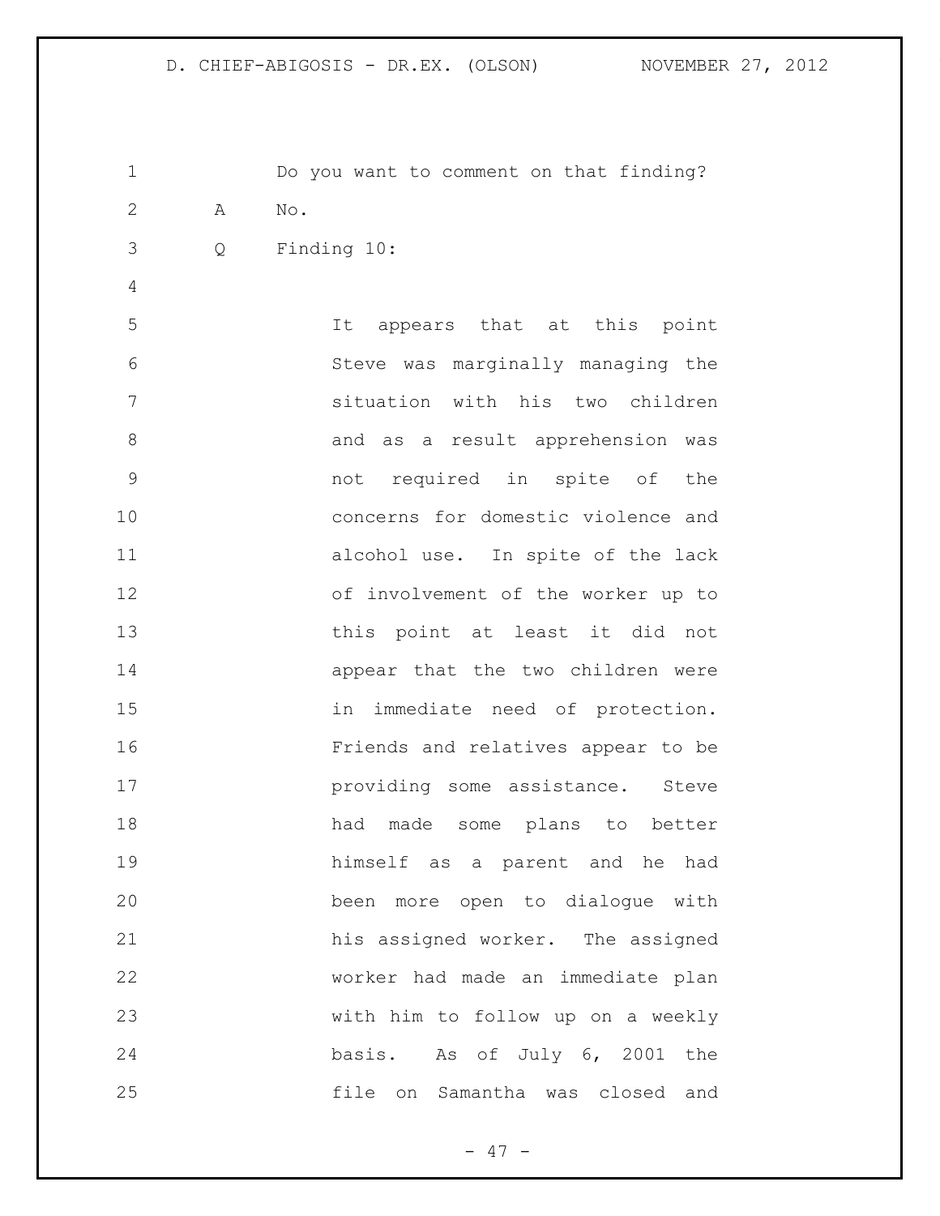Do you want to comment on that finding?

A No.

Q Finding 10:

> It appears that at this point Steve was marginally managing the situation with his two children and as a result apprehension was not required in spite of the concerns for domestic violence and alcohol use. In spite of the lack of involvement of the worker up to this point at least it did not appear that the two children were in immediate need of protection. Friends and relatives appear to be providing some assistance. Steve had made some plans to better himself as a parent and he had been more open to dialogue with his assigned worker. The assigned worker had made an immediate plan with him to follow up on a weekly basis. As of July 6, 2001 the file on Samantha was closed and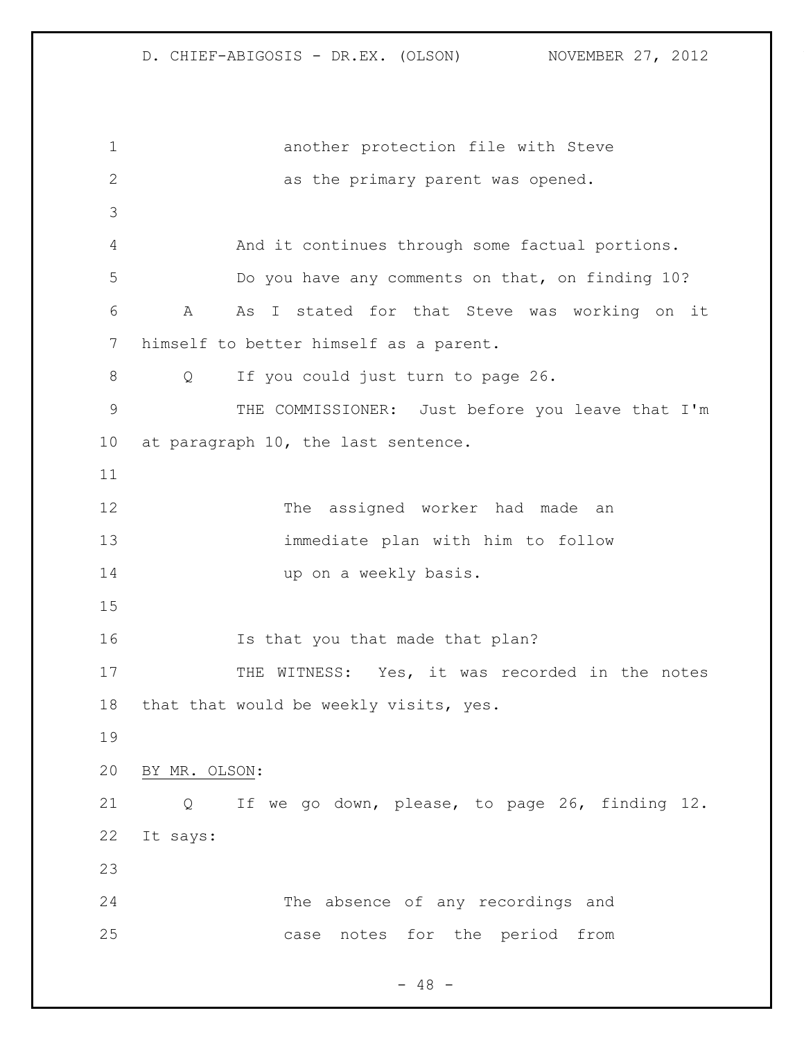another protection file with Steve as the primary parent was opened.

And it continues through some factual portions. Do you have any comments on that, on finding 10?

A As I stated for that Steve was working on it himself to better himself as a parent.

Q If you could just turn to page 26.

THE COMMISSIONER: Just before you leave that I'm at paragraph 10, the last sentence.

> The assigned worker had made an immediate plan with him to follow up on a weekly basis.

Is that you that made that plan?

THE WITNESS: Yes, it was recorded in the notes that that would be weekly visits, yes.

BY MR. OLSON:

Q If we go down, please, to page 26, finding 12. It says:

> The absence of any recordings and case notes for the period from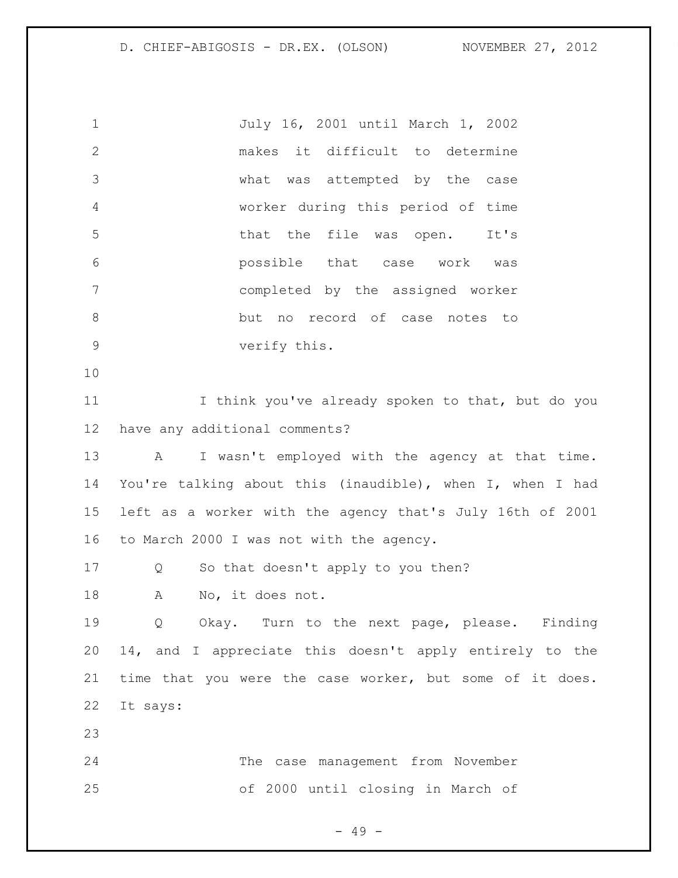> July 16, 2001 until March 1, 2002 makes it difficult to determine what was attempted by the case worker during this period of time that the file was open. It's possible that case work was completed by the assigned worker but no record of case notes to verify this.

I think you've already spoken to that, but do you have any additional comments?

A I wasn't employed with the agency at that time. You're talking about this (inaudible), when I, when I had left as a worker with the agency that's July 16th of 2001 to March 2000 I was not with the agency.

Q So that doesn't apply to you then?

A No, it does not.

Q Okay. Turn to the next page, please. Finding 14, and I appreciate this doesn't apply entirely to the time that you were the case worker, but some of it does. It says:

> The case management from November of 2000 until closing in March of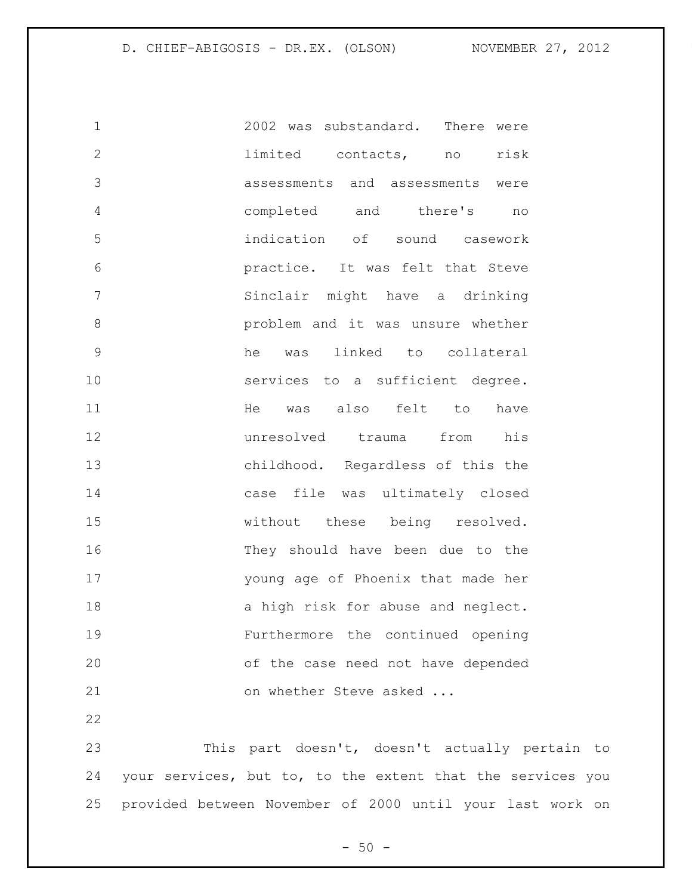2002 was substandard. There were limited contacts, no risk assessments and assessments were completed and there's no indication of sound casework practice. It was felt that Steve Sinclair might have a drinking problem and it was unsure whether he was linked to collateral services to a sufficient degree. He was also felt to have unresolved trauma from his childhood. Regardless of this the case file was ultimately closed without these being resolved. They should have been due to the young age of Phoenix that made her a high risk for abuse and neglect. Furthermore the continued opening of the case need not have depended on whether Steve asked ...

This part doesn't, doesn't actually pertain to your services, but to, to the extent that the services you provided between November of 2000 until your last work on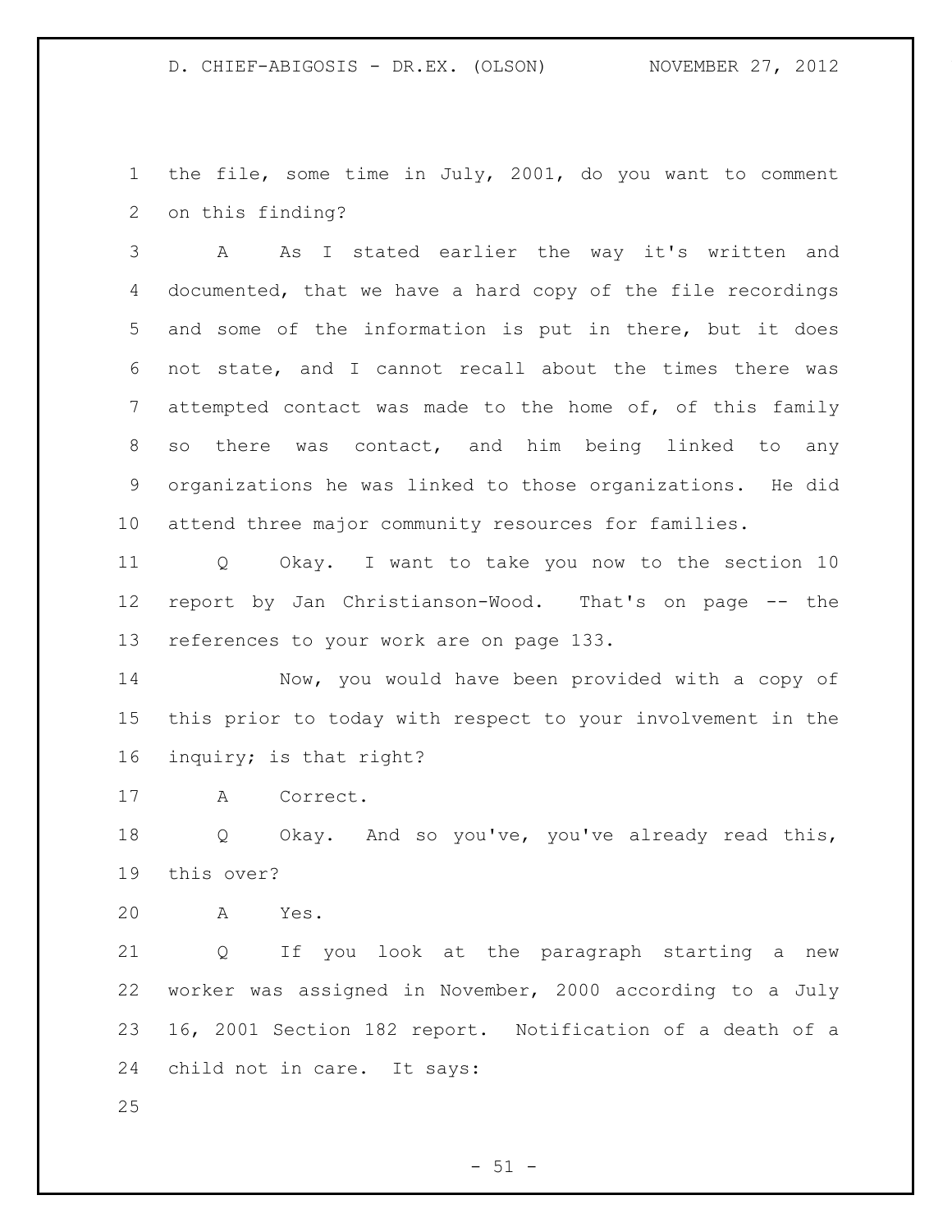the file, some time in July, 2001, do you want to comment on this finding?

A As I stated earlier the way it's written and documented, that we have a hard copy of the file recordings and some of the information is put in there, but it does not state, and I cannot recall about the times there was attempted contact was made to the home of, of this family so there was contact, and him being linked to any organizations he was linked to those organizations. He did attend three major community resources for families.

Q Okay. I want to take you now to the section 10 report by Jan Christianson-Wood. That's on page -- the references to your work are on page 133.

Now, you would have been provided with a copy of this prior to today with respect to your involvement in the inquiry; is that right?

A Correct.

Q Okay. And so you've, you've already read this, this over?

A Yes.

Q If you look at the paragraph starting a new worker was assigned in November, 2000 according to a July 16, 2001 Section 182 report. Notification of a death of a child not in care. It says: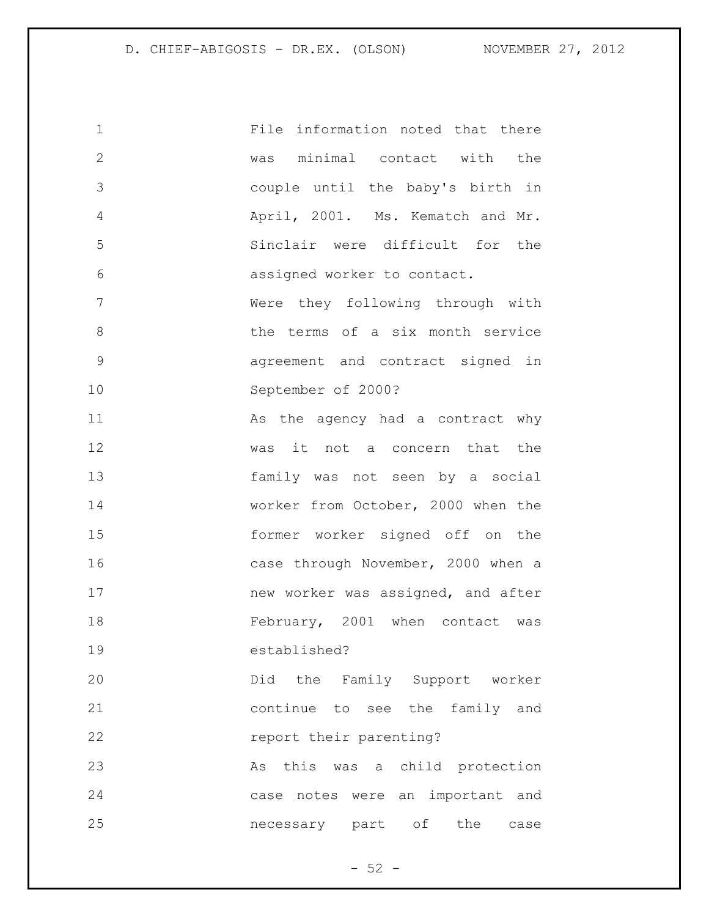File information noted that there was minimal contact with the couple until the baby's birth in April, 2001. Ms. Kematch and Mr. Sinclair were difficult for the assigned worker to contact.

Were they following through with the terms of a six month service agreement and contract signed in September of 2000?

As the agency had a contract why was it not a concern that the family was not seen by a social worker from October, 2000 when the former worker signed off on the case through November, 2000 when a new worker was assigned, and after February, 2001 when contact was established?

Did the Family Support worker continue to see the family and report their parenting?

As this was a child protection case notes were an important and necessary part of the case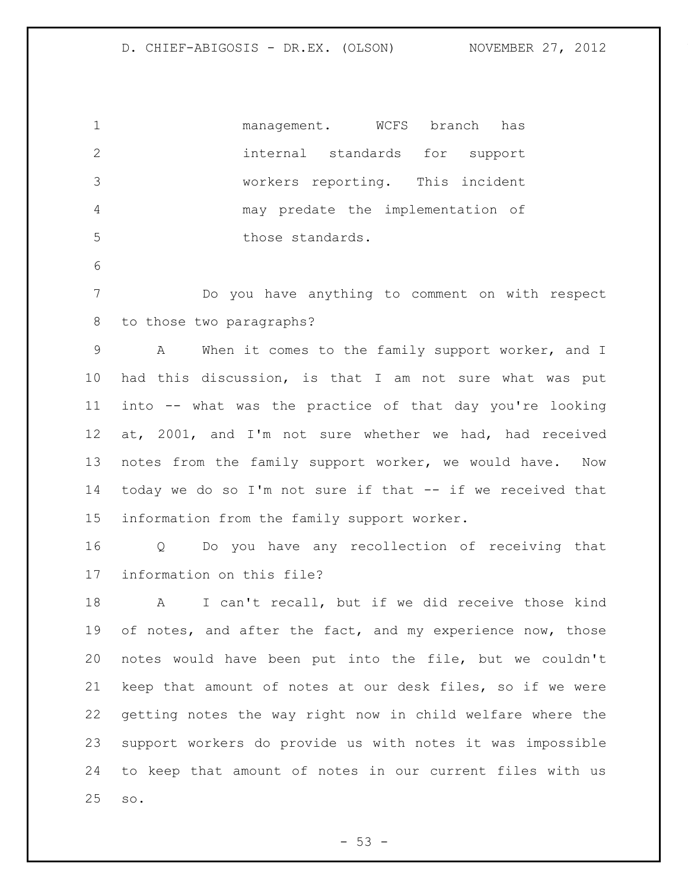management. WCFS branch has internal standards for support workers reporting. This incident may predate the implementation of those standards.

Do you have anything to comment on with respect to those two paragraphs?

A When it comes to the family support worker, and I had this discussion, is that I am not sure what was put into -- what was the practice of that day you're looking at, 2001, and I'm not sure whether we had, had received notes from the family support worker, we would have. Now today we do so I'm not sure if that -- if we received that information from the family support worker.

Q Do you have any recollection of receiving that information on this file?

A I can't recall, but if we did receive those kind of notes, and after the fact, and my experience now, those notes would have been put into the file, but we couldn't keep that amount of notes at our desk files, so if we were getting notes the way right now in child welfare where the support workers do provide us with notes it was impossible to keep that amount of notes in our current files with us so.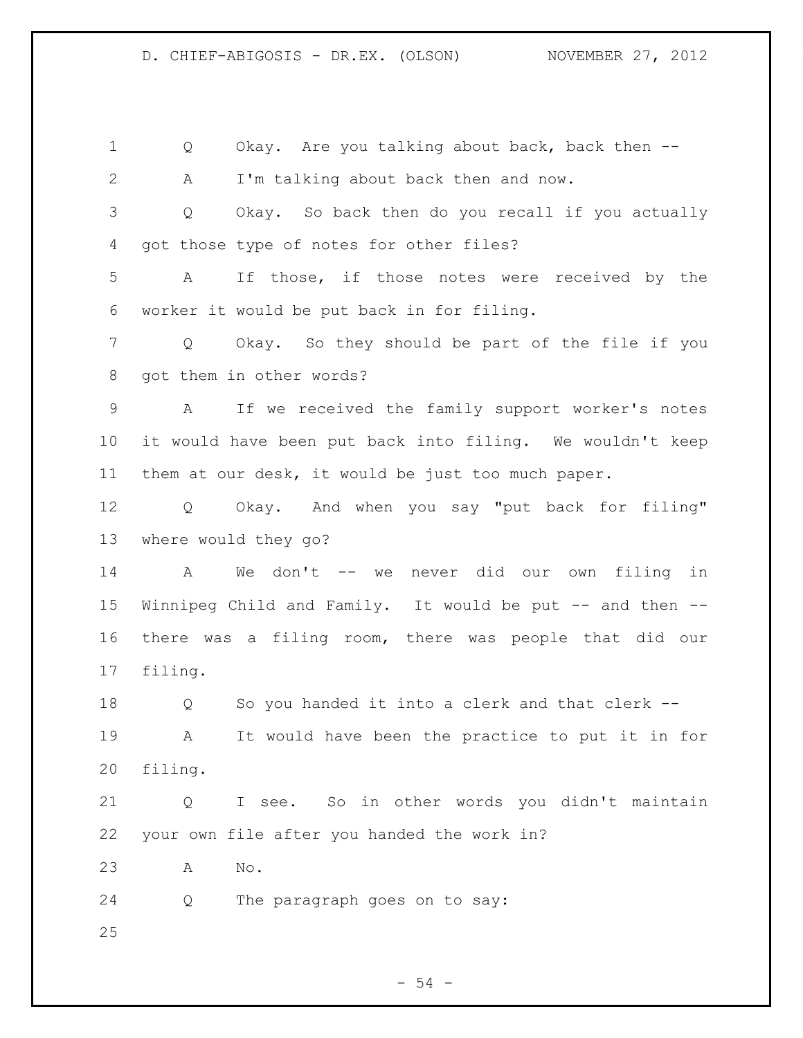Q Okay. Are you talking about back, back then --

A I'm talking about back then and now.

Q Okay. So back then do you recall if you actually got those type of notes for other files?

A If those, if those notes were received by the worker it would be put back in for filing.

Q Okay. So they should be part of the file if you got them in other words?

A If we received the family support worker's notes it would have been put back into filing. We wouldn't keep them at our desk, it would be just too much paper.

Q Okay. And when you say "put back for filing" where would they go?

A We don't -- we never did our own filing in Winnipeg Child and Family. It would be put -- and then -- there was a filing room, there was people that did our filing.

Q So you handed it into a clerk and that clerk --

A It would have been the practice to put it in for filing.

Q I see. So in other words you didn't maintain your own file after you handed the work in?

A No.

Q The paragraph goes on to say: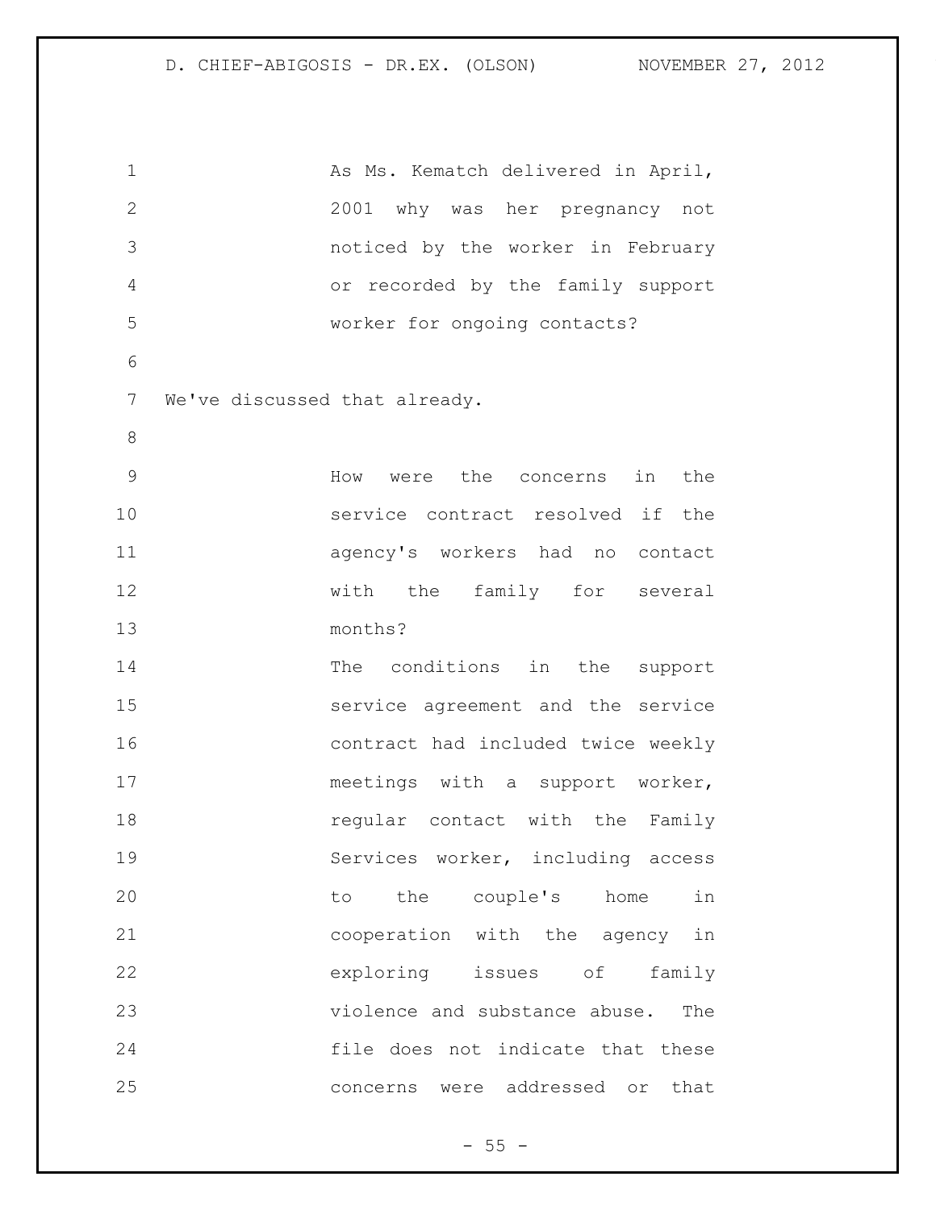> As Ms. Kematch delivered in April, 2001 why was her pregnancy not noticed by the worker in February or recorded by the family support worker for ongoing contacts?

We've discussed that already.

> How were the concerns in the service contract resolved if the agency's workers had no contact with the family for several months?
>
> The conditions in the support service agreement and the service contract had included twice weekly meetings with a support worker, regular contact with the Family Services worker, including access to the couple's home in cooperation with the agency in exploring issues of family violence and substance abuse. The file does not indicate that these concerns were addressed or that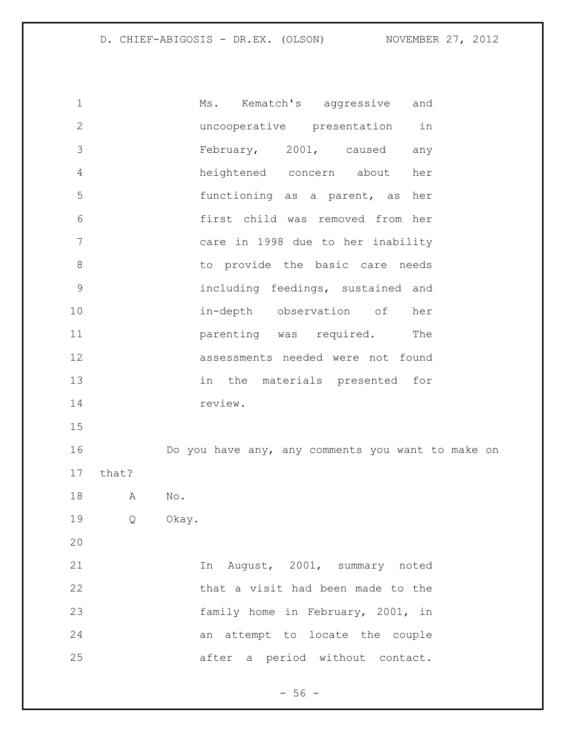> Ms. Kematch's aggressive and uncooperative presentation in February, 2001, caused any heightened concern about her functioning as a parent, as her first child was removed from her care in 1998 due to her inability to provide the basic care needs including feedings, sustained and in-depth observation of her parenting was required. The assessments needed were not found in the materials presented for review.

Do you have any, any comments you want to make on that?

A No.

Q Okay.

> In August, 2001, summary noted that a visit had been made to the family home in February, 2001, in an attempt to locate the couple after a period without contact.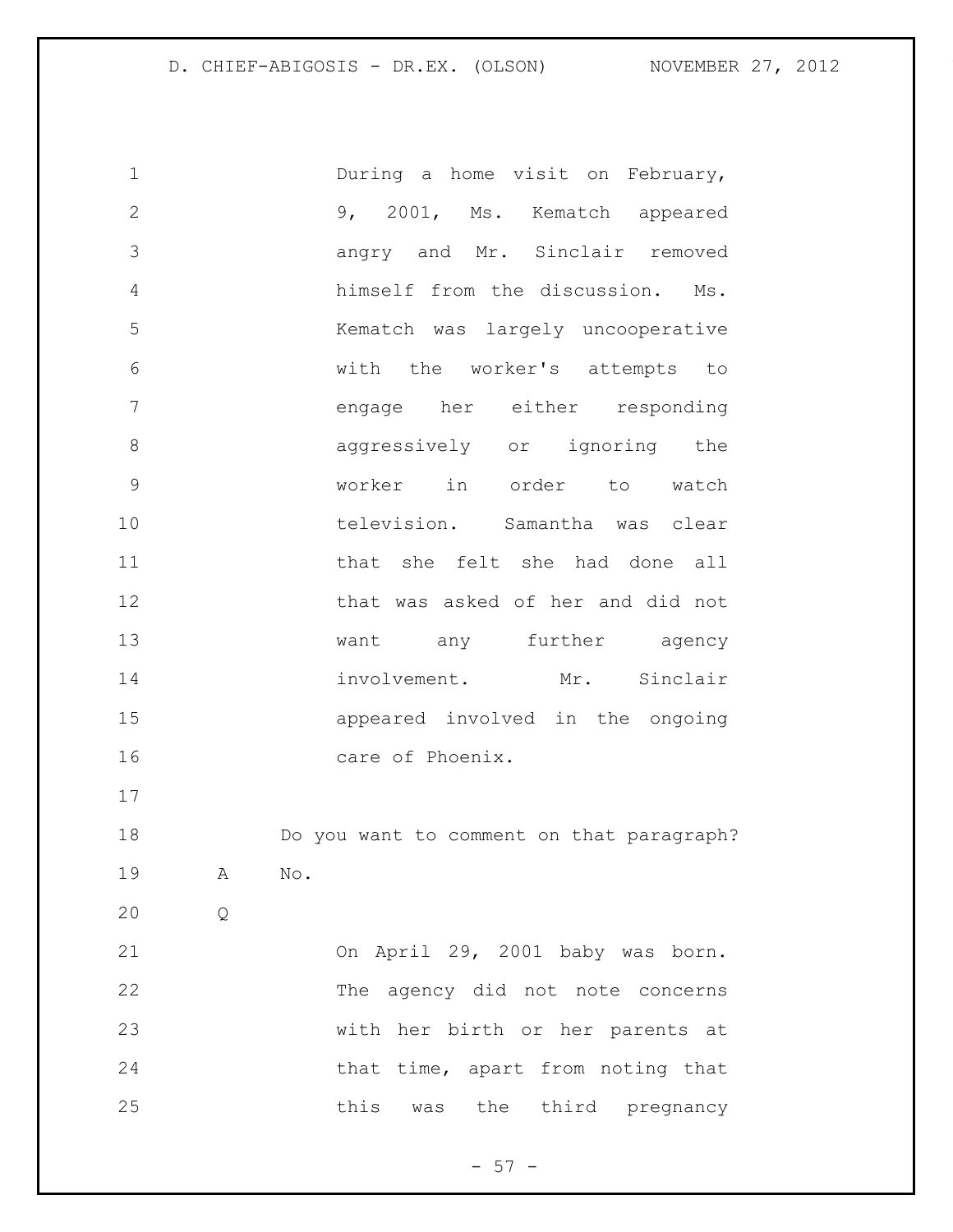During a home visit on February, 9, 2001, Ms. Kematch appeared angry and Mr. Sinclair removed himself from the discussion. Ms. Kematch was largely uncooperative with the worker's attempts to engage her either responding aggressively or ignoring the worker in order to watch television. Samantha was clear that she felt she had done all that was asked of her and did not want any further agency involvement. Mr. Sinclair appeared involved in the ongoing care of Phoenix.

Do you want to comment on that paragraph?

A No.

Q

On April 29, 2001 baby was born. The agency did not note concerns with her birth or her parents at that time, apart from noting that this was the third pregnancy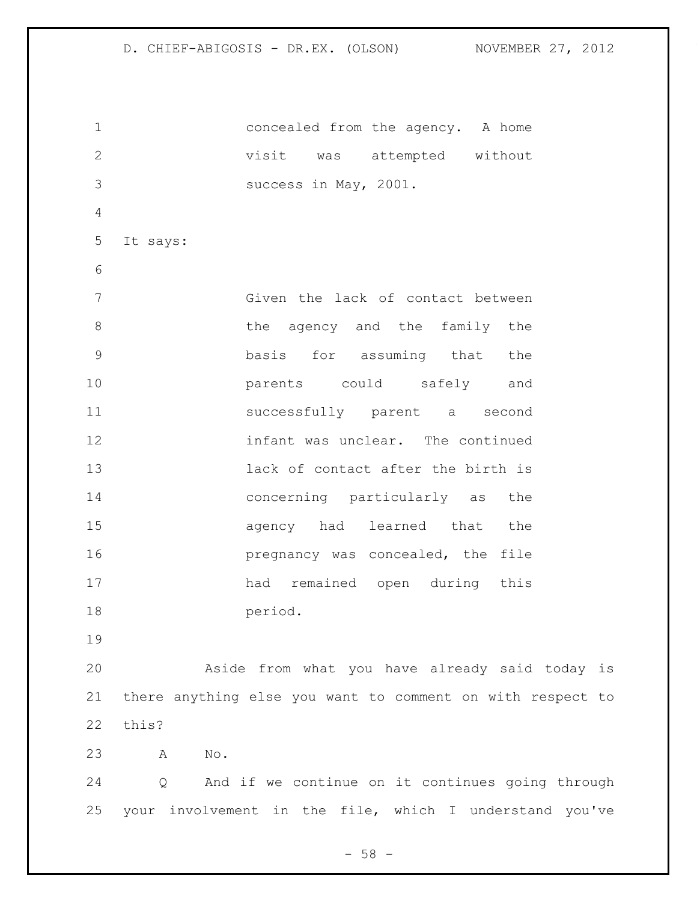> concealed from the agency. A home visit was attempted without success in May, 2001.

It says:

> Given the lack of contact between the agency and the family the basis for assuming that the parents could safely and successfully parent a second infant was unclear. The continued lack of contact after the birth is concerning particularly as the agency had learned that the pregnancy was concealed, the file had remained open during this period.

Aside from what you have already said today is there anything else you want to comment on with respect to this?

A No.

Q And if we continue on it continues going through your involvement in the file, which I understand you've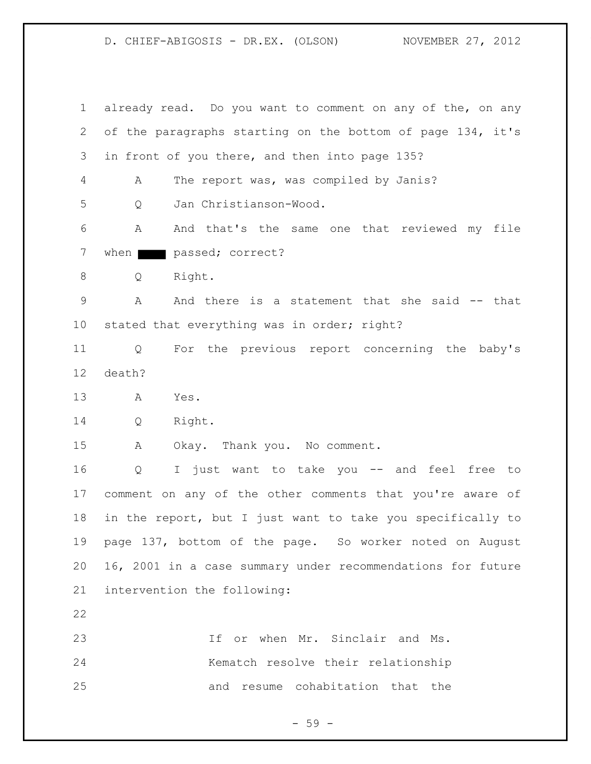already read. Do you want to comment on any of the, on any of the paragraphs starting on the bottom of page 134, it's in front of you there, and then into page 135?

A The report was, was compiled by Janis?

Q Jan Christianson-Wood.

A And that's the same one that reviewed my file when ████ passed; correct?

Q Right.

A And there is a statement that she said -- that stated that everything was in order; right?

Q For the previous report concerning the baby's death?

A Yes.

Q Right.

A Okay. Thank you. No comment.

Q I just want to take you -- and feel free to comment on any of the other comments that you're aware of in the report, but I just want to take you specifically to page 137, bottom of the page. So worker noted on August 16, 2001 in a case summary under recommendations for future intervention the following:

> If or when Mr. Sinclair and Ms. Kematch resolve their relationship and resume cohabitation that the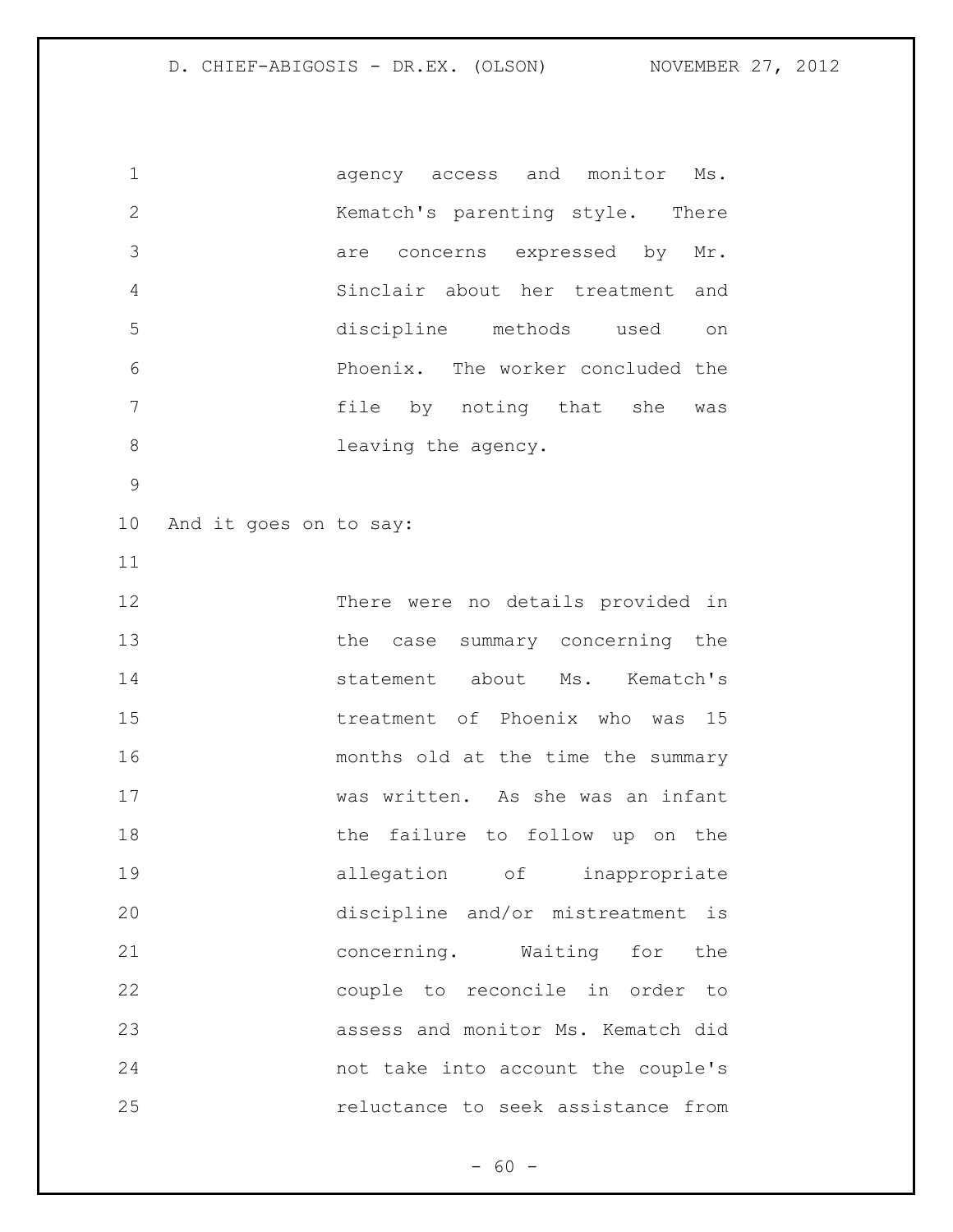> agency access and monitor Ms. Kematch's parenting style. There are concerns expressed by Mr. Sinclair about her treatment and discipline methods used on Phoenix. The worker concluded the file by noting that she was leaving the agency.

And it goes on to say:

> There were no details provided in the case summary concerning the statement about Ms. Kematch's treatment of Phoenix who was 15 months old at the time the summary was written. As she was an infant the failure to follow up on the allegation of inappropriate discipline and/or mistreatment is concerning. Waiting for the couple to reconcile in order to assess and monitor Ms. Kematch did not take into account the couple's reluctance to seek assistance from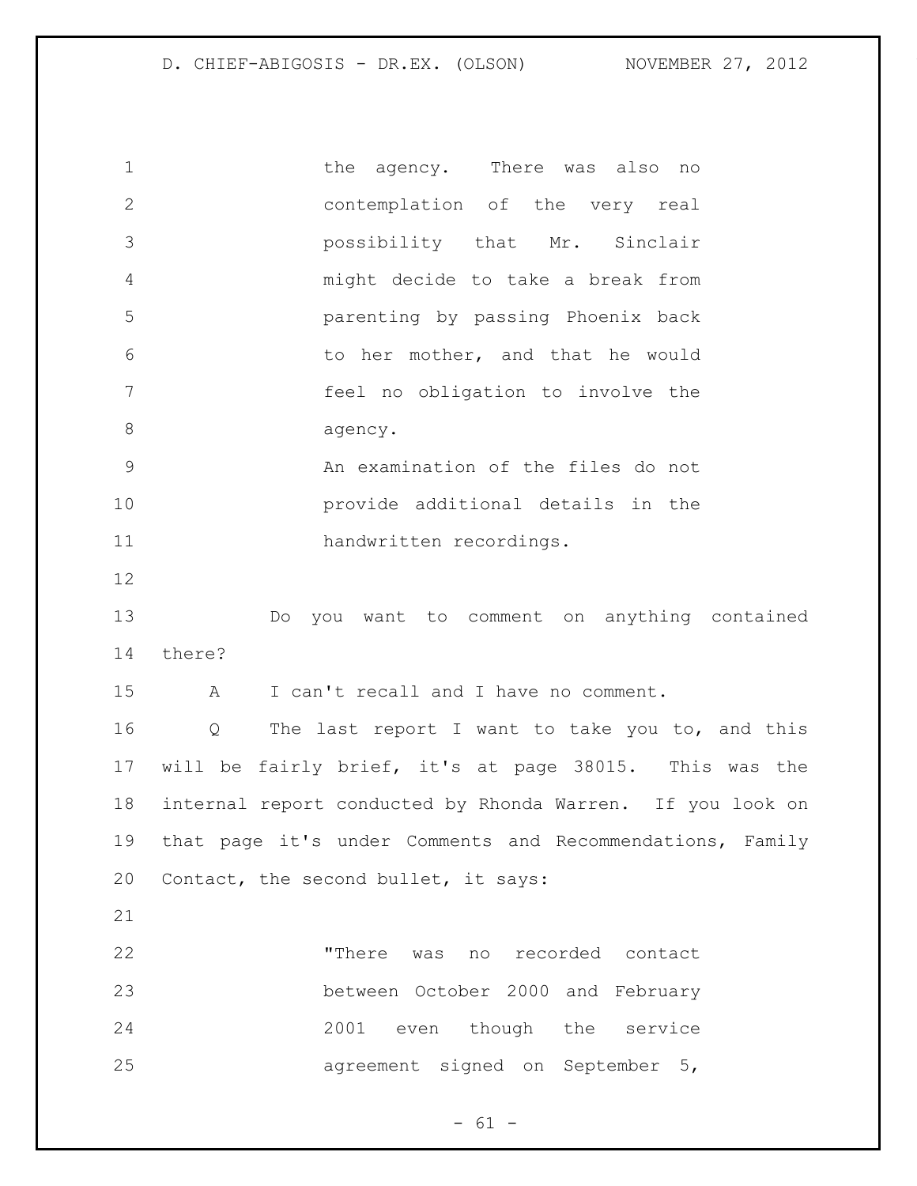> the agency. There was also no contemplation of the very real possibility that Mr. Sinclair might decide to take a break from parenting by passing Phoenix back to her mother, and that he would feel no obligation to involve the agency.
>
> An examination of the files do not provide additional details in the handwritten recordings.

Do you want to comment on anything contained there?

A I can't recall and I have no comment.

Q The last report I want to take you to, and this will be fairly brief, it's at page 38015. This was the internal report conducted by Rhonda Warren. If you look on that page it's under Comments and Recommendations, Family Contact, the second bullet, it says:

> "There was no recorded contact between October 2000 and February 2001 even though the service agreement signed on September 5,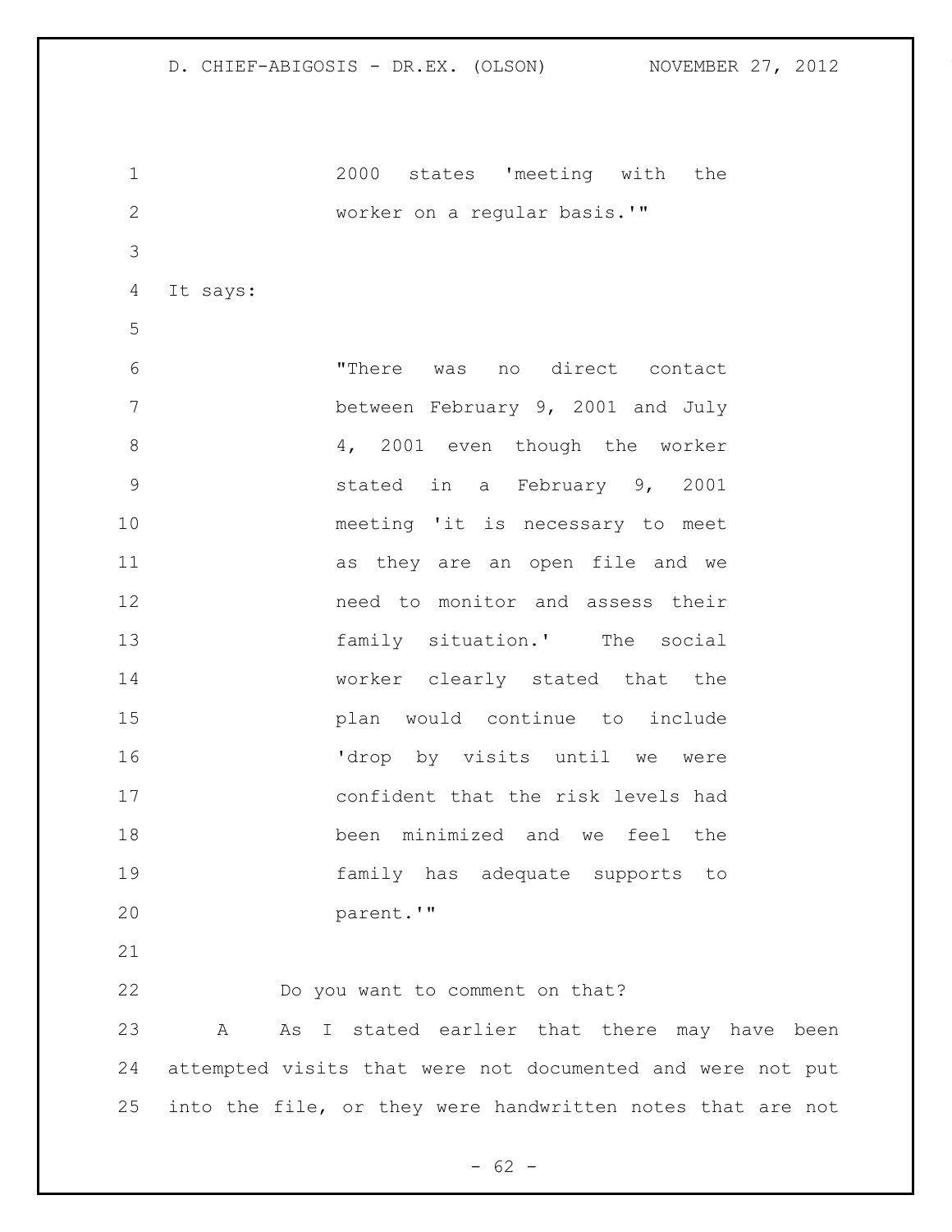> 2000 states 'meeting with the worker on a regular basis.'"

It says:

> "There was no direct contact between February 9, 2001 and July 4, 2001 even though the worker stated in a February 9, 2001 meeting 'it is necessary to meet as they are an open file and we need to monitor and assess their family situation.' The social worker clearly stated that the plan would continue to include 'drop by visits until we were confident that the risk levels had been minimized and we feel the family has adequate supports to parent.'"

Do you want to comment on that?

A As I stated earlier that there may have been attempted visits that were not documented and were not put into the file, or they were handwritten notes that are not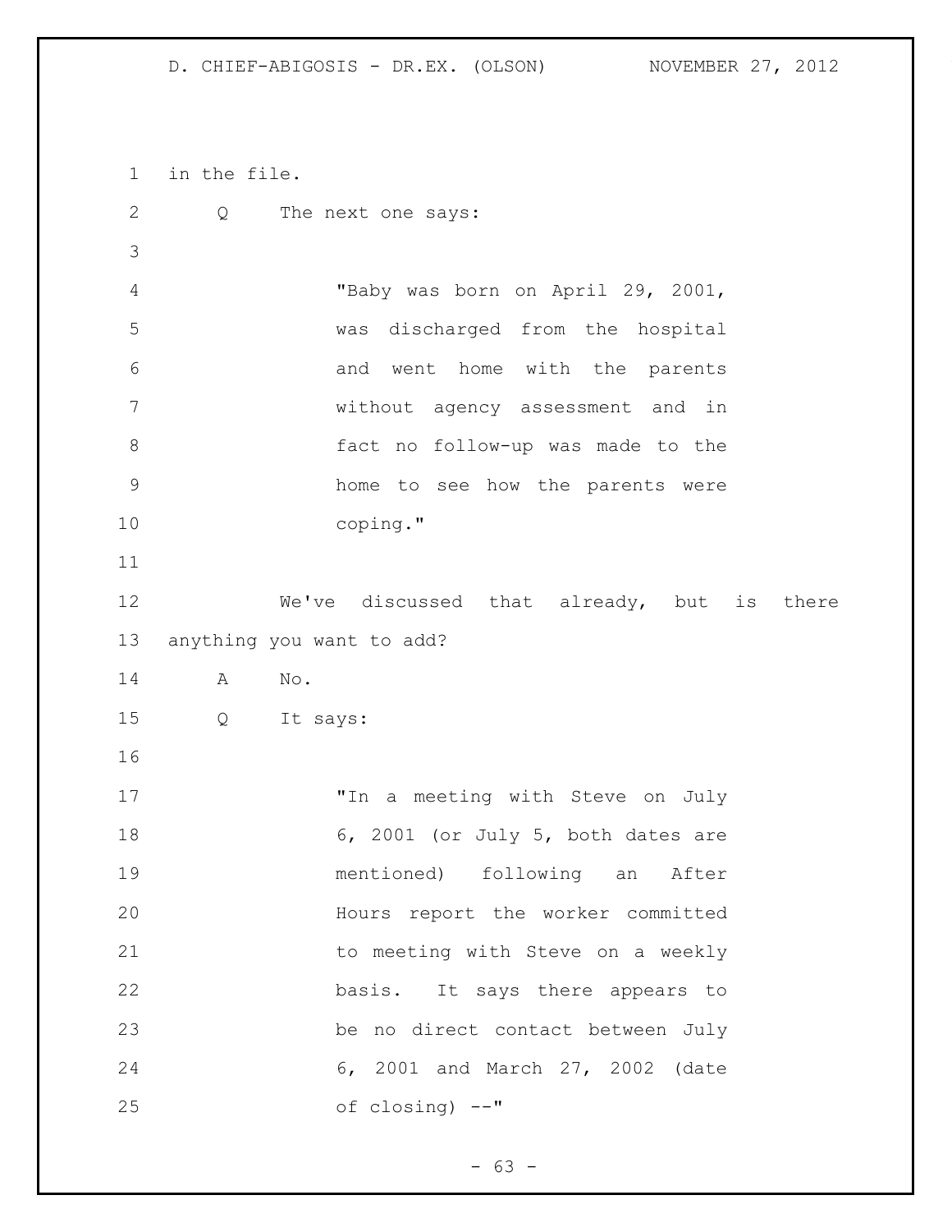in the file.

Q The next one says:

> "Baby was born on April 29, 2001, was discharged from the hospital and went home with the parents without agency assessment and in fact no follow-up was made to the home to see how the parents were coping."

We've discussed that already, but is there anything you want to add?

A No.

Q It says:

> "In a meeting with Steve on July 6, 2001 (or July 5, both dates are mentioned) following an After Hours report the worker committed to meeting with Steve on a weekly basis. It says there appears to be no direct contact between July 6, 2001 and March 27, 2002 (date of closing) --"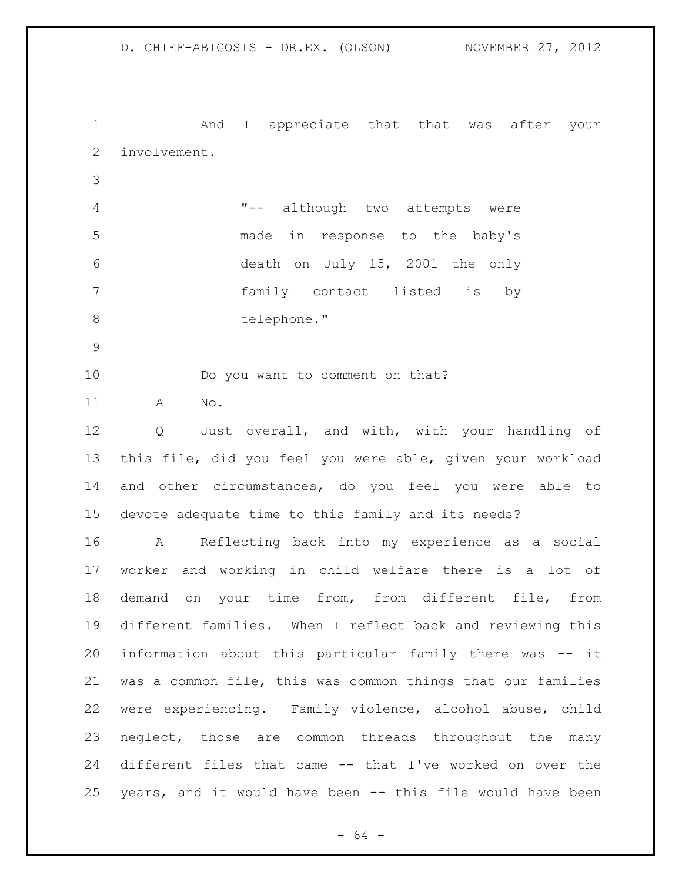And I appreciate that that was after your involvement.

> "-- although two attempts were made in response to the baby's death on July 15, 2001 the only family contact listed is by telephone."

Do you want to comment on that?

A No.

Q Just overall, and with, with your handling of this file, did you feel you were able, given your workload and other circumstances, do you feel you were able to devote adequate time to this family and its needs?

A Reflecting back into my experience as a social worker and working in child welfare there is a lot of demand on your time from, from different file, from different families. When I reflect back and reviewing this information about this particular family there was -- it was a common file, this was common things that our families were experiencing. Family violence, alcohol abuse, child neglect, those are common threads throughout the many different files that came -- that I've worked on over the years, and it would have been -- this file would have been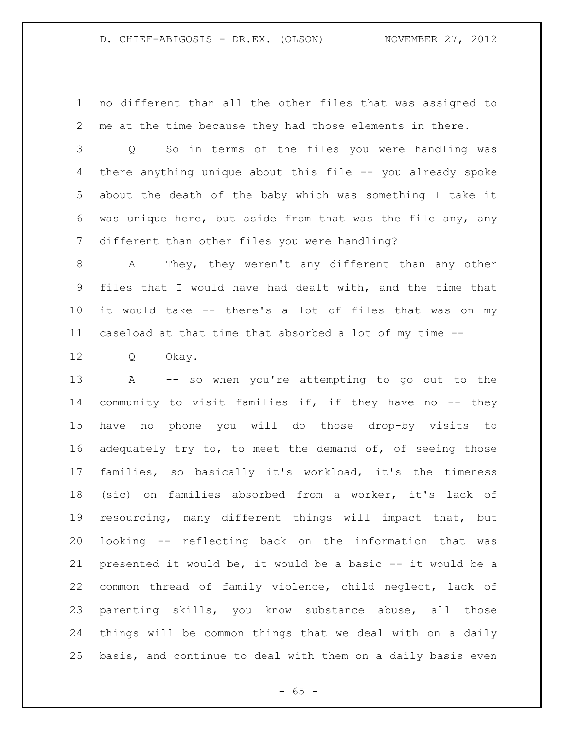no different than all the other files that was assigned to me at the time because they had those elements in there.

Q So in terms of the files you were handling was there anything unique about this file -- you already spoke about the death of the baby which was something I take it was unique here, but aside from that was the file any, any different than other files you were handling?

A They, they weren't any different than any other files that I would have had dealt with, and the time that it would take -- there's a lot of files that was on my caseload at that time that absorbed a lot of my time --

Q Okay.

A -- so when you're attempting to go out to the community to visit families if, if they have no -- they have no phone you will do those drop-by visits to adequately try to, to meet the demand of, of seeing those families, so basically it's workload, it's the timeness (sic) on families absorbed from a worker, it's lack of resourcing, many different things will impact that, but looking -- reflecting back on the information that was presented it would be, it would be a basic -- it would be a common thread of family violence, child neglect, lack of parenting skills, you know substance abuse, all those things will be common things that we deal with on a daily basis, and continue to deal with them on a daily basis even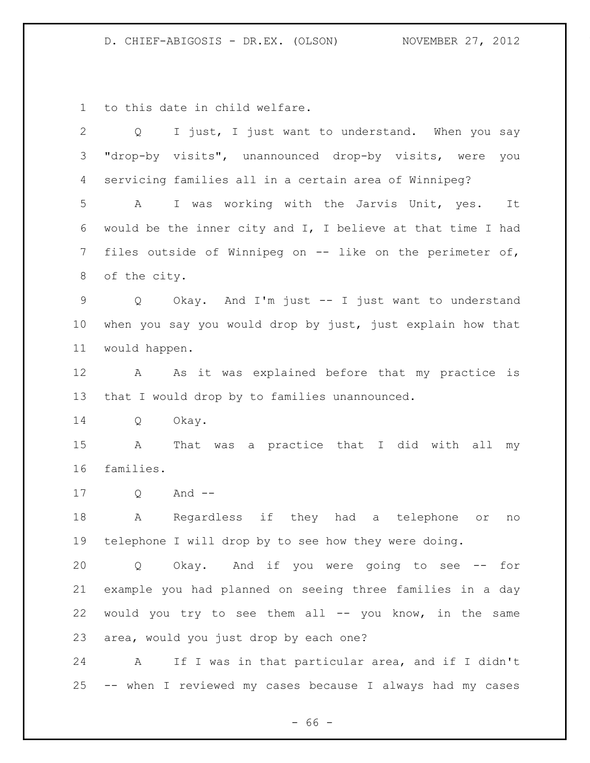to this date in child welfare.

Q I just, I just want to understand. When you say "drop-by visits", unannounced drop-by visits, were you servicing families all in a certain area of Winnipeg?

A I was working with the Jarvis Unit, yes. It would be the inner city and I, I believe at that time I had files outside of Winnipeg on -- like on the perimeter of, of the city.

Q Okay. And I'm just -- I just want to understand when you say you would drop by just, just explain how that would happen.

A As it was explained before that my practice is that I would drop by to families unannounced.

Q Okay.

A That was a practice that I did with all my families.

Q And --

A Regardless if they had a telephone or no telephone I will drop by to see how they were doing.

Q Okay. And if you were going to see -- for example you had planned on seeing three families in a day would you try to see them all -- you know, in the same area, would you just drop by each one?

A If I was in that particular area, and if I didn't -- when I reviewed my cases because I always had my cases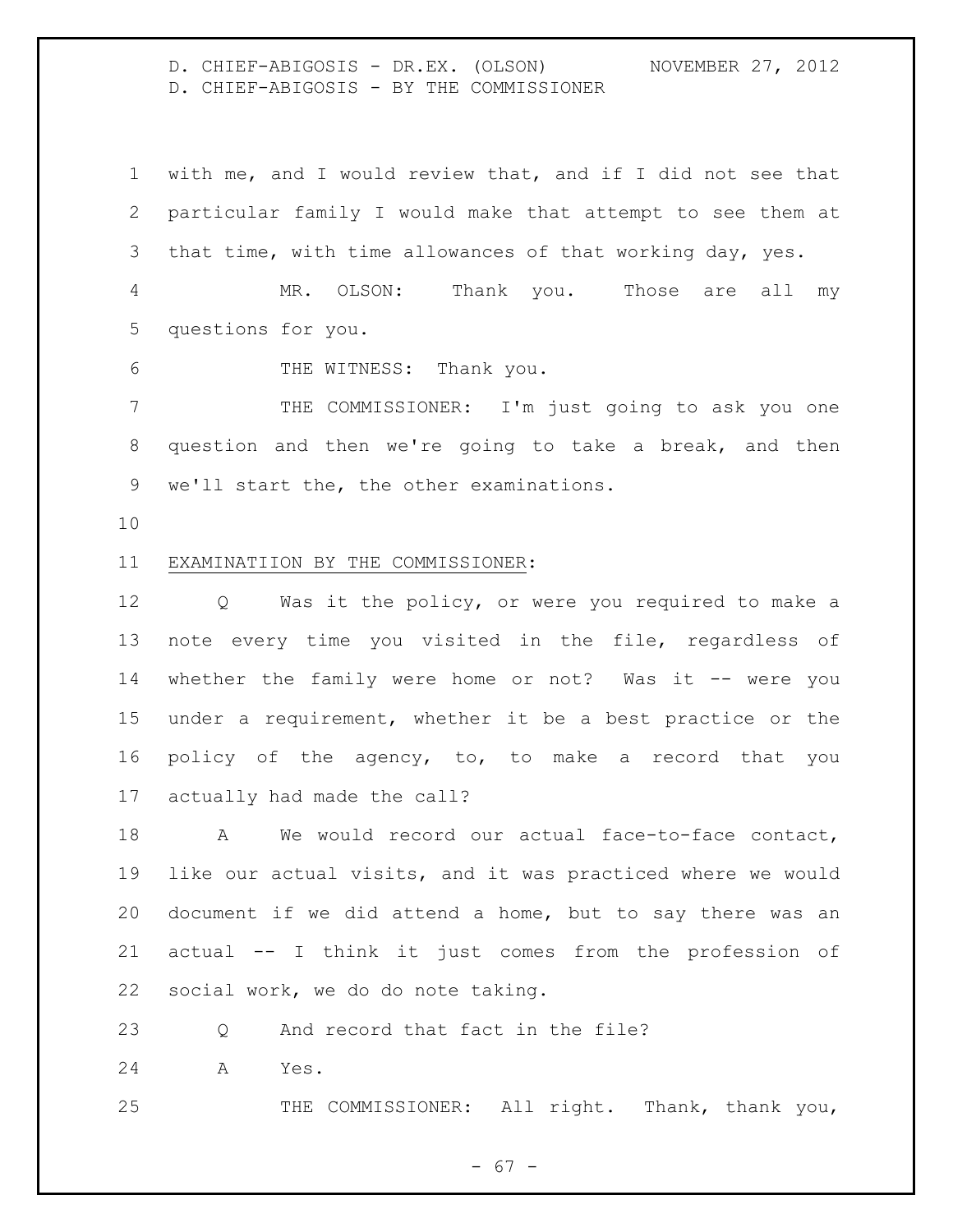with me, and I would review that, and if I did not see that particular family I would make that attempt to see them at that time, with time allowances of that working day, yes.

MR. OLSON: Thank you. Those are all my questions for you.

THE WITNESS: Thank you.

THE COMMISSIONER: I'm just going to ask you one question and then we're going to take a break, and then we'll start the, the other examinations.

EXAMINATIION BY THE COMMISSIONER:

Q Was it the policy, or were you required to make a note every time you visited in the file, regardless of whether the family were home or not? Was it -- were you under a requirement, whether it be a best practice or the policy of the agency, to, to make a record that you actually had made the call?

A We would record our actual face-to-face contact, like our actual visits, and it was practiced where we would document if we did attend a home, but to say there was an actual -- I think it just comes from the profession of social work, we do do note taking.

Q And record that fact in the file?

A Yes.

THE COMMISSIONER: All right. Thank, thank you,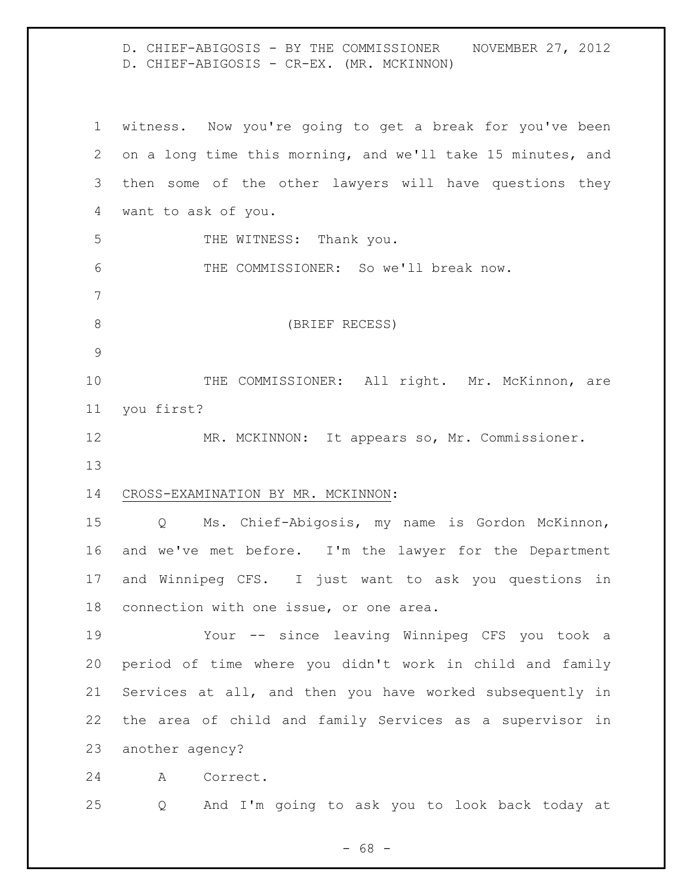witness. Now you're going to get a break for you've been on a long time this morning, and we'll take 15 minutes, and then some of the other lawyers will have questions they want to ask of you.

THE WITNESS: Thank you.

THE COMMISSIONER: So we'll break now.

(BRIEF RECESS)

THE COMMISSIONER: All right. Mr. McKinnon, are you first?

MR. MCKINNON: It appears so, Mr. Commissioner.

CROSS-EXAMINATION BY MR. MCKINNON:

Q Ms. Chief-Abigosis, my name is Gordon McKinnon, and we've met before. I'm the lawyer for the Department and Winnipeg CFS. I just want to ask you questions in connection with one issue, or one area.

Your -- since leaving Winnipeg CFS you took a period of time where you didn't work in child and family Services at all, and then you have worked subsequently in the area of child and family Services as a supervisor in another agency?

A Correct.

Q And I'm going to ask you to look back today at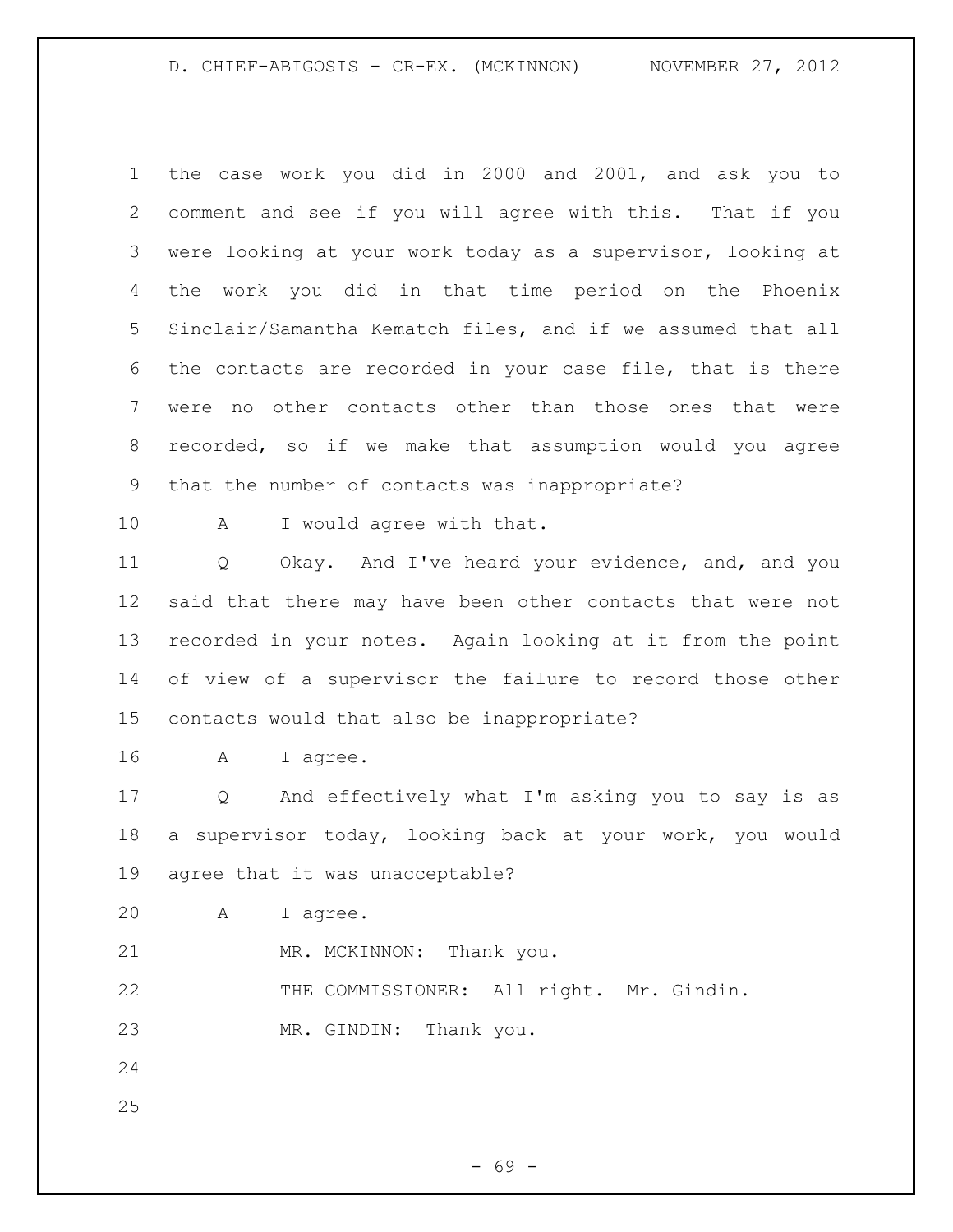the case work you did in 2000 and 2001, and ask you to comment and see if you will agree with this. That if you were looking at your work today as a supervisor, looking at the work you did in that time period on the Phoenix Sinclair/Samantha Kematch files, and if we assumed that all the contacts are recorded in your case file, that is there were no other contacts other than those ones that were recorded, so if we make that assumption would you agree that the number of contacts was inappropriate?

A I would agree with that.

Q Okay. And I've heard your evidence, and, and you said that there may have been other contacts that were not recorded in your notes. Again looking at it from the point of view of a supervisor the failure to record those other contacts would that also be inappropriate?

A I agree.

Q And effectively what I'm asking you to say is as a supervisor today, looking back at your work, you would agree that it was unacceptable?

A I agree.

MR. MCKINNON: Thank you.

THE COMMISSIONER: All right. Mr. Gindin.

MR. GINDIN: Thank you.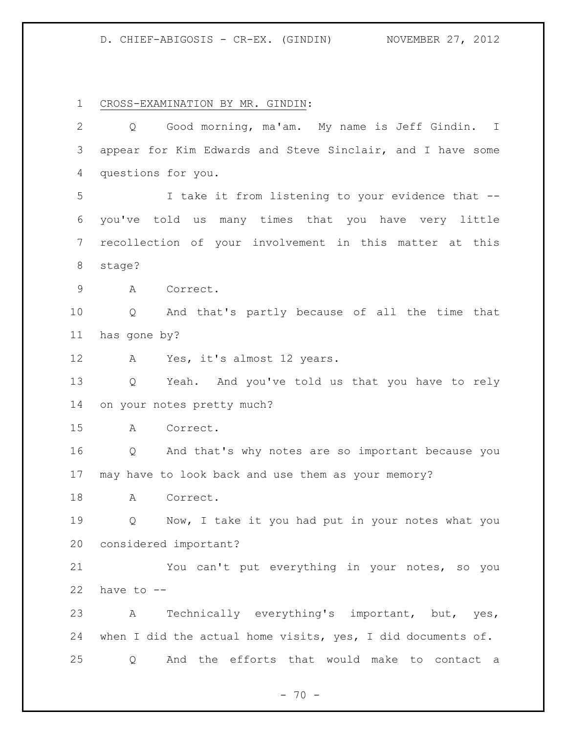CROSS-EXAMINATION BY MR. GINDIN:

Q Good morning, ma'am. My name is Jeff Gindin. I appear for Kim Edwards and Steve Sinclair, and I have some questions for you.

I take it from listening to your evidence that -- you've told us many times that you have very little recollection of your involvement in this matter at this stage?

A Correct.

Q And that's partly because of all the time that has gone by?

A Yes, it's almost 12 years.

Q Yeah. And you've told us that you have to rely on your notes pretty much?

A Correct.

Q And that's why notes are so important because you may have to look back and use them as your memory?

A Correct.

Q Now, I take it you had put in your notes what you considered important?

You can't put everything in your notes, so you have to --

A Technically everything's important, but, yes, when I did the actual home visits, yes, I did documents of.

Q And the efforts that would make to contact a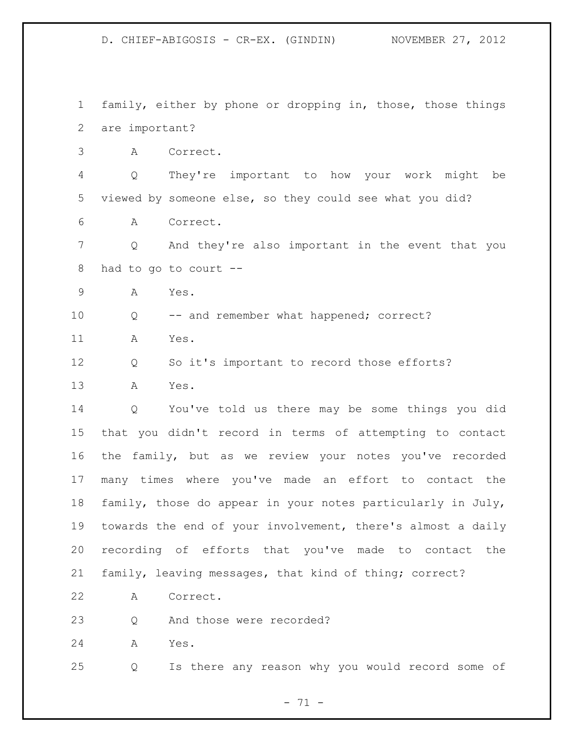family, either by phone or dropping in, those, those things are important?

A Correct.

Q They're important to how your work might be viewed by someone else, so they could see what you did?

A Correct.

Q And they're also important in the event that you had to go to court --

A Yes.

Q -- and remember what happened; correct?

A Yes.

Q So it's important to record those efforts?

A Yes.

Q You've told us there may be some things you did that you didn't record in terms of attempting to contact the family, but as we review your notes you've recorded many times where you've made an effort to contact the family, those do appear in your notes particularly in July, towards the end of your involvement, there's almost a daily recording of efforts that you've made to contact the family, leaving messages, that kind of thing; correct?

A Correct.

Q And those were recorded?

A Yes.

Q Is there any reason why you would record some of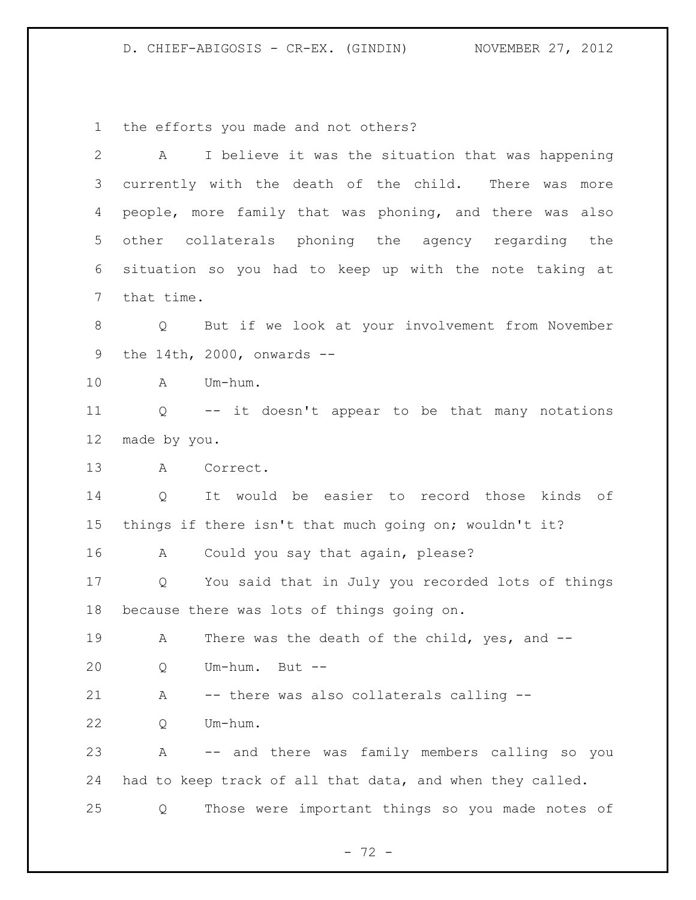the efforts you made and not others?

A I believe it was the situation that was happening currently with the death of the child. There was more people, more family that was phoning, and there was also other collaterals phoning the agency regarding the situation so you had to keep up with the note taking at that time.

Q But if we look at your involvement from November the 14th, 2000, onwards --

A Um-hum.

Q -- it doesn't appear to be that many notations made by you.

A Correct.

Q It would be easier to record those kinds of things if there isn't that much going on; wouldn't it?

A Could you say that again, please?

Q You said that in July you recorded lots of things because there was lots of things going on.

A There was the death of the child, yes, and --

Q Um-hum. But --

A -- there was also collaterals calling --

Q Um-hum.

A -- and there was family members calling so you had to keep track of all that data, and when they called.

Q Those were important things so you made notes of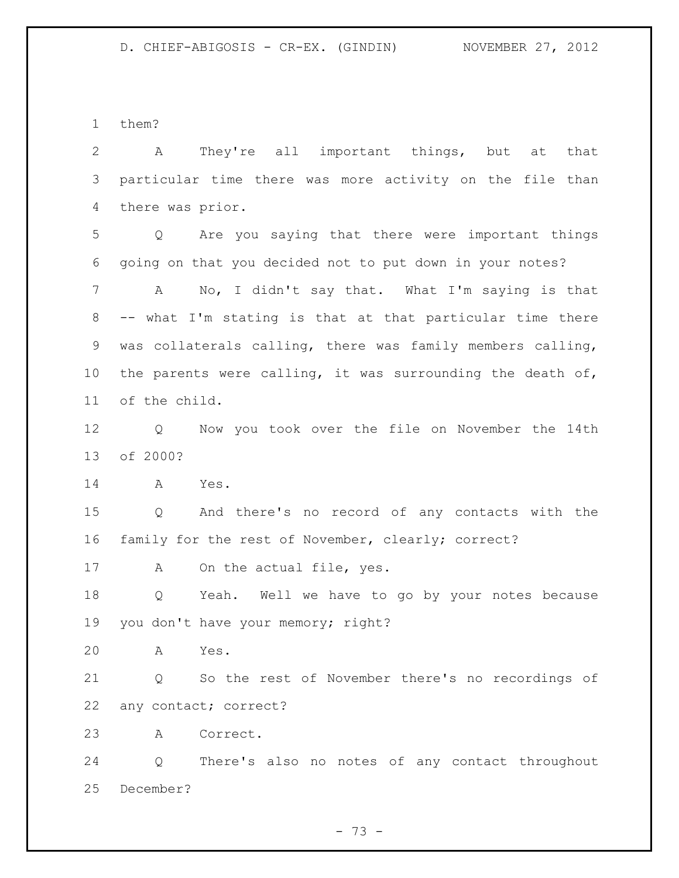them?

A They're all important things, but at that particular time there was more activity on the file than there was prior.

Q Are you saying that there were important things going on that you decided not to put down in your notes?

A No, I didn't say that. What I'm saying is that -- what I'm stating is that at that particular time there was collaterals calling, there was family members calling, the parents were calling, it was surrounding the death of, of the child.

Q Now you took over the file on November the 14th of 2000?

A Yes.

Q And there's no record of any contacts with the family for the rest of November, clearly; correct?

A On the actual file, yes.

Q Yeah. Well we have to go by your notes because you don't have your memory; right?

A Yes.

Q So the rest of November there's no recordings of any contact; correct?

A Correct.

Q There's also no notes of any contact throughout December?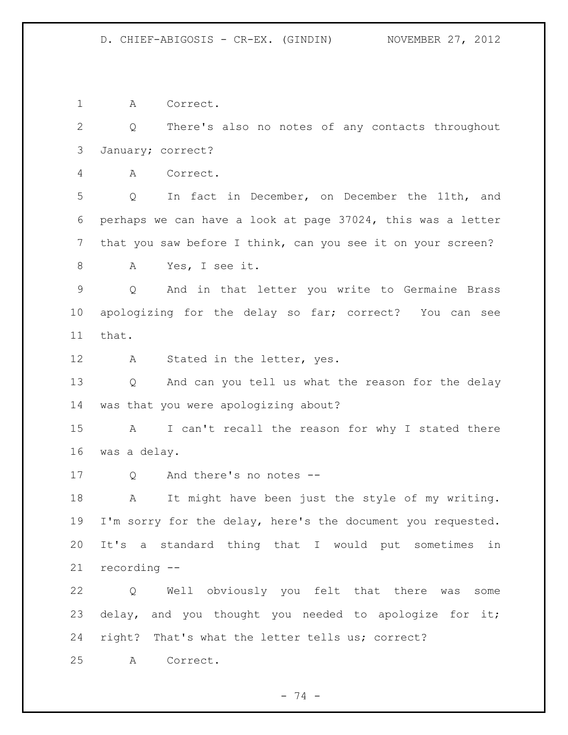A Correct.

Q There's also no notes of any contacts throughout January; correct?

A Correct.

Q In fact in December, on December the 11th, and perhaps we can have a look at page 37024, this was a letter that you saw before I think, can you see it on your screen?

A Yes, I see it.

Q And in that letter you write to Germaine Brass apologizing for the delay so far; correct? You can see that.

A Stated in the letter, yes.

Q And can you tell us what the reason for the delay was that you were apologizing about?

A I can't recall the reason for why I stated there was a delay.

Q And there's no notes --

A It might have been just the style of my writing. I'm sorry for the delay, here's the document you requested. It's a standard thing that I would put sometimes in recording --

Q Well obviously you felt that there was some delay, and you thought you needed to apologize for it; right? That's what the letter tells us; correct?

A Correct.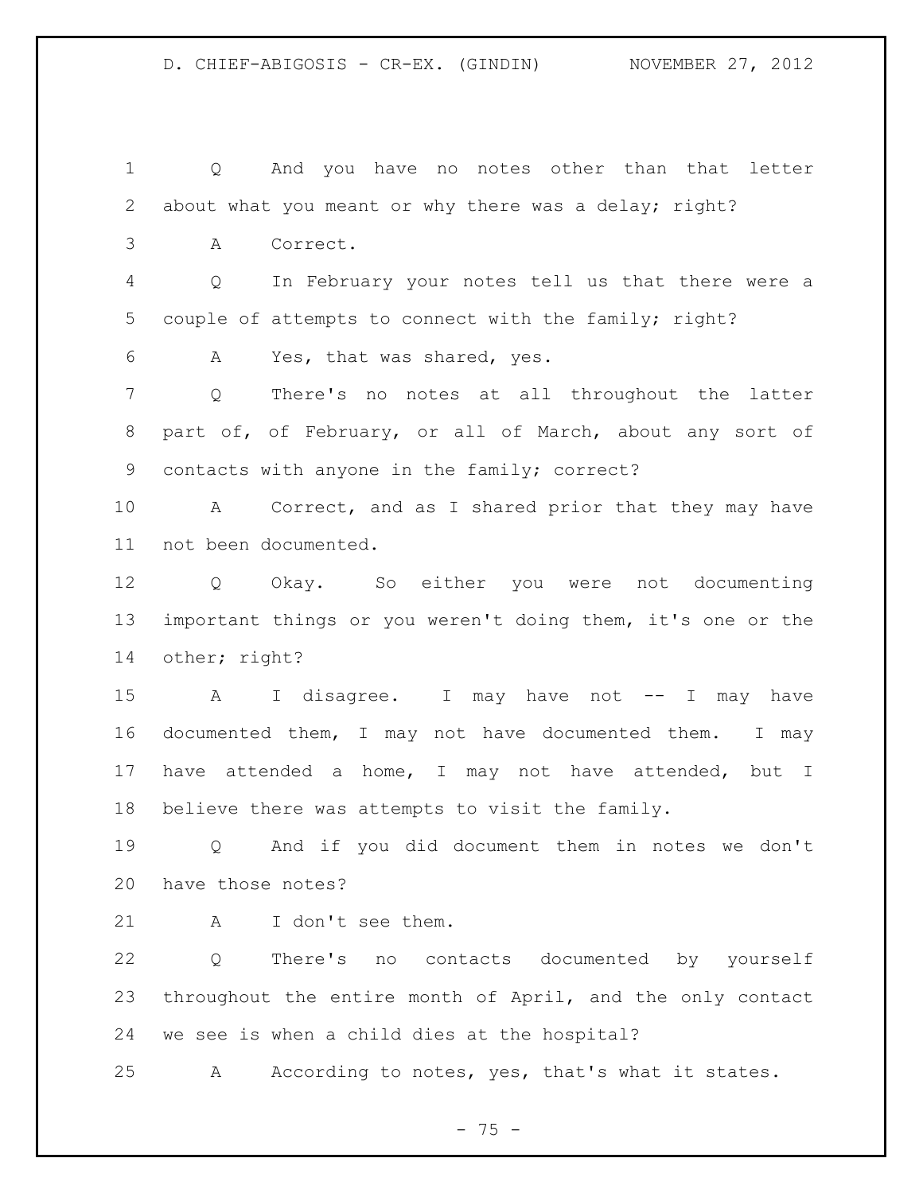Q And you have no notes other than that letter about what you meant or why there was a delay; right?

A Correct.

Q In February your notes tell us that there were a couple of attempts to connect with the family; right?

A Yes, that was shared, yes.

Q There's no notes at all throughout the latter part of, of February, or all of March, about any sort of contacts with anyone in the family; correct?

A Correct, and as I shared prior that they may have not been documented.

Q Okay. So either you were not documenting important things or you weren't doing them, it's one or the other; right?

A I disagree. I may have not -- I may have documented them, I may not have documented them. I may have attended a home, I may not have attended, but I believe there was attempts to visit the family.

Q And if you did document them in notes we don't have those notes?

A I don't see them.

Q There's no contacts documented by yourself throughout the entire month of April, and the only contact we see is when a child dies at the hospital?

A According to notes, yes, that's what it states.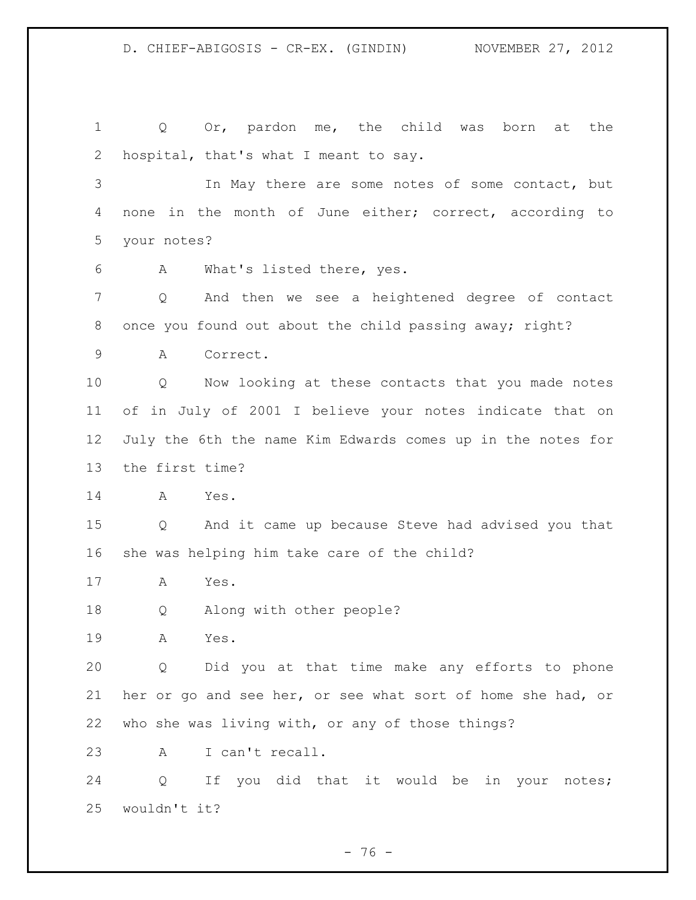Q Or, pardon me, the child was born at the hospital, that's what I meant to say.

In May there are some notes of some contact, but none in the month of June either; correct, according to your notes?

A What's listed there, yes.

Q And then we see a heightened degree of contact once you found out about the child passing away; right?

A Correct.

Q Now looking at these contacts that you made notes of in July of 2001 I believe your notes indicate that on July the 6th the name Kim Edwards comes up in the notes for the first time?

A Yes.

Q And it came up because Steve had advised you that she was helping him take care of the child?

A Yes.

Q Along with other people?

A Yes.

Q Did you at that time make any efforts to phone her or go and see her, or see what sort of home she had, or who she was living with, or any of those things?

A I can't recall.

Q If you did that it would be in your notes; wouldn't it?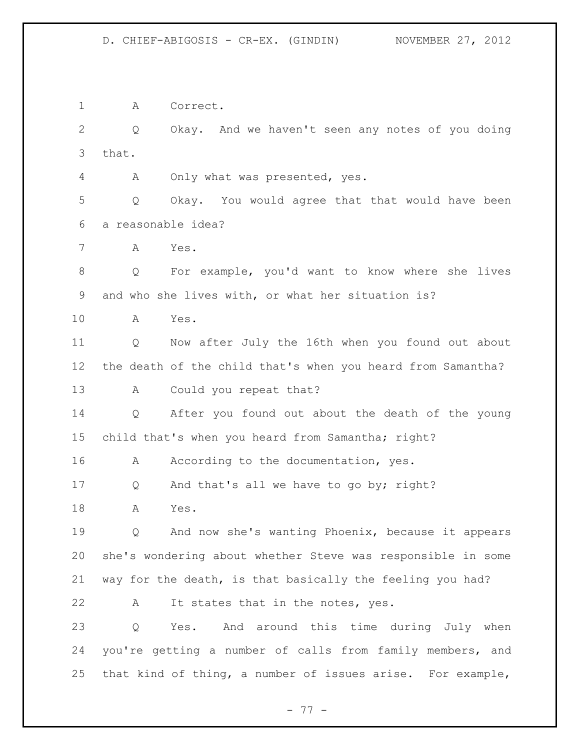A Correct.

Q Okay. And we haven't seen any notes of you doing that.

A Only what was presented, yes.

Q Okay. You would agree that that would have been a reasonable idea?

A Yes.

Q For example, you'd want to know where she lives and who she lives with, or what her situation is?

A Yes.

Q Now after July the 16th when you found out about the death of the child that's when you heard from Samantha?

A Could you repeat that?

Q After you found out about the death of the young child that's when you heard from Samantha; right?

A According to the documentation, yes.

Q And that's all we have to go by; right?

A Yes.

Q And now she's wanting Phoenix, because it appears she's wondering about whether Steve was responsible in some way for the death, is that basically the feeling you had?

A It states that in the notes, yes.

Q Yes. And around this time during July when you're getting a number of calls from family members, and that kind of thing, a number of issues arise. For example,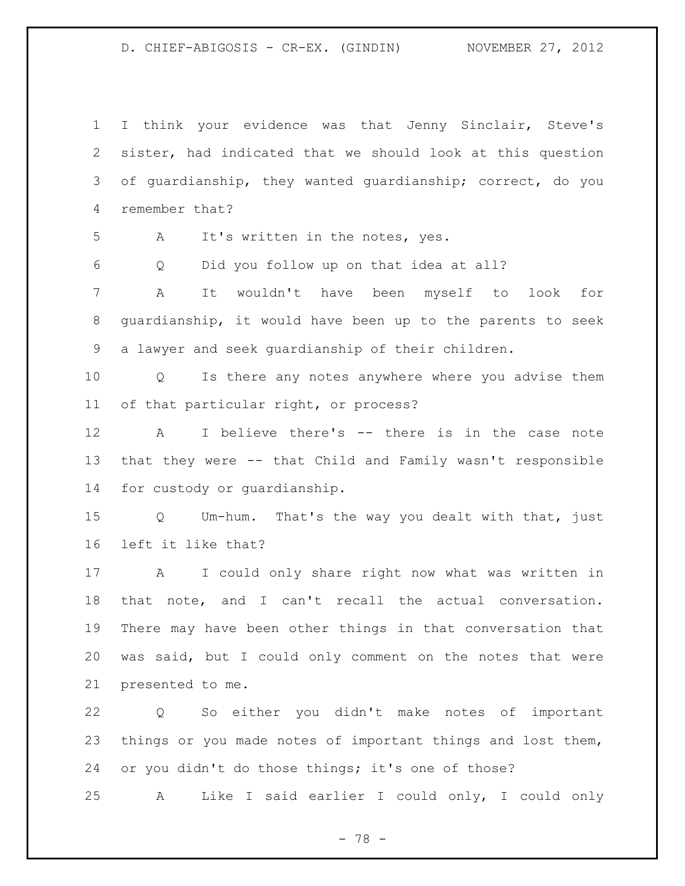I think your evidence was that Jenny Sinclair, Steve's sister, had indicated that we should look at this question of guardianship, they wanted guardianship; correct, do you remember that?

A It's written in the notes, yes.

Q Did you follow up on that idea at all?

A It wouldn't have been myself to look for guardianship, it would have been up to the parents to seek a lawyer and seek guardianship of their children.

Q Is there any notes anywhere where you advise them of that particular right, or process?

A I believe there's -- there is in the case note that they were -- that Child and Family wasn't responsible for custody or guardianship.

Q Um-hum. That's the way you dealt with that, just left it like that?

A I could only share right now what was written in that note, and I can't recall the actual conversation. There may have been other things in that conversation that was said, but I could only comment on the notes that were presented to me.

Q So either you didn't make notes of important things or you made notes of important things and lost them, or you didn't do those things; it's one of those?

A Like I said earlier I could only, I could only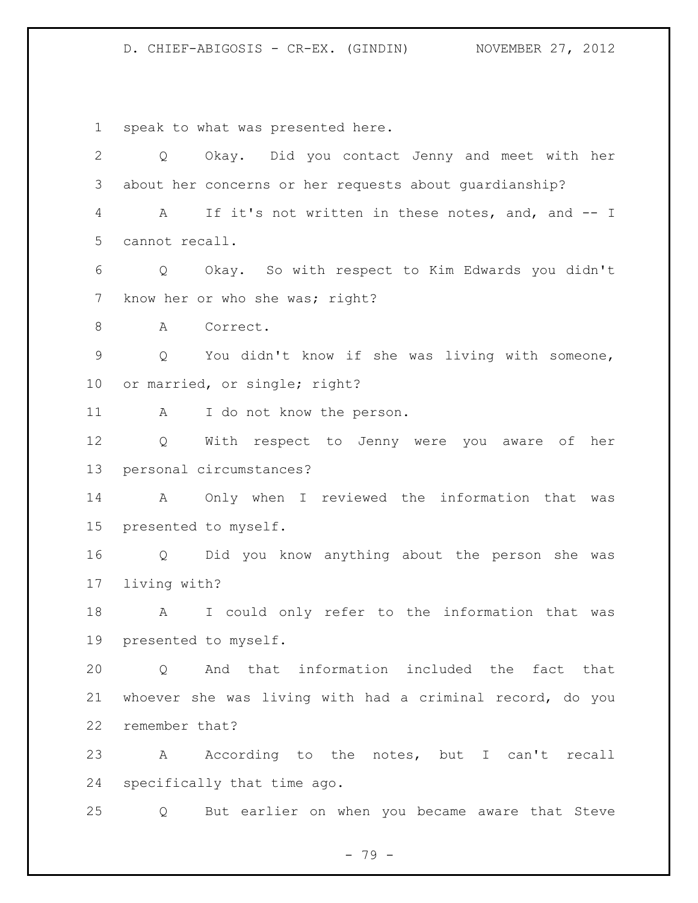speak to what was presented here.

Q Okay. Did you contact Jenny and meet with her about her concerns or her requests about guardianship?

A If it's not written in these notes, and, and -- I cannot recall.

Q Okay. So with respect to Kim Edwards you didn't know her or who she was; right?

A Correct.

Q You didn't know if she was living with someone, or married, or single; right?

A I do not know the person.

Q With respect to Jenny were you aware of her personal circumstances?

A Only when I reviewed the information that was presented to myself.

Q Did you know anything about the person she was living with?

A I could only refer to the information that was presented to myself.

Q And that information included the fact that whoever she was living with had a criminal record, do you remember that?

A According to the notes, but I can't recall specifically that time ago.

Q But earlier on when you became aware that Steve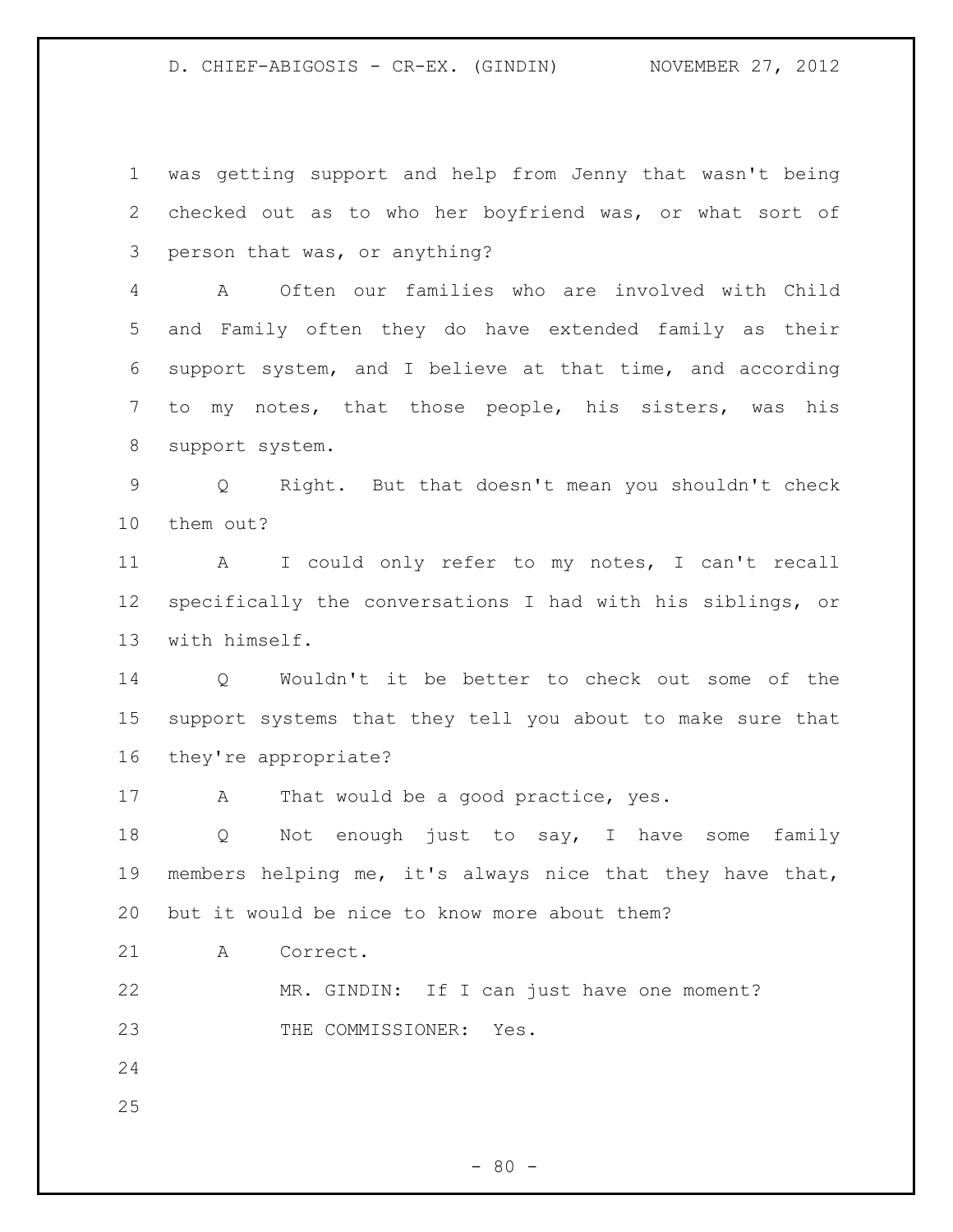was getting support and help from Jenny that wasn't being checked out as to who her boyfriend was, or what sort of person that was, or anything?

A Often our families who are involved with Child and Family often they do have extended family as their support system, and I believe at that time, and according to my notes, that those people, his sisters, was his support system.

Q Right. But that doesn't mean you shouldn't check them out?

A I could only refer to my notes, I can't recall specifically the conversations I had with his siblings, or with himself.

Q Wouldn't it be better to check out some of the support systems that they tell you about to make sure that they're appropriate?

A That would be a good practice, yes.

Q Not enough just to say, I have some family members helping me, it's always nice that they have that, but it would be nice to know more about them?

A Correct.

MR. GINDIN: If I can just have one moment?

THE COMMISSIONER: Yes.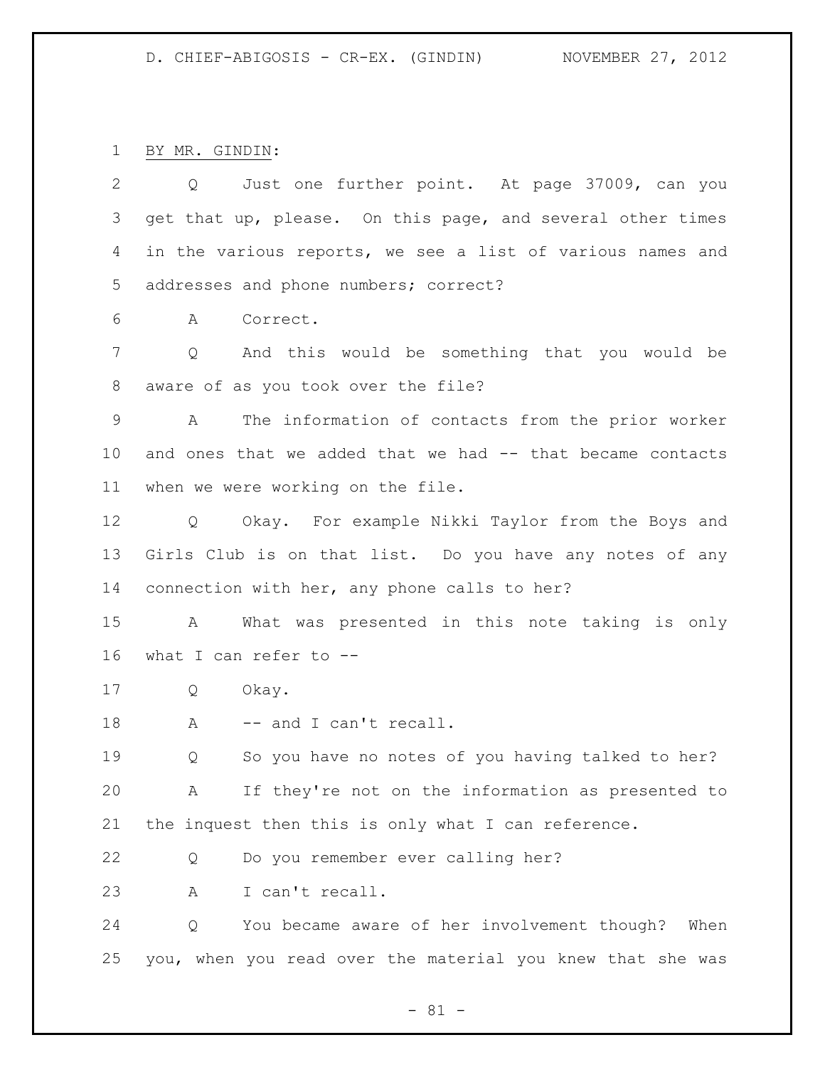BY MR. GINDIN:

Q Just one further point. At page 37009, can you get that up, please. On this page, and several other times in the various reports, we see a list of various names and addresses and phone numbers; correct?

A Correct.

Q And this would be something that you would be aware of as you took over the file?

A The information of contacts from the prior worker and ones that we added that we had -- that became contacts when we were working on the file.

Q Okay. For example Nikki Taylor from the Boys and Girls Club is on that list. Do you have any notes of any connection with her, any phone calls to her?

A What was presented in this note taking is only what I can refer to --

Q Okay.

A -- and I can't recall.

Q So you have no notes of you having talked to her?

A If they're not on the information as presented to the inquest then this is only what I can reference.

Q Do you remember ever calling her?

A I can't recall.

Q You became aware of her involvement though? When you, when you read over the material you knew that she was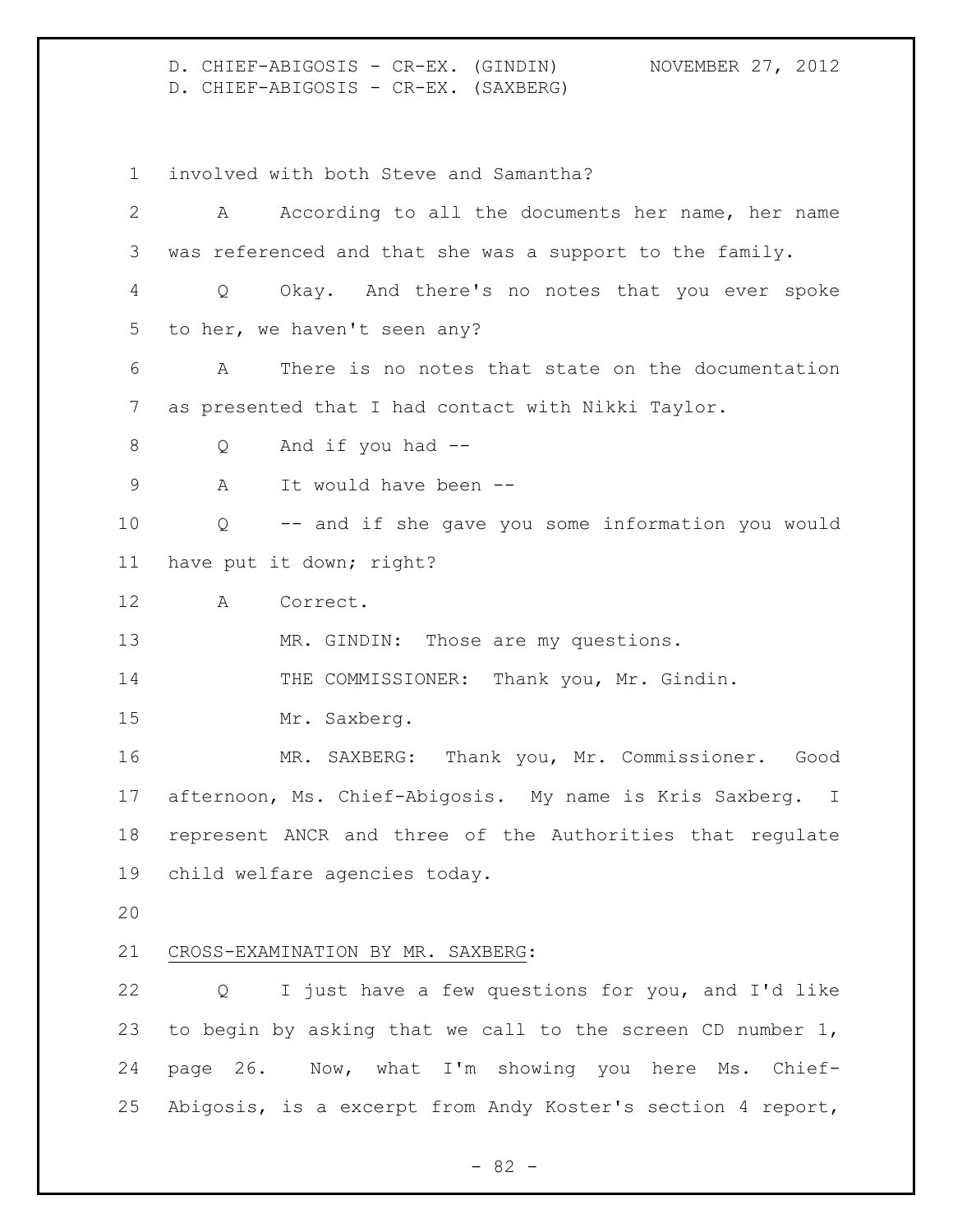involved with both Steve and Samantha?

A According to all the documents her name, her name was referenced and that she was a support to the family.

Q Okay. And there's no notes that you ever spoke to her, we haven't seen any?

A There is no notes that state on the documentation as presented that I had contact with Nikki Taylor.

Q And if you had --

A It would have been --

Q -- and if she gave you some information you would have put it down; right?

A Correct.

MR. GINDIN: Those are my questions.

THE COMMISSIONER: Thank you, Mr. Gindin.

Mr. Saxberg.

MR. SAXBERG: Thank you, Mr. Commissioner. Good afternoon, Ms. Chief-Abigosis. My name is Kris Saxberg. I represent ANCR and three of the Authorities that regulate child welfare agencies today.

CROSS-EXAMINATION BY MR. SAXBERG:

Q I just have a few questions for you, and I'd like to begin by asking that we call to the screen CD number 1, page 26. Now, what I'm showing you here Ms. Chief-Abigosis, is a excerpt from Andy Koster's section 4 report,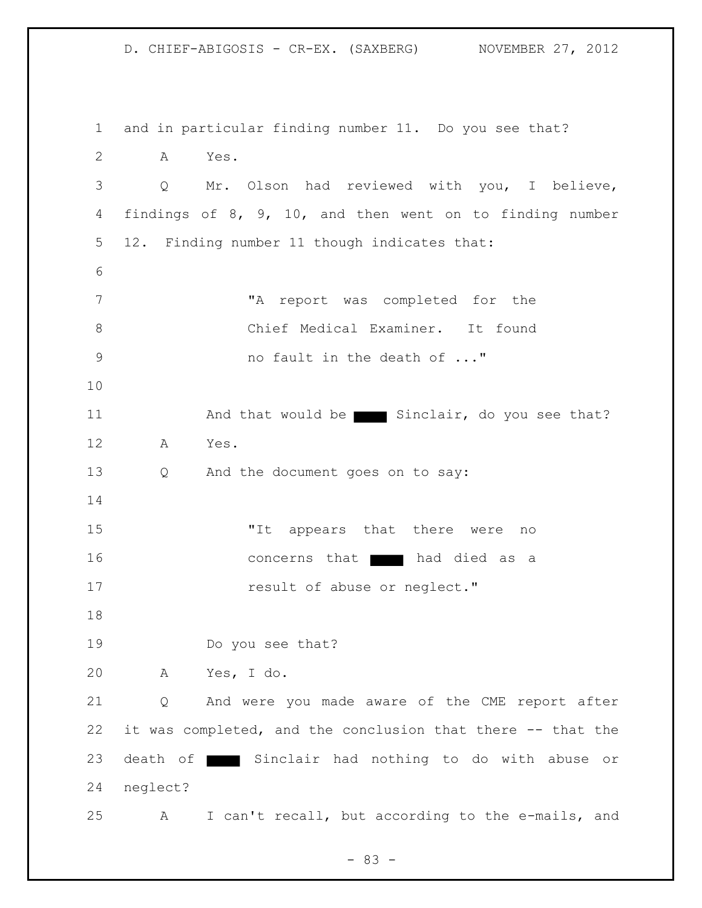and in particular finding number 11. Do you see that?

A Yes.

Q Mr. Olson had reviewed with you, I believe, findings of 8, 9, 10, and then went on to finding number 12. Finding number 11 though indicates that:

> "A report was completed for the Chief Medical Examiner. It found no fault in the death of ..."

And that would be ████ Sinclair, do you see that?

A Yes.

Q And the document goes on to say:

> "It appears that there were no concerns that ████ had died as a result of abuse or neglect."

Do you see that?

A Yes, I do.

Q And were you made aware of the CME report after it was completed, and the conclusion that there -- that the death of ████ Sinclair had nothing to do with abuse or neglect?

A I can't recall, but according to the e-mails, and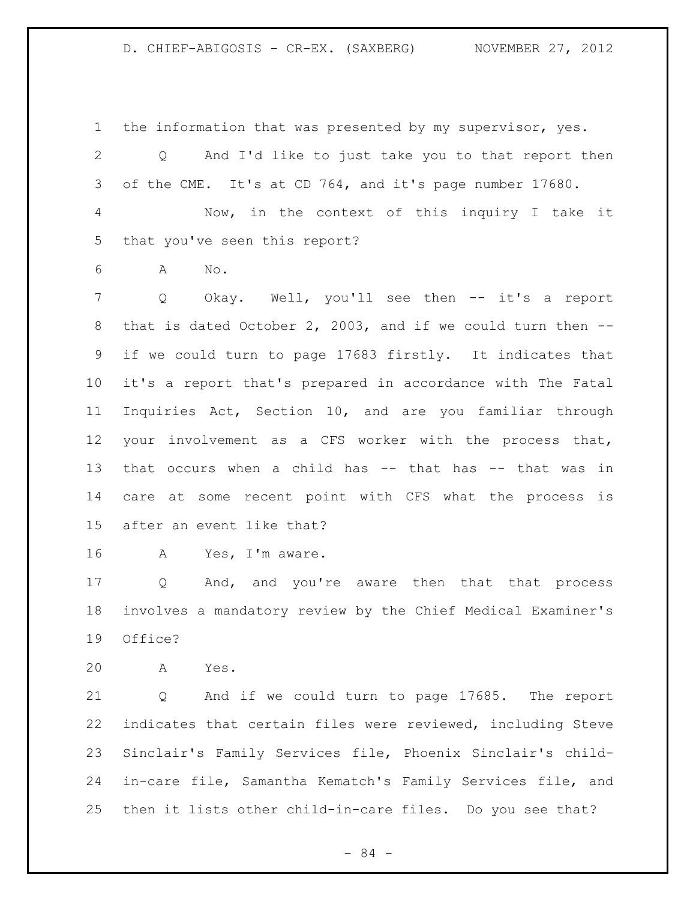the information that was presented by my supervisor, yes.

Q And I'd like to just take you to that report then of the CME. It's at CD 764, and it's page number 17680.

Now, in the context of this inquiry I take it that you've seen this report?

A No.

Q Okay. Well, you'll see then -- it's a report that is dated October 2, 2003, and if we could turn then -- if we could turn to page 17683 firstly. It indicates that it's a report that's prepared in accordance with The Fatal Inquiries Act, Section 10, and are you familiar through your involvement as a CFS worker with the process that, that occurs when a child has -- that has -- that was in care at some recent point with CFS what the process is after an event like that?

A Yes, I'm aware.

Q And, and you're aware then that that process involves a mandatory review by the Chief Medical Examiner's Office?

A Yes.

Q And if we could turn to page 17685. The report indicates that certain files were reviewed, including Steve Sinclair's Family Services file, Phoenix Sinclair's child-in-care file, Samantha Kematch's Family Services file, and then it lists other child-in-care files. Do you see that?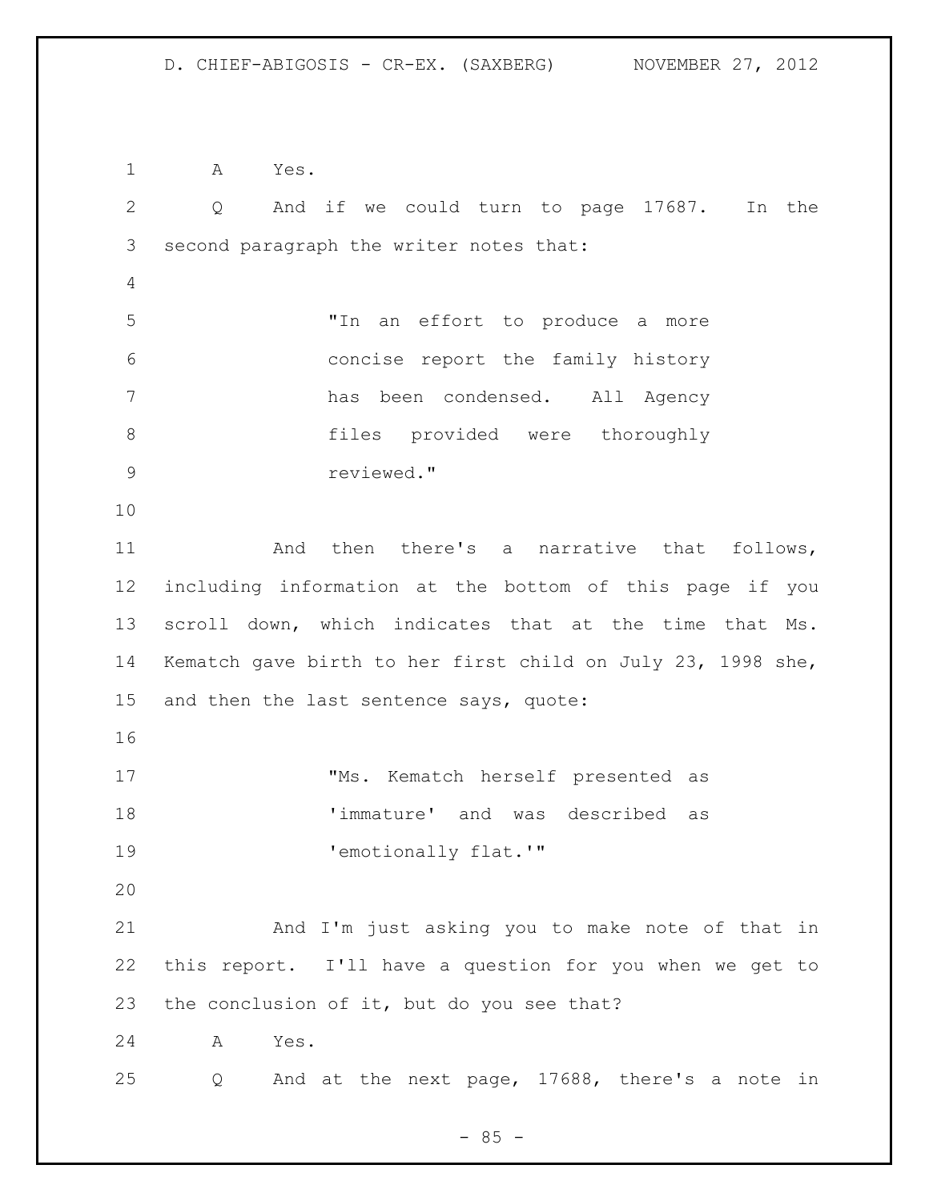A Yes.

Q And if we could turn to page 17687. In the second paragraph the writer notes that:

> "In an effort to produce a more concise report the family history has been condensed. All Agency files provided were thoroughly reviewed."

And then there's a narrative that follows, including information at the bottom of this page if you scroll down, which indicates that at the time that Ms. Kematch gave birth to her first child on July 23, 1998 she, and then the last sentence says, quote:

> "Ms. Kematch herself presented as 'immature' and was described as 'emotionally flat.'"

And I'm just asking you to make note of that in this report. I'll have a question for you when we get to the conclusion of it, but do you see that?

A Yes.

Q And at the next page, 17688, there's a note in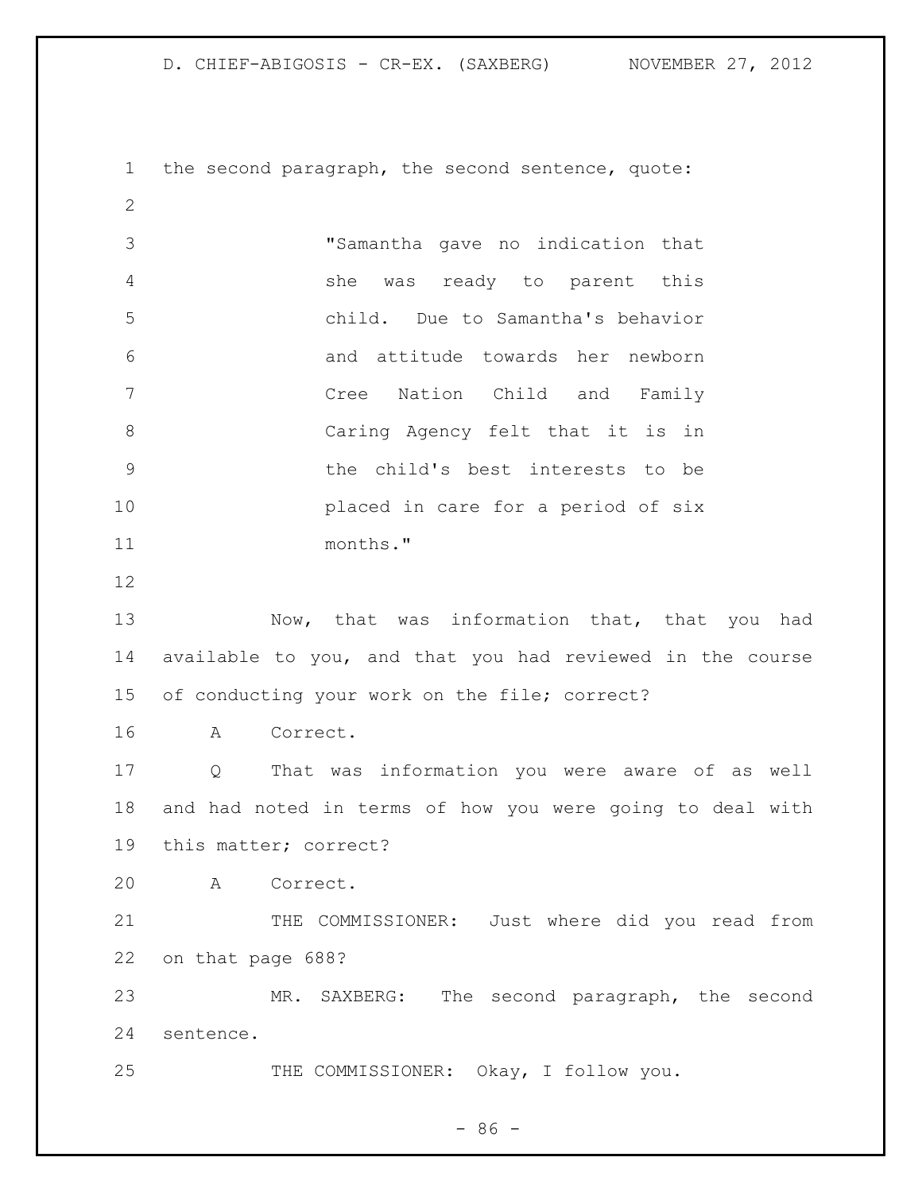the second paragraph, the second sentence, quote:

> "Samantha gave no indication that she was ready to parent this child. Due to Samantha's behavior and attitude towards her newborn Cree Nation Child and Family Caring Agency felt that it is in the child's best interests to be placed in care for a period of six months."

Now, that was information that, that you had available to you, and that you had reviewed in the course of conducting your work on the file; correct?

A Correct.

Q That was information you were aware of as well and had noted in terms of how you were going to deal with this matter; correct?

A Correct.

THE COMMISSIONER: Just where did you read from on that page 688?

MR. SAXBERG: The second paragraph, the second sentence.

THE COMMISSIONER: Okay, I follow you.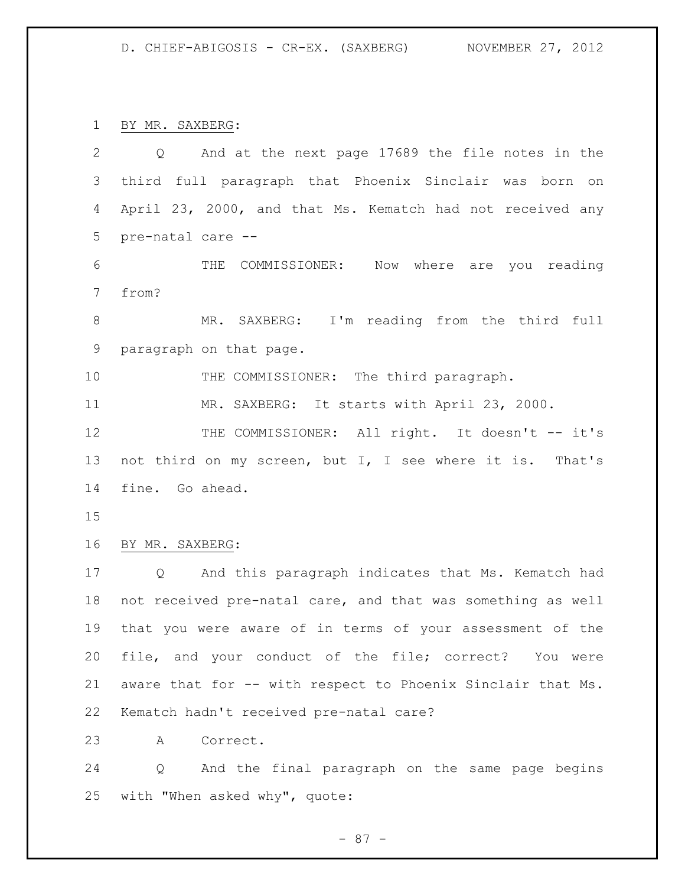BY MR. SAXBERG:

Q And at the next page 17689 the file notes in the third full paragraph that Phoenix Sinclair was born on April 23, 2000, and that Ms. Kematch had not received any pre-natal care --

THE COMMISSIONER: Now where are you reading from?

MR. SAXBERG: I'm reading from the third full paragraph on that page.

THE COMMISSIONER: The third paragraph.

MR. SAXBERG: It starts with April 23, 2000.

THE COMMISSIONER: All right. It doesn't -- it's not third on my screen, but I, I see where it is. That's fine. Go ahead.

BY MR. SAXBERG:

Q And this paragraph indicates that Ms. Kematch had not received pre-natal care, and that was something as well that you were aware of in terms of your assessment of the file, and your conduct of the file; correct? You were aware that for -- with respect to Phoenix Sinclair that Ms. Kematch hadn't received pre-natal care?

A Correct.

Q And the final paragraph on the same page begins with "When asked why", quote: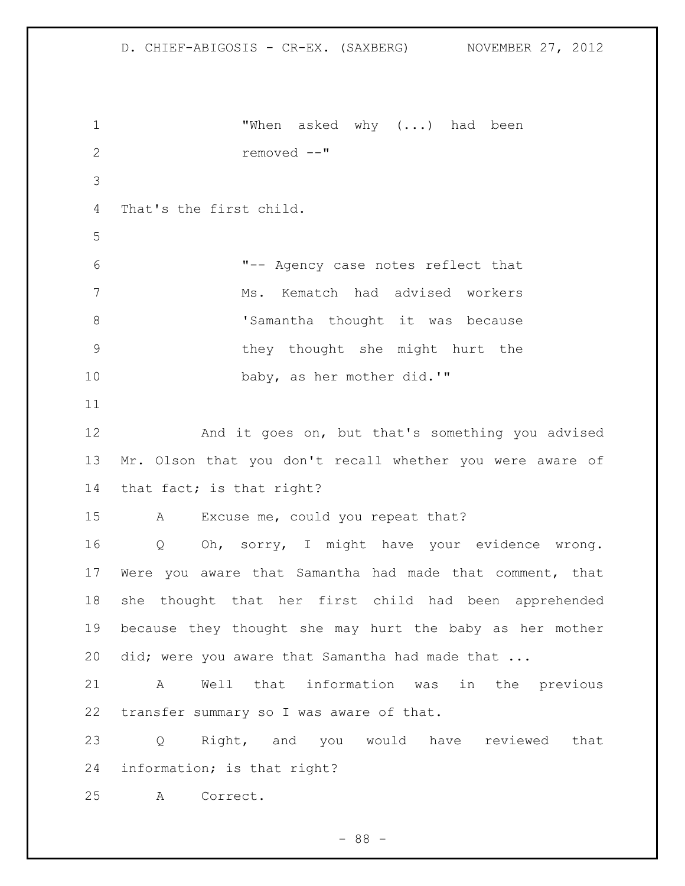"When asked why (...) had been removed --"

That's the first child.

"-- Agency case notes reflect that Ms. Kematch had advised workers 'Samantha thought it was because they thought she might hurt the baby, as her mother did.'"

And it goes on, but that's something you advised Mr. Olson that you don't recall whether you were aware of that fact; is that right?

A Excuse me, could you repeat that?

Q Oh, sorry, I might have your evidence wrong. Were you aware that Samantha had made that comment, that she thought that her first child had been apprehended because they thought she may hurt the baby as her mother did; were you aware that Samantha had made that ...

A Well that information was in the previous transfer summary so I was aware of that.

Q Right, and you would have reviewed that information; is that right?

A Correct.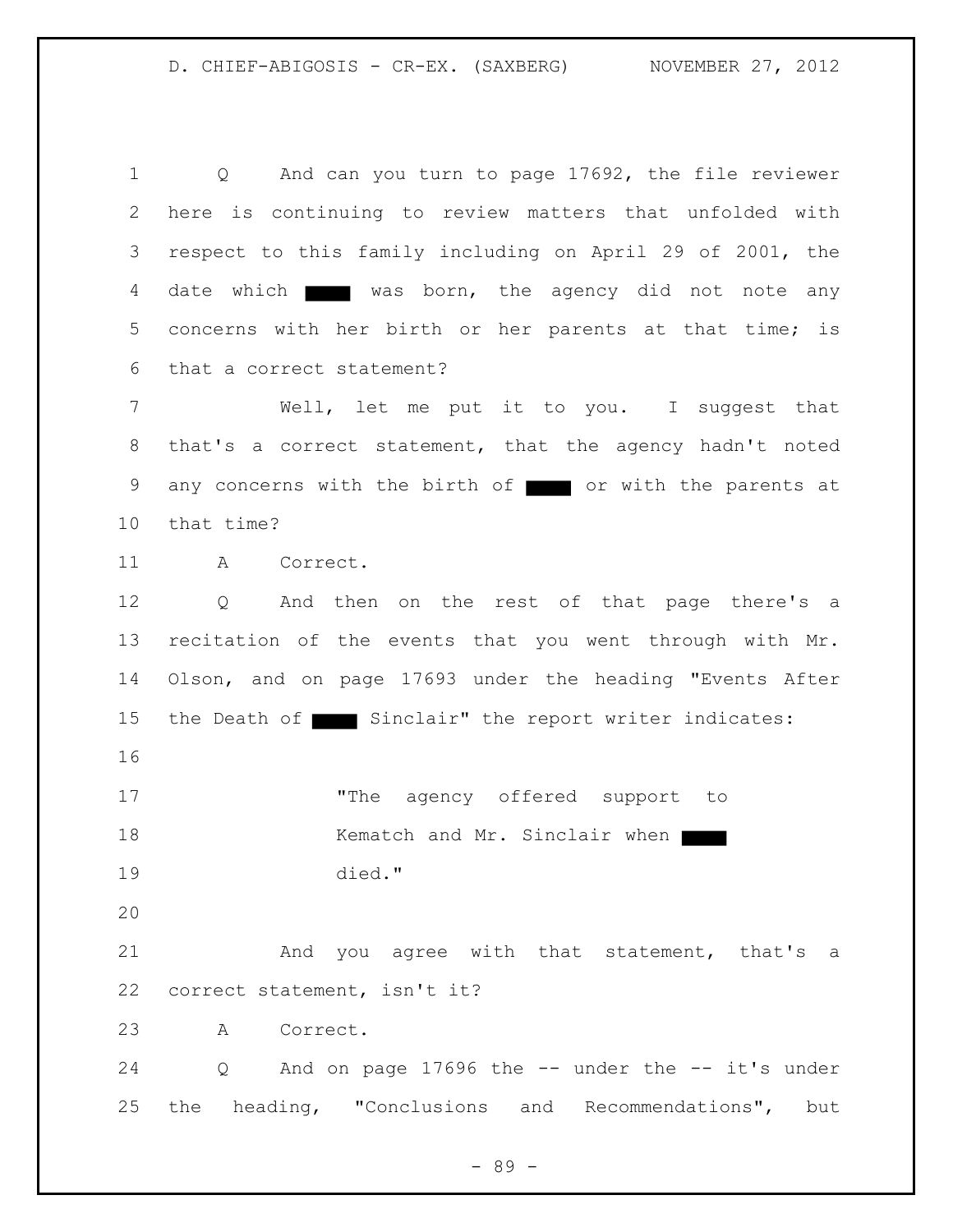Q And can you turn to page 17692, the file reviewer here is continuing to review matters that unfolded with respect to this family including on April 29 of 2001, the date which ████ was born, the agency did not note any concerns with her birth or her parents at that time; is that a correct statement?

Well, let me put it to you. I suggest that that's a correct statement, that the agency hadn't noted any concerns with the birth of ████ or with the parents at that time?

A Correct.

Q And then on the rest of that page there's a recitation of the events that you went through with Mr. Olson, and on page 17693 under the heading "Events After the Death of ████ Sinclair" the report writer indicates:

> "The agency offered support to Kematch and Mr. Sinclair when ████ died."

And you agree with that statement, that's a correct statement, isn't it?

A Correct.

Q And on page 17696 the -- under the -- it's under the heading, "Conclusions and Recommendations", but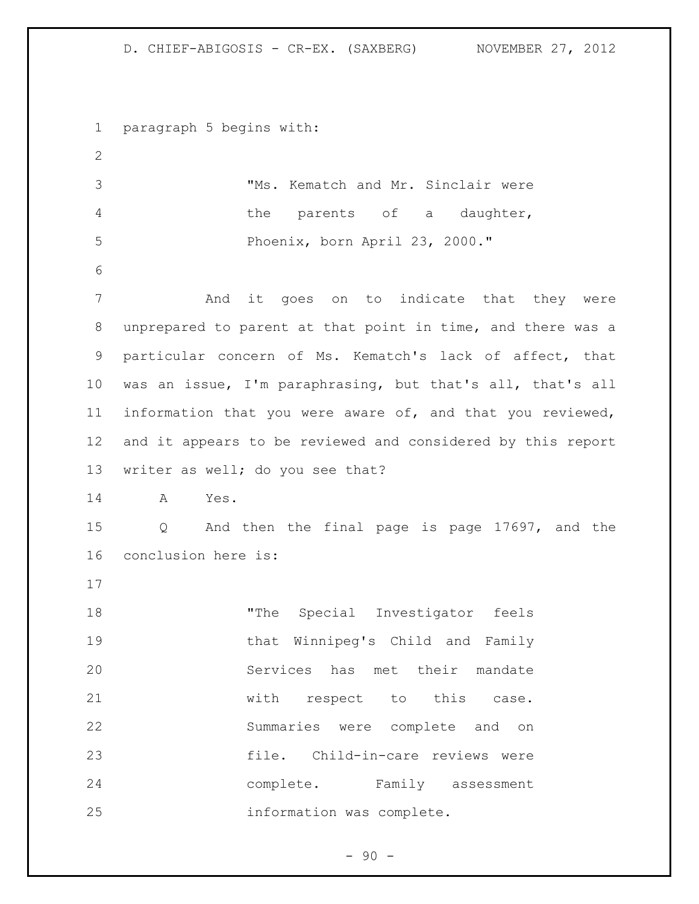paragraph 5 begins with:

> "Ms. Kematch and Mr. Sinclair were the parents of a daughter, Phoenix, born April 23, 2000."

And it goes on to indicate that they were unprepared to parent at that point in time, and there was a particular concern of Ms. Kematch's lack of affect, that was an issue, I'm paraphrasing, but that's all, that's all information that you were aware of, and that you reviewed, and it appears to be reviewed and considered by this report writer as well; do you see that?

A Yes.

Q And then the final page is page 17697, and the conclusion here is:

> "The Special Investigator feels that Winnipeg's Child and Family Services has met their mandate with respect to this case. Summaries were complete and on file. Child-in-care reviews were complete. Family assessment information was complete.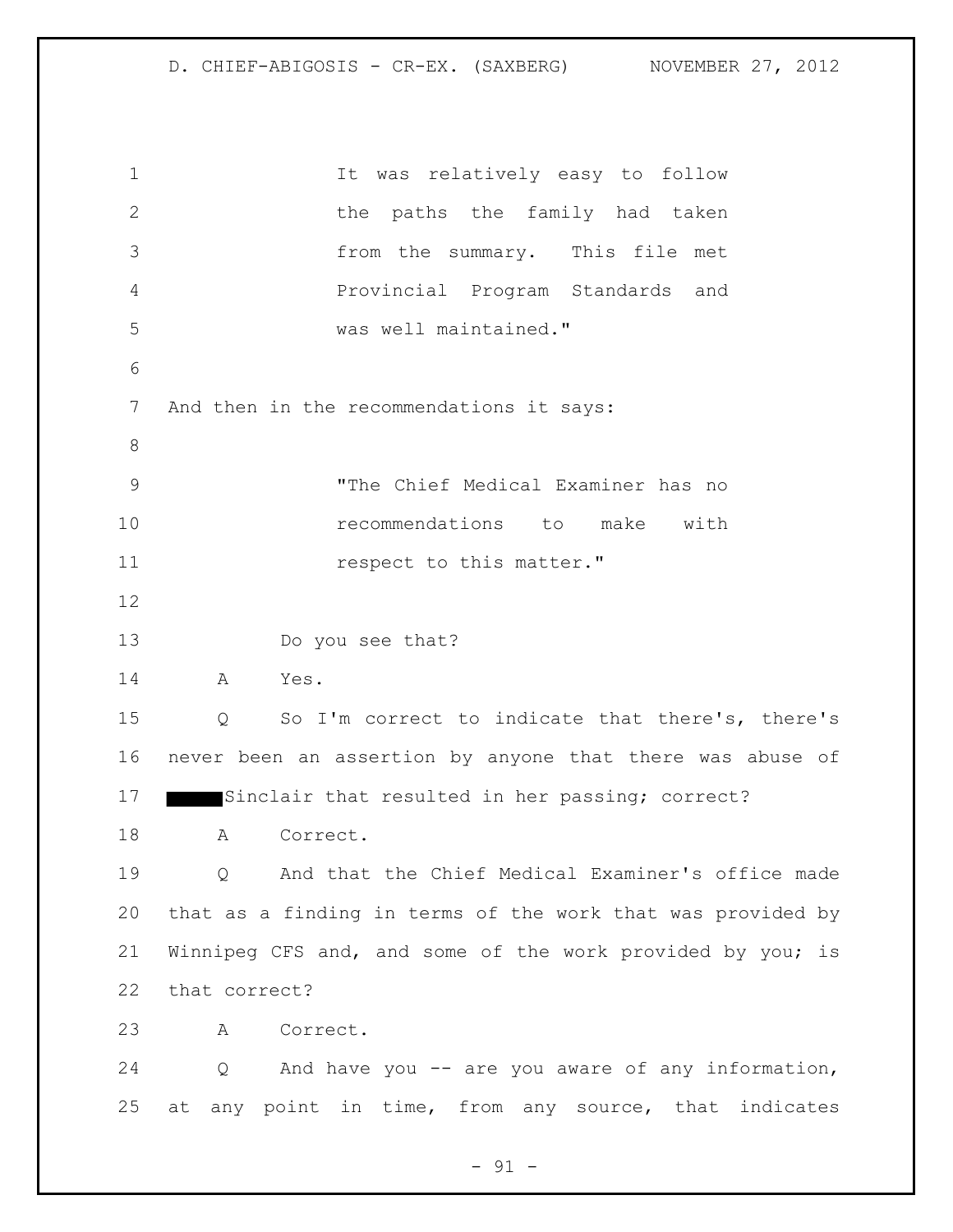"It was relatively easy to follow the paths the family had taken from the summary. This file met Provincial Program Standards and was well maintained."

And then in the recommendations it says:

"The Chief Medical Examiner has no recommendations to make with respect to this matter."

Do you see that?

A Yes.

Q So I'm correct to indicate that there's, there's never been an assertion by anyone that there was abuse of ████ Sinclair that resulted in her passing; correct?

A Correct.

Q And that the Chief Medical Examiner's office made that as a finding in terms of the work that was provided by Winnipeg CFS and, and some of the work provided by you; is that correct?

A Correct.

Q And have you -- are you aware of any information, at any point in time, from any source, that indicates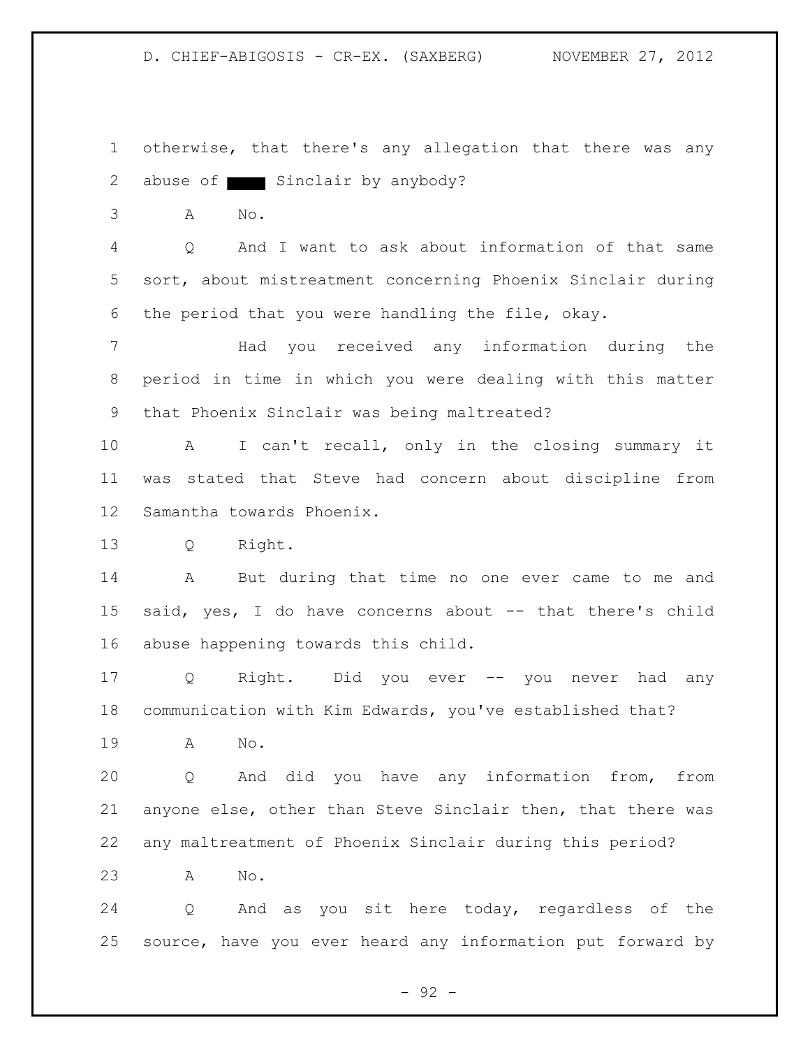otherwise, that there's any allegation that there was any abuse of ████ Sinclair by anybody?

A No.

Q And I want to ask about information of that same sort, about mistreatment concerning Phoenix Sinclair during the period that you were handling the file, okay.

Had you received any information during the period in time in which you were dealing with this matter that Phoenix Sinclair was being maltreated?

A I can't recall, only in the closing summary it was stated that Steve had concern about discipline from Samantha towards Phoenix.

Q Right.

A But during that time no one ever came to me and said, yes, I do have concerns about -- that there's child abuse happening towards this child.

Q Right. Did you ever -- you never had any communication with Kim Edwards, you've established that?

A No.

Q And did you have any information from, from anyone else, other than Steve Sinclair then, that there was any maltreatment of Phoenix Sinclair during this period?

A No.

Q And as you sit here today, regardless of the source, have you ever heard any information put forward by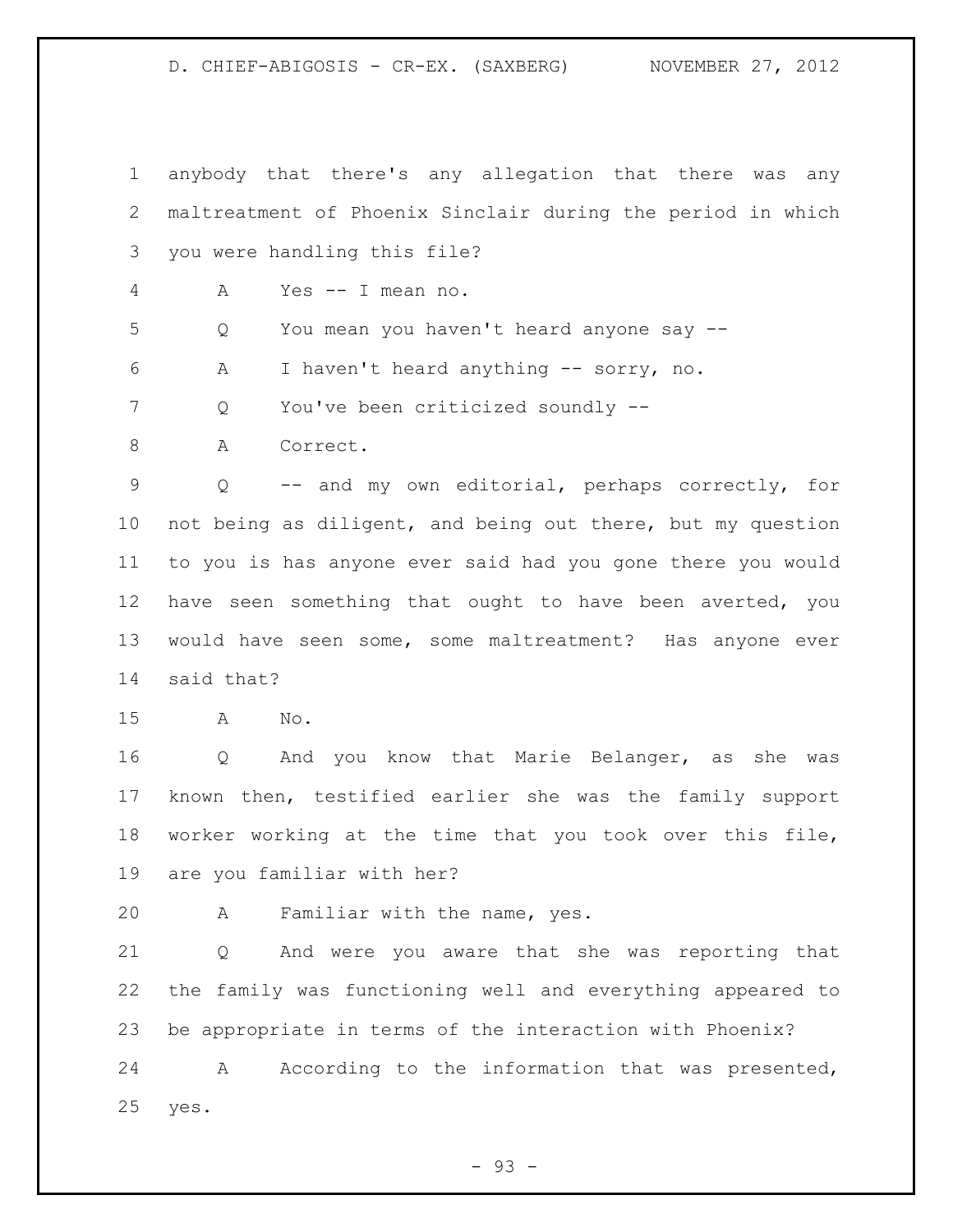anybody that there's any allegation that there was any maltreatment of Phoenix Sinclair during the period in which you were handling this file?

A Yes -- I mean no.

Q You mean you haven't heard anyone say --

A I haven't heard anything -- sorry, no.

Q You've been criticized soundly --

A Correct.

Q -- and my own editorial, perhaps correctly, for not being as diligent, and being out there, but my question to you is has anyone ever said had you gone there you would have seen something that ought to have been averted, you would have seen some, some maltreatment? Has anyone ever said that?

A No.

Q And you know that Marie Belanger, as she was known then, testified earlier she was the family support worker working at the time that you took over this file, are you familiar with her?

A Familiar with the name, yes.

Q And were you aware that she was reporting that the family was functioning well and everything appeared to be appropriate in terms of the interaction with Phoenix?

A According to the information that was presented, yes.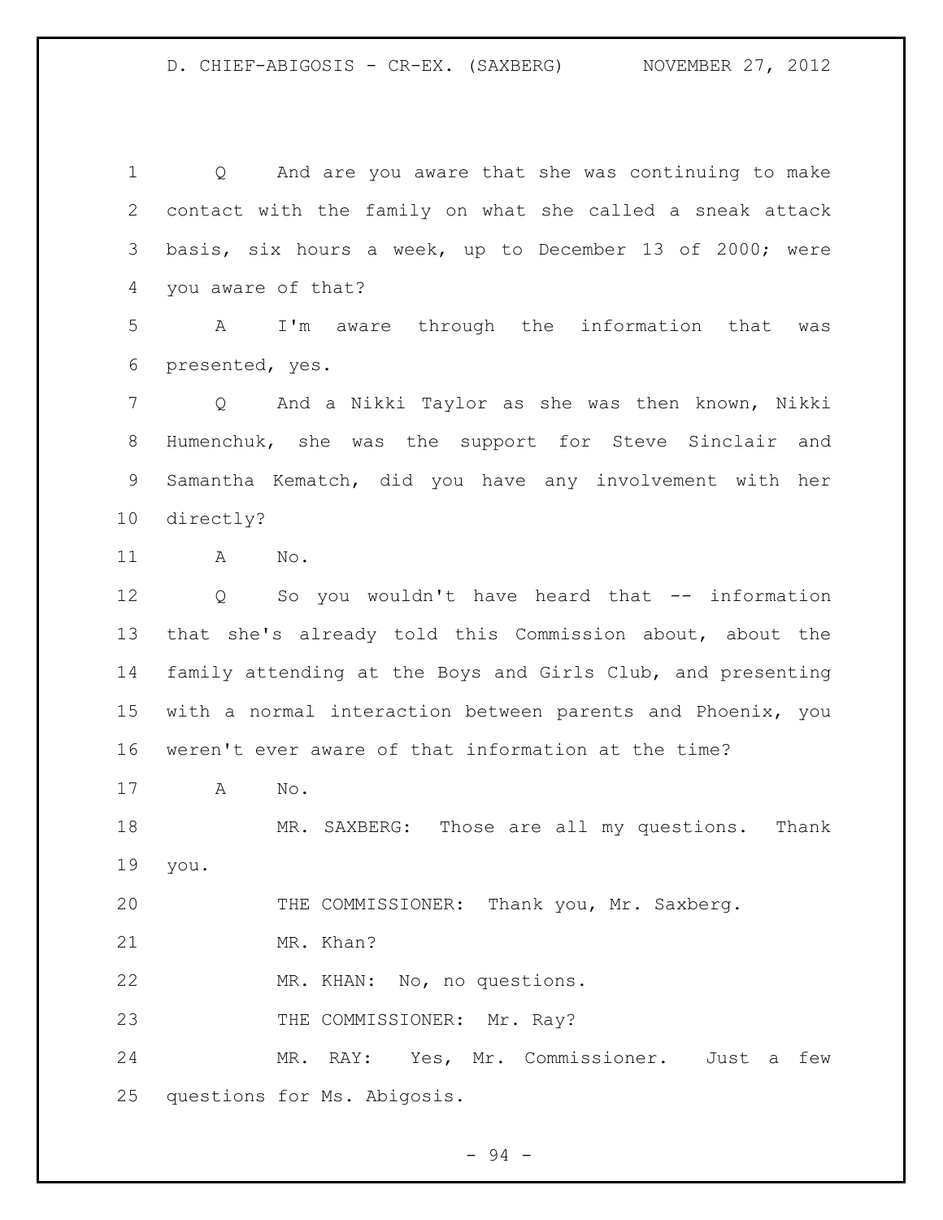Q And are you aware that she was continuing to make contact with the family on what she called a sneak attack basis, six hours a week, up to December 13 of 2000; were you aware of that?

A I'm aware through the information that was presented, yes.

Q And a Nikki Taylor as she was then known, Nikki Humenchuk, she was the support for Steve Sinclair and Samantha Kematch, did you have any involvement with her directly?

A No.

Q So you wouldn't have heard that -- information that she's already told this Commission about, about the family attending at the Boys and Girls Club, and presenting with a normal interaction between parents and Phoenix, you weren't ever aware of that information at the time?

A No.

MR. SAXBERG: Those are all my questions. Thank you.

THE COMMISSIONER: Thank you, Mr. Saxberg.

MR. Khan?

MR. KHAN: No, no questions.

THE COMMISSIONER: Mr. Ray?

MR. RAY: Yes, Mr. Commissioner. Just a few questions for Ms. Abigosis.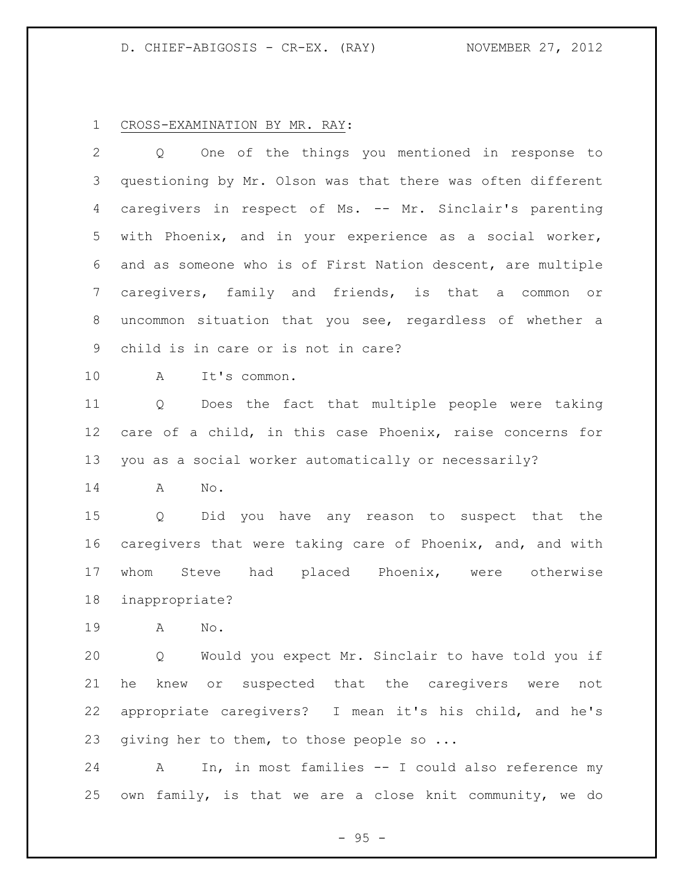CROSS-EXAMINATION BY MR. RAY:

Q One of the things you mentioned in response to questioning by Mr. Olson was that there was often different caregivers in respect of Ms. -- Mr. Sinclair's parenting with Phoenix, and in your experience as a social worker, and as someone who is of First Nation descent, are multiple caregivers, family and friends, is that a common or uncommon situation that you see, regardless of whether a child is in care or is not in care?

A It's common.

Q Does the fact that multiple people were taking care of a child, in this case Phoenix, raise concerns for you as a social worker automatically or necessarily?

A No.

Q Did you have any reason to suspect that the caregivers that were taking care of Phoenix, and, and with whom Steve had placed Phoenix, were otherwise inappropriate?

A No.

Q Would you expect Mr. Sinclair to have told you if he knew or suspected that the caregivers were not appropriate caregivers? I mean it's his child, and he's giving her to them, to those people so ...

A In, in most families -- I could also reference my own family, is that we are a close knit community, we do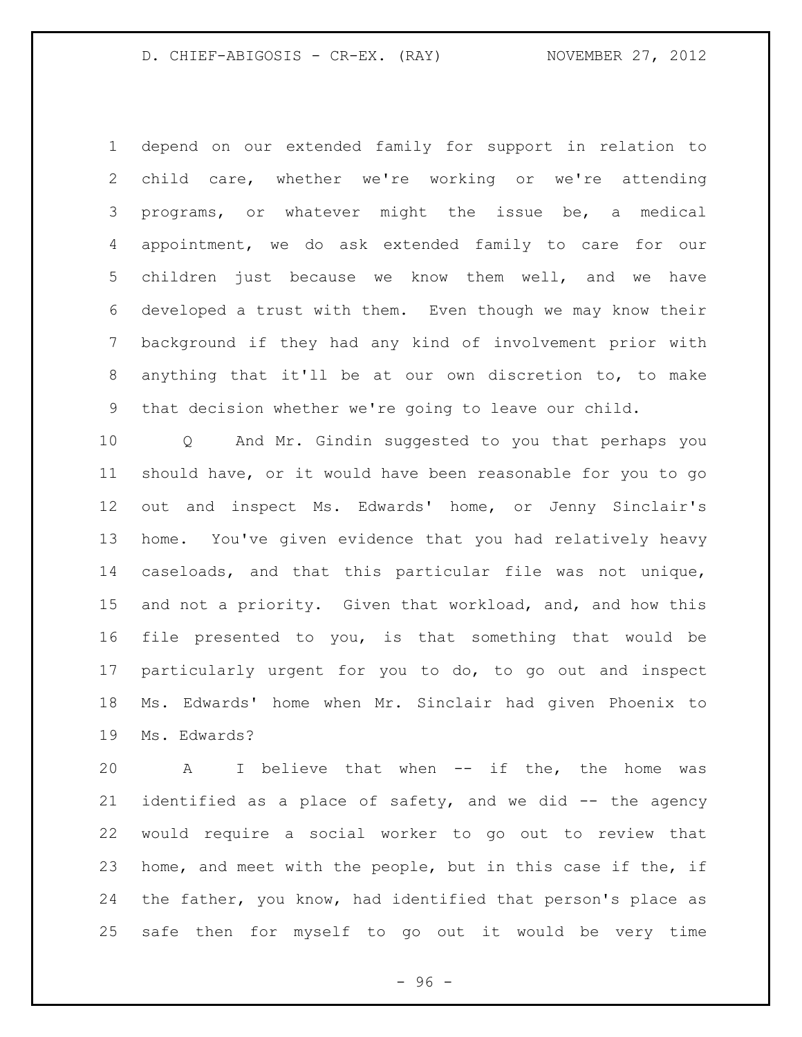depend on our extended family for support in relation to child care, whether we're working or we're attending programs, or whatever might the issue be, a medical appointment, we do ask extended family to care for our children just because we know them well, and we have developed a trust with them. Even though we may know their background if they had any kind of involvement prior with anything that it'll be at our own discretion to, to make that decision whether we're going to leave our child.

Q And Mr. Gindin suggested to you that perhaps you should have, or it would have been reasonable for you to go out and inspect Ms. Edwards' home, or Jenny Sinclair's home. You've given evidence that you had relatively heavy caseloads, and that this particular file was not unique, and not a priority. Given that workload, and, and how this file presented to you, is that something that would be particularly urgent for you to do, to go out and inspect Ms. Edwards' home when Mr. Sinclair had given Phoenix to Ms. Edwards?

A I believe that when -- if the, the home was identified as a place of safety, and we did -- the agency would require a social worker to go out to review that home, and meet with the people, but in this case if the, if the father, you know, had identified that person's place as safe then for myself to go out it would be very time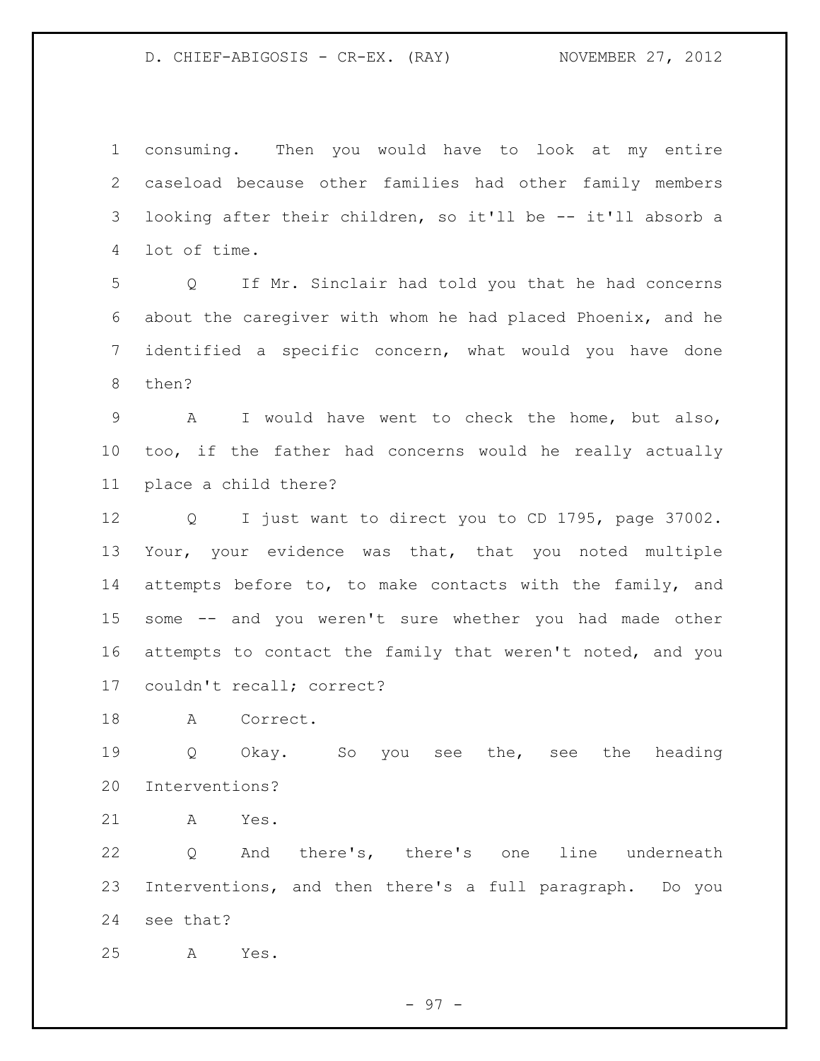consuming. Then you would have to look at my entire caseload because other families had other family members looking after their children, so it'll be -- it'll absorb a lot of time.

Q If Mr. Sinclair had told you that he had concerns about the caregiver with whom he had placed Phoenix, and he identified a specific concern, what would you have done then?

A I would have went to check the home, but also, too, if the father had concerns would he really actually place a child there?

Q I just want to direct you to CD 1795, page 37002. Your, your evidence was that, that you noted multiple attempts before to, to make contacts with the family, and some -- and you weren't sure whether you had made other attempts to contact the family that weren't noted, and you couldn't recall; correct?

A Correct.

Q Okay. So you see the, see the heading Interventions?

A Yes.

Q And there's, there's one line underneath Interventions, and then there's a full paragraph. Do you see that?

A Yes.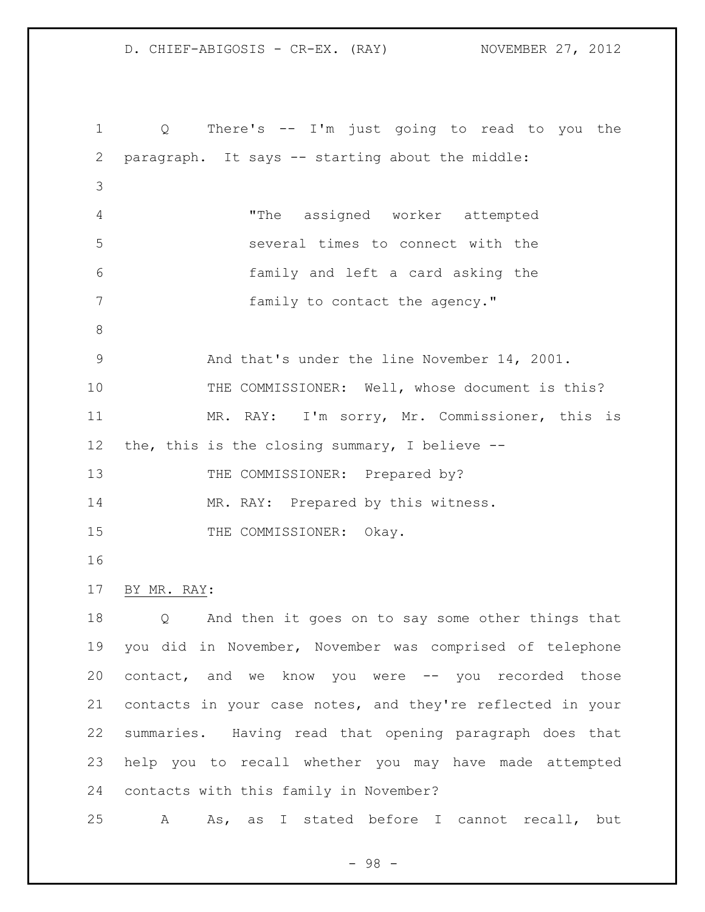Q There's -- I'm just going to read to you the paragraph. It says -- starting about the middle:

> "The assigned worker attempted several times to connect with the family and left a card asking the family to contact the agency."

And that's under the line November 14, 2001.

THE COMMISSIONER: Well, whose document is this?

MR. RAY: I'm sorry, Mr. Commissioner, this is the, this is the closing summary, I believe --

THE COMMISSIONER: Prepared by?

MR. RAY: Prepared by this witness.

THE COMMISSIONER: Okay.

BY MR. RAY:

Q And then it goes on to say some other things that you did in November, November was comprised of telephone contact, and we know you were -- you recorded those contacts in your case notes, and they're reflected in your summaries. Having read that opening paragraph does that help you to recall whether you may have made attempted contacts with this family in November?

A As, as I stated before I cannot recall, but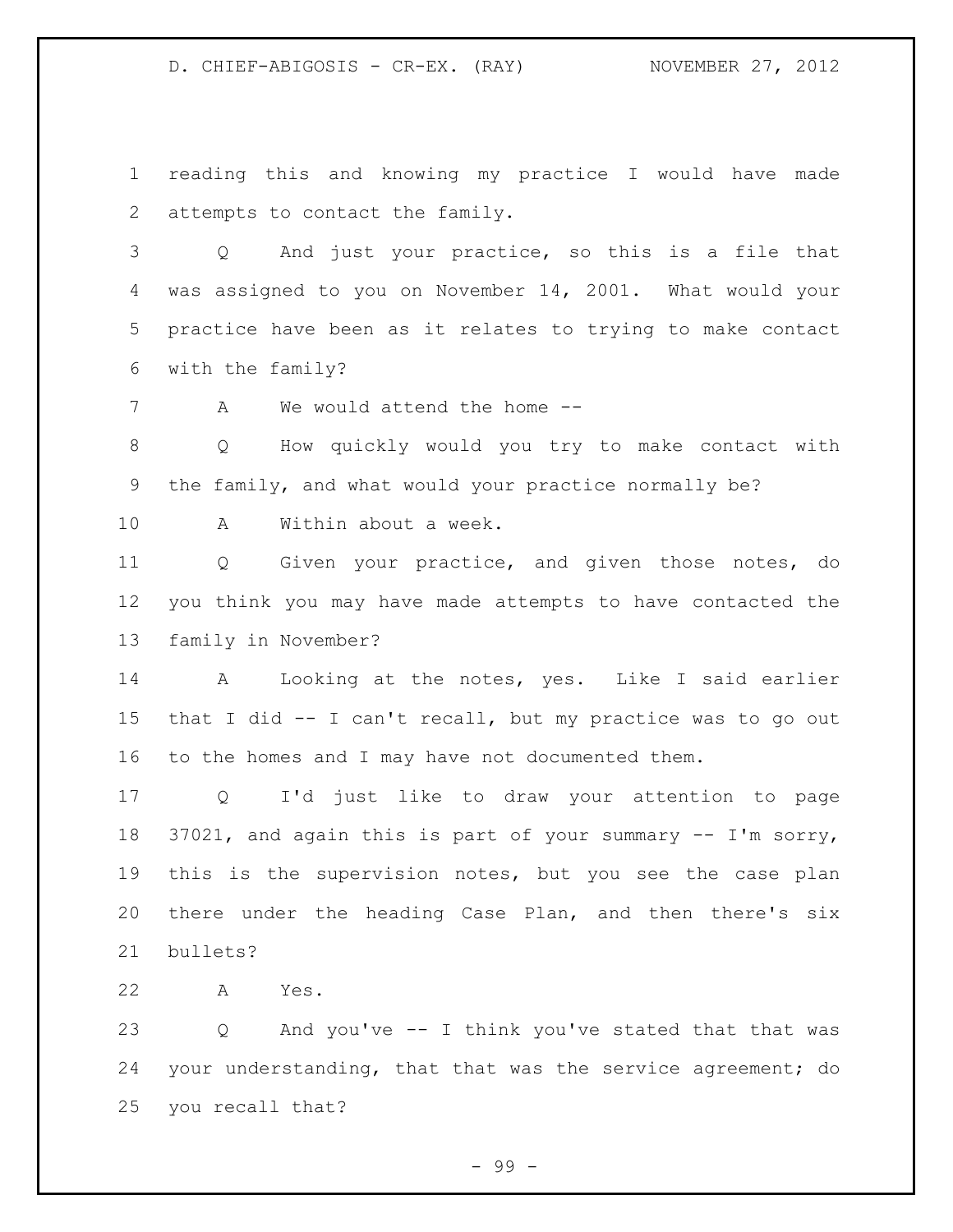reading this and knowing my practice I would have made attempts to contact the family.

Q And just your practice, so this is a file that was assigned to you on November 14, 2001. What would your practice have been as it relates to trying to make contact with the family?

A We would attend the home --

Q How quickly would you try to make contact with the family, and what would your practice normally be?

A Within about a week.

Q Given your practice, and given those notes, do you think you may have made attempts to have contacted the family in November?

A Looking at the notes, yes. Like I said earlier that I did -- I can't recall, but my practice was to go out to the homes and I may have not documented them.

Q I'd just like to draw your attention to page 37021, and again this is part of your summary -- I'm sorry, this is the supervision notes, but you see the case plan there under the heading Case Plan, and then there's six bullets?

A Yes.

Q And you've -- I think you've stated that that was your understanding, that that was the service agreement; do you recall that?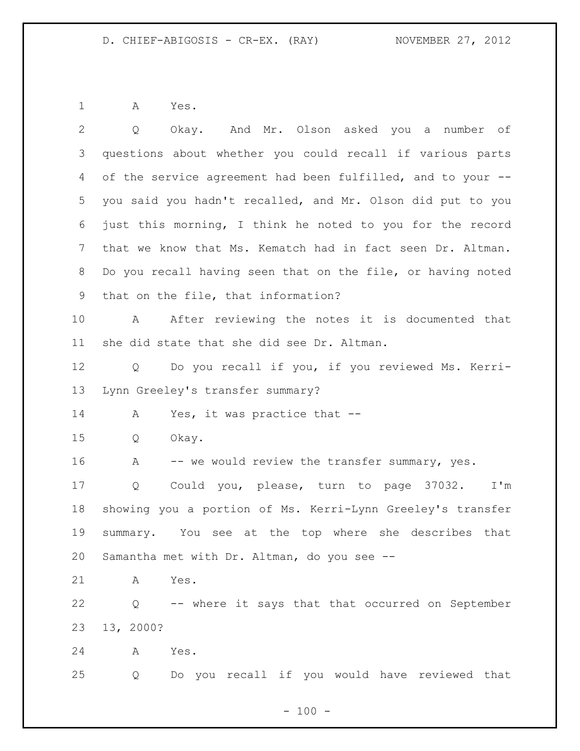A Yes.

Q Okay. And Mr. Olson asked you a number of questions about whether you could recall if various parts of the service agreement had been fulfilled, and to your -- you said you hadn't recalled, and Mr. Olson did put to you just this morning, I think he noted to you for the record that we know that Ms. Kematch had in fact seen Dr. Altman. Do you recall having seen that on the file, or having noted that on the file, that information?

A After reviewing the notes it is documented that she did state that she did see Dr. Altman.

Q Do you recall if you, if you reviewed Ms. Kerri-Lynn Greeley's transfer summary?

A Yes, it was practice that --

Q Okay.

A -- we would review the transfer summary, yes.

Q Could you, please, turn to page 37032. I'm showing you a portion of Ms. Kerri-Lynn Greeley's transfer summary. You see at the top where she describes that Samantha met with Dr. Altman, do you see --

A Yes.

Q -- where it says that that occurred on September 13, 2000?

A Yes.

Q Do you recall if you would have reviewed that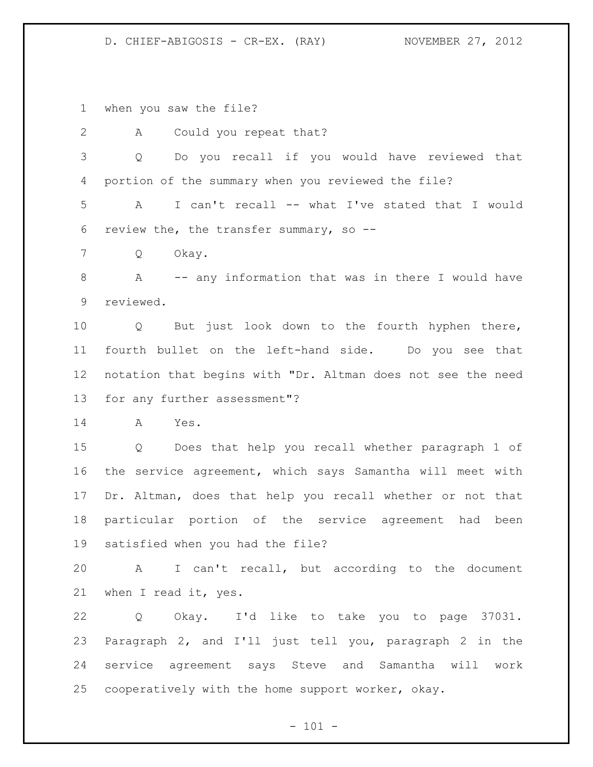when you saw the file?

A Could you repeat that?

Q Do you recall if you would have reviewed that portion of the summary when you reviewed the file?

A I can't recall -- what I've stated that I would review the, the transfer summary, so --

Q Okay.

A -- any information that was in there I would have reviewed.

Q But just look down to the fourth hyphen there, fourth bullet on the left-hand side. Do you see that notation that begins with "Dr. Altman does not see the need for any further assessment"?

A Yes.

Q Does that help you recall whether paragraph 1 of the service agreement, which says Samantha will meet with Dr. Altman, does that help you recall whether or not that particular portion of the service agreement had been satisfied when you had the file?

A I can't recall, but according to the document when I read it, yes.

Q Okay. I'd like to take you to page 37031. Paragraph 2, and I'll just tell you, paragraph 2 in the service agreement says Steve and Samantha will work cooperatively with the home support worker, okay.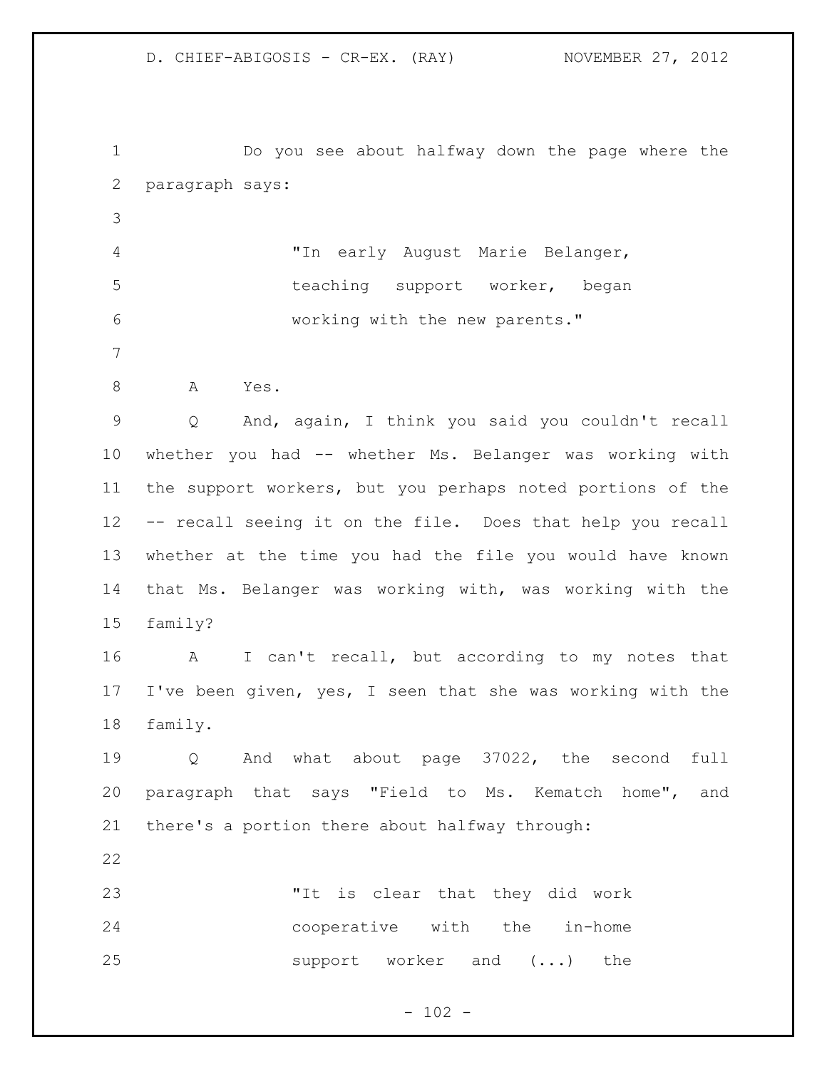Do you see about halfway down the page where the paragraph says:

> "In early August Marie Belanger, teaching support worker, began working with the new parents."

A Yes.

Q And, again, I think you said you couldn't recall whether you had -- whether Ms. Belanger was working with the support workers, but you perhaps noted portions of the -- recall seeing it on the file. Does that help you recall whether at the time you had the file you would have known that Ms. Belanger was working with, was working with the family?

A I can't recall, but according to my notes that I've been given, yes, I seen that she was working with the family.

Q And what about page 37022, the second full paragraph that says "Field to Ms. Kematch home", and there's a portion there about halfway through:

> "It is clear that they did work cooperative with the in-home support worker and (...) the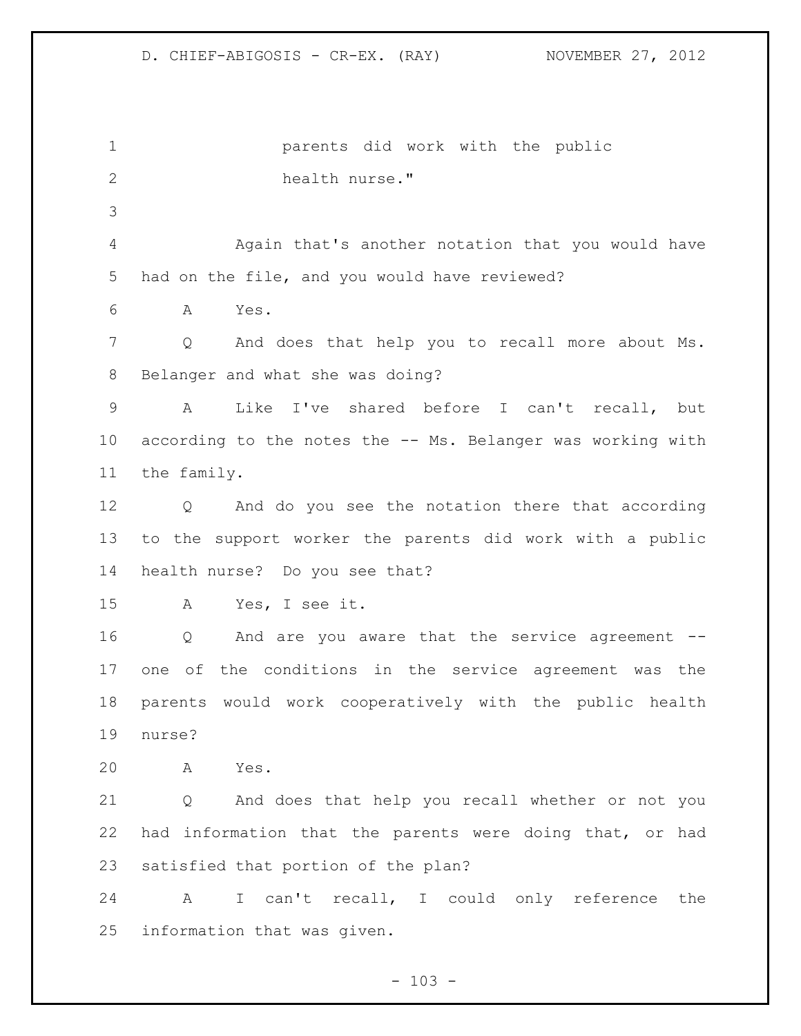parents did work with the public health nurse."

Again that's another notation that you would have had on the file, and you would have reviewed?

A Yes.

Q And does that help you to recall more about Ms. Belanger and what she was doing?

A Like I've shared before I can't recall, but according to the notes the -- Ms. Belanger was working with the family.

Q And do you see the notation there that according to the support worker the parents did work with a public health nurse? Do you see that?

A Yes, I see it.

Q And are you aware that the service agreement -- one of the conditions in the service agreement was the parents would work cooperatively with the public health nurse?

A Yes.

Q And does that help you recall whether or not you had information that the parents were doing that, or had satisfied that portion of the plan?

A I can't recall, I could only reference the information that was given.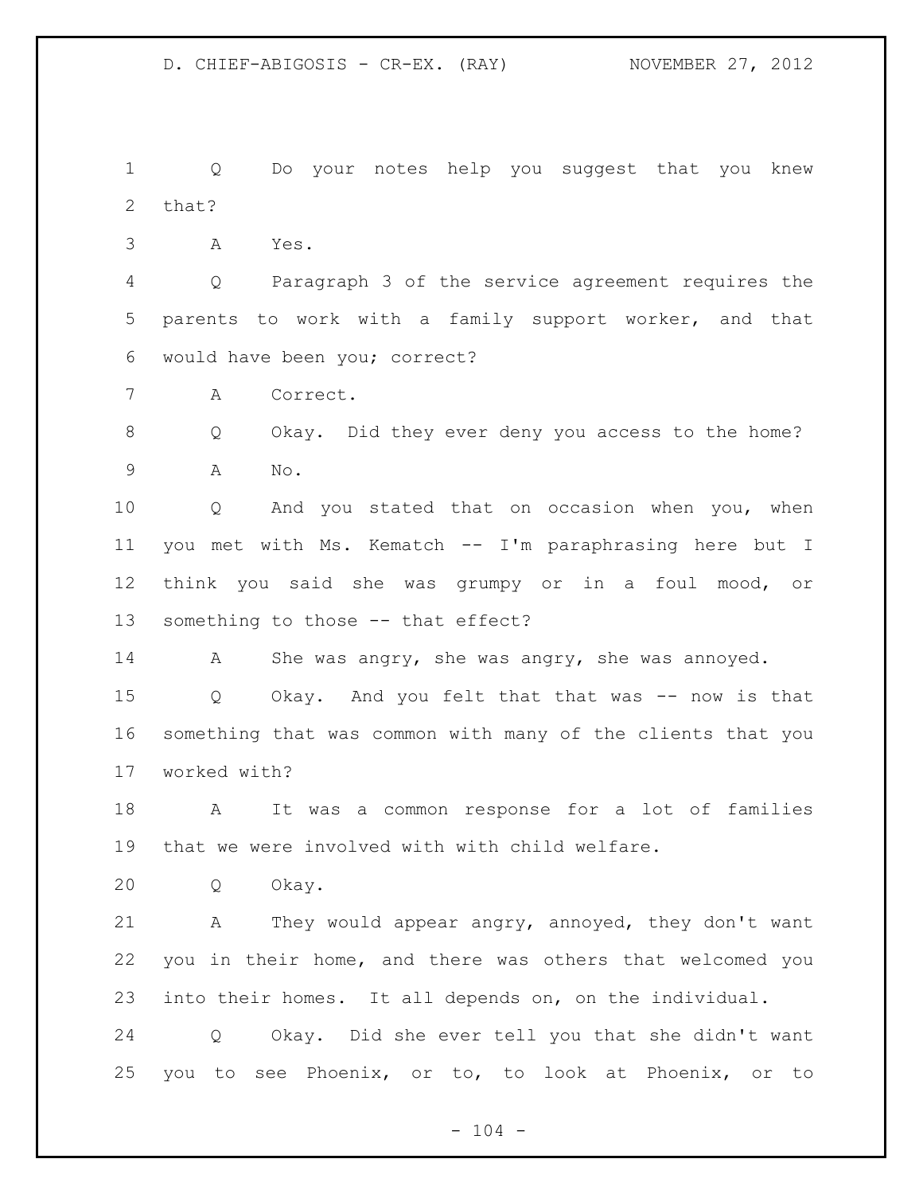Q Do your notes help you suggest that you knew that?

A Yes.

Q Paragraph 3 of the service agreement requires the parents to work with a family support worker, and that would have been you; correct?

A Correct.

Q Okay. Did they ever deny you access to the home?

A No.

Q And you stated that on occasion when you, when you met with Ms. Kematch -- I'm paraphrasing here but I think you said she was grumpy or in a foul mood, or something to those -- that effect?

A She was angry, she was angry, she was annoyed.

Q Okay. And you felt that that was -- now is that something that was common with many of the clients that you worked with?

A It was a common response for a lot of families that we were involved with with child welfare.

Q Okay.

A They would appear angry, annoyed, they don't want you in their home, and there was others that welcomed you into their homes. It all depends on, on the individual.

Q Okay. Did she ever tell you that she didn't want you to see Phoenix, or to, to look at Phoenix, or to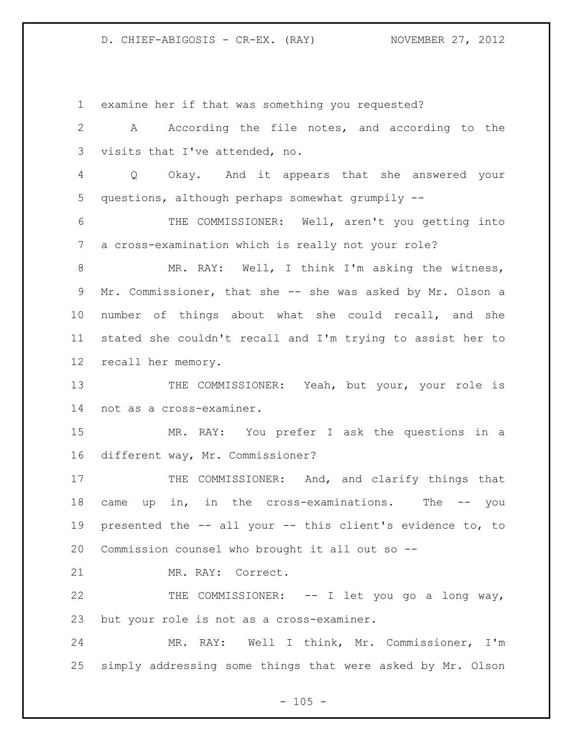examine her if that was something you requested?

A According the file notes, and according to the visits that I've attended, no.

Q Okay. And it appears that she answered your questions, although perhaps somewhat grumpily --

THE COMMISSIONER: Well, aren't you getting into a cross-examination which is really not your role?

MR. RAY: Well, I think I'm asking the witness, Mr. Commissioner, that she -- she was asked by Mr. Olson a number of things about what she could recall, and she stated she couldn't recall and I'm trying to assist her to recall her memory.

THE COMMISSIONER: Yeah, but your, your role is not as a cross-examiner.

MR. RAY: You prefer I ask the questions in a different way, Mr. Commissioner?

THE COMMISSIONER: And, and clarify things that came up in, in the cross-examinations. The -- you presented the -- all your -- this client's evidence to, to Commission counsel who brought it all out so --

MR. RAY: Correct.

THE COMMISSIONER: -- I let you go a long way, but your role is not as a cross-examiner.

MR. RAY: Well I think, Mr. Commissioner, I'm simply addressing some things that were asked by Mr. Olson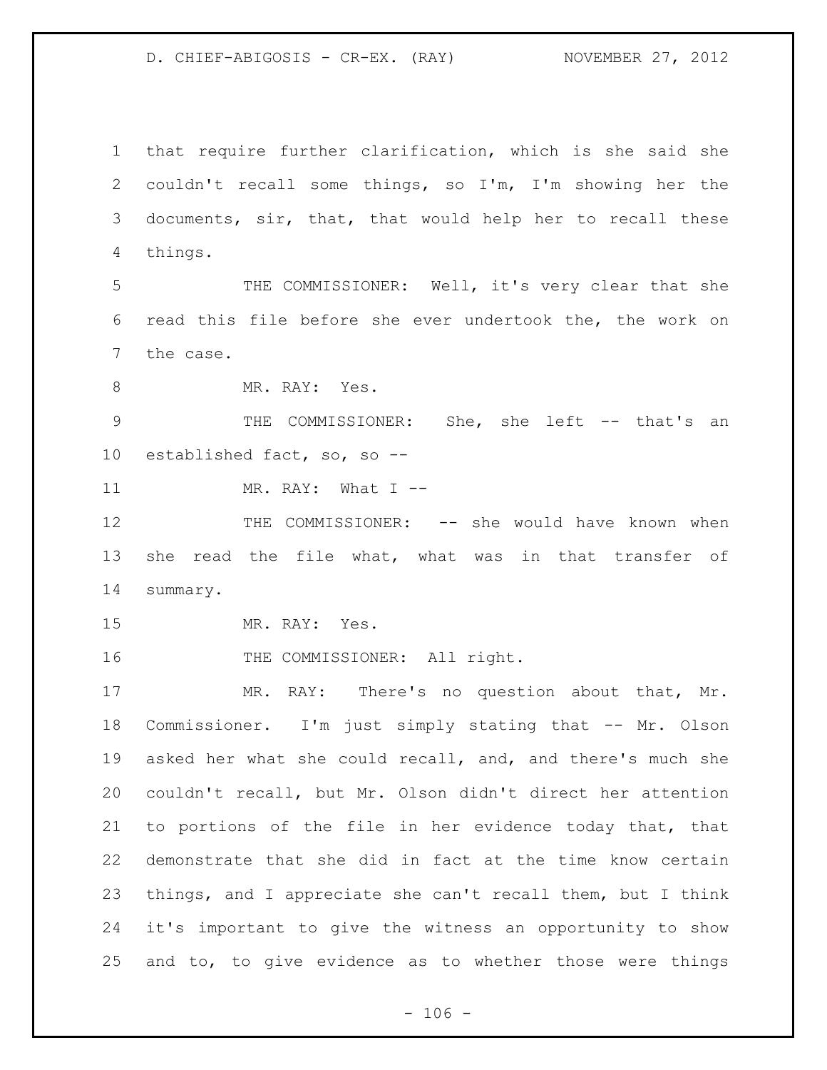that require further clarification, which is she said she couldn't recall some things, so I'm, I'm showing her the documents, sir, that, that would help her to recall these things.

THE COMMISSIONER: Well, it's very clear that she read this file before she ever undertook the, the work on the case.

MR. RAY: Yes.

THE COMMISSIONER: She, she left -- that's an established fact, so, so --

MR. RAY: What I --

THE COMMISSIONER: -- she would have known when she read the file what, what was in that transfer of summary.

MR. RAY: Yes.

THE COMMISSIONER: All right.

MR. RAY: There's no question about that, Mr. Commissioner. I'm just simply stating that -- Mr. Olson asked her what she could recall, and, and there's much she couldn't recall, but Mr. Olson didn't direct her attention to portions of the file in her evidence today that, that demonstrate that she did in fact at the time know certain things, and I appreciate she can't recall them, but I think it's important to give the witness an opportunity to show and to, to give evidence as to whether those were things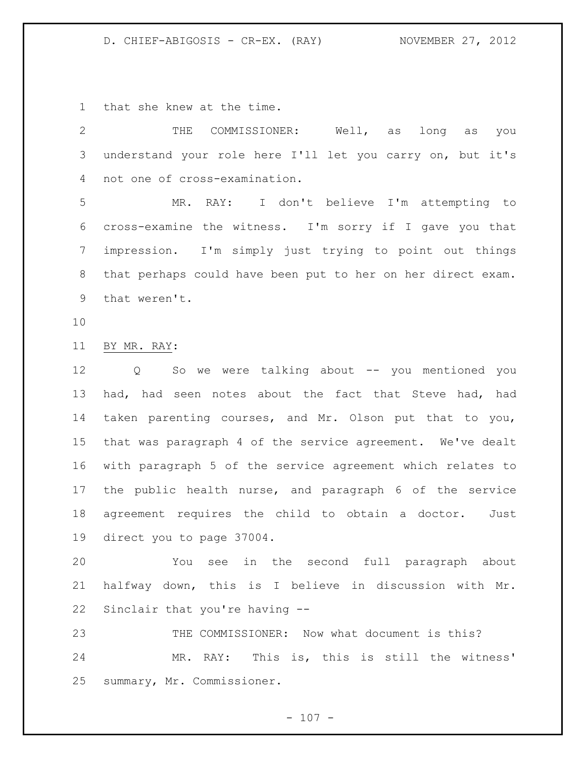that she knew at the time.

THE COMMISSIONER: Well, as long as you understand your role here I'll let you carry on, but it's not one of cross-examination.

MR. RAY: I don't believe I'm attempting to cross-examine the witness. I'm sorry if I gave you that impression. I'm simply just trying to point out things that perhaps could have been put to her on her direct exam. that weren't.

BY MR. RAY:

Q So we were talking about -- you mentioned you had, had seen notes about the fact that Steve had, had taken parenting courses, and Mr. Olson put that to you, that was paragraph 4 of the service agreement. We've dealt with paragraph 5 of the service agreement which relates to the public health nurse, and paragraph 6 of the service agreement requires the child to obtain a doctor. Just direct you to page 37004.

You see in the second full paragraph about halfway down, this is I believe in discussion with Mr. Sinclair that you're having --

THE COMMISSIONER: Now what document is this?

MR. RAY: This is, this is still the witness' summary, Mr. Commissioner.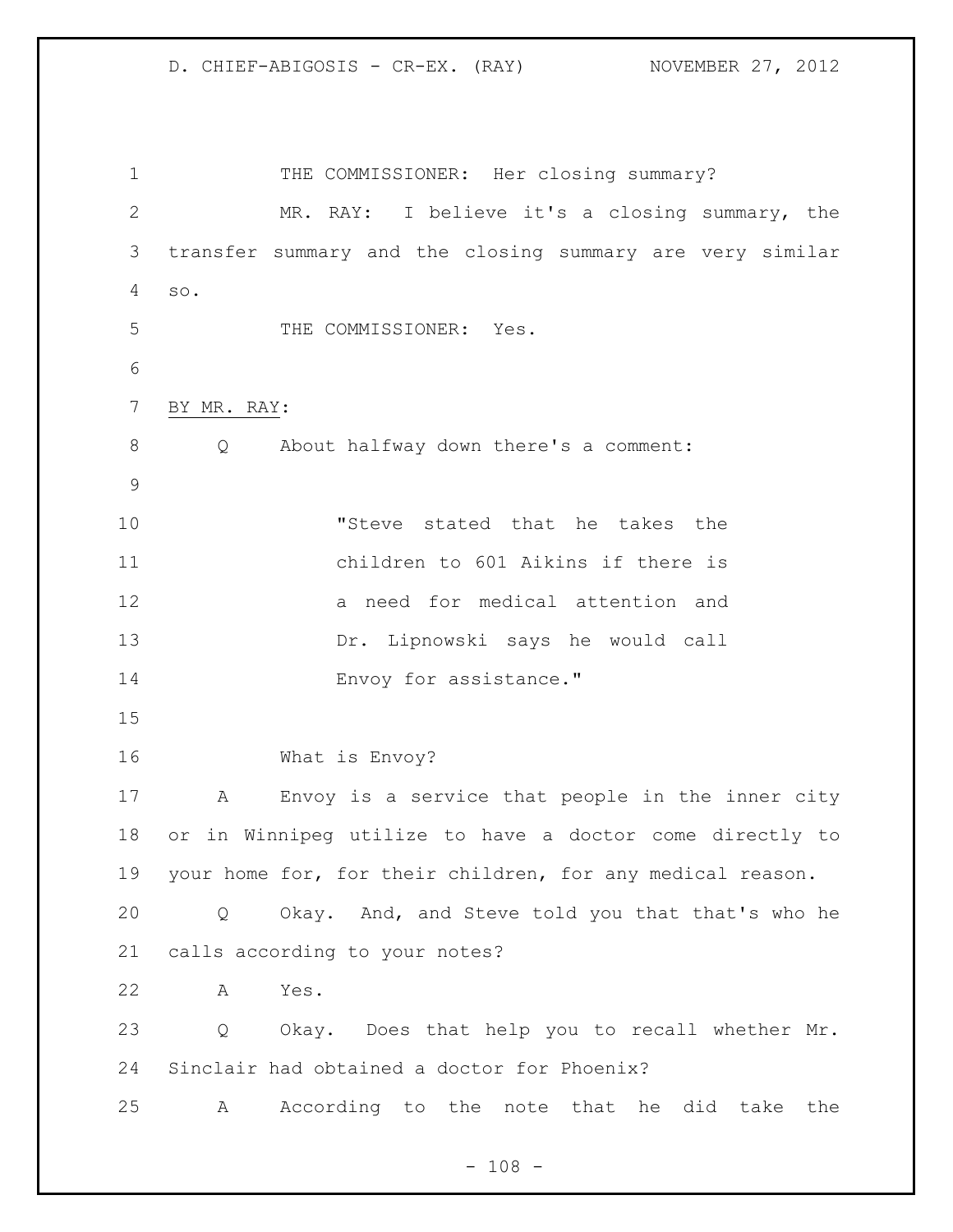THE COMMISSIONER: Her closing summary?

MR. RAY: I believe it's a closing summary, the transfer summary and the closing summary are very similar so.

THE COMMISSIONER: Yes.

BY MR. RAY:

Q About halfway down there's a comment:

> "Steve stated that he takes the children to 601 Aikins if there is a need for medical attention and Dr. Lipnowski says he would call Envoy for assistance."

What is Envoy?

A Envoy is a service that people in the inner city or in Winnipeg utilize to have a doctor come directly to your home for, for their children, for any medical reason.

Q Okay. And, and Steve told you that that's who he calls according to your notes?

A Yes.

Q Okay. Does that help you to recall whether Mr. Sinclair had obtained a doctor for Phoenix?

A According to the note that he did take the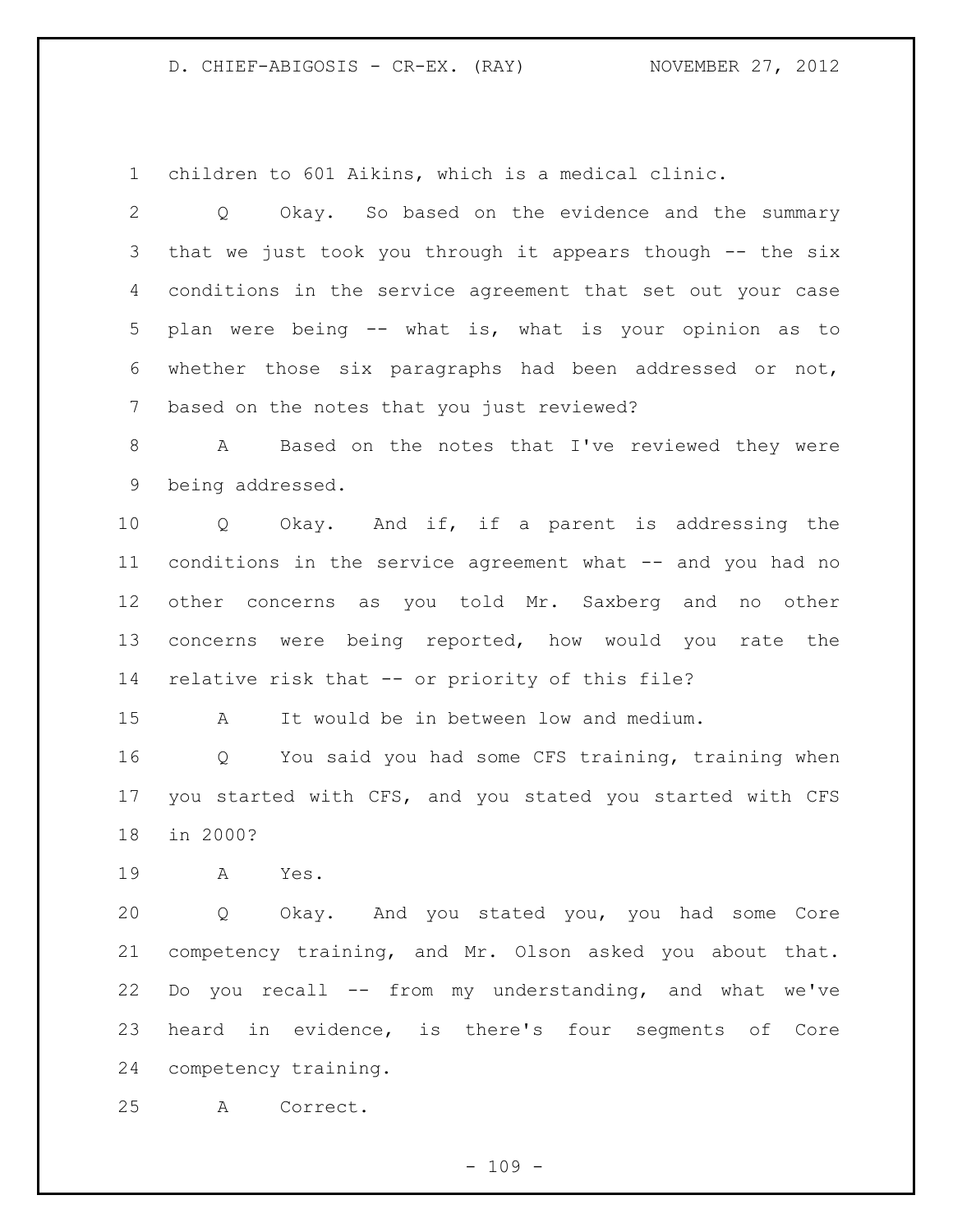children to 601 Aikins, which is a medical clinic.

Q Okay. So based on the evidence and the summary that we just took you through it appears though -- the six conditions in the service agreement that set out your case plan were being -- what is, what is your opinion as to whether those six paragraphs had been addressed or not, based on the notes that you just reviewed?

A Based on the notes that I've reviewed they were being addressed.

Q Okay. And if, if a parent is addressing the conditions in the service agreement what -- and you had no other concerns as you told Mr. Saxberg and no other concerns were being reported, how would you rate the relative risk that -- or priority of this file?

A It would be in between low and medium.

Q You said you had some CFS training, training when you started with CFS, and you stated you started with CFS in 2000?

A Yes.

Q Okay. And you stated you, you had some Core competency training, and Mr. Olson asked you about that. Do you recall -- from my understanding, and what we've heard in evidence, is there's four segments of Core competency training.

A Correct.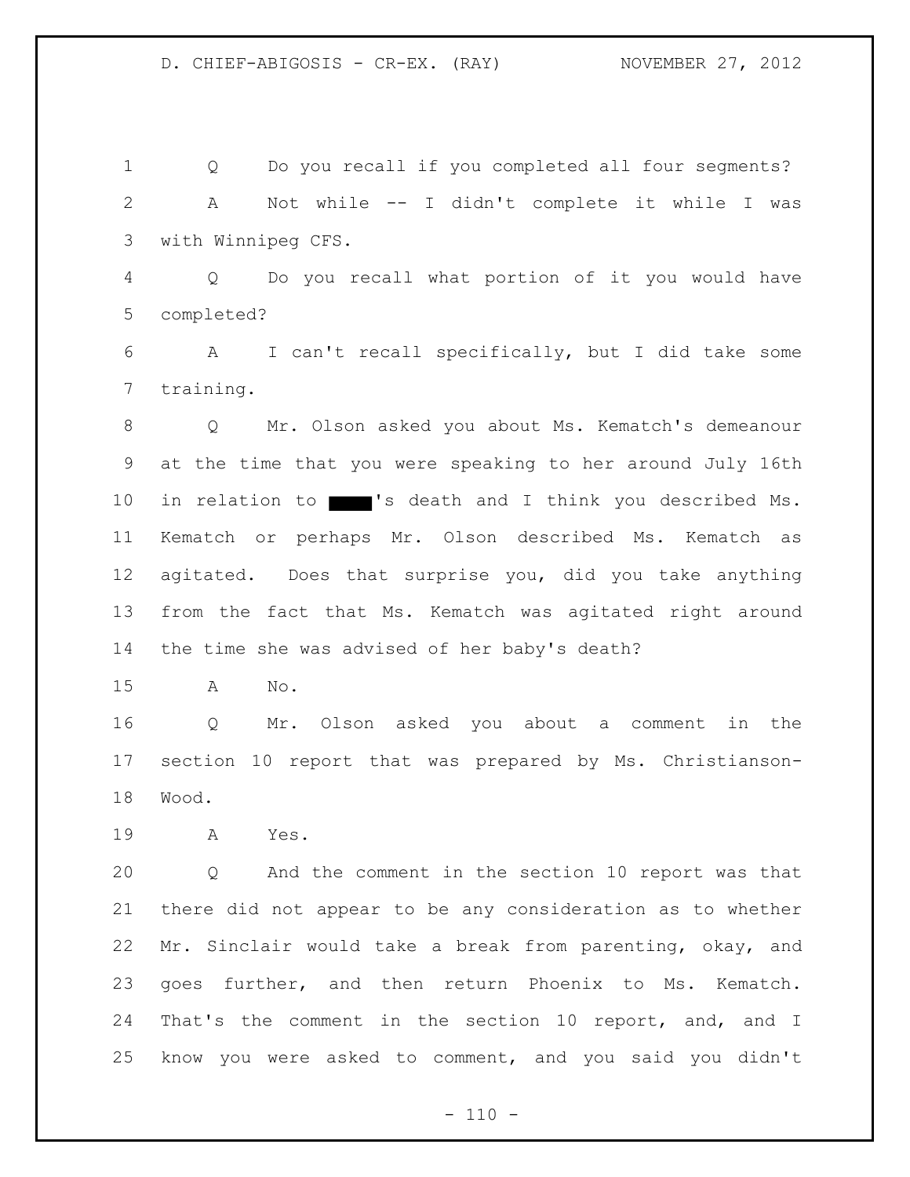Q Do you recall if you completed all four segments?

A Not while -- I didn't complete it while I was with Winnipeg CFS.

Q Do you recall what portion of it you would have completed?

A I can't recall specifically, but I did take some training.

Q Mr. Olson asked you about Ms. Kematch's demeanour at the time that you were speaking to her around July 16th in relation to ████'s death and I think you described Ms. Kematch or perhaps Mr. Olson described Ms. Kematch as agitated. Does that surprise you, did you take anything from the fact that Ms. Kematch was agitated right around the time she was advised of her baby's death?

A No.

Q Mr. Olson asked you about a comment in the section 10 report that was prepared by Ms. Christianson-Wood.

A Yes.

Q And the comment in the section 10 report was that there did not appear to be any consideration as to whether Mr. Sinclair would take a break from parenting, okay, and goes further, and then return Phoenix to Ms. Kematch. That's the comment in the section 10 report, and, and I know you were asked to comment, and you said you didn't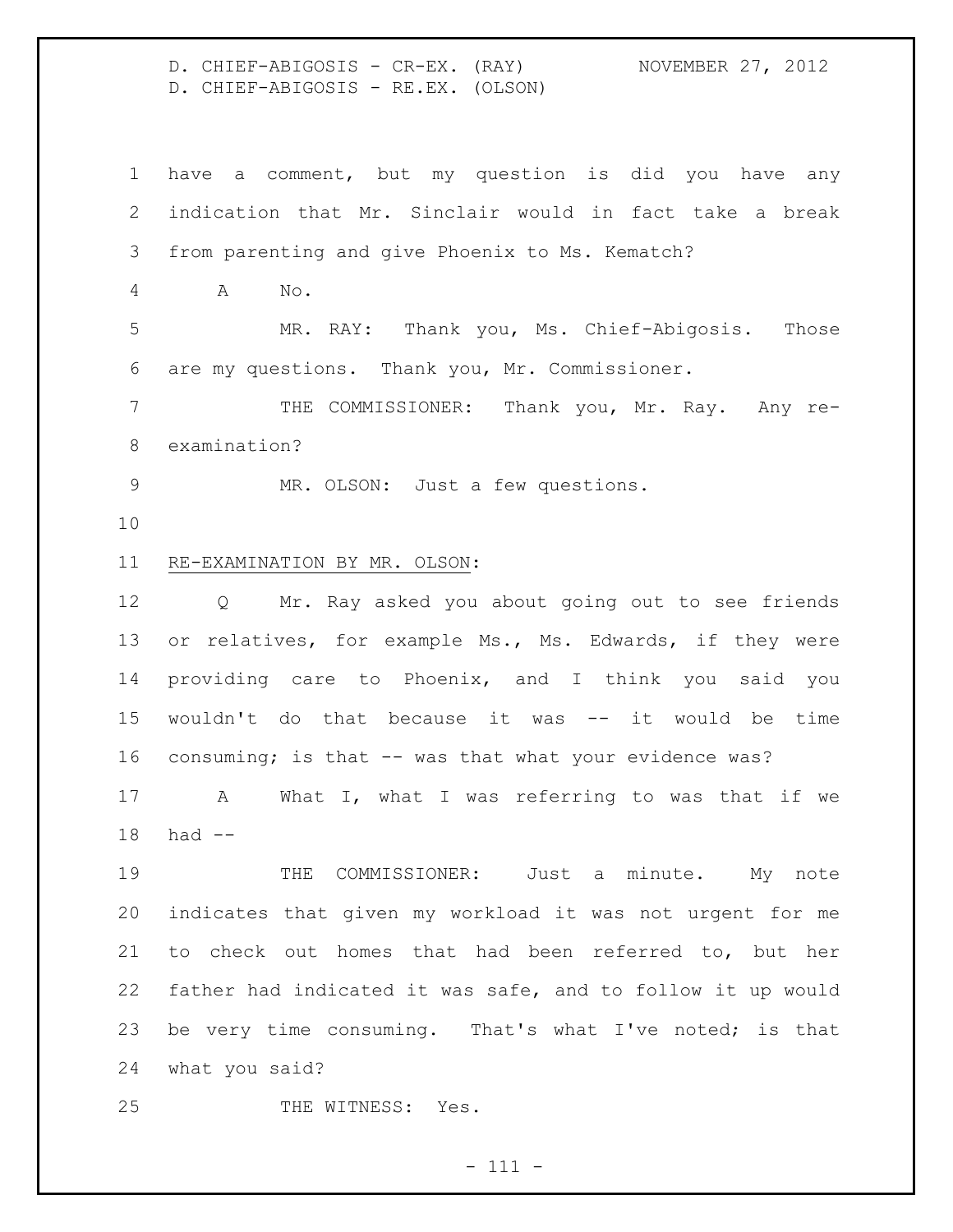have a comment, but my question is did you have any indication that Mr. Sinclair would in fact take a break from parenting and give Phoenix to Ms. Kematch?

A No.

MR. RAY: Thank you, Ms. Chief-Abigosis. Those are my questions. Thank you, Mr. Commissioner.

THE COMMISSIONER: Thank you, Mr. Ray. Any re-examination?

MR. OLSON: Just a few questions.

RE-EXAMINATION BY MR. OLSON:

Q Mr. Ray asked you about going out to see friends or relatives, for example Ms., Ms. Edwards, if they were providing care to Phoenix, and I think you said you wouldn't do that because it was -- it would be time consuming; is that -- was that what your evidence was?

A What I, what I was referring to was that if we had --

THE COMMISSIONER: Just a minute. My note indicates that given my workload it was not urgent for me to check out homes that had been referred to, but her father had indicated it was safe, and to follow it up would be very time consuming. That's what I've noted; is that what you said?

THE WITNESS: Yes.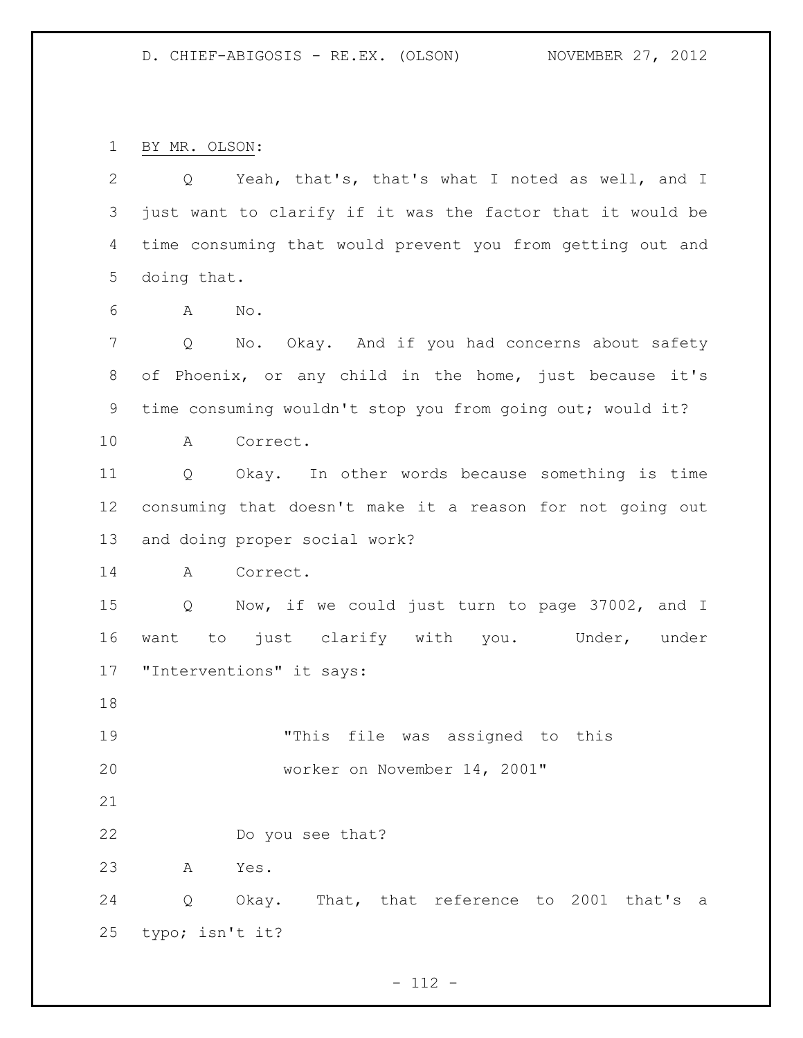BY MR. OLSON:

Q Yeah, that's, that's what I noted as well, and I just want to clarify if it was the factor that it would be time consuming that would prevent you from getting out and doing that.

A No.

Q No. Okay. And if you had concerns about safety of Phoenix, or any child in the home, just because it's time consuming wouldn't stop you from going out; would it?

A Correct.

Q Okay. In other words because something is time consuming that doesn't make it a reason for not going out and doing proper social work?

A Correct.

Q Now, if we could just turn to page 37002, and I want to just clarify with you. Under, under "Interventions" it says:

> "This file was assigned to this worker on November 14, 2001"

Do you see that?

A Yes.

Q Okay. That, that reference to 2001 that's a typo; isn't it?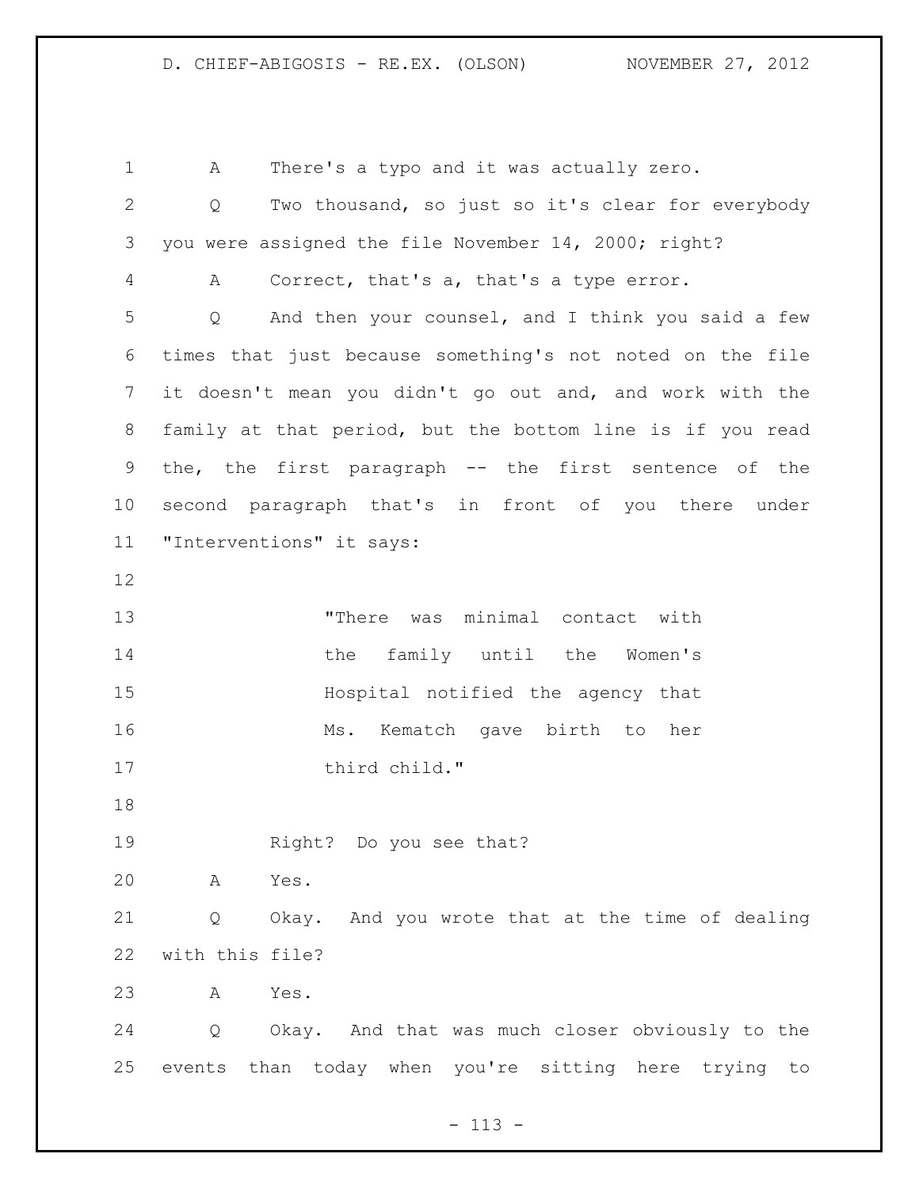A There's a typo and it was actually zero.

Q Two thousand, so just so it's clear for everybody you were assigned the file November 14, 2000; right?

A Correct, that's a, that's a type error.

Q And then your counsel, and I think you said a few times that just because something's not noted on the file it doesn't mean you didn't go out and, and work with the family at that period, but the bottom line is if you read the, the first paragraph -- the first sentence of the second paragraph that's in front of you there under "Interventions" it says:

> "There was minimal contact with the family until the Women's Hospital notified the agency that Ms. Kematch gave birth to her third child."

Right? Do you see that?

A Yes.

Q Okay. And you wrote that at the time of dealing with this file?

A Yes.

Q Okay. And that was much closer obviously to the events than today when you're sitting here trying to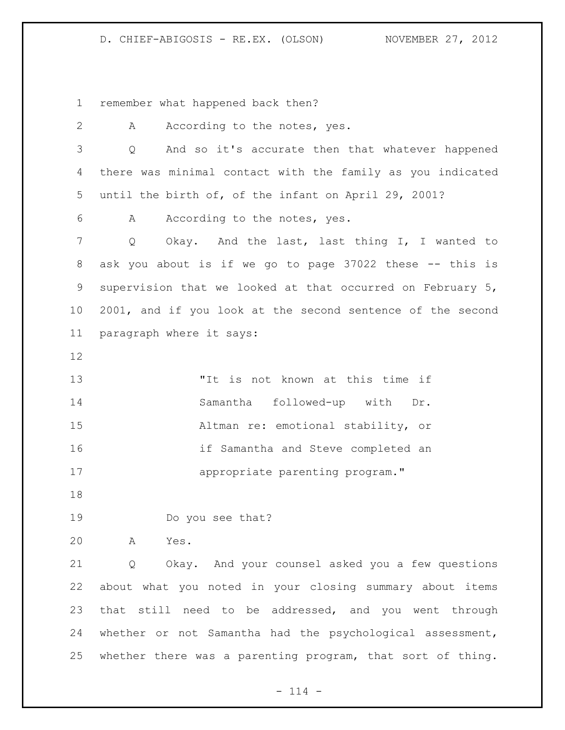remember what happened back then?

A According to the notes, yes.

Q And so it's accurate then that whatever happened there was minimal contact with the family as you indicated until the birth of, of the infant on April 29, 2001?

A According to the notes, yes.

Q Okay. And the last, last thing I, I wanted to ask you about is if we go to page 37022 these -- this is supervision that we looked at that occurred on February 5, 2001, and if you look at the second sentence of the second paragraph where it says:

> "It is not known at this time if Samantha followed-up with Dr. Altman re: emotional stability, or if Samantha and Steve completed an appropriate parenting program."

Do you see that?

A Yes.

Q Okay. And your counsel asked you a few questions about what you noted in your closing summary about items that still need to be addressed, and you went through whether or not Samantha had the psychological assessment, whether there was a parenting program, that sort of thing.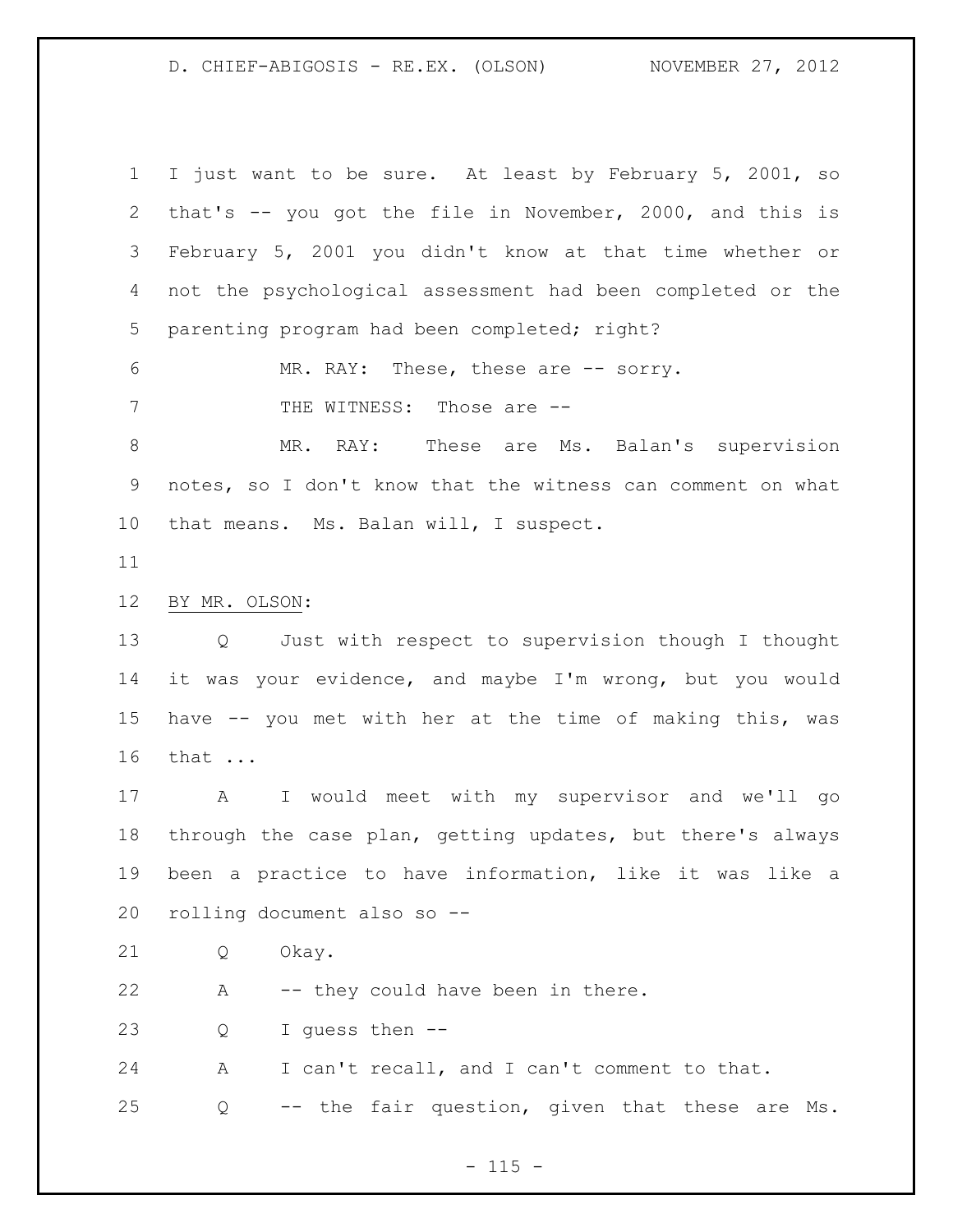I just want to be sure. At least by February 5, 2001, so that's -- you got the file in November, 2000, and this is February 5, 2001 you didn't know at that time whether or not the psychological assessment had been completed or the parenting program had been completed; right?

MR. RAY: These, these are -- sorry.

THE WITNESS: Those are --

MR. RAY: These are Ms. Balan's supervision notes, so I don't know that the witness can comment on what that means. Ms. Balan will, I suspect.

BY MR. OLSON:

Q Just with respect to supervision though I thought it was your evidence, and maybe I'm wrong, but you would have -- you met with her at the time of making this, was that ...

A I would meet with my supervisor and we'll go through the case plan, getting updates, but there's always been a practice to have information, like it was like a rolling document also so --

Q Okay.

A -- they could have been in there.

Q I guess then --

A I can't recall, and I can't comment to that.

Q -- the fair question, given that these are Ms.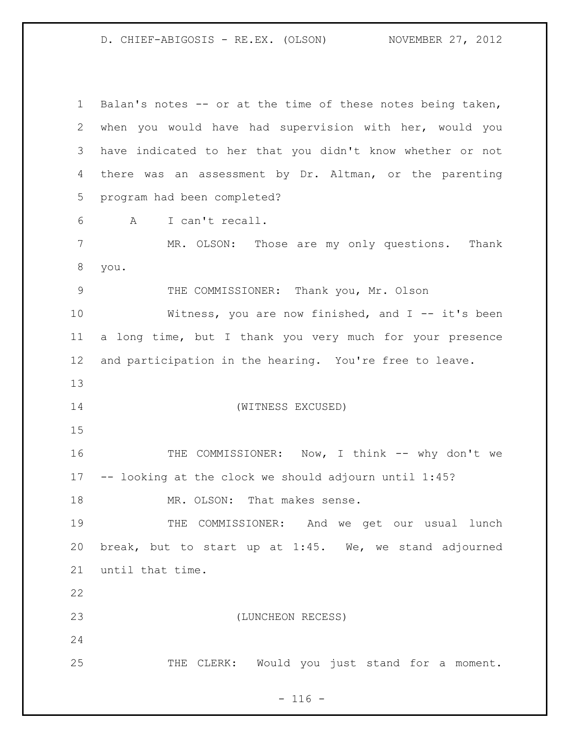Balan's notes -- or at the time of these notes being taken, when you would have had supervision with her, would you have indicated to her that you didn't know whether or not there was an assessment by Dr. Altman, or the parenting program had been completed?

A I can't recall.

MR. OLSON: Those are my only questions. Thank you.

THE COMMISSIONER: Thank you, Mr. Olson

Witness, you are now finished, and I -- it's been a long time, but I thank you very much for your presence and participation in the hearing. You're free to leave.

(WITNESS EXCUSED)

THE COMMISSIONER: Now, I think -- why don't we -- looking at the clock we should adjourn until 1:45?

MR. OLSON: That makes sense.

THE COMMISSIONER: And we get our usual lunch break, but to start up at 1:45. We, we stand adjourned until that time.

(LUNCHEON RECESS)

THE CLERK: Would you just stand for a moment.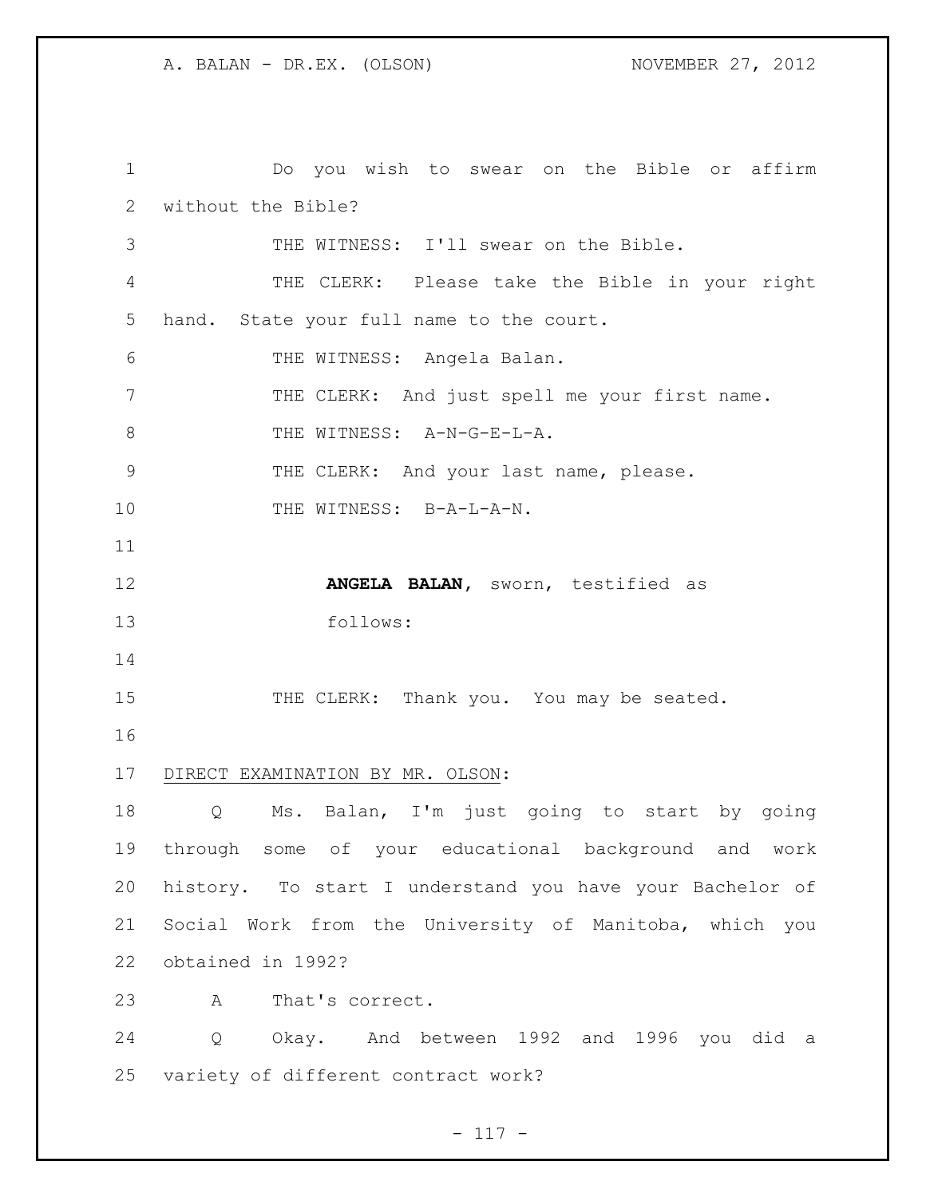Do you wish to swear on the Bible or affirm without the Bible?

THE WITNESS: I'll swear on the Bible.

THE CLERK: Please take the Bible in your right hand. State your full name to the court.

THE WITNESS: Angela Balan.

THE CLERK: And just spell me your first name.

THE WITNESS: A-N-G-E-L-A.

THE CLERK: And your last name, please.

THE WITNESS: B-A-L-A-N.

**ANGELA BALAN**, sworn, testified as follows:

THE CLERK: Thank you. You may be seated.

DIRECT EXAMINATION BY MR. OLSON:

Q Ms. Balan, I'm just going to start by going through some of your educational background and work history. To start I understand you have your Bachelor of Social Work from the University of Manitoba, which you obtained in 1992?

A That's correct.

Q Okay. And between 1992 and 1996 you did a variety of different contract work?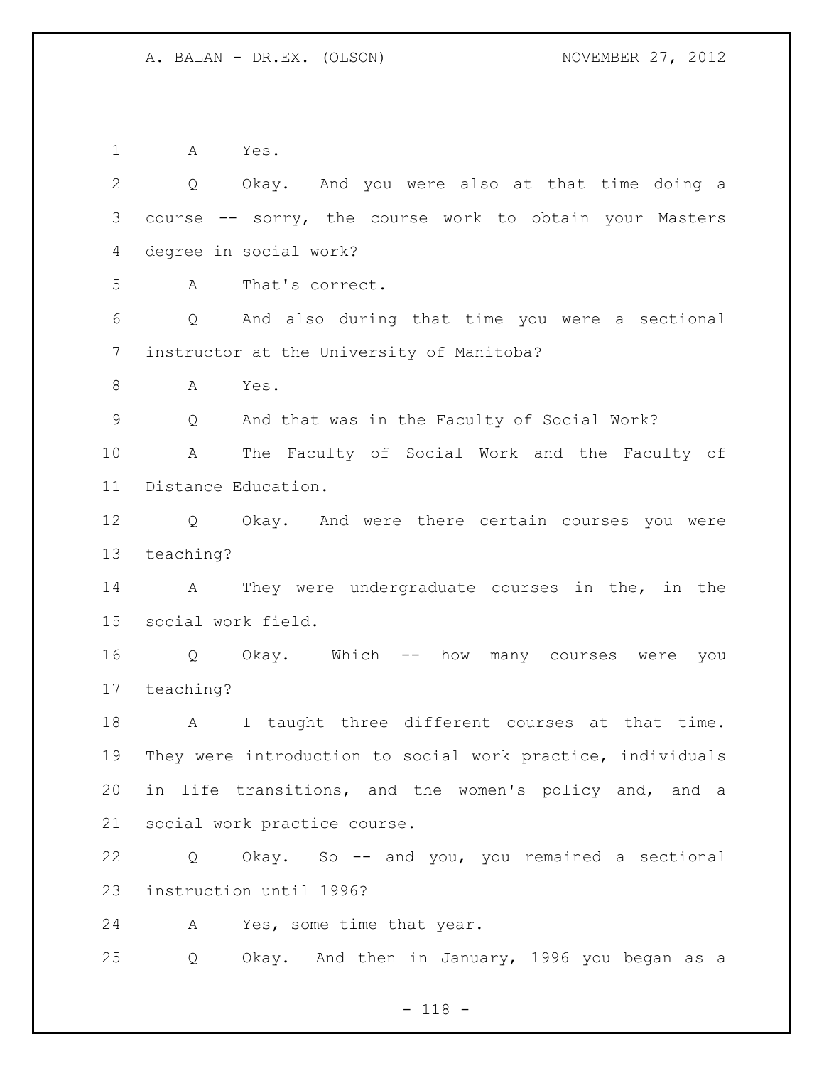1 A Yes.

2 Q Okay. And you were also at that time doing a

3 course -- sorry, the course work to obtain your Masters

4 degree in social work?

5 A That's correct.

6 Q And also during that time you were a sectional

7 instructor at the University of Manitoba?

8 A Yes.

9 Q And that was in the Faculty of Social Work?

10 A The Faculty of Social Work and the Faculty of

11 Distance Education.

12 Q Okay. And were there certain courses you were

13 teaching?

14 A They were undergraduate courses in the, in the

15 social work field.

16 Q Okay. Which -- how many courses were you

17 teaching?

18 A I taught three different courses at that time.

19 They were introduction to social work practice, individuals

20 in life transitions, and the women's policy and, and a

21 social work practice course.

22 Q Okay. So -- and you, you remained a sectional

23 instruction until 1996?

24 A Yes, some time that year.

25 Q Okay. And then in January, 1996 you began as a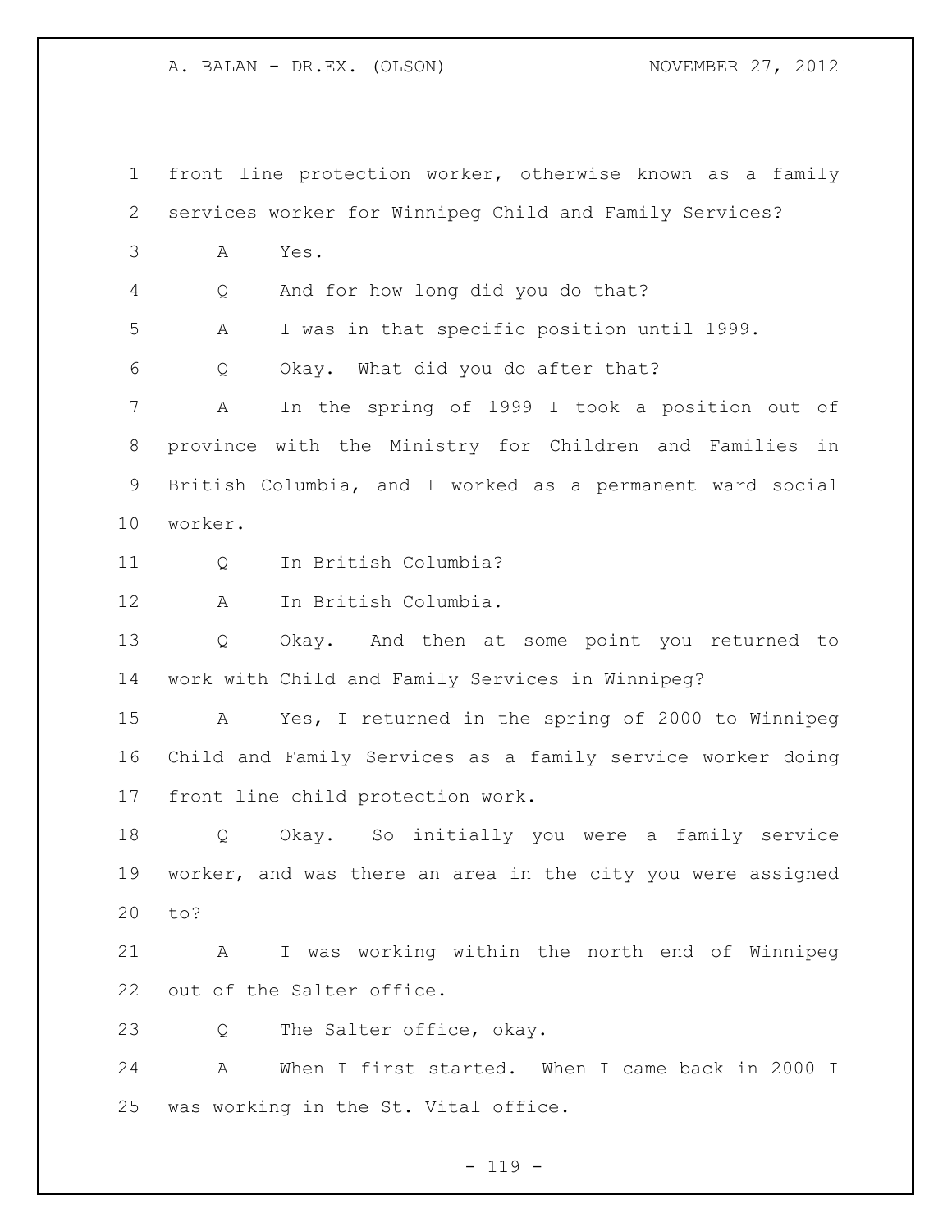1 front line protection worker, otherwise known as a family
2 services worker for Winnipeg Child and Family Services?
3 A Yes.
4 Q And for how long did you do that?
5 A I was in that specific position until 1999.
6 Q Okay. What did you do after that?
7 A In the spring of 1999 I took a position out of
8 province with the Ministry for Children and Families in
9 British Columbia, and I worked as a permanent ward social
10 worker.
11 Q In British Columbia?
12 A In British Columbia.
13 Q Okay. And then at some point you returned to
14 work with Child and Family Services in Winnipeg?
15 A Yes, I returned in the spring of 2000 to Winnipeg
16 Child and Family Services as a family service worker doing
17 front line child protection work.
18 Q Okay. So initially you were a family service
19 worker, and was there an area in the city you were assigned
20 to?
21 A I was working within the north end of Winnipeg
22 out of the Salter office.
23 Q The Salter office, okay.
24 A When I first started. When I came back in 2000 I
25 was working in the St. Vital office.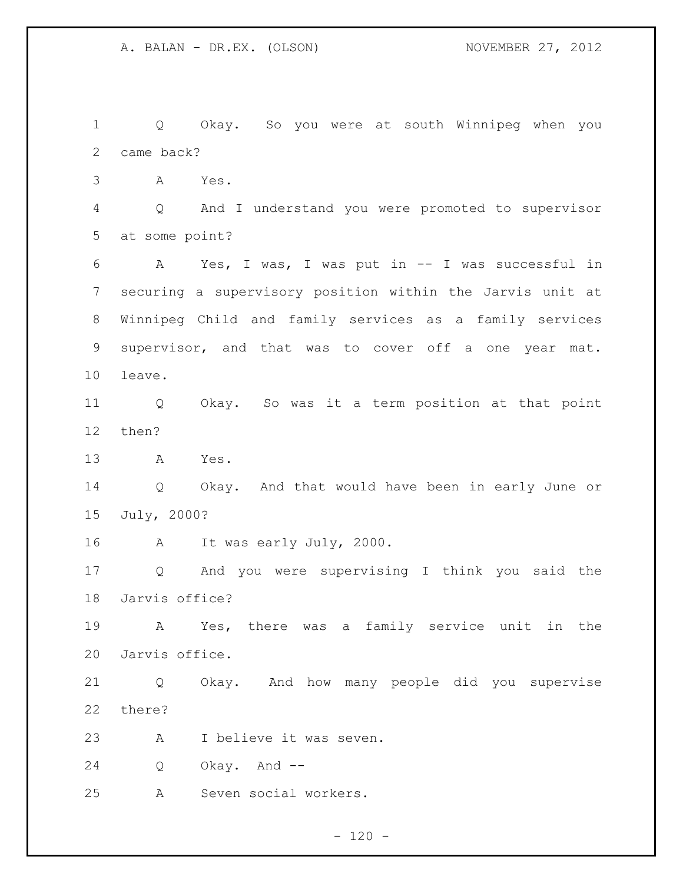Q Okay. So you were at south Winnipeg when you came back?

A Yes.

Q And I understand you were promoted to supervisor at some point?

A Yes, I was, I was put in -- I was successful in securing a supervisory position within the Jarvis unit at Winnipeg Child and family services as a family services supervisor, and that was to cover off a one year mat. leave.

Q Okay. So was it a term position at that point then?

A Yes.

Q Okay. And that would have been in early June or July, 2000?

A It was early July, 2000.

Q And you were supervising I think you said the Jarvis office?

A Yes, there was a family service unit in the Jarvis office.

Q Okay. And how many people did you supervise there?

A I believe it was seven.

Q Okay. And --

A Seven social workers.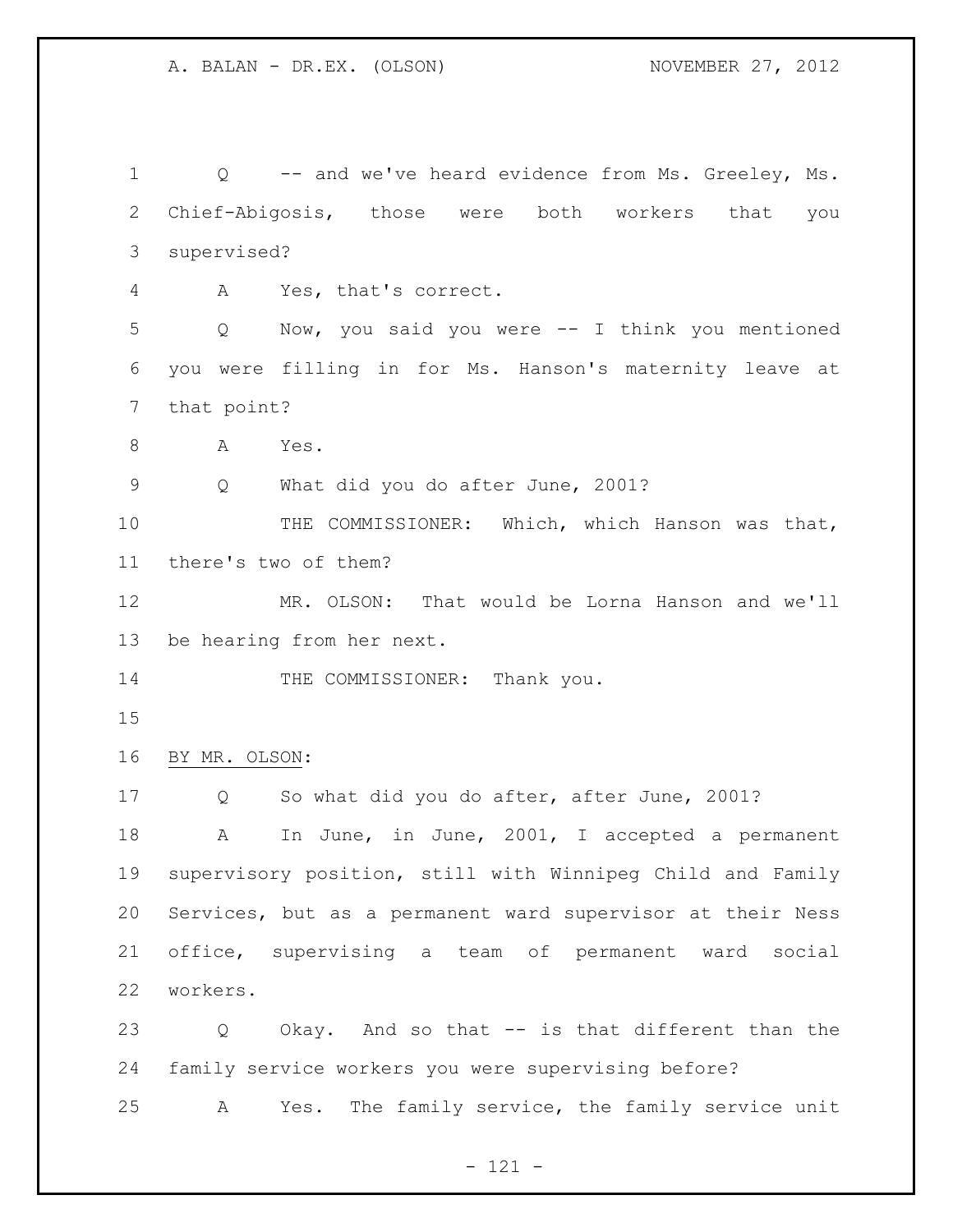Q -- and we've heard evidence from Ms. Greeley, Ms. Chief-Abigosis, those were both workers that you supervised?

A Yes, that's correct.

Q Now, you said you were -- I think you mentioned you were filling in for Ms. Hanson's maternity leave at that point?

A Yes.

Q What did you do after June, 2001?

THE COMMISSIONER: Which, which Hanson was that, there's two of them?

MR. OLSON: That would be Lorna Hanson and we'll be hearing from her next.

THE COMMISSIONER: Thank you.

BY MR. OLSON:

Q So what did you do after, after June, 2001?

A In June, in June, 2001, I accepted a permanent supervisory position, still with Winnipeg Child and Family Services, but as a permanent ward supervisor at their Ness office, supervising a team of permanent ward social workers.

Q Okay. And so that -- is that different than the family service workers you were supervising before?

A Yes. The family service, the family service unit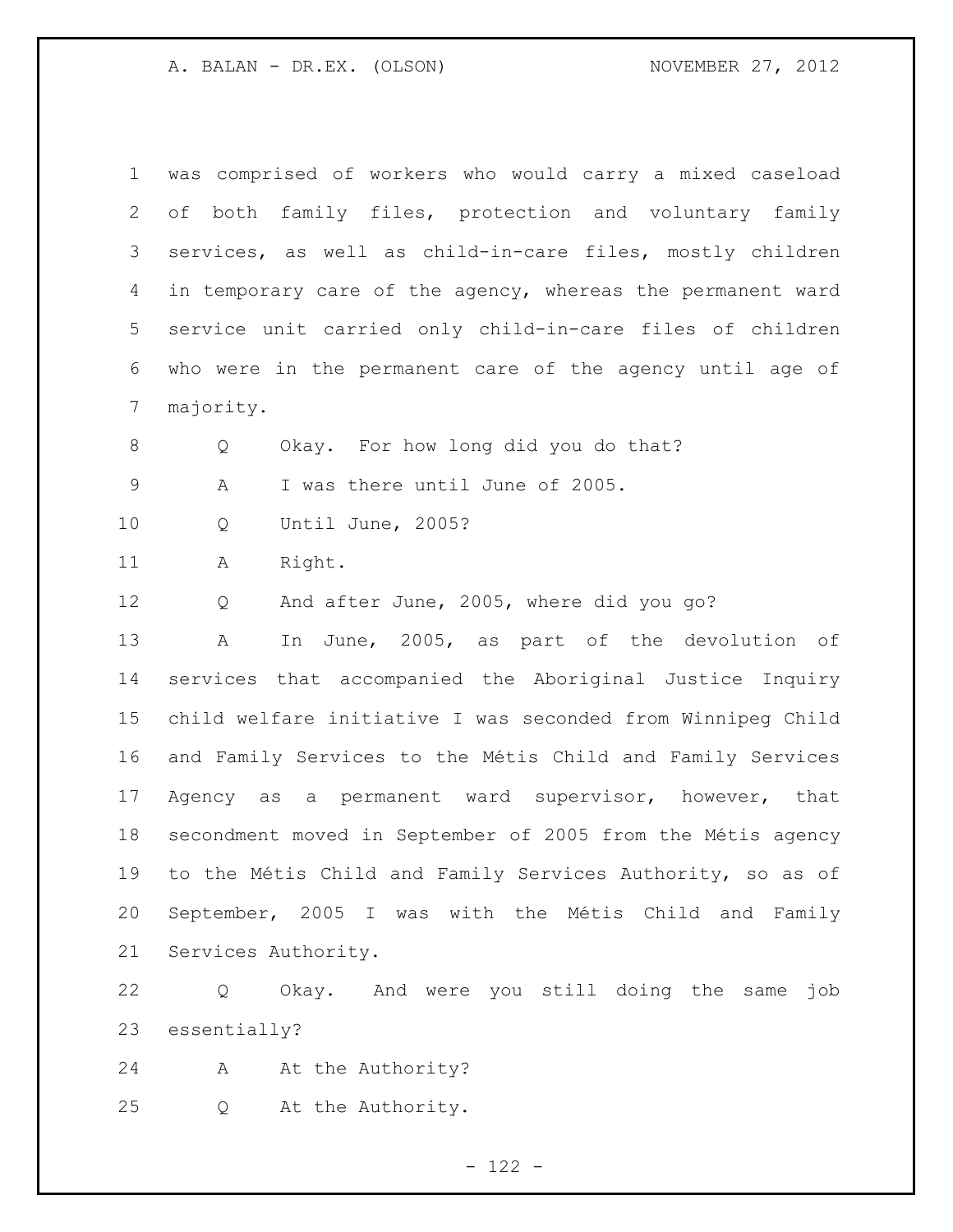was comprised of workers who would carry a mixed caseload of both family files, protection and voluntary family services, as well as child-in-care files, mostly children in temporary care of the agency, whereas the permanent ward service unit carried only child-in-care files of children who were in the permanent care of the agency until age of majority.

Q Okay. For how long did you do that?

A I was there until June of 2005.

Q Until June, 2005?

A Right.

Q And after June, 2005, where did you go?

A In June, 2005, as part of the devolution of services that accompanied the Aboriginal Justice Inquiry child welfare initiative I was seconded from Winnipeg Child and Family Services to the Métis Child and Family Services Agency as a permanent ward supervisor, however, that secondment moved in September of 2005 from the Métis agency to the Métis Child and Family Services Authority, so as of September, 2005 I was with the Métis Child and Family Services Authority.

Q Okay. And were you still doing the same job essentially?

A At the Authority?

Q At the Authority.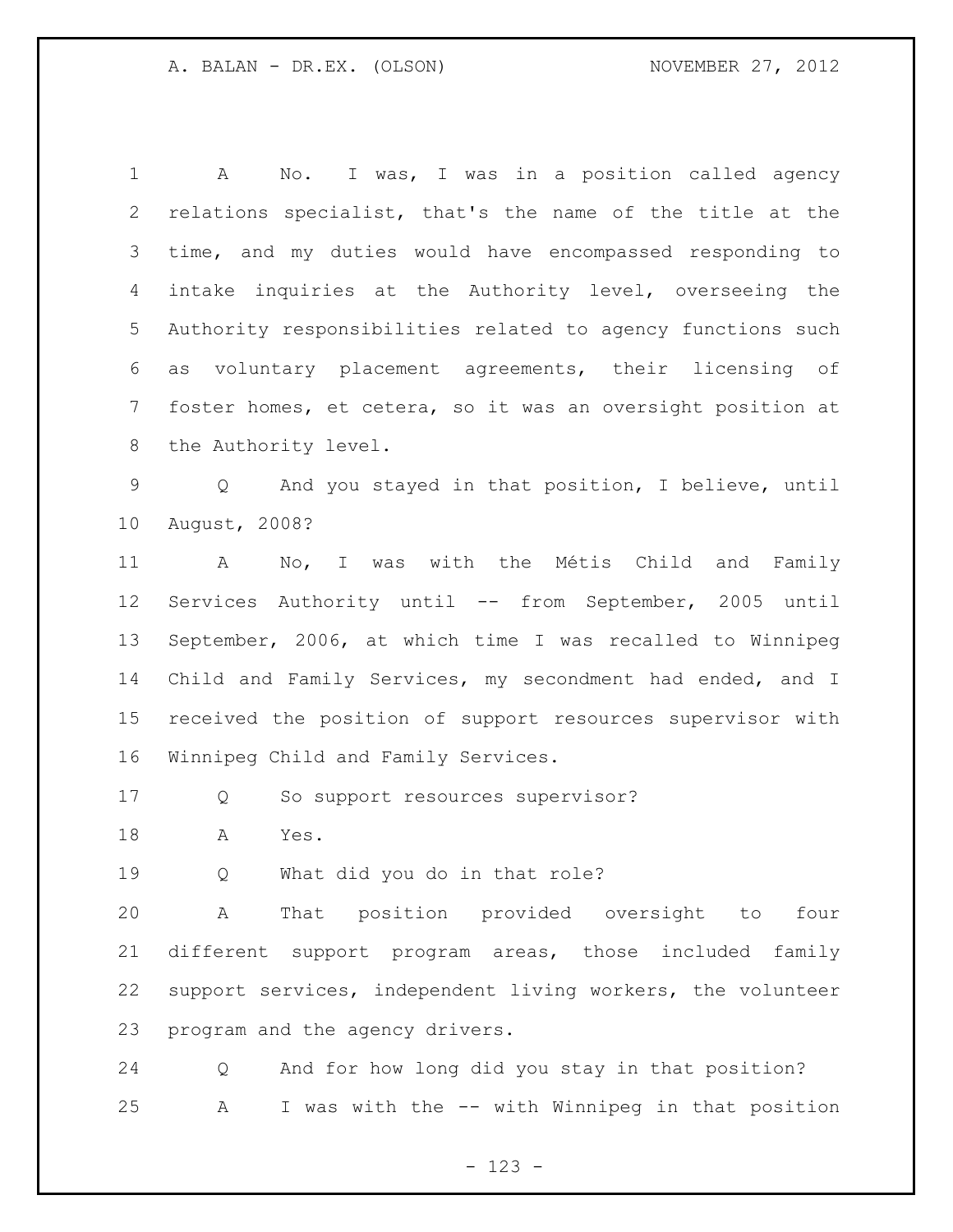A No. I was, I was in a position called agency relations specialist, that's the name of the title at the time, and my duties would have encompassed responding to intake inquiries at the Authority level, overseeing the Authority responsibilities related to agency functions such as voluntary placement agreements, their licensing of foster homes, et cetera, so it was an oversight position at the Authority level.

Q And you stayed in that position, I believe, until August, 2008?

A No, I was with the Métis Child and Family Services Authority until -- from September, 2005 until September, 2006, at which time I was recalled to Winnipeg Child and Family Services, my secondment had ended, and I received the position of support resources supervisor with Winnipeg Child and Family Services.

Q So support resources supervisor?

A Yes.

Q What did you do in that role?

A That position provided oversight to four different support program areas, those included family support services, independent living workers, the volunteer program and the agency drivers.

Q And for how long did you stay in that position?

A I was with the -- with Winnipeg in that position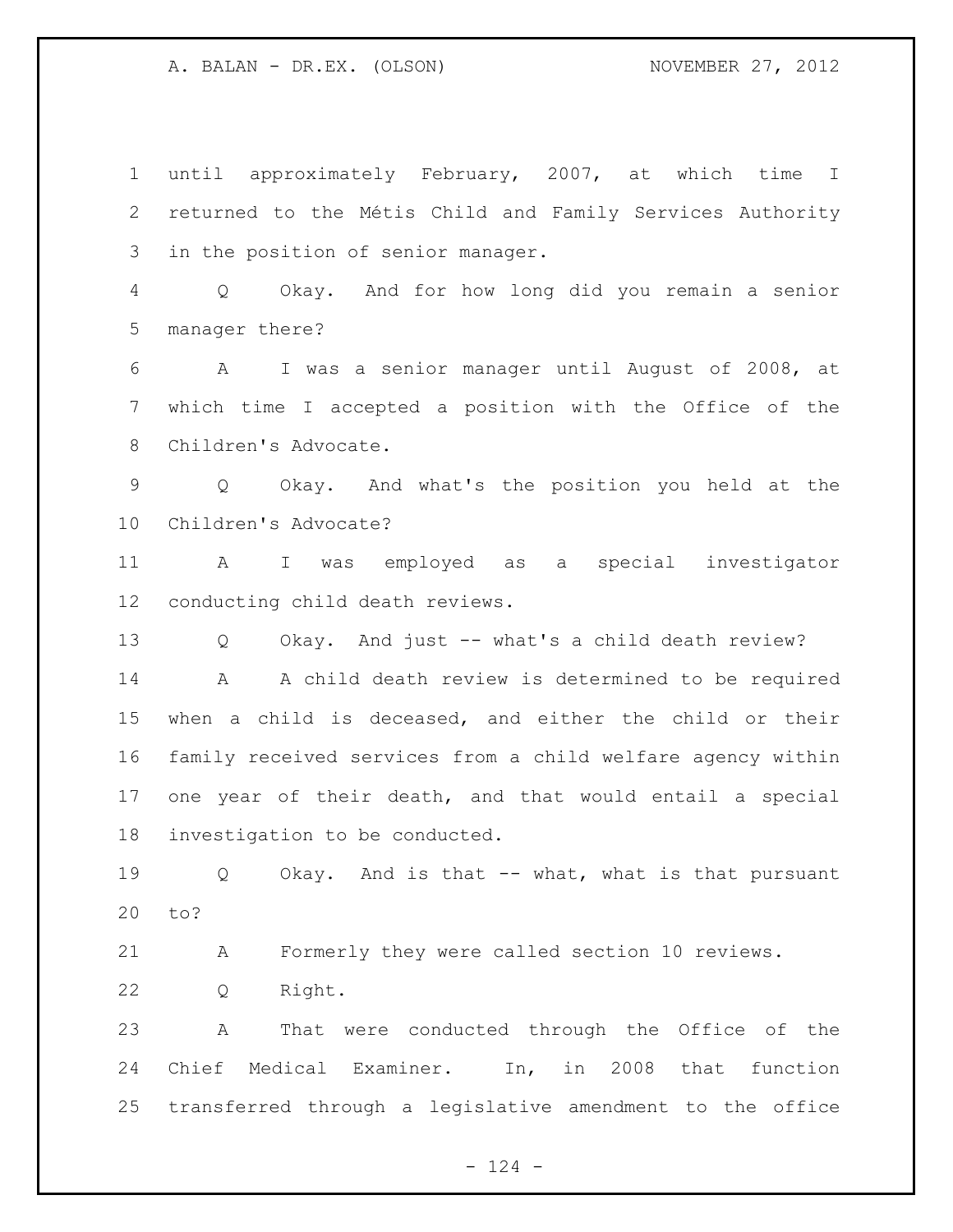until approximately February, 2007, at which time I returned to the Métis Child and Family Services Authority in the position of senior manager.

Q Okay. And for how long did you remain a senior manager there?

A I was a senior manager until August of 2008, at which time I accepted a position with the Office of the Children's Advocate.

Q Okay. And what's the position you held at the Children's Advocate?

A I was employed as a special investigator conducting child death reviews.

Q Okay. And just -- what's a child death review?

A A child death review is determined to be required when a child is deceased, and either the child or their family received services from a child welfare agency within one year of their death, and that would entail a special investigation to be conducted.

Q Okay. And is that -- what, what is that pursuant to?

A Formerly they were called section 10 reviews.

Q Right.

A That were conducted through the Office of the Chief Medical Examiner. In, in 2008 that function transferred through a legislative amendment to the office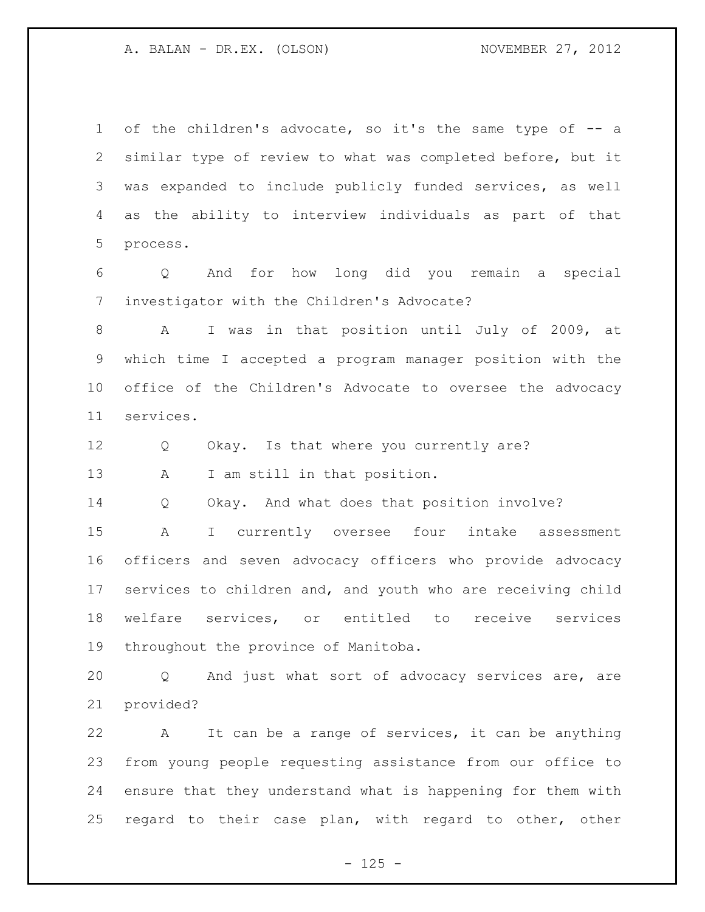of the children's advocate, so it's the same type of -- a similar type of review to what was completed before, but it was expanded to include publicly funded services, as well as the ability to interview individuals as part of that process.

Q And for how long did you remain a special investigator with the Children's Advocate?

A I was in that position until July of 2009, at which time I accepted a program manager position with the office of the Children's Advocate to oversee the advocacy services.

Q Okay. Is that where you currently are?

A I am still in that position.

Q Okay. And what does that position involve?

A I currently oversee four intake assessment officers and seven advocacy officers who provide advocacy services to children and, and youth who are receiving child welfare services, or entitled to receive services throughout the province of Manitoba.

Q And just what sort of advocacy services are, are provided?

A It can be a range of services, it can be anything from young people requesting assistance from our office to ensure that they understand what is happening for them with regard to their case plan, with regard to other, other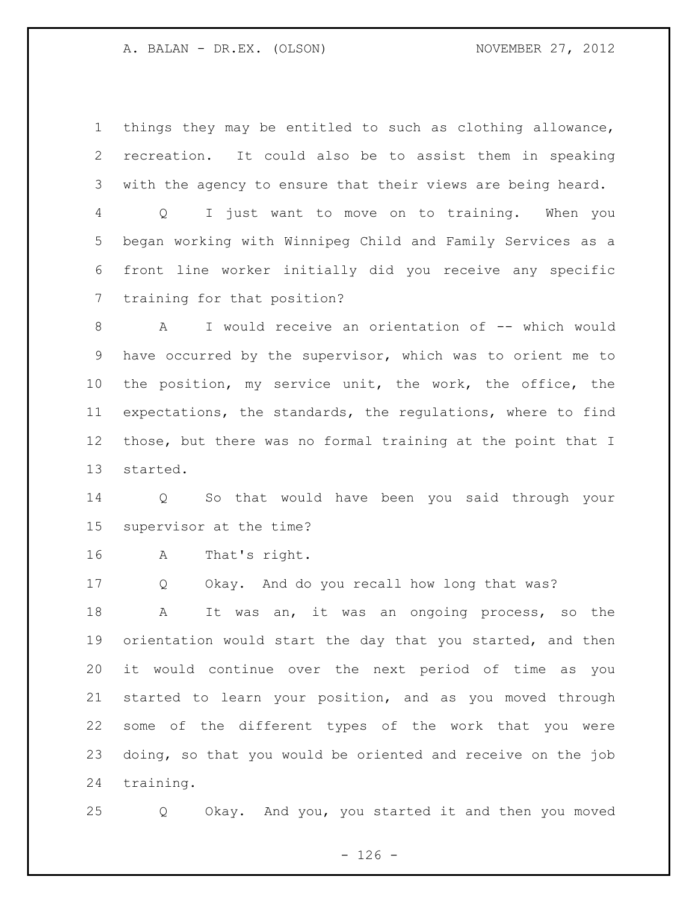things they may be entitled to such as clothing allowance, recreation. It could also be to assist them in speaking with the agency to ensure that their views are being heard.

Q I just want to move on to training. When you began working with Winnipeg Child and Family Services as a front line worker initially did you receive any specific training for that position?

A I would receive an orientation of -- which would have occurred by the supervisor, which was to orient me to the position, my service unit, the work, the office, the expectations, the standards, the regulations, where to find those, but there was no formal training at the point that I started.

Q So that would have been you said through your supervisor at the time?

A That's right.

Q Okay. And do you recall how long that was?

A It was an, it was an ongoing process, so the orientation would start the day that you started, and then it would continue over the next period of time as you started to learn your position, and as you moved through some of the different types of the work that you were doing, so that you would be oriented and receive on the job training.

Q Okay. And you, you started it and then you moved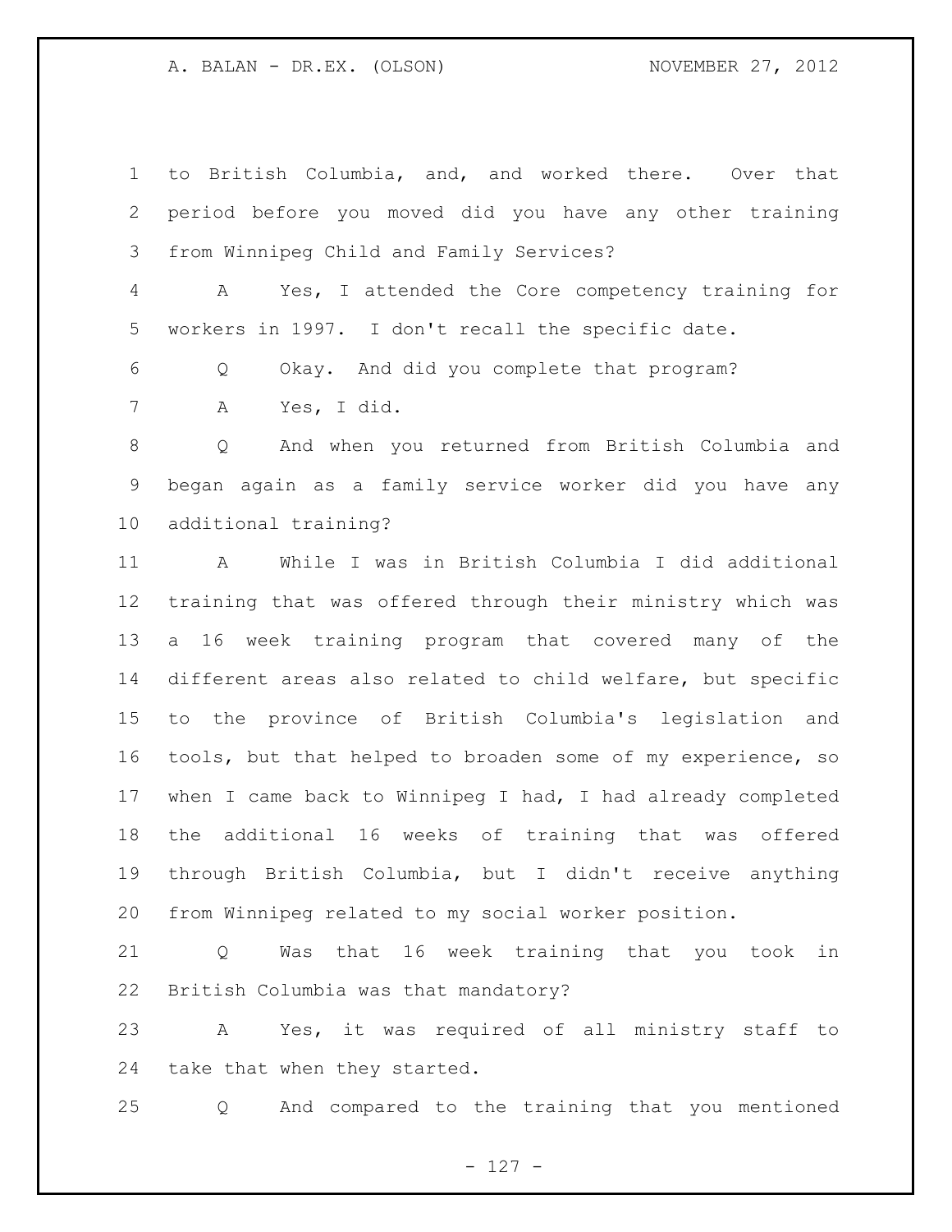to British Columbia, and, and worked there. Over that period before you moved did you have any other training from Winnipeg Child and Family Services?

A Yes, I attended the Core competency training for workers in 1997. I don't recall the specific date.

Q Okay. And did you complete that program?

A Yes, I did.

Q And when you returned from British Columbia and began again as a family service worker did you have any additional training?

A While I was in British Columbia I did additional training that was offered through their ministry which was a 16 week training program that covered many of the different areas also related to child welfare, but specific to the province of British Columbia's legislation and tools, but that helped to broaden some of my experience, so when I came back to Winnipeg I had, I had already completed the additional 16 weeks of training that was offered through British Columbia, but I didn't receive anything from Winnipeg related to my social worker position.

Q Was that 16 week training that you took in British Columbia was that mandatory?

A Yes, it was required of all ministry staff to take that when they started.

Q And compared to the training that you mentioned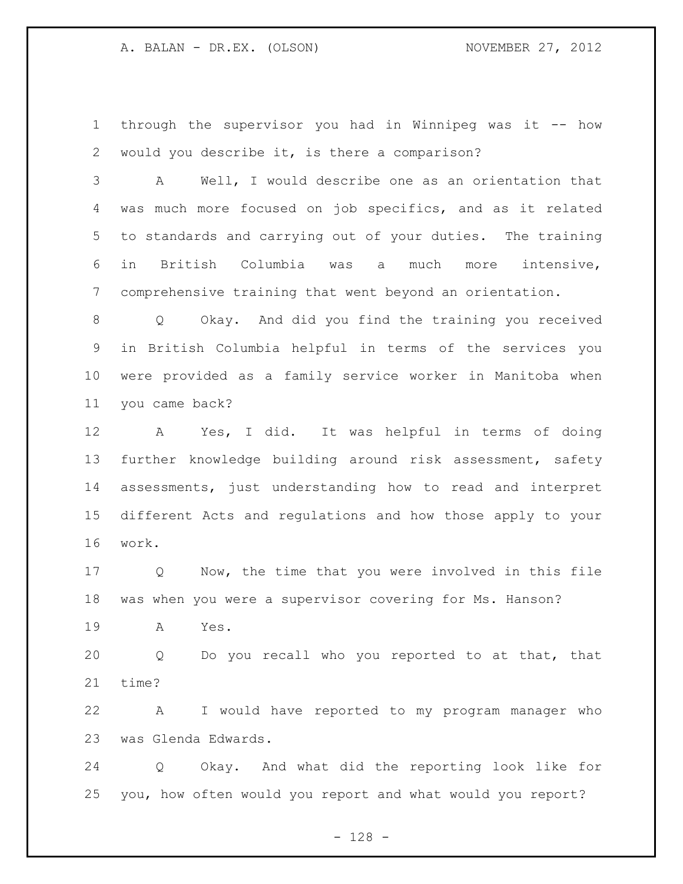through the supervisor you had in Winnipeg was it -- how would you describe it, is there a comparison?

A Well, I would describe one as an orientation that was much more focused on job specifics, and as it related to standards and carrying out of your duties. The training in British Columbia was a much more intensive, comprehensive training that went beyond an orientation.

Q Okay. And did you find the training you received in British Columbia helpful in terms of the services you were provided as a family service worker in Manitoba when you came back?

A Yes, I did. It was helpful in terms of doing further knowledge building around risk assessment, safety assessments, just understanding how to read and interpret different Acts and regulations and how those apply to your work.

Q Now, the time that you were involved in this file was when you were a supervisor covering for Ms. Hanson?

A Yes.

Q Do you recall who you reported to at that, that time?

A I would have reported to my program manager who was Glenda Edwards.

Q Okay. And what did the reporting look like for you, how often would you report and what would you report?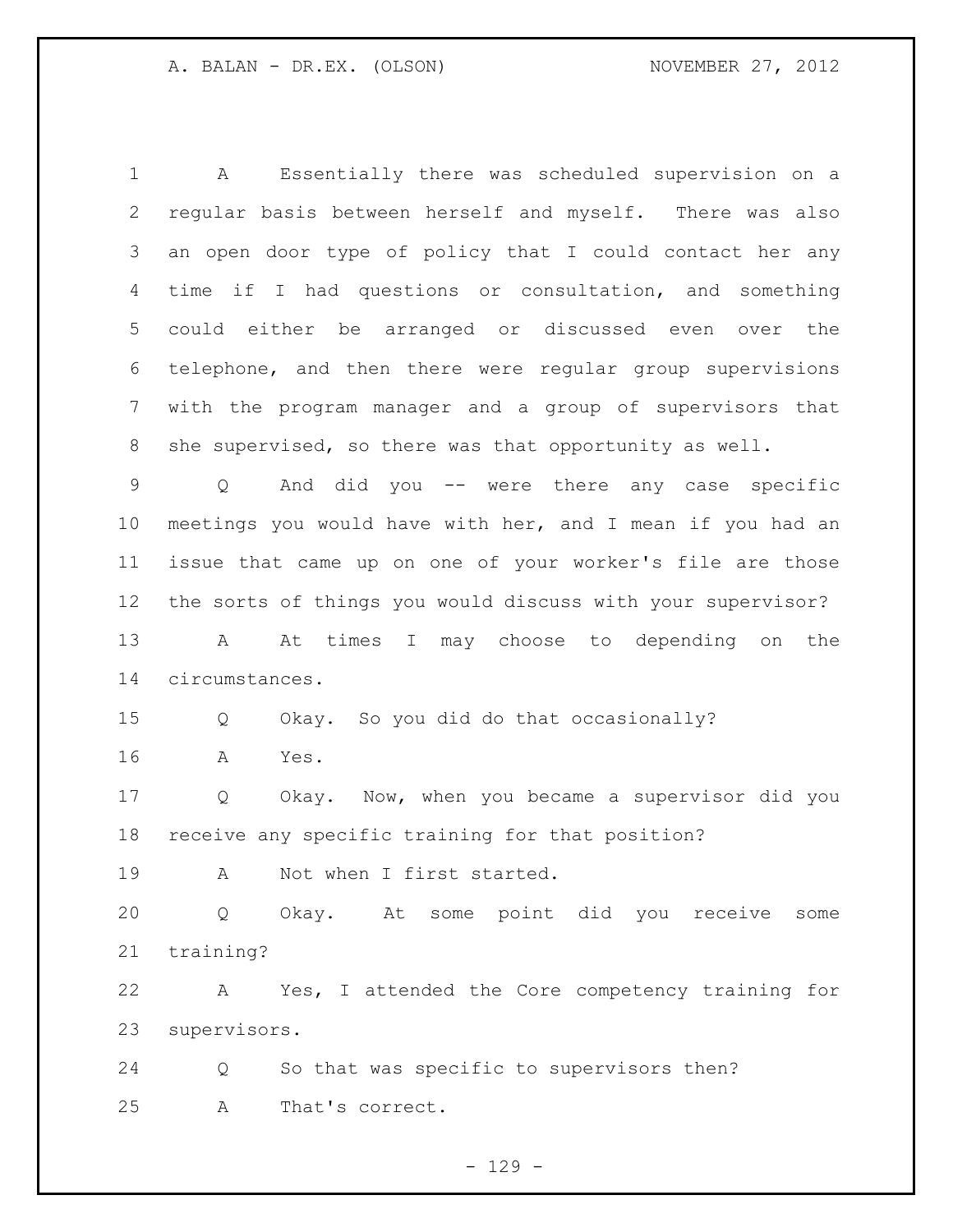A Essentially there was scheduled supervision on a regular basis between herself and myself. There was also an open door type of policy that I could contact her any time if I had questions or consultation, and something could either be arranged or discussed even over the telephone, and then there were regular group supervisions with the program manager and a group of supervisors that she supervised, so there was that opportunity as well.

Q And did you -- were there any case specific meetings you would have with her, and I mean if you had an issue that came up on one of your worker's file are those the sorts of things you would discuss with your supervisor?

A At times I may choose to depending on the circumstances.

Q Okay. So you did do that occasionally?

A Yes.

Q Okay. Now, when you became a supervisor did you receive any specific training for that position?

A Not when I first started.

Q Okay. At some point did you receive some training?

A Yes, I attended the Core competency training for supervisors.

Q So that was specific to supervisors then?

A That's correct.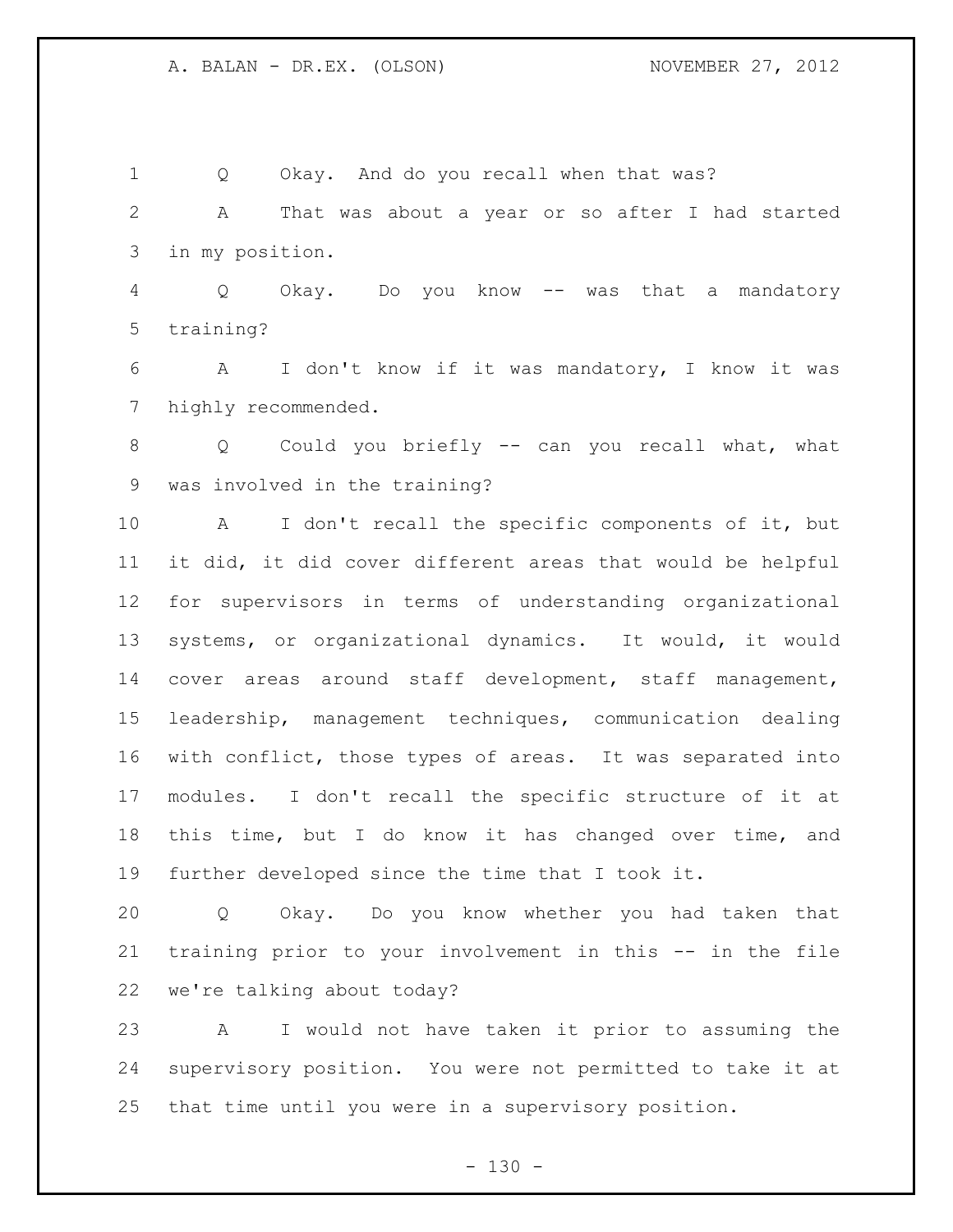Q Okay. And do you recall when that was?

A That was about a year or so after I had started in my position.

Q Okay. Do you know -- was that a mandatory training?

A I don't know if it was mandatory, I know it was highly recommended.

Q Could you briefly -- can you recall what, what was involved in the training?

A I don't recall the specific components of it, but it did, it did cover different areas that would be helpful for supervisors in terms of understanding organizational systems, or organizational dynamics. It would, it would cover areas around staff development, staff management, leadership, management techniques, communication dealing with conflict, those types of areas. It was separated into modules. I don't recall the specific structure of it at this time, but I do know it has changed over time, and further developed since the time that I took it.

Q Okay. Do you know whether you had taken that training prior to your involvement in this -- in the file we're talking about today?

A I would not have taken it prior to assuming the supervisory position. You were not permitted to take it at that time until you were in a supervisory position.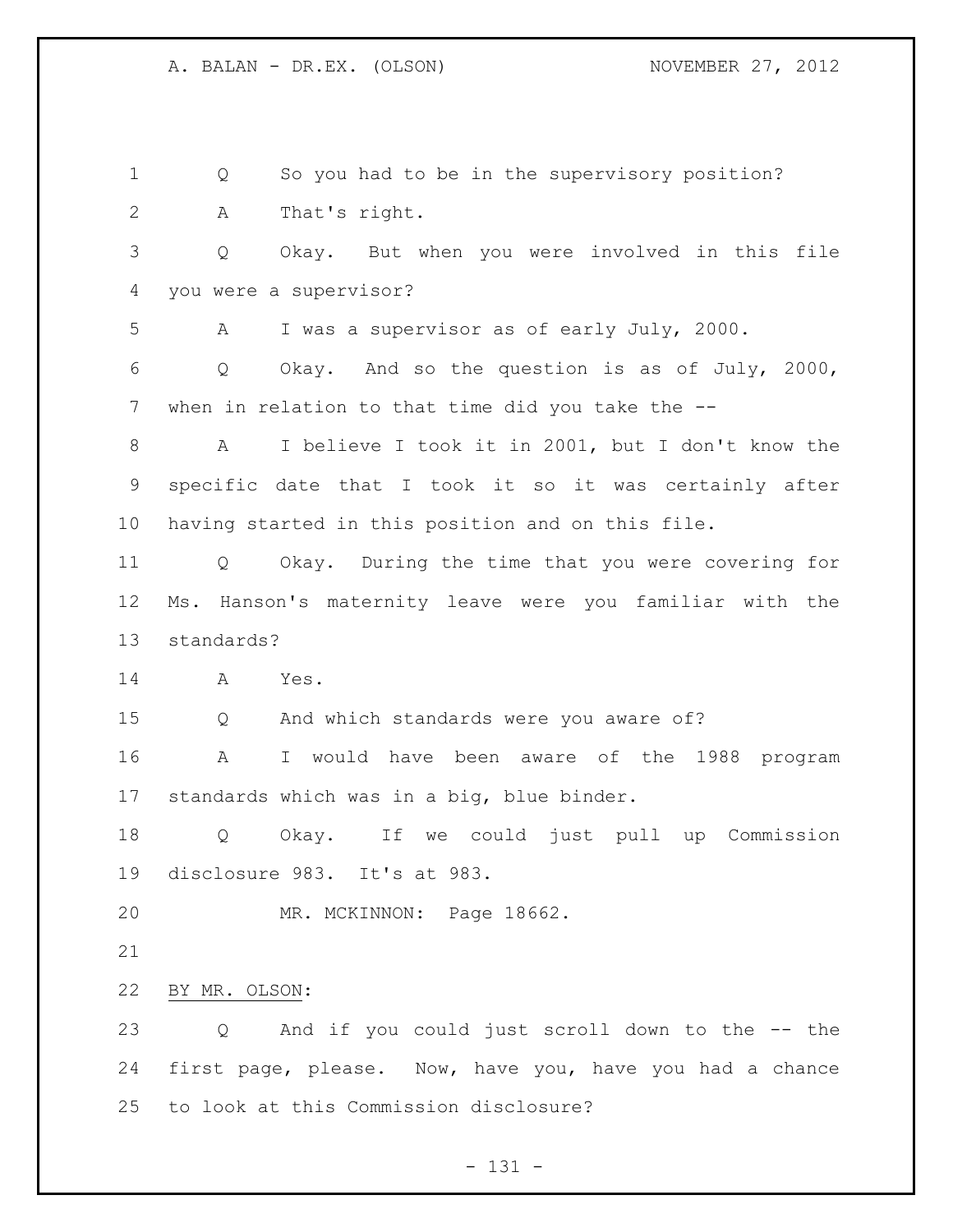Q So you had to be in the supervisory position?

A That's right.

Q Okay. But when you were involved in this file you were a supervisor?

A I was a supervisor as of early July, 2000.

Q Okay. And so the question is as of July, 2000, when in relation to that time did you take the --

A I believe I took it in 2001, but I don't know the specific date that I took it so it was certainly after having started in this position and on this file.

Q Okay. During the time that you were covering for Ms. Hanson's maternity leave were you familiar with the standards?

A Yes.

Q And which standards were you aware of?

A I would have been aware of the 1988 program standards which was in a big, blue binder.

Q Okay. If we could just pull up Commission disclosure 983. It's at 983.

MR. MCKINNON: Page 18662.

BY MR. OLSON:

Q And if you could just scroll down to the -- the first page, please. Now, have you, have you had a chance to look at this Commission disclosure?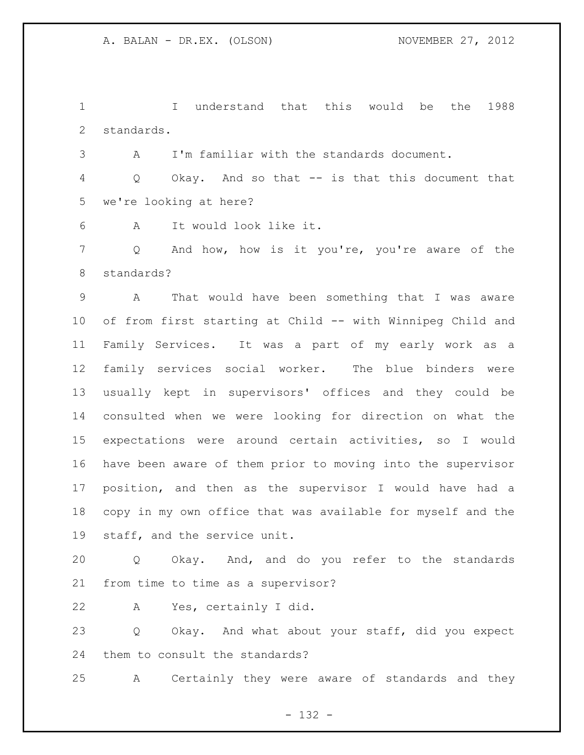I understand that this would be the 1988 standards.

A I'm familiar with the standards document.

Q Okay. And so that -- is that this document that we're looking at here?

A It would look like it.

Q And how, how is it you're, you're aware of the standards?

A That would have been something that I was aware of from first starting at Child -- with Winnipeg Child and Family Services. It was a part of my early work as a family services social worker. The blue binders were usually kept in supervisors' offices and they could be consulted when we were looking for direction on what the expectations were around certain activities, so I would have been aware of them prior to moving into the supervisor position, and then as the supervisor I would have had a copy in my own office that was available for myself and the staff, and the service unit.

Q Okay. And, and do you refer to the standards from time to time as a supervisor?

A Yes, certainly I did.

Q Okay. And what about your staff, did you expect them to consult the standards?

A Certainly they were aware of standards and they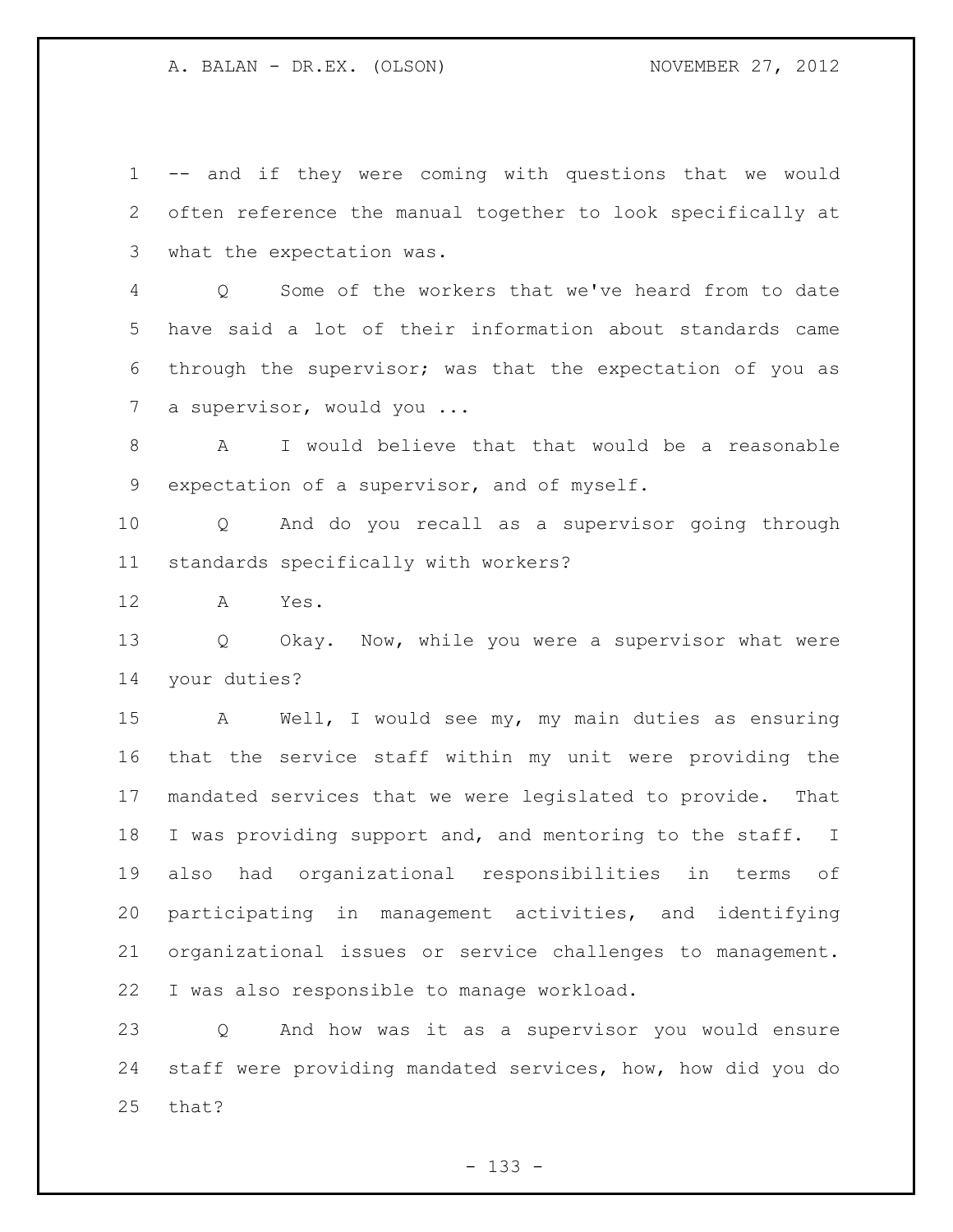-- and if they were coming with questions that we would often reference the manual together to look specifically at what the expectation was.

Q Some of the workers that we've heard from to date have said a lot of their information about standards came through the supervisor; was that the expectation of you as a supervisor, would you ...

A I would believe that that would be a reasonable expectation of a supervisor, and of myself.

Q And do you recall as a supervisor going through standards specifically with workers?

A Yes.

Q Okay. Now, while you were a supervisor what were your duties?

A Well, I would see my, my main duties as ensuring that the service staff within my unit were providing the mandated services that we were legislated to provide. That I was providing support and, and mentoring to the staff. I also had organizational responsibilities in terms of participating in management activities, and identifying organizational issues or service challenges to management. I was also responsible to manage workload.

Q And how was it as a supervisor you would ensure staff were providing mandated services, how, how did you do that?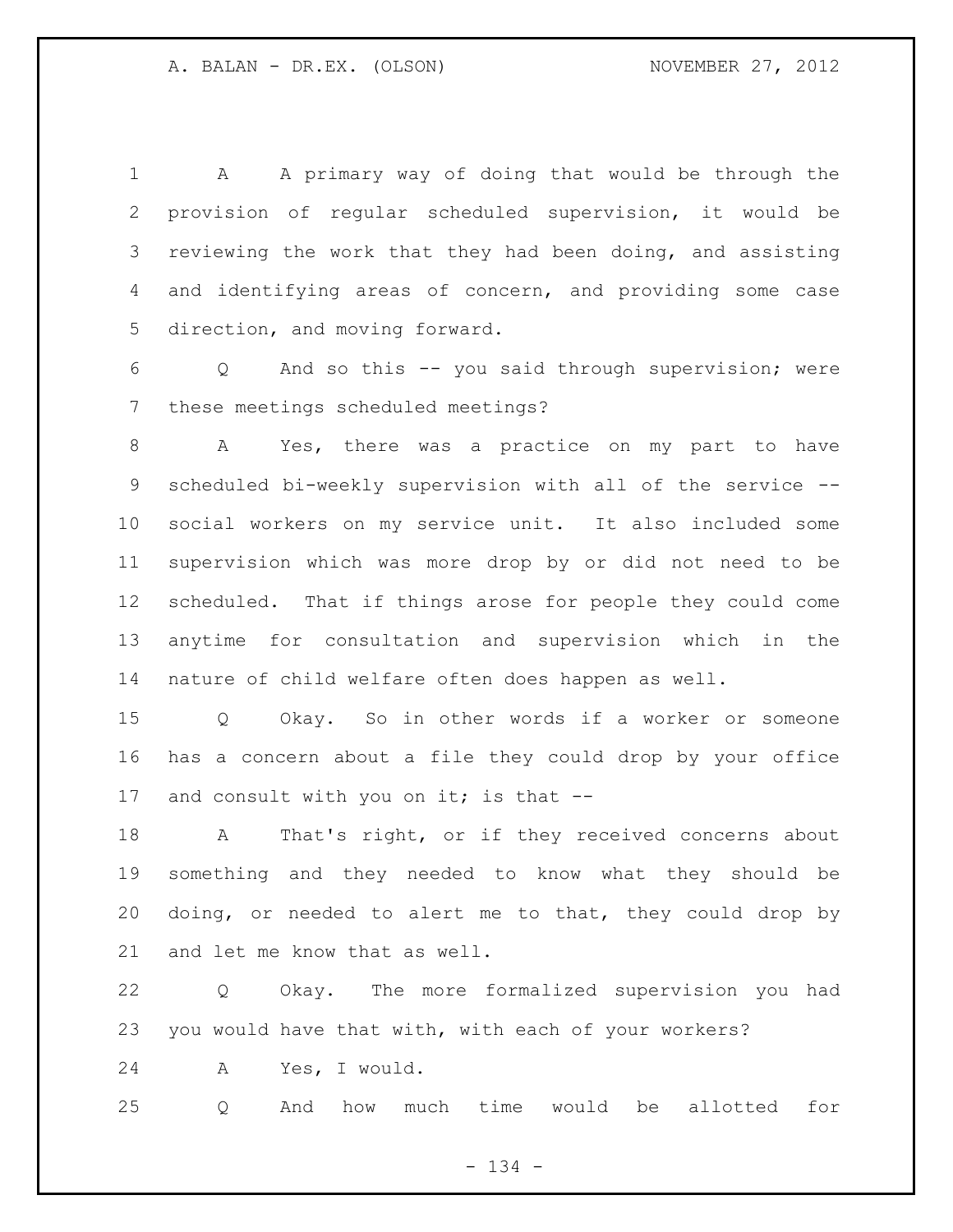A A primary way of doing that would be through the provision of regular scheduled supervision, it would be reviewing the work that they had been doing, and assisting and identifying areas of concern, and providing some case direction, and moving forward.

Q And so this -- you said through supervision; were these meetings scheduled meetings?

A Yes, there was a practice on my part to have scheduled bi-weekly supervision with all of the service -- social workers on my service unit. It also included some supervision which was more drop by or did not need to be scheduled. That if things arose for people they could come anytime for consultation and supervision which in the nature of child welfare often does happen as well.

Q Okay. So in other words if a worker or someone has a concern about a file they could drop by your office and consult with you on it; is that --

A That's right, or if they received concerns about something and they needed to know what they should be doing, or needed to alert me to that, they could drop by and let me know that as well.

Q Okay. The more formalized supervision you had you would have that with, with each of your workers?

A Yes, I would.

Q And how much time would be allotted for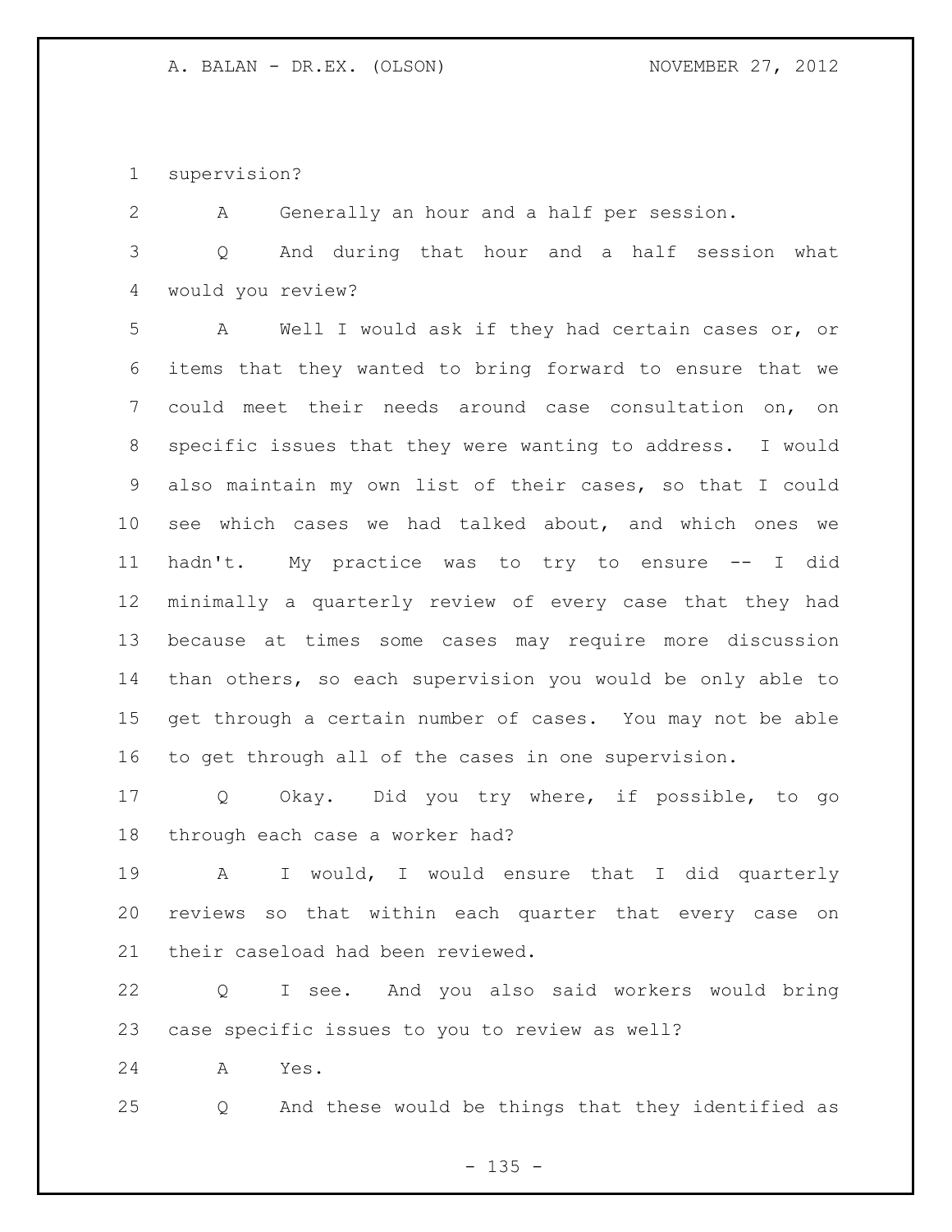supervision?

A Generally an hour and a half per session.

Q And during that hour and a half session what would you review?

A Well I would ask if they had certain cases or, or items that they wanted to bring forward to ensure that we could meet their needs around case consultation on, on specific issues that they were wanting to address. I would also maintain my own list of their cases, so that I could see which cases we had talked about, and which ones we hadn't. My practice was to try to ensure -- I did minimally a quarterly review of every case that they had because at times some cases may require more discussion than others, so each supervision you would be only able to get through a certain number of cases. You may not be able to get through all of the cases in one supervision.

Q Okay. Did you try where, if possible, to go through each case a worker had?

A I would, I would ensure that I did quarterly reviews so that within each quarter that every case on their caseload had been reviewed.

Q I see. And you also said workers would bring case specific issues to you to review as well?

A Yes.

Q And these would be things that they identified as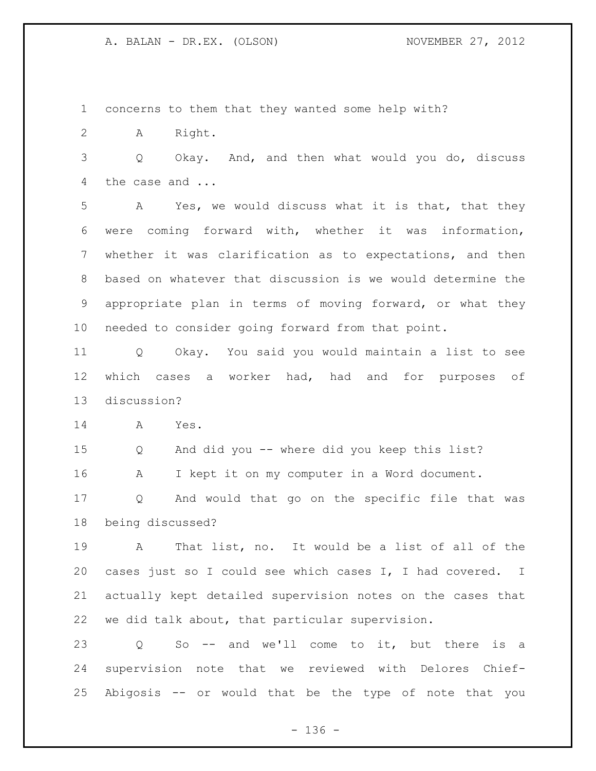concerns to them that they wanted some help with?

A Right.

Q Okay. And, and then what would you do, discuss the case and ...

A Yes, we would discuss what it is that, that they were coming forward with, whether it was information, whether it was clarification as to expectations, and then based on whatever that discussion is we would determine the appropriate plan in terms of moving forward, or what they needed to consider going forward from that point.

Q Okay. You said you would maintain a list to see which cases a worker had, had and for purposes of discussion?

A Yes.

Q And did you -- where did you keep this list?

A I kept it on my computer in a Word document.

Q And would that go on the specific file that was being discussed?

A That list, no. It would be a list of all of the cases just so I could see which cases I, I had covered. I actually kept detailed supervision notes on the cases that we did talk about, that particular supervision.

Q So -- and we'll come to it, but there is a supervision note that we reviewed with Delores Chief-Abigosis -- or would that be the type of note that you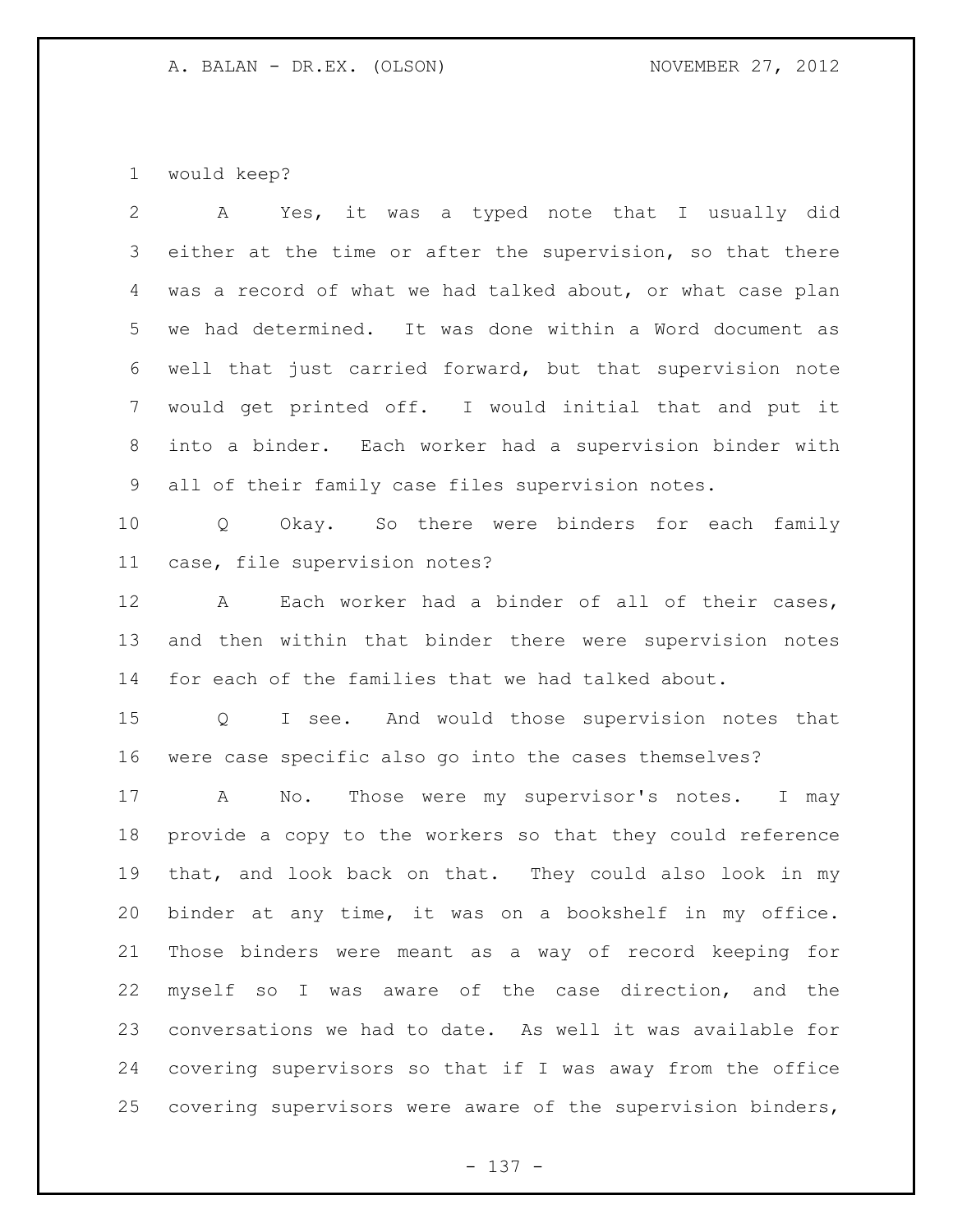would keep?

A Yes, it was a typed note that I usually did either at the time or after the supervision, so that there was a record of what we had talked about, or what case plan we had determined. It was done within a Word document as well that just carried forward, but that supervision note would get printed off. I would initial that and put it into a binder. Each worker had a supervision binder with all of their family case files supervision notes.

Q Okay. So there were binders for each family case, file supervision notes?

A Each worker had a binder of all of their cases, and then within that binder there were supervision notes for each of the families that we had talked about.

Q I see. And would those supervision notes that were case specific also go into the cases themselves?

A No. Those were my supervisor's notes. I may provide a copy to the workers so that they could reference that, and look back on that. They could also look in my binder at any time, it was on a bookshelf in my office. Those binders were meant as a way of record keeping for myself so I was aware of the case direction, and the conversations we had to date. As well it was available for covering supervisors so that if I was away from the office covering supervisors were aware of the supervision binders,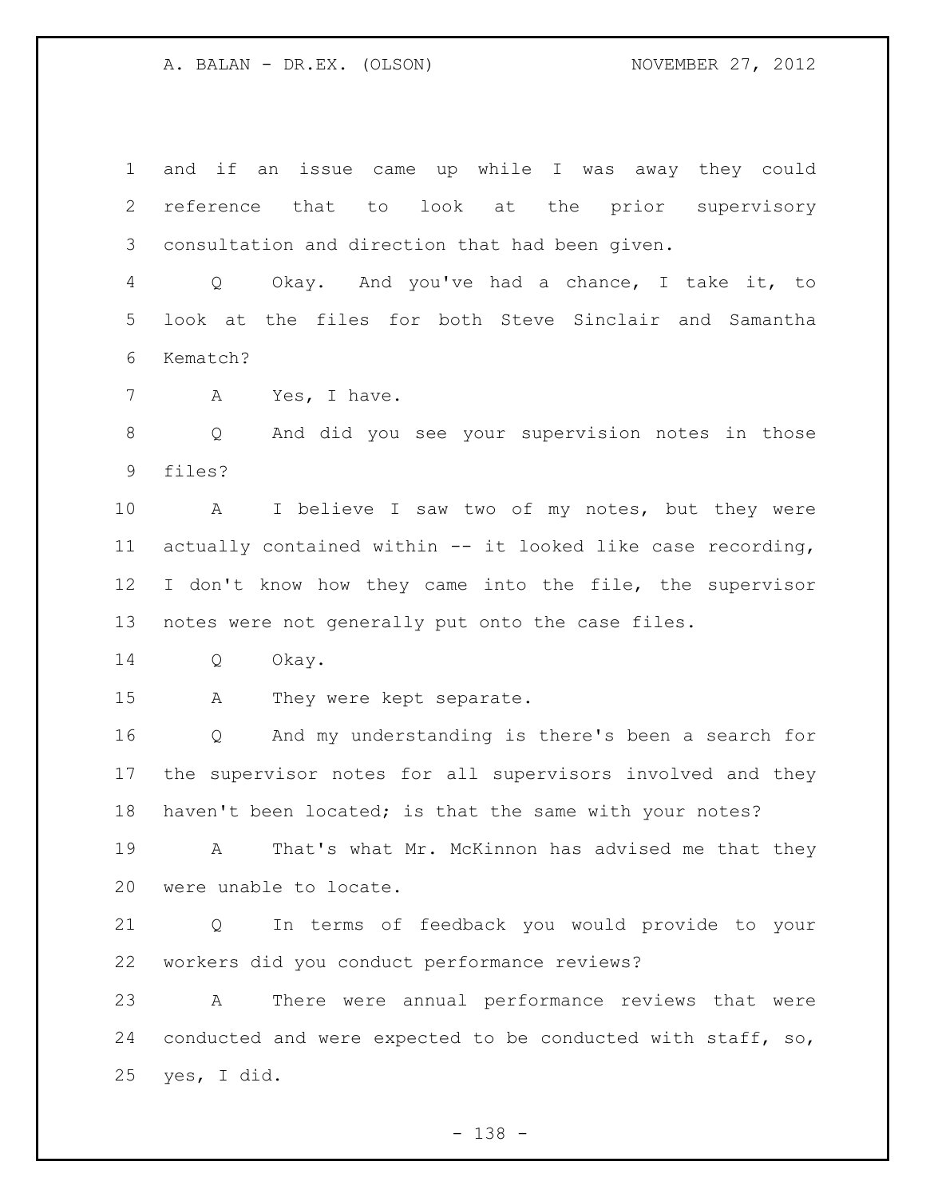and if an issue came up while I was away they could reference that to look at the prior supervisory consultation and direction that had been given.

Q Okay. And you've had a chance, I take it, to look at the files for both Steve Sinclair and Samantha Kematch?

A Yes, I have.

Q And did you see your supervision notes in those files?

A I believe I saw two of my notes, but they were actually contained within -- it looked like case recording, I don't know how they came into the file, the supervisor notes were not generally put onto the case files.

Q Okay.

A They were kept separate.

Q And my understanding is there's been a search for the supervisor notes for all supervisors involved and they haven't been located; is that the same with your notes?

A That's what Mr. McKinnon has advised me that they were unable to locate.

Q In terms of feedback you would provide to your workers did you conduct performance reviews?

A There were annual performance reviews that were conducted and were expected to be conducted with staff, so, yes, I did.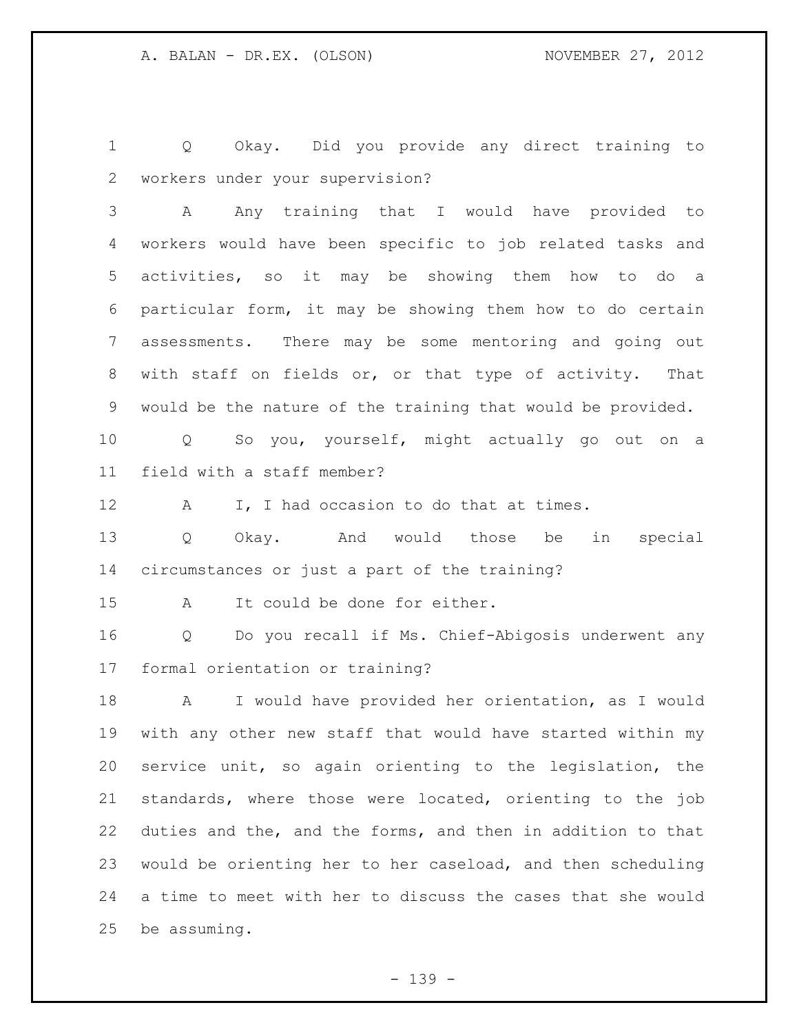Q Okay. Did you provide any direct training to workers under your supervision?

A Any training that I would have provided to workers would have been specific to job related tasks and activities, so it may be showing them how to do a particular form, it may be showing them how to do certain assessments. There may be some mentoring and going out with staff on fields or, or that type of activity. That would be the nature of the training that would be provided.

Q So you, yourself, might actually go out on a field with a staff member?

A I, I had occasion to do that at times.

Q Okay. And would those be in special circumstances or just a part of the training?

A It could be done for either.

Q Do you recall if Ms. Chief-Abigosis underwent any formal orientation or training?

A I would have provided her orientation, as I would with any other new staff that would have started within my service unit, so again orienting to the legislation, the standards, where those were located, orienting to the job duties and the, and the forms, and then in addition to that would be orienting her to her caseload, and then scheduling a time to meet with her to discuss the cases that she would be assuming.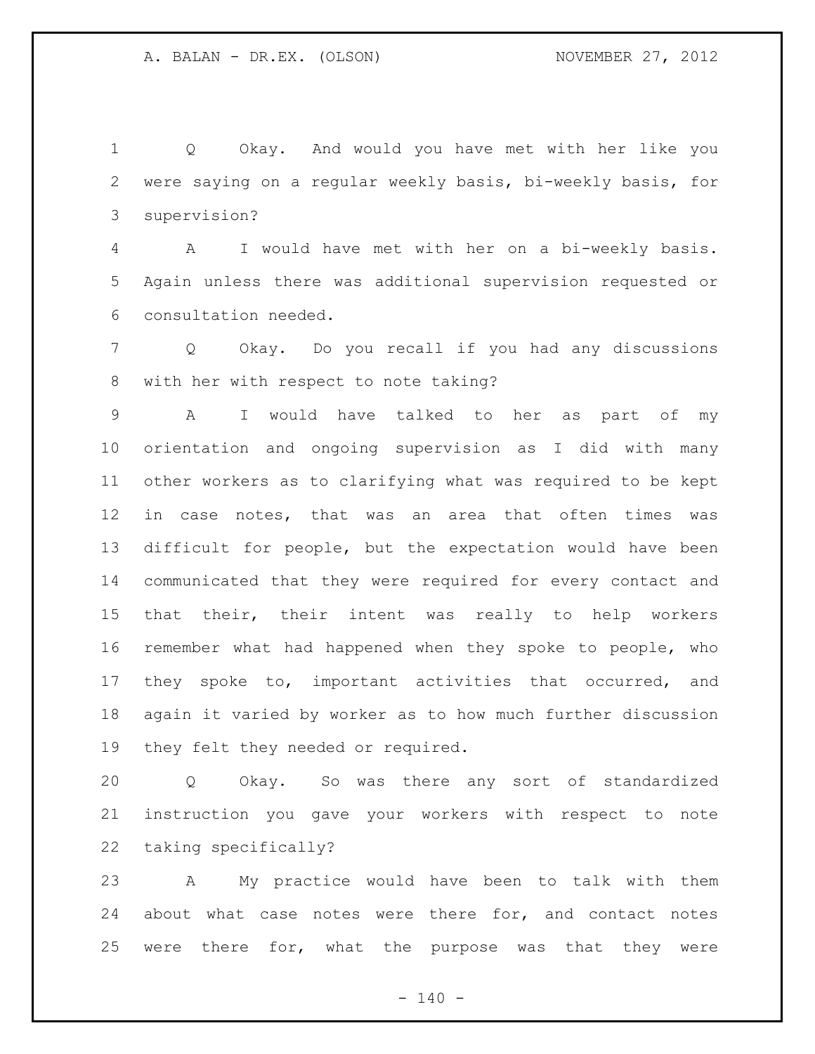Q Okay. And would you have met with her like you were saying on a regular weekly basis, bi-weekly basis, for supervision?

A I would have met with her on a bi-weekly basis. Again unless there was additional supervision requested or consultation needed.

Q Okay. Do you recall if you had any discussions with her with respect to note taking?

A I would have talked to her as part of my orientation and ongoing supervision as I did with many other workers as to clarifying what was required to be kept in case notes, that was an area that often times was difficult for people, but the expectation would have been communicated that they were required for every contact and that their, their intent was really to help workers remember what had happened when they spoke to people, who they spoke to, important activities that occurred, and again it varied by worker as to how much further discussion they felt they needed or required.

Q Okay. So was there any sort of standardized instruction you gave your workers with respect to note taking specifically?

A My practice would have been to talk with them about what case notes were there for, and contact notes were there for, what the purpose was that they were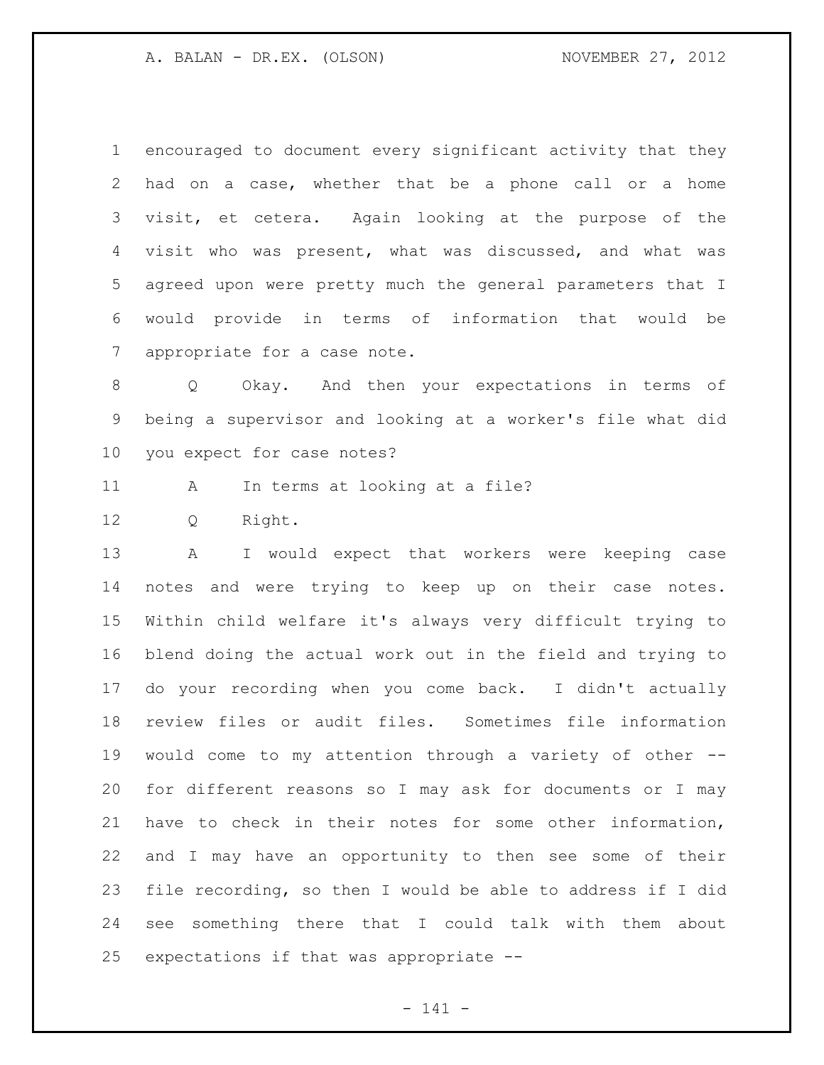encouraged to document every significant activity that they had on a case, whether that be a phone call or a home visit, et cetera. Again looking at the purpose of the visit who was present, what was discussed, and what was agreed upon were pretty much the general parameters that I would provide in terms of information that would be appropriate for a case note.

Q Okay. And then your expectations in terms of being a supervisor and looking at a worker's file what did you expect for case notes?

A In terms at looking at a file?

Q Right.

A I would expect that workers were keeping case notes and were trying to keep up on their case notes. Within child welfare it's always very difficult trying to blend doing the actual work out in the field and trying to do your recording when you come back. I didn't actually review files or audit files. Sometimes file information would come to my attention through a variety of other -- for different reasons so I may ask for documents or I may have to check in their notes for some other information, and I may have an opportunity to then see some of their file recording, so then I would be able to address if I did see something there that I could talk with them about expectations if that was appropriate --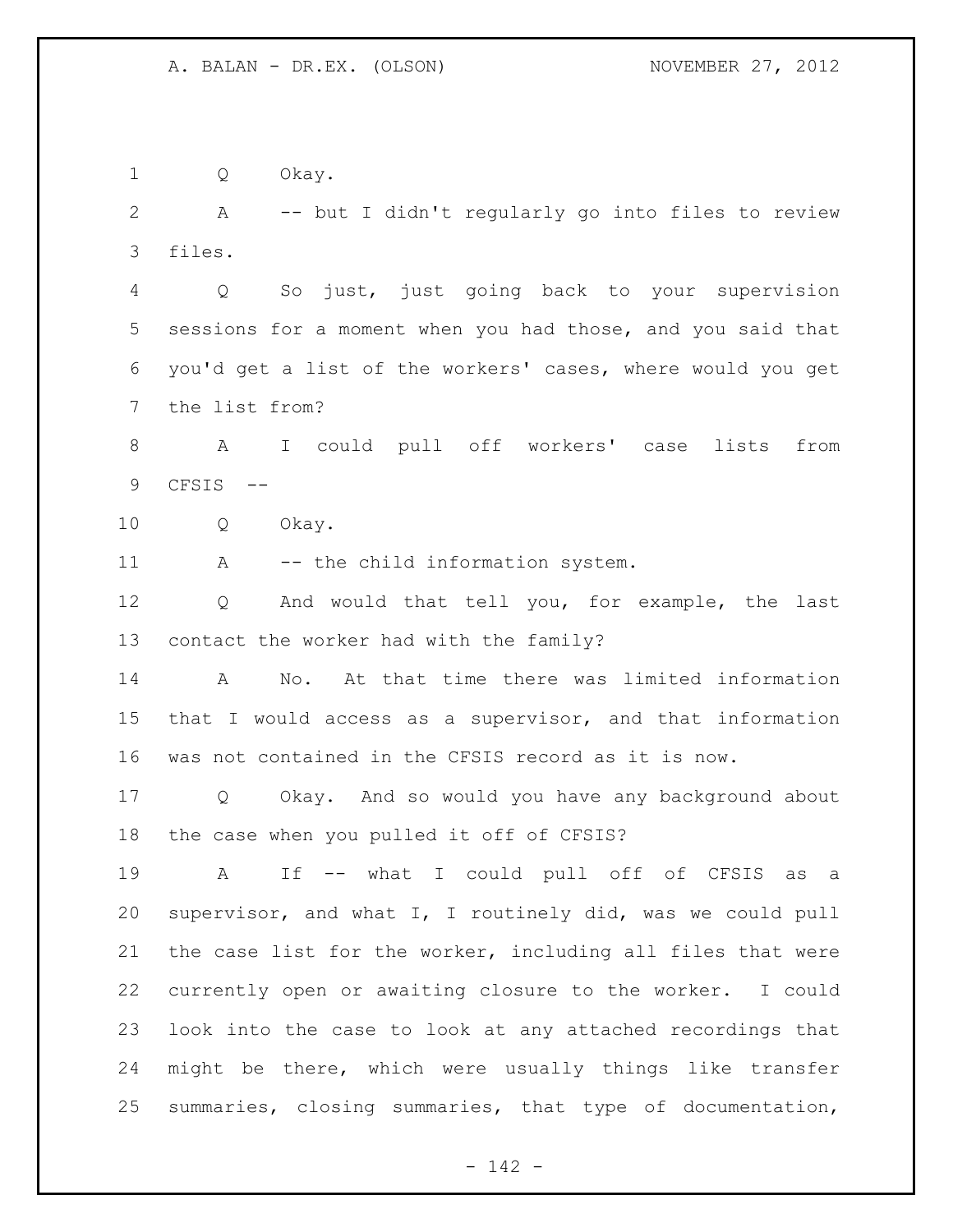Q Okay.

A -- but I didn't regularly go into files to review files.

Q So just, just going back to your supervision sessions for a moment when you had those, and you said that you'd get a list of the workers' cases, where would you get the list from?

A I could pull off workers' case lists from CFSIS --

Q Okay.

A -- the child information system.

Q And would that tell you, for example, the last contact the worker had with the family?

A No. At that time there was limited information that I would access as a supervisor, and that information was not contained in the CFSIS record as it is now.

Q Okay. And so would you have any background about the case when you pulled it off of CFSIS?

A If -- what I could pull off of CFSIS as a supervisor, and what I, I routinely did, was we could pull the case list for the worker, including all files that were currently open or awaiting closure to the worker. I could look into the case to look at any attached recordings that might be there, which were usually things like transfer summaries, closing summaries, that type of documentation,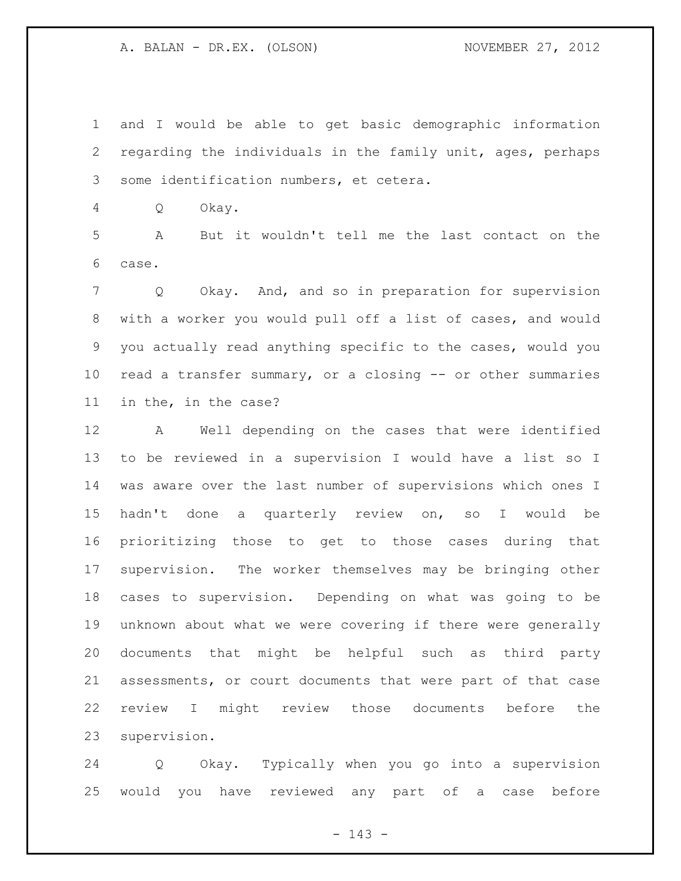and I would be able to get basic demographic information regarding the individuals in the family unit, ages, perhaps some identification numbers, et cetera.

Q Okay.

A But it wouldn't tell me the last contact on the case.

Q Okay. And, and so in preparation for supervision with a worker you would pull off a list of cases, and would you actually read anything specific to the cases, would you read a transfer summary, or a closing -- or other summaries in the, in the case?

A Well depending on the cases that were identified to be reviewed in a supervision I would have a list so I was aware over the last number of supervisions which ones I hadn't done a quarterly review on, so I would be prioritizing those to get to those cases during that supervision. The worker themselves may be bringing other cases to supervision. Depending on what was going to be unknown about what we were covering if there were generally documents that might be helpful such as third party assessments, or court documents that were part of that case review I might review those documents before the supervision.

Q Okay. Typically when you go into a supervision would you have reviewed any part of a case before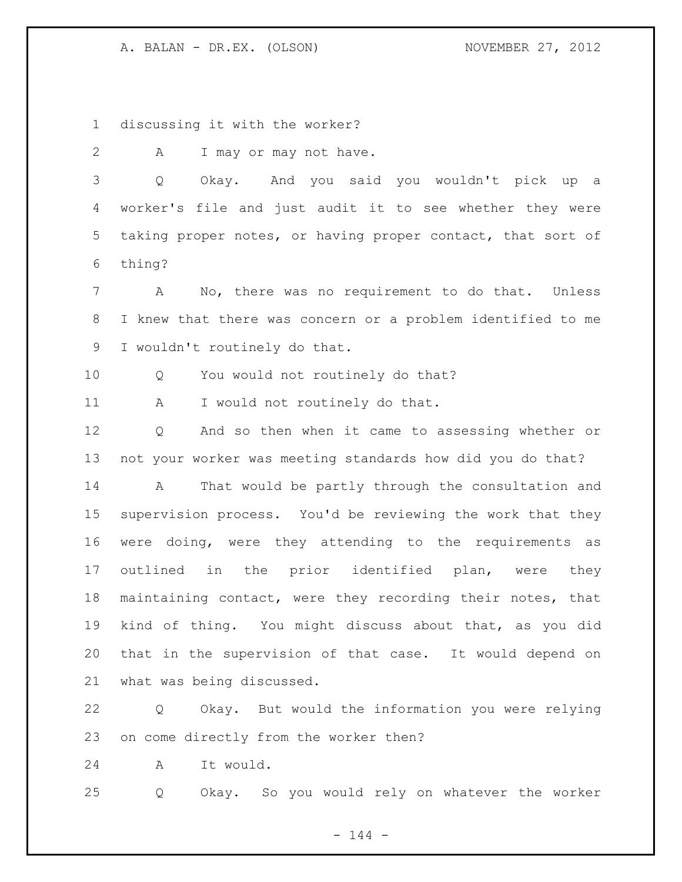discussing it with the worker?

A I may or may not have.

Q Okay. And you said you wouldn't pick up a worker's file and just audit it to see whether they were taking proper notes, or having proper contact, that sort of thing?

A No, there was no requirement to do that. Unless I knew that there was concern or a problem identified to me I wouldn't routinely do that.

Q You would not routinely do that?

A I would not routinely do that.

Q And so then when it came to assessing whether or not your worker was meeting standards how did you do that?

A That would be partly through the consultation and supervision process. You'd be reviewing the work that they were doing, were they attending to the requirements as outlined in the prior identified plan, were they maintaining contact, were they recording their notes, that kind of thing. You might discuss about that, as you did that in the supervision of that case. It would depend on what was being discussed.

Q Okay. But would the information you were relying on come directly from the worker then?

A It would.

Q Okay. So you would rely on whatever the worker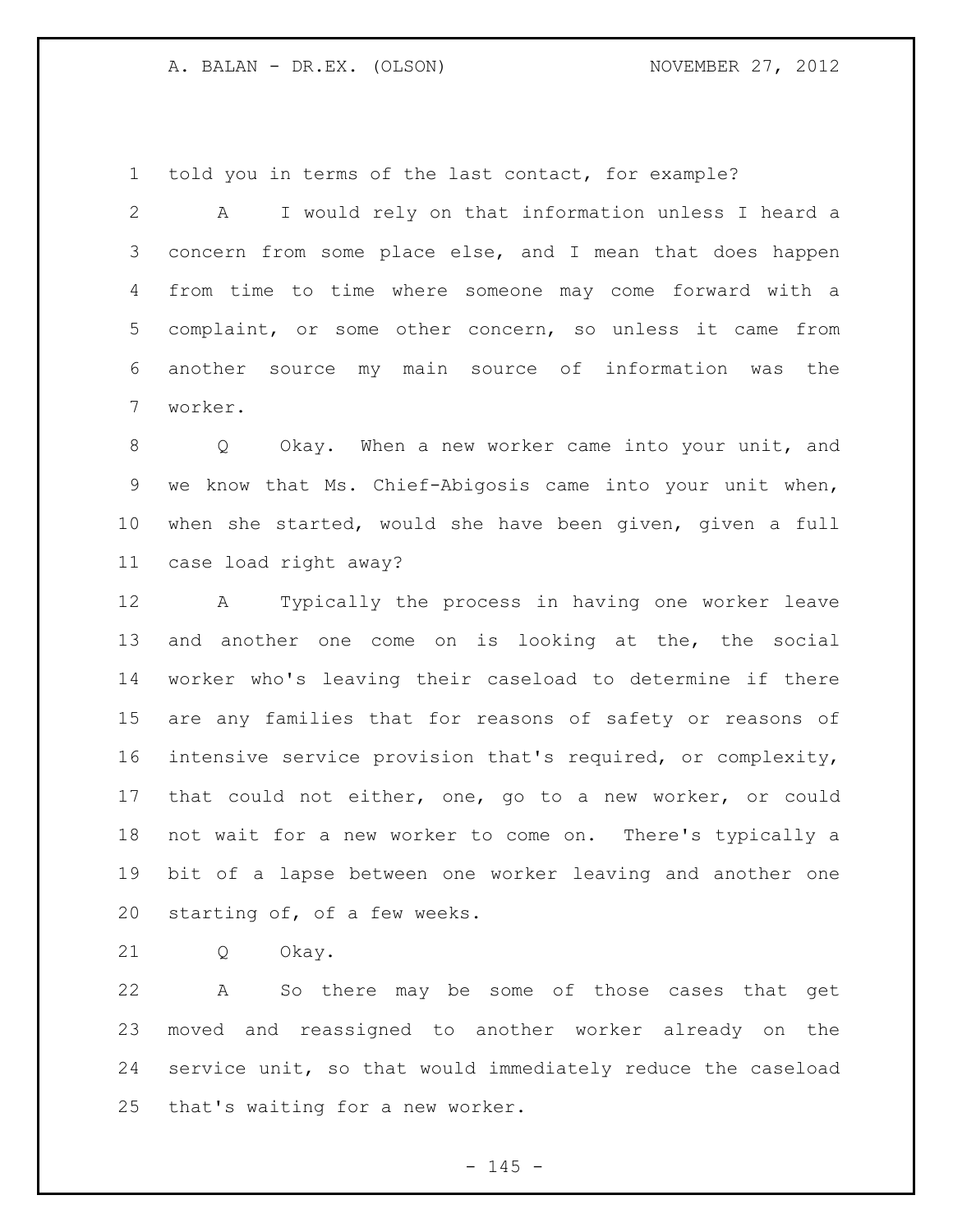told you in terms of the last contact, for example?

A I would rely on that information unless I heard a concern from some place else, and I mean that does happen from time to time where someone may come forward with a complaint, or some other concern, so unless it came from another source my main source of information was the worker.

Q Okay. When a new worker came into your unit, and we know that Ms. Chief-Abigosis came into your unit when, when she started, would she have been given, given a full case load right away?

A Typically the process in having one worker leave and another one come on is looking at the, the social worker who's leaving their caseload to determine if there are any families that for reasons of safety or reasons of intensive service provision that's required, or complexity, that could not either, one, go to a new worker, or could not wait for a new worker to come on. There's typically a bit of a lapse between one worker leaving and another one starting of, of a few weeks.

Q Okay.

A So there may be some of those cases that get moved and reassigned to another worker already on the service unit, so that would immediately reduce the caseload that's waiting for a new worker.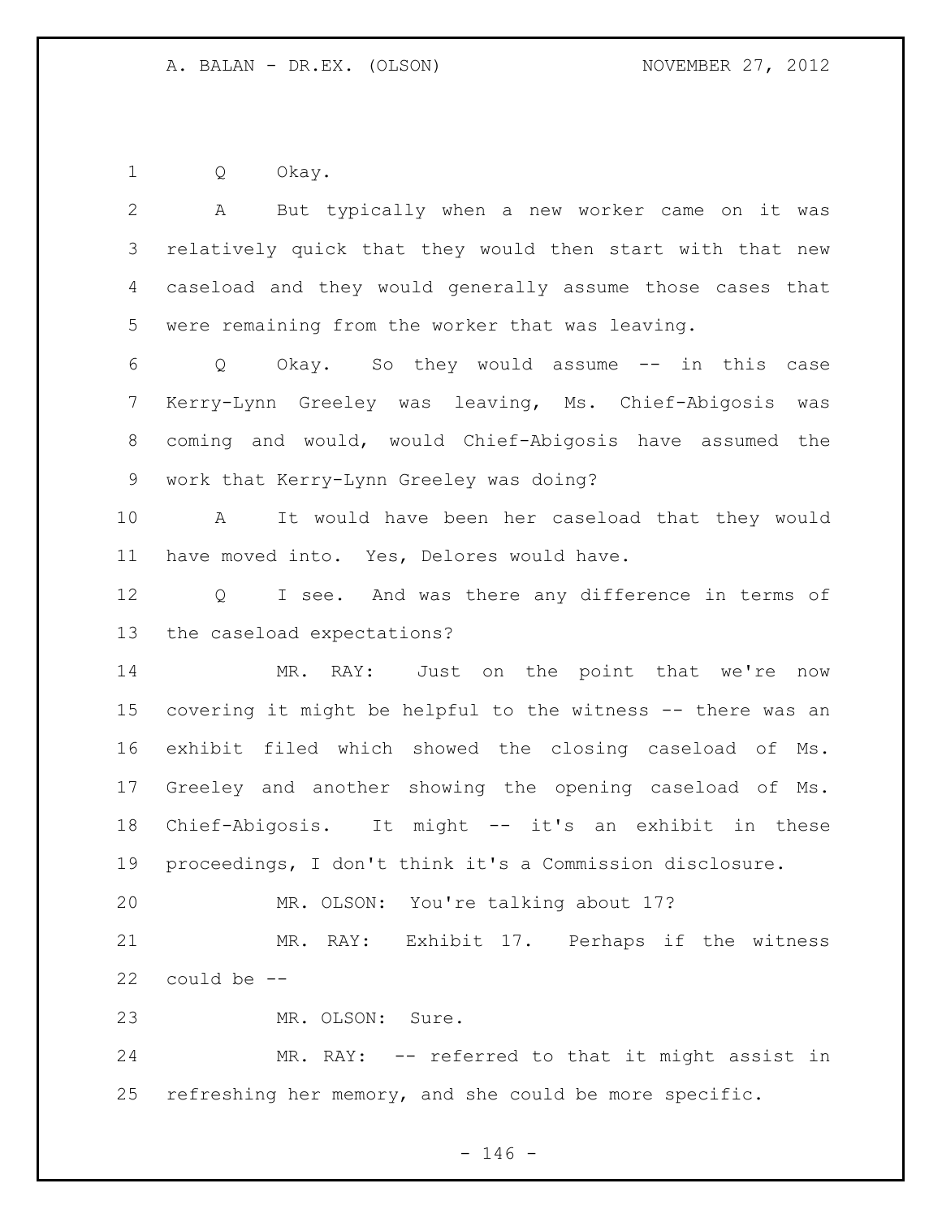Q Okay.

A But typically when a new worker came on it was relatively quick that they would then start with that new caseload and they would generally assume those cases that were remaining from the worker that was leaving.

Q Okay. So they would assume -- in this case Kerry-Lynn Greeley was leaving, Ms. Chief-Abigosis was coming and would, would Chief-Abigosis have assumed the work that Kerry-Lynn Greeley was doing?

A It would have been her caseload that they would have moved into. Yes, Delores would have.

Q I see. And was there any difference in terms of the caseload expectations?

MR. RAY: Just on the point that we're now covering it might be helpful to the witness -- there was an exhibit filed which showed the closing caseload of Ms. Greeley and another showing the opening caseload of Ms. Chief-Abigosis. It might -- it's an exhibit in these proceedings, I don't think it's a Commission disclosure.

MR. OLSON: You're talking about 17?

MR. RAY: Exhibit 17. Perhaps if the witness could be --

MR. OLSON: Sure.

MR. RAY: -- referred to that it might assist in refreshing her memory, and she could be more specific.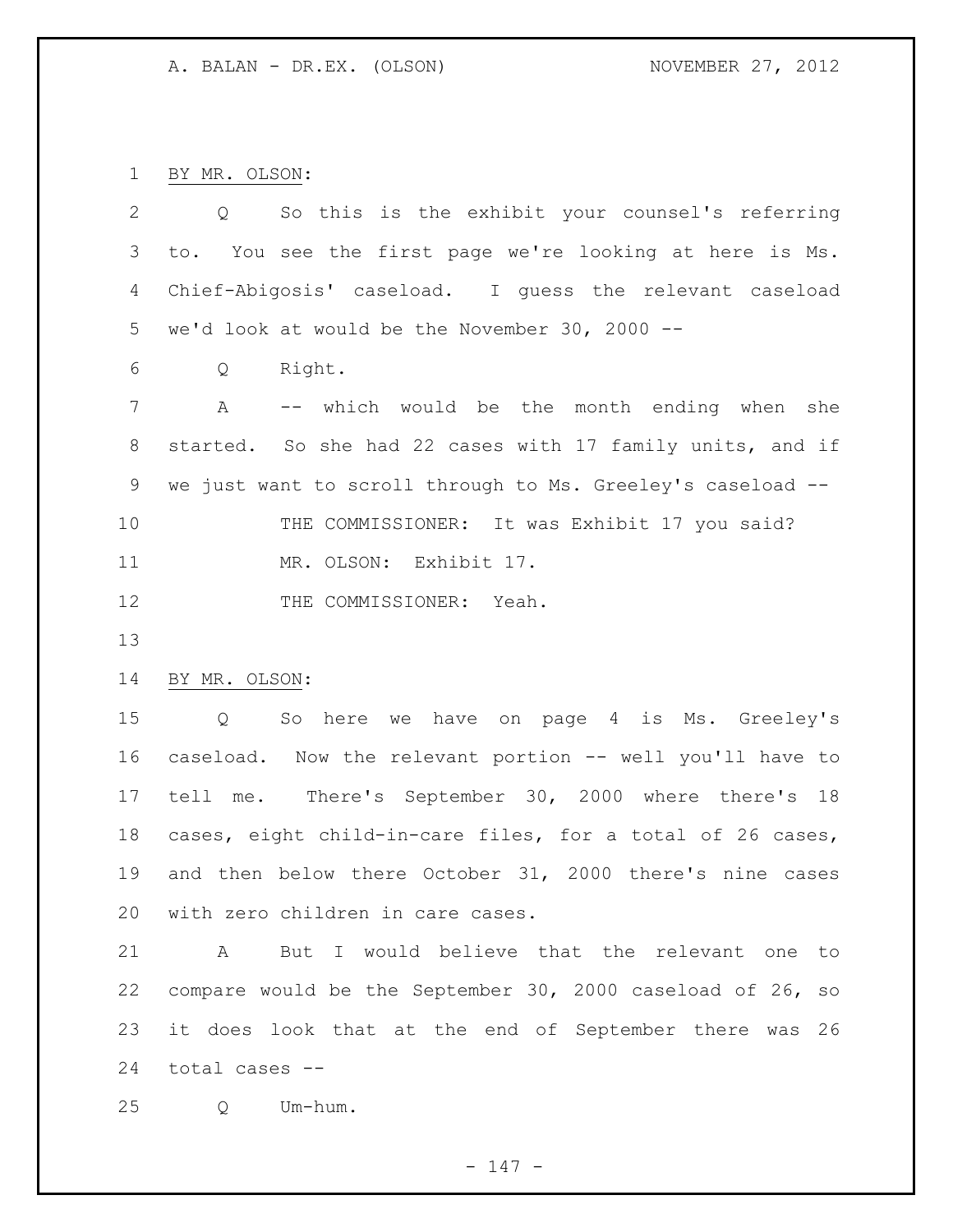BY MR. OLSON:

Q So this is the exhibit your counsel's referring to. You see the first page we're looking at here is Ms. Chief-Abigosis' caseload. I guess the relevant caseload we'd look at would be the November 30, 2000 --

Q Right.

A -- which would be the month ending when she started. So she had 22 cases with 17 family units, and if we just want to scroll through to Ms. Greeley's caseload --

THE COMMISSIONER: It was Exhibit 17 you said?

MR. OLSON: Exhibit 17.

THE COMMISSIONER: Yeah.

BY MR. OLSON:

Q So here we have on page 4 is Ms. Greeley's caseload. Now the relevant portion -- well you'll have to tell me. There's September 30, 2000 where there's 18 cases, eight child-in-care files, for a total of 26 cases, and then below there October 31, 2000 there's nine cases with zero children in care cases.

A But I would believe that the relevant one to compare would be the September 30, 2000 caseload of 26, so it does look that at the end of September there was 26 total cases --

Q Um-hum.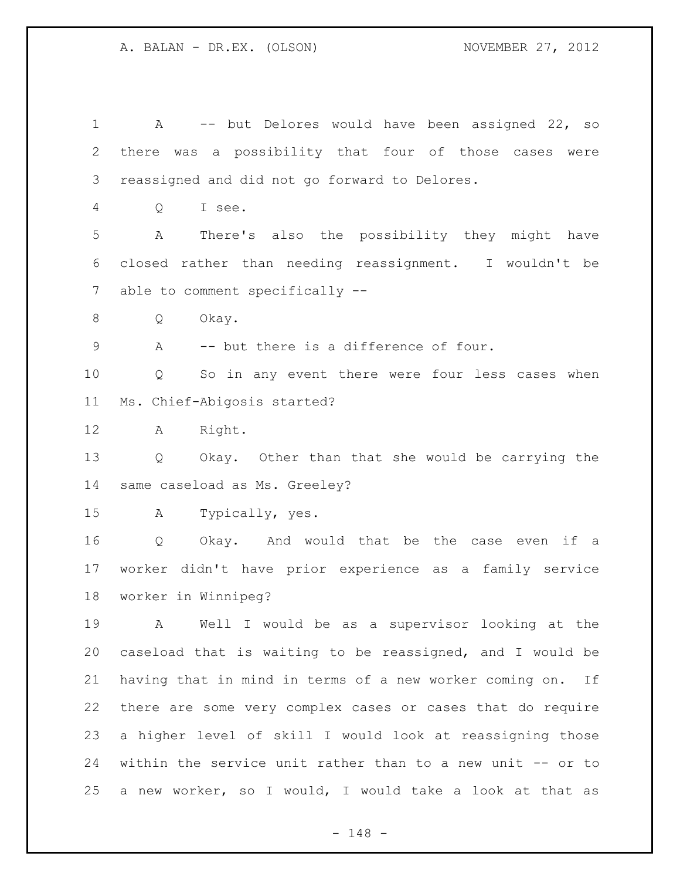A -- but Delores would have been assigned 22, so there was a possibility that four of those cases were reassigned and did not go forward to Delores.

Q I see.

A There's also the possibility they might have closed rather than needing reassignment. I wouldn't be able to comment specifically --

Q Okay.

A -- but there is a difference of four.

Q So in any event there were four less cases when Ms. Chief-Abigosis started?

A Right.

Q Okay. Other than that she would be carrying the same caseload as Ms. Greeley?

A Typically, yes.

Q Okay. And would that be the case even if a worker didn't have prior experience as a family service worker in Winnipeg?

A Well I would be as a supervisor looking at the caseload that is waiting to be reassigned, and I would be having that in mind in terms of a new worker coming on. If there are some very complex cases or cases that do require a higher level of skill I would look at reassigning those within the service unit rather than to a new unit -- or to a new worker, so I would, I would take a look at that as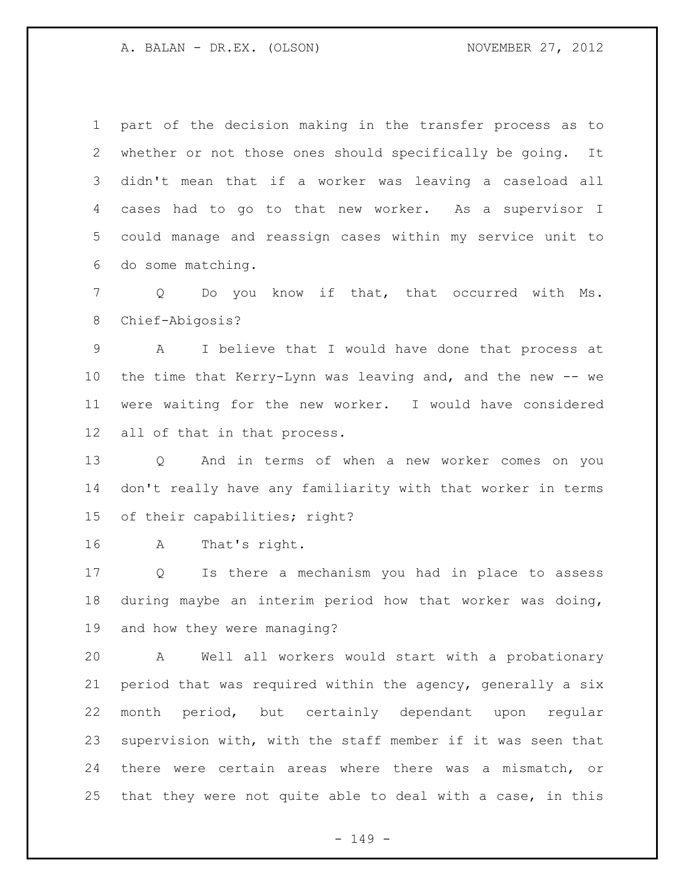part of the decision making in the transfer process as to whether or not those ones should specifically be going. It didn't mean that if a worker was leaving a caseload all cases had to go to that new worker. As a supervisor I could manage and reassign cases within my service unit to do some matching.

Q Do you know if that, that occurred with Ms. Chief-Abigosis?

A I believe that I would have done that process at the time that Kerry-Lynn was leaving and, and the new -- we were waiting for the new worker. I would have considered all of that in that process.

Q And in terms of when a new worker comes on you don't really have any familiarity with that worker in terms of their capabilities; right?

A That's right.

Q Is there a mechanism you had in place to assess during maybe an interim period how that worker was doing, and how they were managing?

A Well all workers would start with a probationary period that was required within the agency, generally a six month period, but certainly dependant upon regular supervision with, with the staff member if it was seen that there were certain areas where there was a mismatch, or that they were not quite able to deal with a case, in this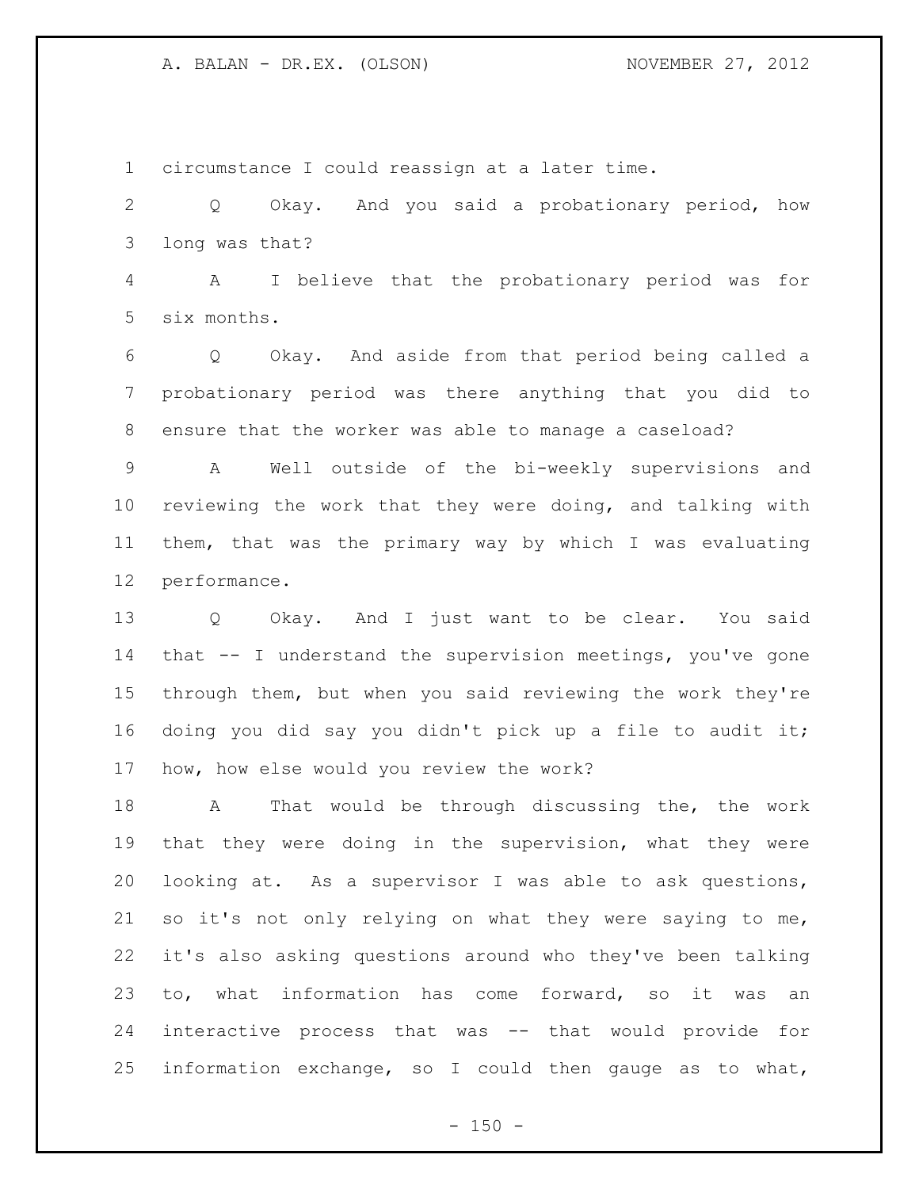circumstance I could reassign at a later time.

Q Okay. And you said a probationary period, how long was that?

A I believe that the probationary period was for six months.

Q Okay. And aside from that period being called a probationary period was there anything that you did to ensure that the worker was able to manage a caseload?

A Well outside of the bi-weekly supervisions and reviewing the work that they were doing, and talking with them, that was the primary way by which I was evaluating performance.

Q Okay. And I just want to be clear. You said that -- I understand the supervision meetings, you've gone through them, but when you said reviewing the work they're doing you did say you didn't pick up a file to audit it; how, how else would you review the work?

A That would be through discussing the, the work that they were doing in the supervision, what they were looking at. As a supervisor I was able to ask questions, so it's not only relying on what they were saying to me, it's also asking questions around who they've been talking to, what information has come forward, so it was an interactive process that was -- that would provide for information exchange, so I could then gauge as to what,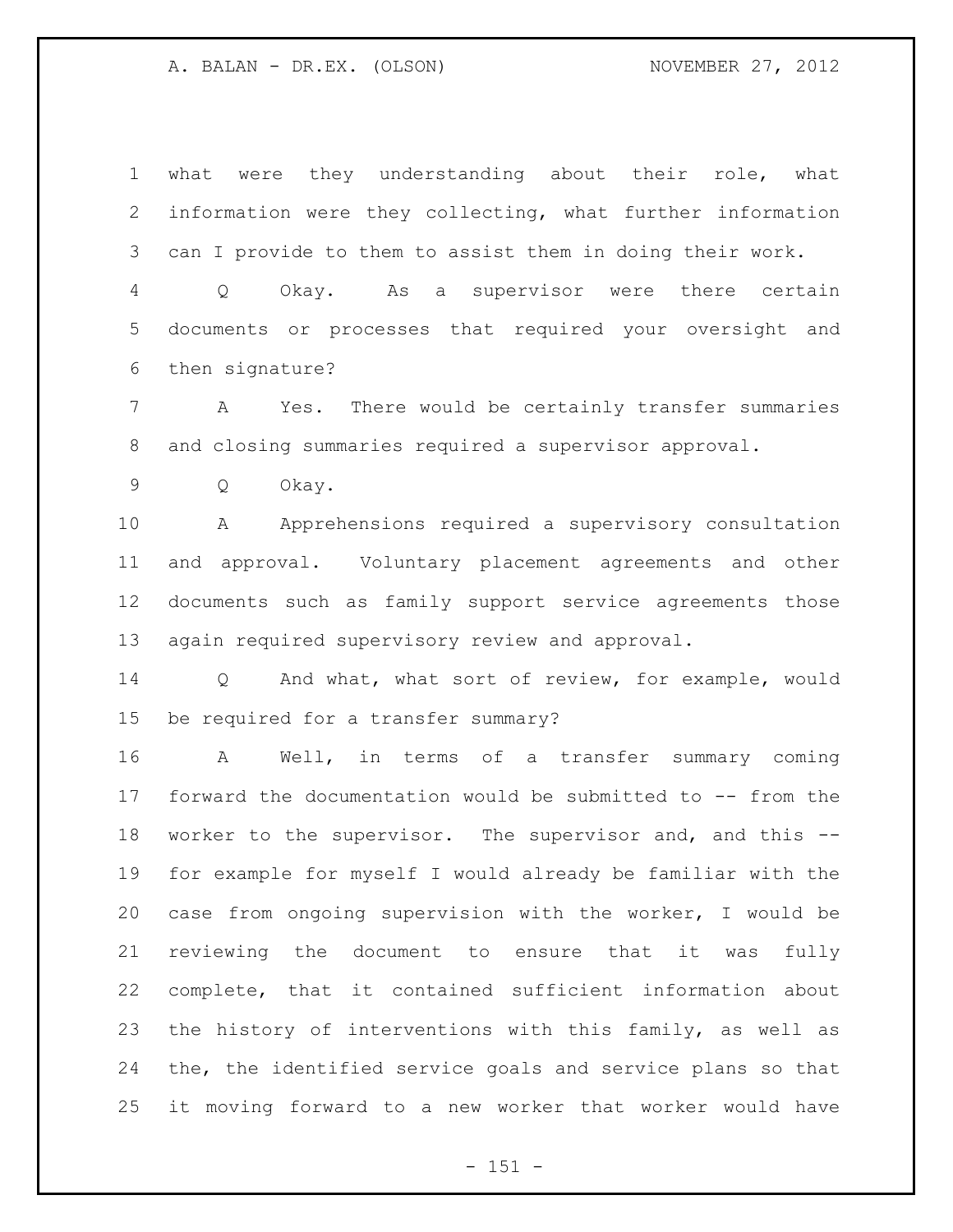what were they understanding about their role, what information were they collecting, what further information can I provide to them to assist them in doing their work.

Q Okay. As a supervisor were there certain documents or processes that required your oversight and then signature?

A Yes. There would be certainly transfer summaries and closing summaries required a supervisor approval.

Q Okay.

A Apprehensions required a supervisory consultation and approval. Voluntary placement agreements and other documents such as family support service agreements those again required supervisory review and approval.

Q And what, what sort of review, for example, would be required for a transfer summary?

A Well, in terms of a transfer summary coming forward the documentation would be submitted to -- from the worker to the supervisor. The supervisor and, and this -- for example for myself I would already be familiar with the case from ongoing supervision with the worker, I would be reviewing the document to ensure that it was fully complete, that it contained sufficient information about the history of interventions with this family, as well as the, the identified service goals and service plans so that it moving forward to a new worker that worker would have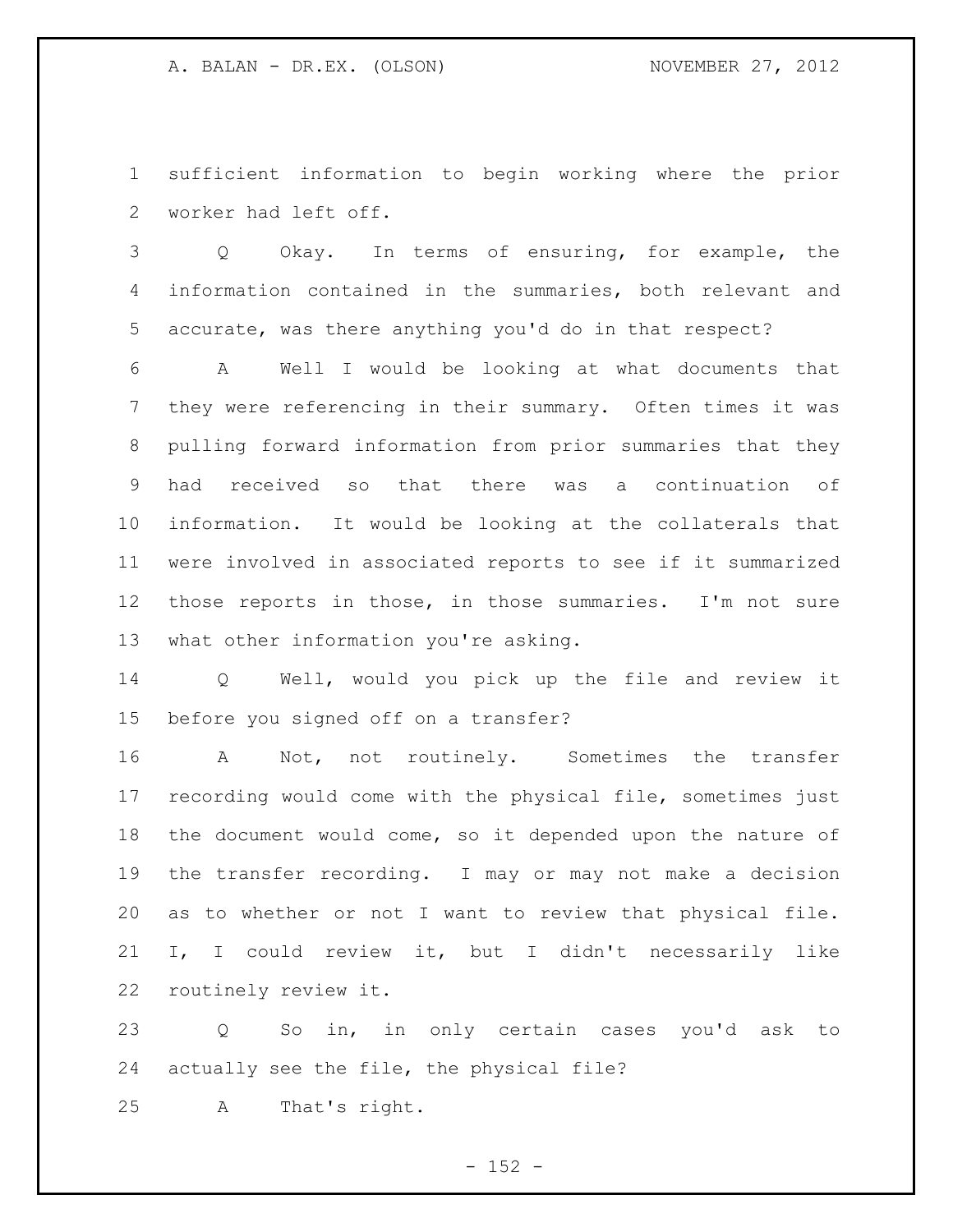sufficient information to begin working where the prior worker had left off.

Q Okay. In terms of ensuring, for example, the information contained in the summaries, both relevant and accurate, was there anything you'd do in that respect?

A Well I would be looking at what documents that they were referencing in their summary. Often times it was pulling forward information from prior summaries that they had received so that there was a continuation of information. It would be looking at the collaterals that were involved in associated reports to see if it summarized those reports in those, in those summaries. I'm not sure what other information you're asking.

Q Well, would you pick up the file and review it before you signed off on a transfer?

A Not, not routinely. Sometimes the transfer recording would come with the physical file, sometimes just the document would come, so it depended upon the nature of the transfer recording. I may or may not make a decision as to whether or not I want to review that physical file. I, I could review it, but I didn't necessarily like routinely review it.

Q So in, in only certain cases you'd ask to actually see the file, the physical file?

A That's right.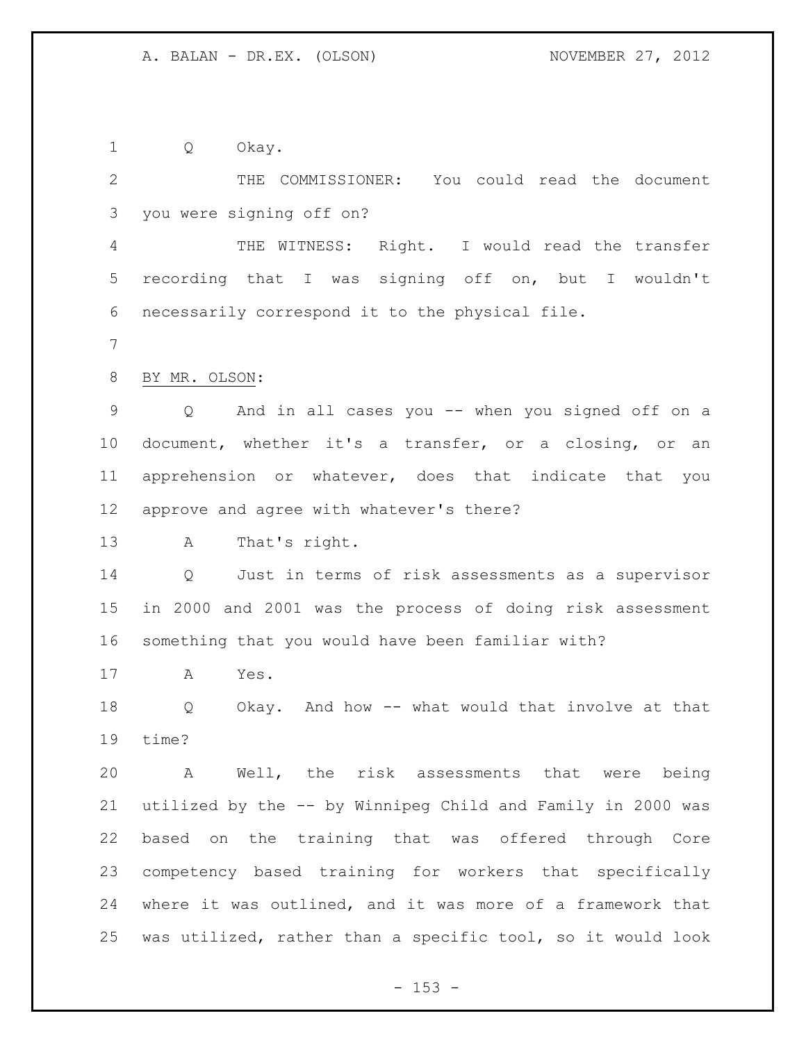Q Okay.

THE COMMISSIONER: You could read the document you were signing off on?

THE WITNESS: Right. I would read the transfer recording that I was signing off on, but I wouldn't necessarily correspond it to the physical file.

BY MR. OLSON:

Q And in all cases you -- when you signed off on a document, whether it's a transfer, or a closing, or an apprehension or whatever, does that indicate that you approve and agree with whatever's there?

A That's right.

Q Just in terms of risk assessments as a supervisor in 2000 and 2001 was the process of doing risk assessment something that you would have been familiar with?

A Yes.

Q Okay. And how -- what would that involve at that time?

A Well, the risk assessments that were being utilized by the -- by Winnipeg Child and Family in 2000 was based on the training that was offered through Core competency based training for workers that specifically where it was outlined, and it was more of a framework that was utilized, rather than a specific tool, so it would look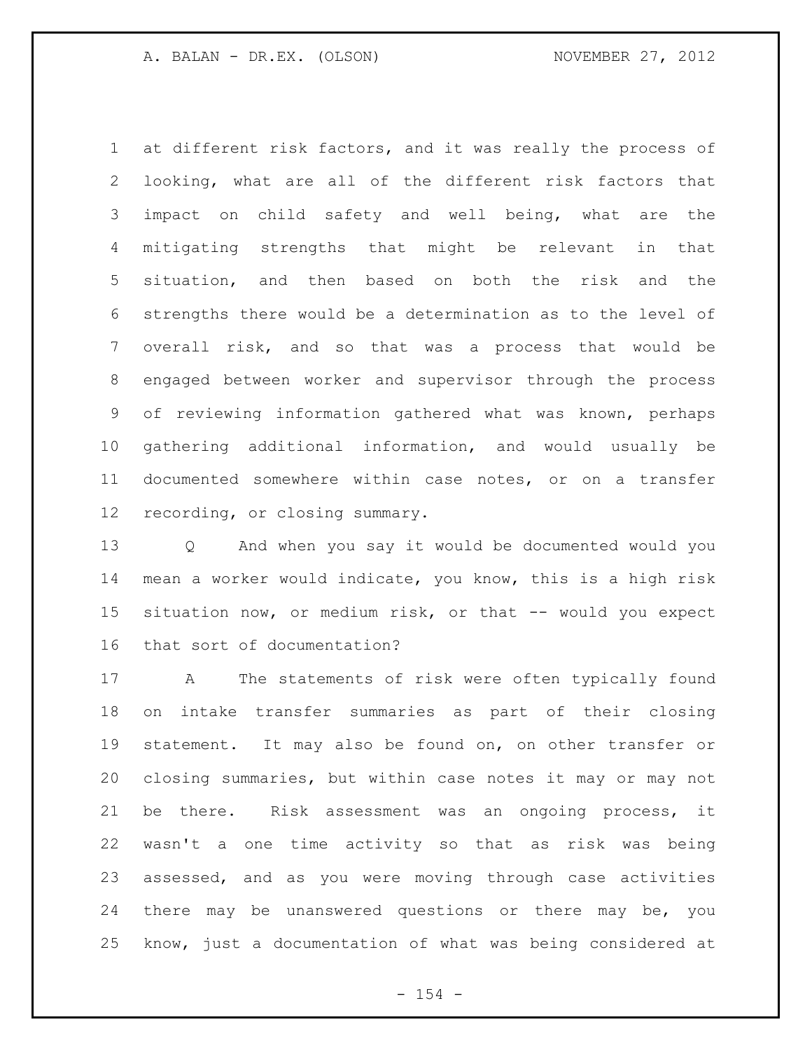at different risk factors, and it was really the process of looking, what are all of the different risk factors that impact on child safety and well being, what are the mitigating strengths that might be relevant in that situation, and then based on both the risk and the strengths there would be a determination as to the level of overall risk, and so that was a process that would be engaged between worker and supervisor through the process of reviewing information gathered what was known, perhaps gathering additional information, and would usually be documented somewhere within case notes, or on a transfer recording, or closing summary.

Q And when you say it would be documented would you mean a worker would indicate, you know, this is a high risk situation now, or medium risk, or that -- would you expect that sort of documentation?

A The statements of risk were often typically found on intake transfer summaries as part of their closing statement. It may also be found on, on other transfer or closing summaries, but within case notes it may or may not be there. Risk assessment was an ongoing process, it wasn't a one time activity so that as risk was being assessed, and as you were moving through case activities there may be unanswered questions or there may be, you know, just a documentation of what was being considered at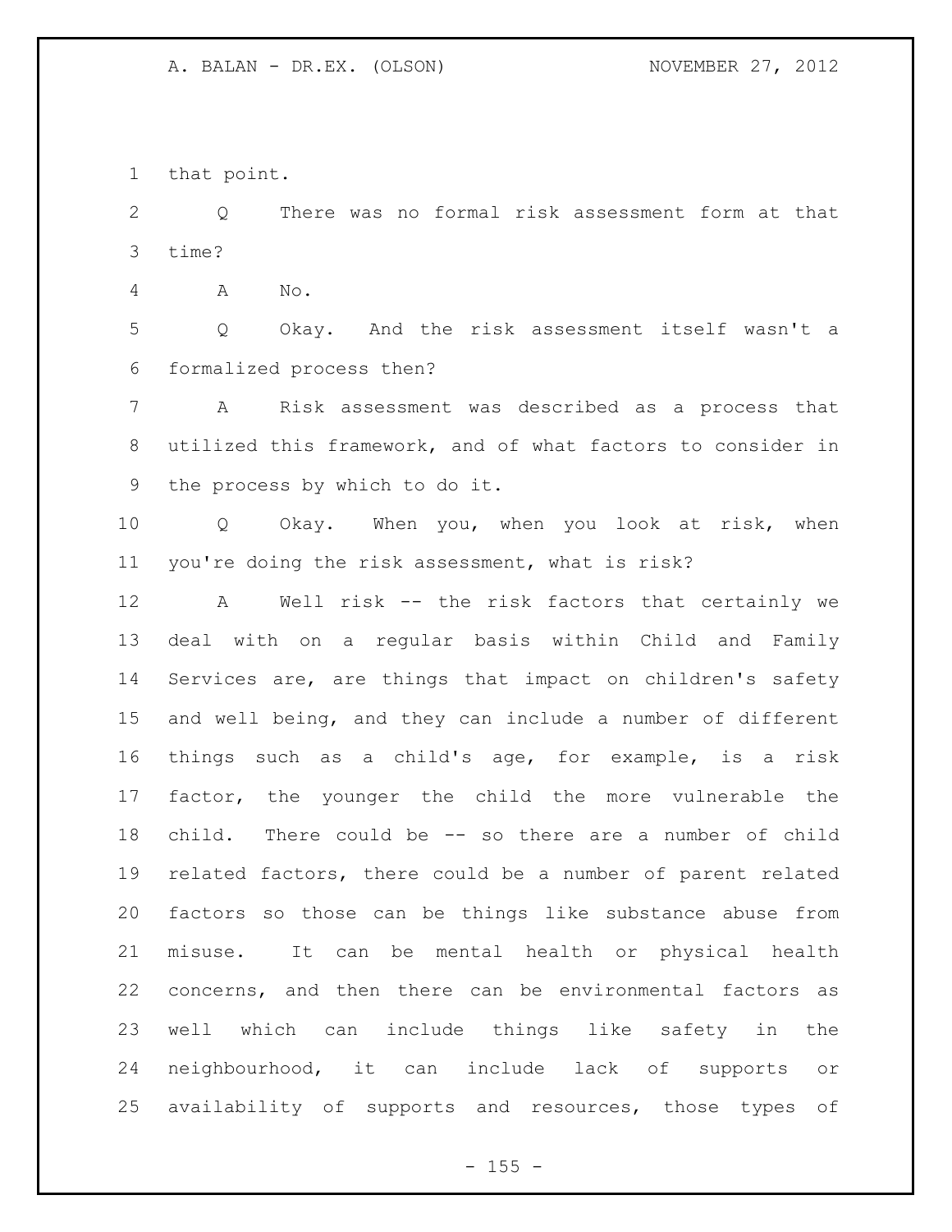that point.

Q There was no formal risk assessment form at that time?

A No.

Q Okay. And the risk assessment itself wasn't a formalized process then?

A Risk assessment was described as a process that utilized this framework, and of what factors to consider in the process by which to do it.

Q Okay. When you, when you look at risk, when you're doing the risk assessment, what is risk?

A Well risk -- the risk factors that certainly we deal with on a regular basis within Child and Family Services are, are things that impact on children's safety and well being, and they can include a number of different things such as a child's age, for example, is a risk factor, the younger the child the more vulnerable the child. There could be -- so there are a number of child related factors, there could be a number of parent related factors so those can be things like substance abuse from misuse. It can be mental health or physical health concerns, and then there can be environmental factors as well which can include things like safety in the neighbourhood, it can include lack of supports or availability of supports and resources, those types of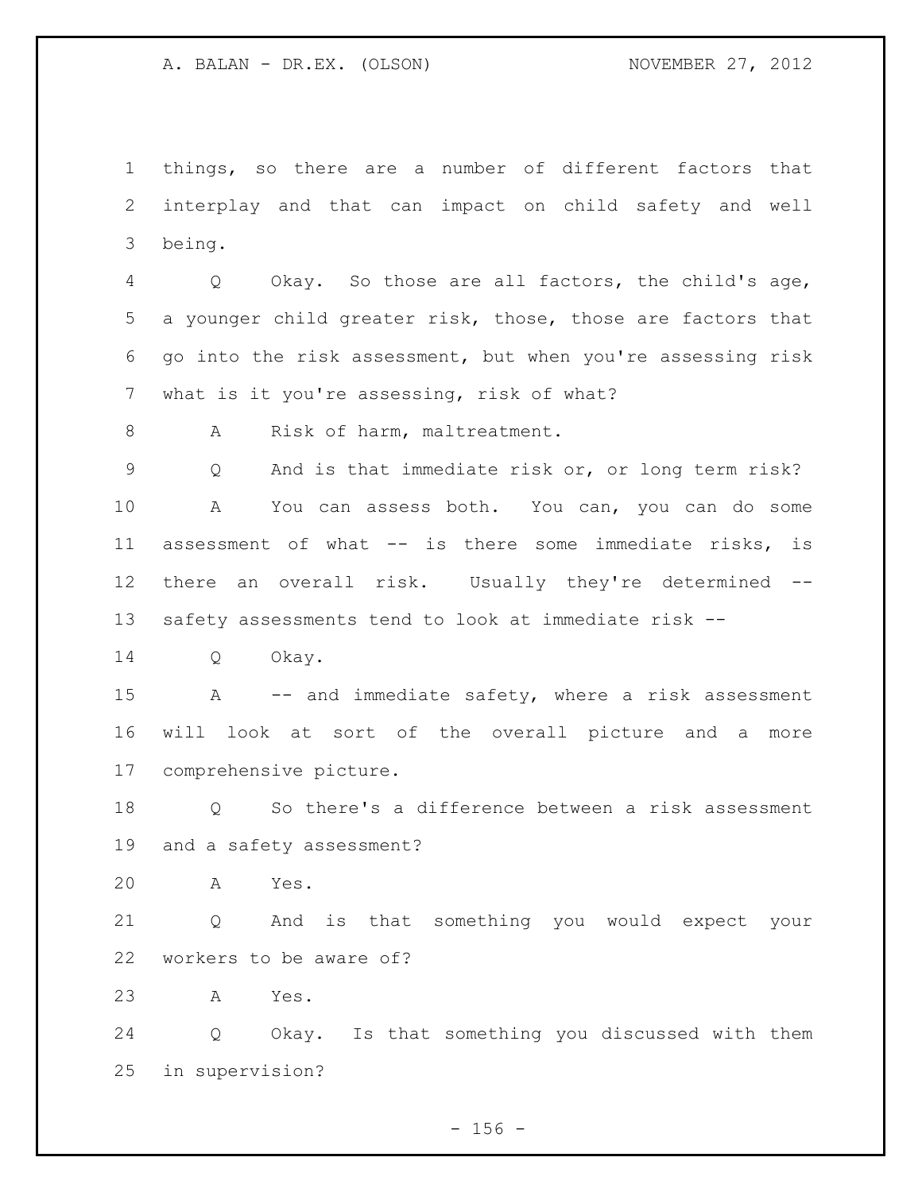things, so there are a number of different factors that interplay and that can impact on child safety and well being.

Q Okay. So those are all factors, the child's age, a younger child greater risk, those, those are factors that go into the risk assessment, but when you're assessing risk what is it you're assessing, risk of what?

A Risk of harm, maltreatment.

Q And is that immediate risk or, or long term risk?

A You can assess both. You can, you can do some assessment of what -- is there some immediate risks, is there an overall risk. Usually they're determined -- safety assessments tend to look at immediate risk --

Q Okay.

A -- and immediate safety, where a risk assessment will look at sort of the overall picture and a more comprehensive picture.

Q So there's a difference between a risk assessment and a safety assessment?

A Yes.

Q And is that something you would expect your workers to be aware of?

A Yes.

Q Okay. Is that something you discussed with them in supervision?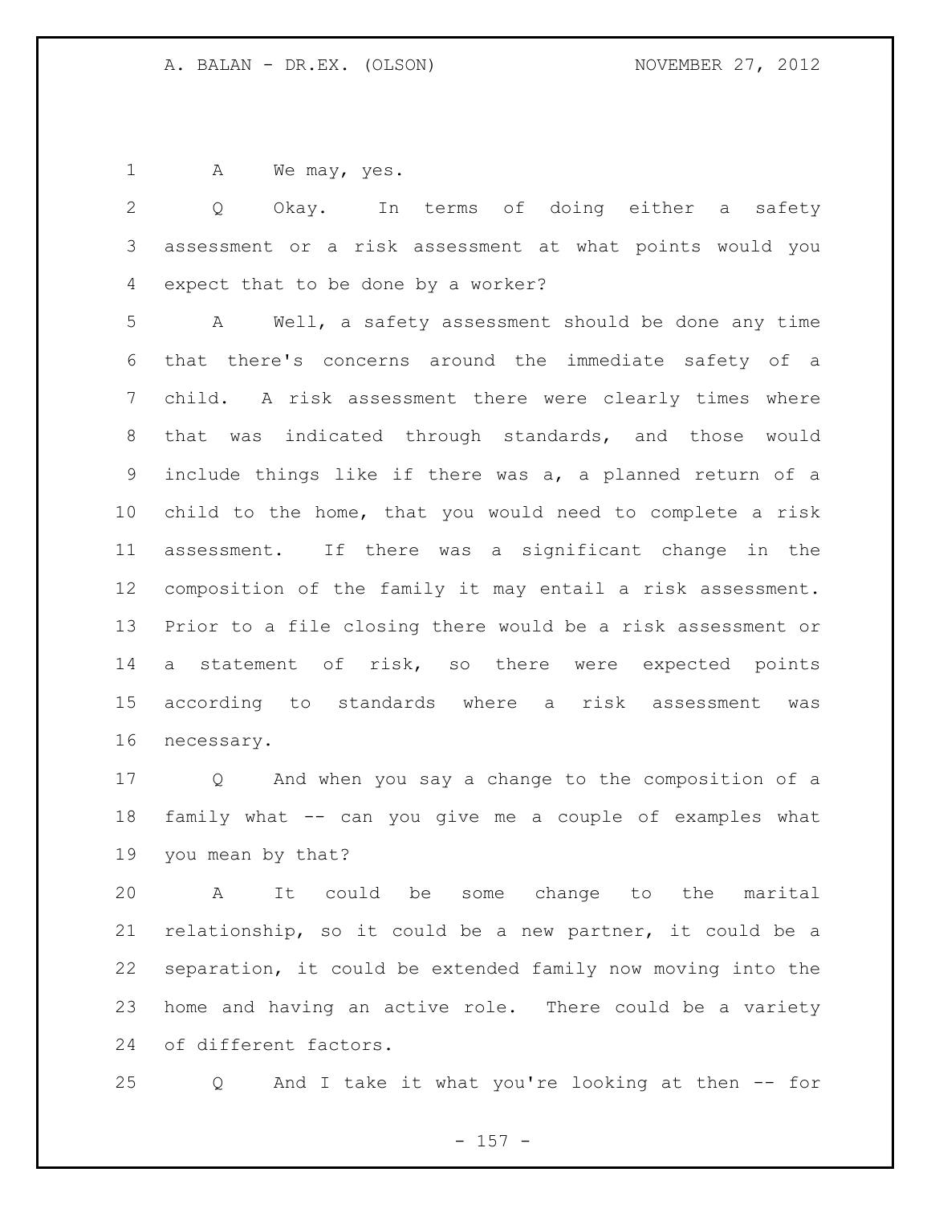A We may, yes.

Q Okay. In terms of doing either a safety assessment or a risk assessment at what points would you expect that to be done by a worker?

A Well, a safety assessment should be done any time that there's concerns around the immediate safety of a child. A risk assessment there were clearly times where that was indicated through standards, and those would include things like if there was a, a planned return of a child to the home, that you would need to complete a risk assessment. If there was a significant change in the composition of the family it may entail a risk assessment. Prior to a file closing there would be a risk assessment or a statement of risk, so there were expected points according to standards where a risk assessment was necessary.

Q And when you say a change to the composition of a family what -- can you give me a couple of examples what you mean by that?

A It could be some change to the marital relationship, so it could be a new partner, it could be a separation, it could be extended family now moving into the home and having an active role. There could be a variety of different factors.

Q And I take it what you're looking at then -- for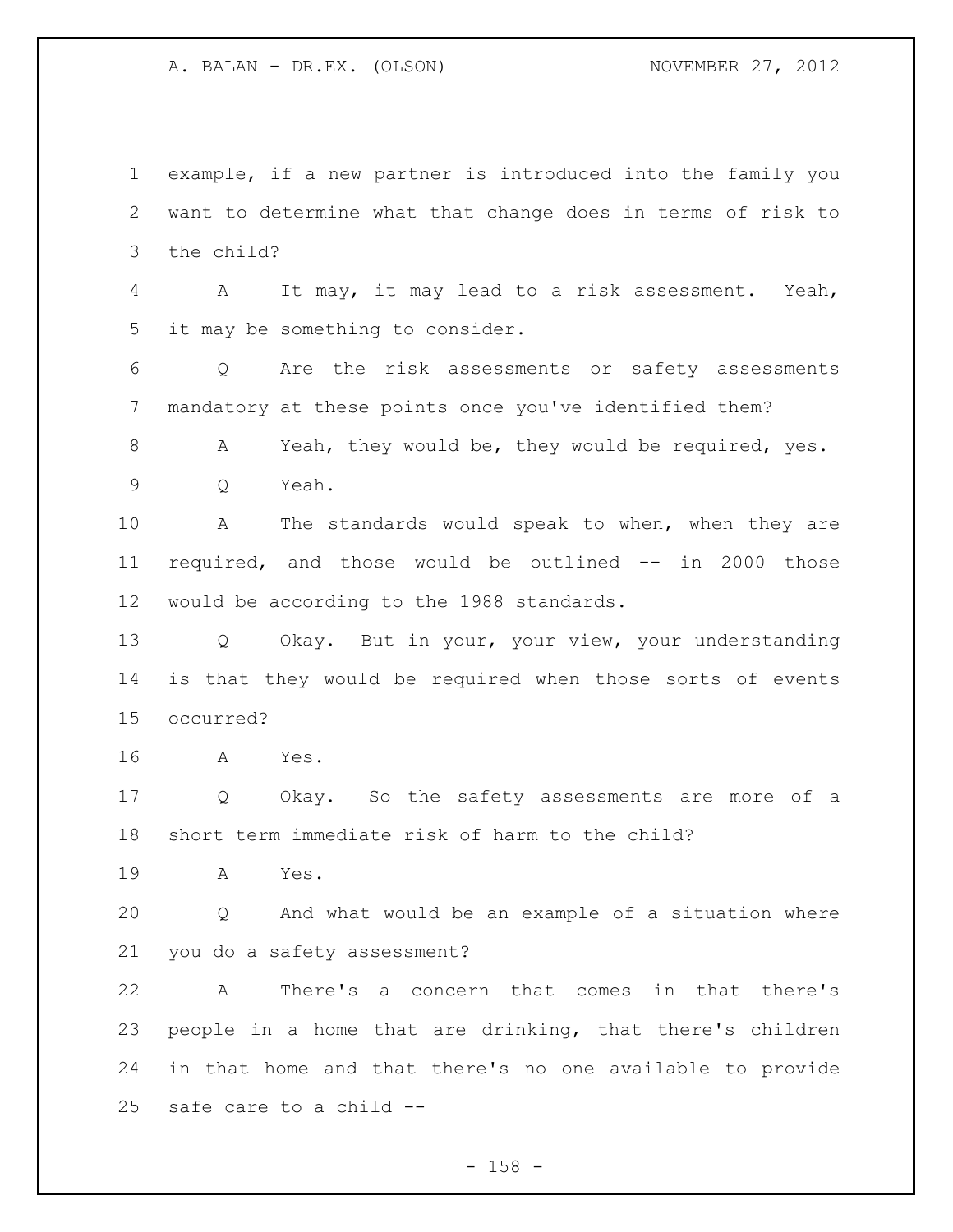example, if a new partner is introduced into the family you want to determine what that change does in terms of risk to the child?

A It may, it may lead to a risk assessment. Yeah, it may be something to consider.

Q Are the risk assessments or safety assessments mandatory at these points once you've identified them?

A Yeah, they would be, they would be required, yes.

Q Yeah.

A The standards would speak to when, when they are required, and those would be outlined -- in 2000 those would be according to the 1988 standards.

Q Okay. But in your, your view, your understanding is that they would be required when those sorts of events occurred?

A Yes.

Q Okay. So the safety assessments are more of a short term immediate risk of harm to the child?

A Yes.

Q And what would be an example of a situation where you do a safety assessment?

A There's a concern that comes in that there's people in a home that are drinking, that there's children in that home and that there's no one available to provide safe care to a child --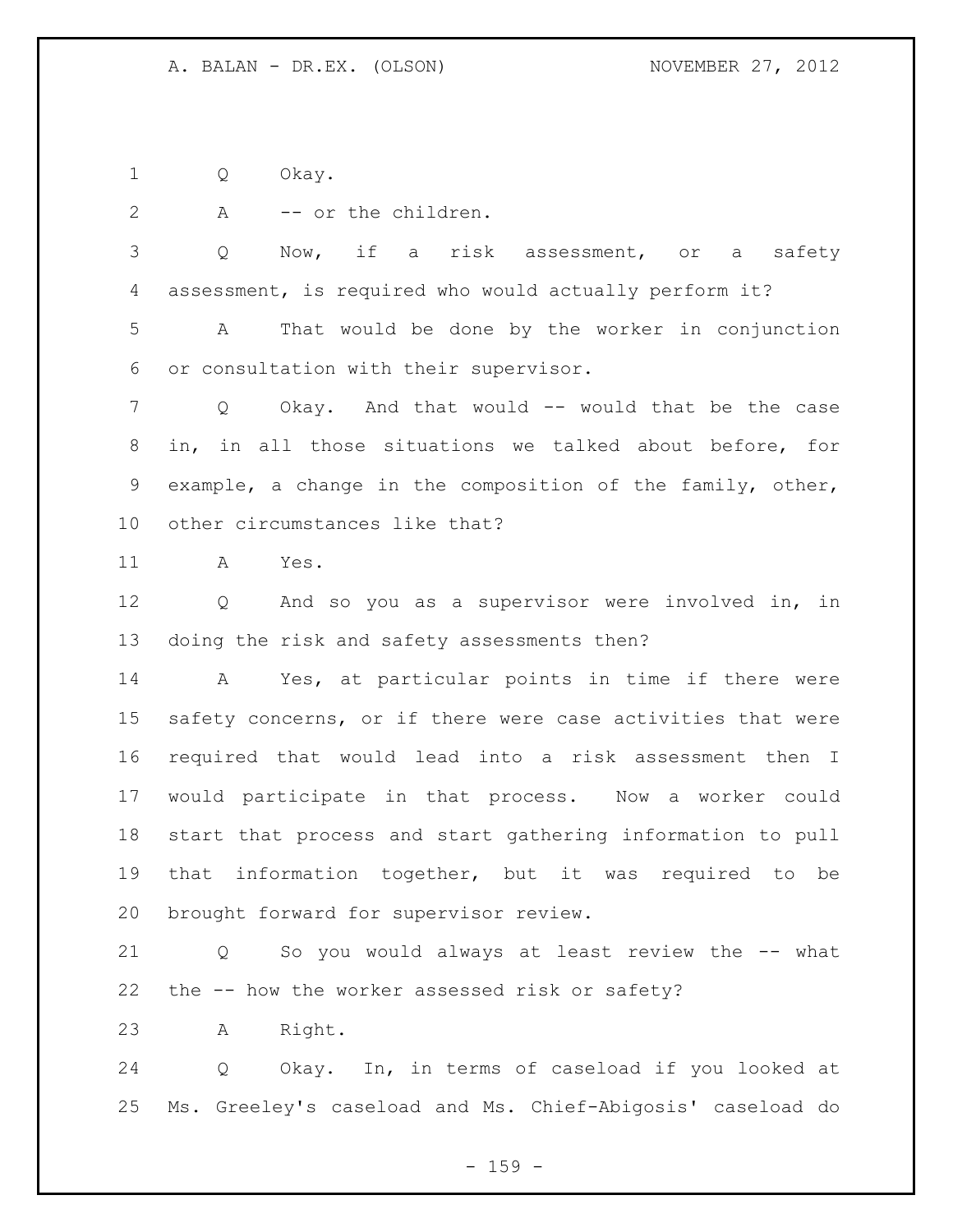Q Okay.

A -- or the children.

Q Now, if a risk assessment, or a safety assessment, is required who would actually perform it?

A That would be done by the worker in conjunction or consultation with their supervisor.

Q Okay. And that would -- would that be the case in, in all those situations we talked about before, for example, a change in the composition of the family, other, other circumstances like that?

A Yes.

Q And so you as a supervisor were involved in, in doing the risk and safety assessments then?

A Yes, at particular points in time if there were safety concerns, or if there were case activities that were required that would lead into a risk assessment then I would participate in that process. Now a worker could start that process and start gathering information to pull that information together, but it was required to be brought forward for supervisor review.

Q So you would always at least review the -- what the -- how the worker assessed risk or safety?

A Right.

Q Okay. In, in terms of caseload if you looked at Ms. Greeley's caseload and Ms. Chief-Abigosis' caseload do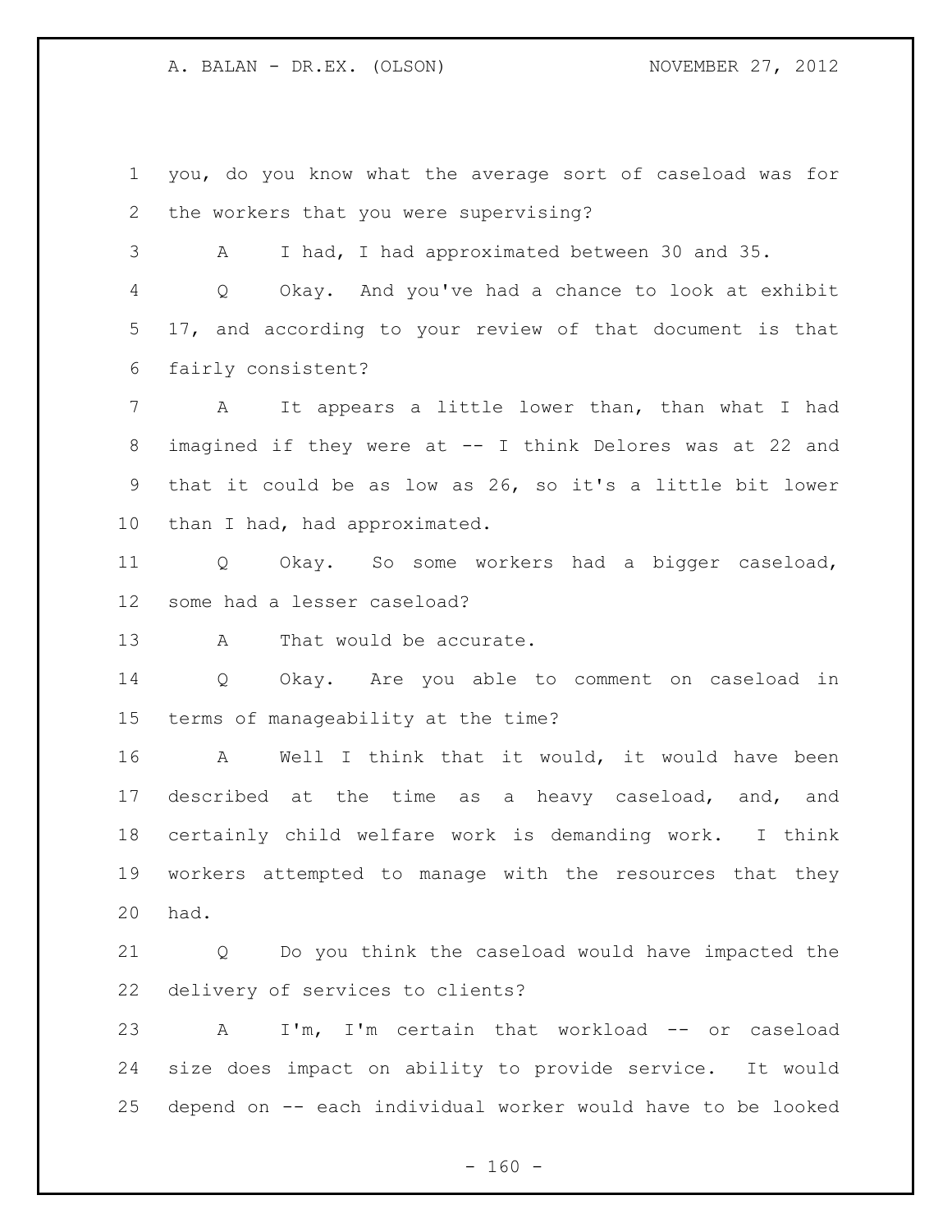you, do you know what the average sort of caseload was for the workers that you were supervising?

A I had, I had approximated between 30 and 35.

Q Okay. And you've had a chance to look at exhibit 17, and according to your review of that document is that fairly consistent?

A It appears a little lower than, than what I had imagined if they were at -- I think Delores was at 22 and that it could be as low as 26, so it's a little bit lower than I had, had approximated.

Q Okay. So some workers had a bigger caseload, some had a lesser caseload?

A That would be accurate.

Q Okay. Are you able to comment on caseload in terms of manageability at the time?

A Well I think that it would, it would have been described at the time as a heavy caseload, and, and certainly child welfare work is demanding work. I think workers attempted to manage with the resources that they had.

Q Do you think the caseload would have impacted the delivery of services to clients?

A I'm, I'm certain that workload -- or caseload size does impact on ability to provide service. It would depend on -- each individual worker would have to be looked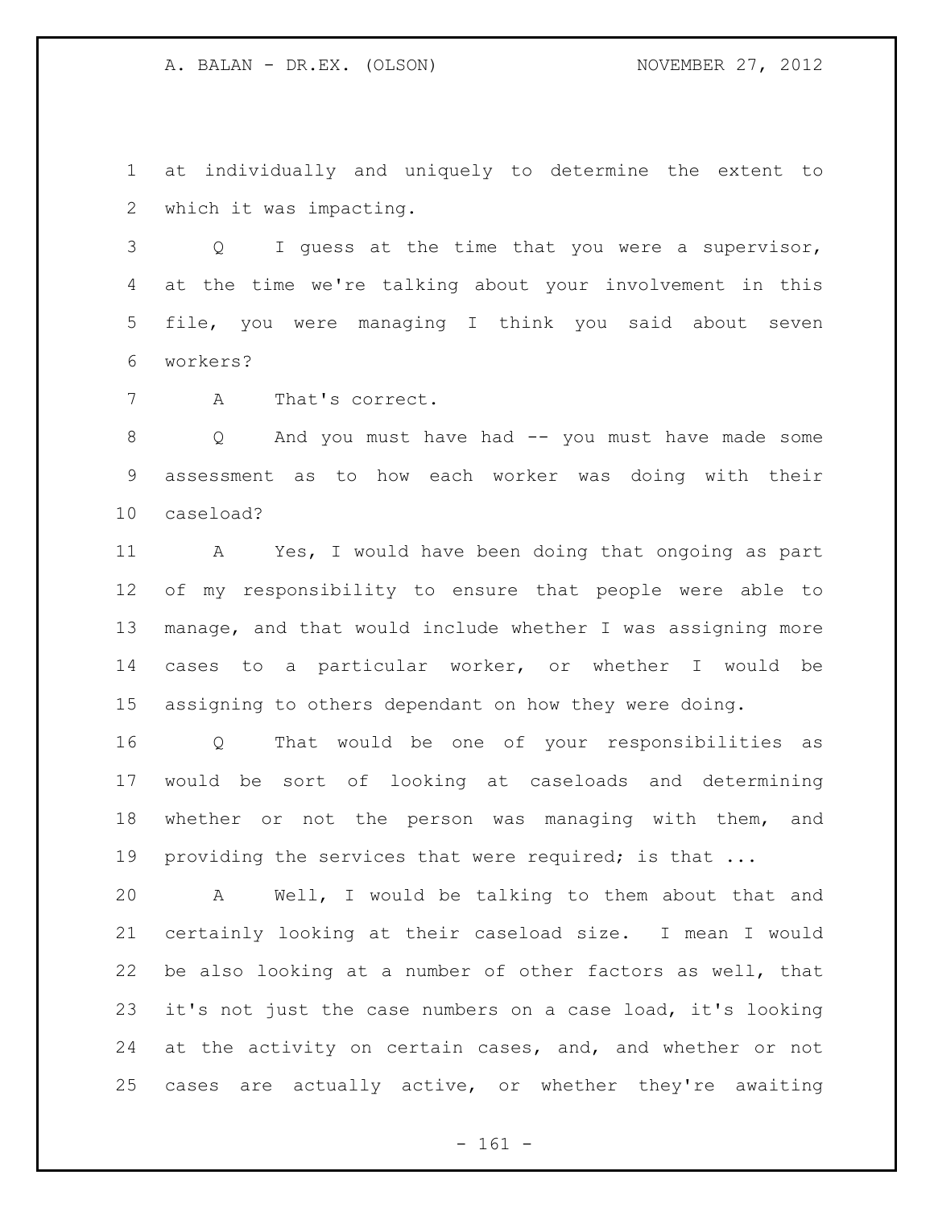at individually and uniquely to determine the extent to which it was impacting.

Q I guess at the time that you were a supervisor, at the time we're talking about your involvement in this file, you were managing I think you said about seven workers?

A That's correct.

Q And you must have had -- you must have made some assessment as to how each worker was doing with their caseload?

A Yes, I would have been doing that ongoing as part of my responsibility to ensure that people were able to manage, and that would include whether I was assigning more cases to a particular worker, or whether I would be assigning to others dependant on how they were doing.

Q That would be one of your responsibilities as would be sort of looking at caseloads and determining whether or not the person was managing with them, and providing the services that were required; is that ...

A Well, I would be talking to them about that and certainly looking at their caseload size. I mean I would be also looking at a number of other factors as well, that it's not just the case numbers on a case load, it's looking at the activity on certain cases, and, and whether or not cases are actually active, or whether they're awaiting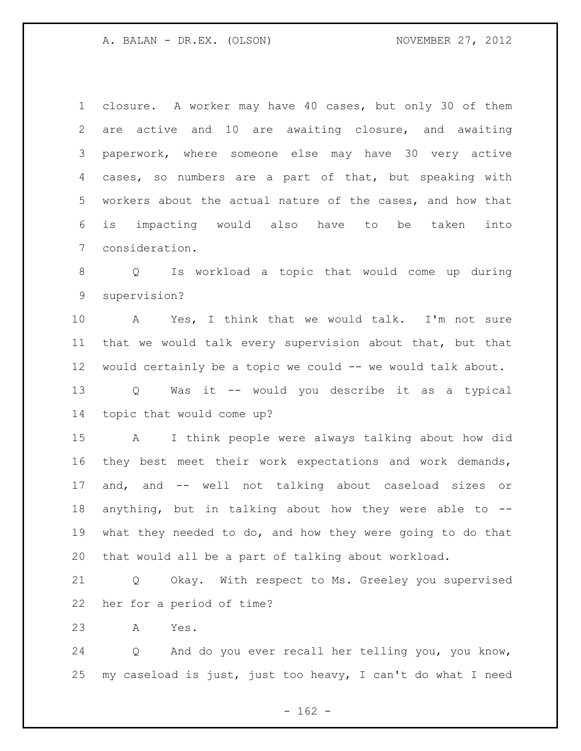closure. A worker may have 40 cases, but only 30 of them are active and 10 are awaiting closure, and awaiting paperwork, where someone else may have 30 very active cases, so numbers are a part of that, but speaking with workers about the actual nature of the cases, and how that is impacting would also have to be taken into consideration.

Q Is workload a topic that would come up during supervision?

A Yes, I think that we would talk. I'm not sure that we would talk every supervision about that, but that would certainly be a topic we could -- we would talk about.

Q Was it -- would you describe it as a typical topic that would come up?

A I think people were always talking about how did they best meet their work expectations and work demands, and, and -- well not talking about caseload sizes or anything, but in talking about how they were able to -- what they needed to do, and how they were going to do that that would all be a part of talking about workload.

Q Okay. With respect to Ms. Greeley you supervised her for a period of time?

A Yes.

Q And do you ever recall her telling you, you know, my caseload is just, just too heavy, I can't do what I need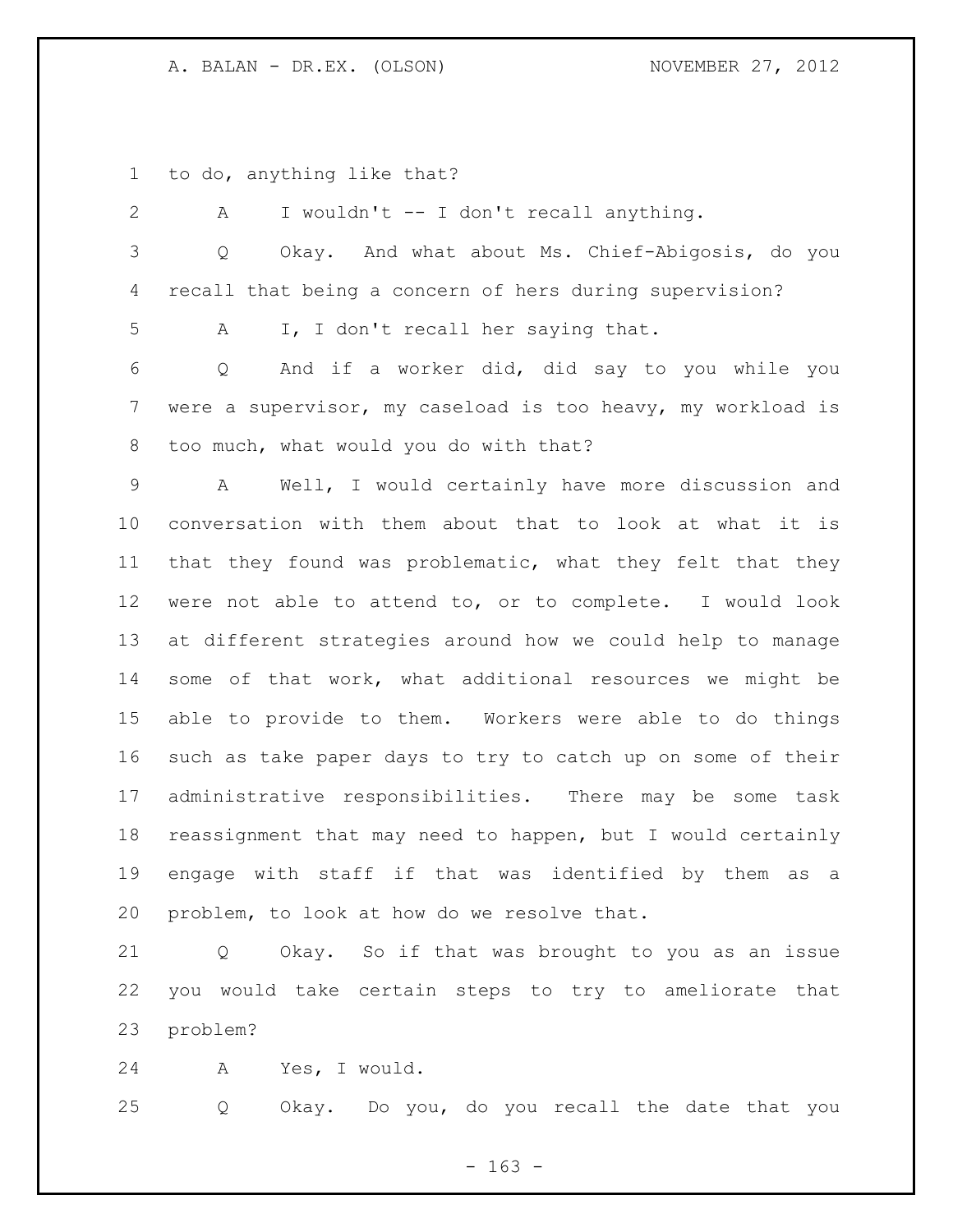to do, anything like that?

A I wouldn't -- I don't recall anything.

Q Okay. And what about Ms. Chief-Abigosis, do you recall that being a concern of hers during supervision?

A I, I don't recall her saying that.

Q And if a worker did, did say to you while you were a supervisor, my caseload is too heavy, my workload is too much, what would you do with that?

A Well, I would certainly have more discussion and conversation with them about that to look at what it is that they found was problematic, what they felt that they were not able to attend to, or to complete. I would look at different strategies around how we could help to manage some of that work, what additional resources we might be able to provide to them. Workers were able to do things such as take paper days to try to catch up on some of their administrative responsibilities. There may be some task reassignment that may need to happen, but I would certainly engage with staff if that was identified by them as a problem, to look at how do we resolve that.

Q Okay. So if that was brought to you as an issue you would take certain steps to try to ameliorate that problem?

A Yes, I would.

Q Okay. Do you, do you recall the date that you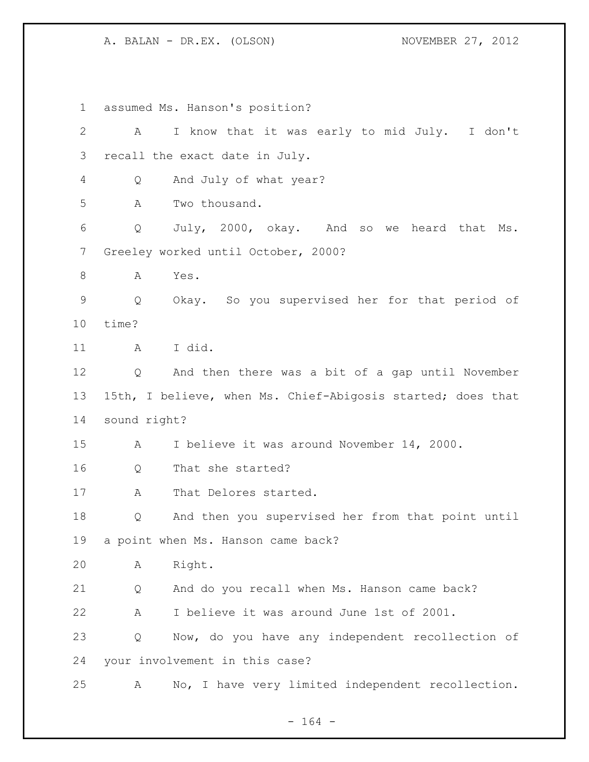assumed Ms. Hanson's position?

A I know that it was early to mid July. I don't recall the exact date in July.

Q And July of what year?

A Two thousand.

Q July, 2000, okay. And so we heard that Ms. Greeley worked until October, 2000?

A Yes.

Q Okay. So you supervised her for that period of time?

A I did.

Q And then there was a bit of a gap until November 15th, I believe, when Ms. Chief-Abigosis started; does that sound right?

A I believe it was around November 14, 2000.

Q That she started?

A That Delores started.

Q And then you supervised her from that point until a point when Ms. Hanson came back?

A Right.

Q And do you recall when Ms. Hanson came back?

A I believe it was around June 1st of 2001.

Q Now, do you have any independent recollection of your involvement in this case?

A No, I have very limited independent recollection.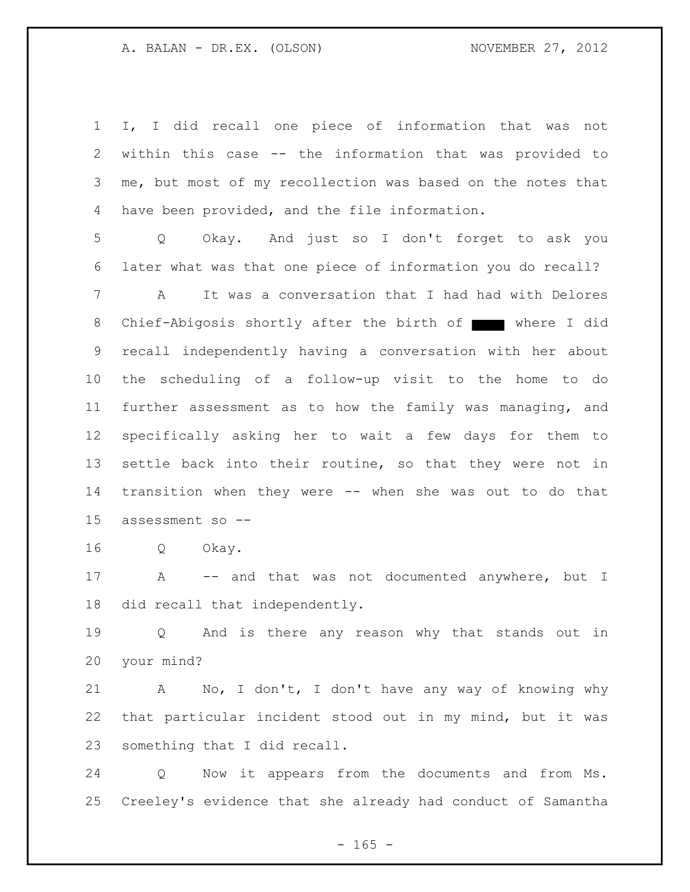I, I did recall one piece of information that was not within this case -- the information that was provided to me, but most of my recollection was based on the notes that have been provided, and the file information.

Q Okay. And just so I don't forget to ask you later what was that one piece of information you do recall?

A It was a conversation that I had had with Delores Chief-Abigosis shortly after the birth of ████ where I did recall independently having a conversation with her about the scheduling of a follow-up visit to the home to do further assessment as to how the family was managing, and specifically asking her to wait a few days for them to settle back into their routine, so that they were not in transition when they were -- when she was out to do that assessment so --

Q Okay.

A -- and that was not documented anywhere, but I did recall that independently.

Q And is there any reason why that stands out in your mind?

A No, I don't, I don't have any way of knowing why that particular incident stood out in my mind, but it was something that I did recall.

Q Now it appears from the documents and from Ms. Creeley's evidence that she already had conduct of Samantha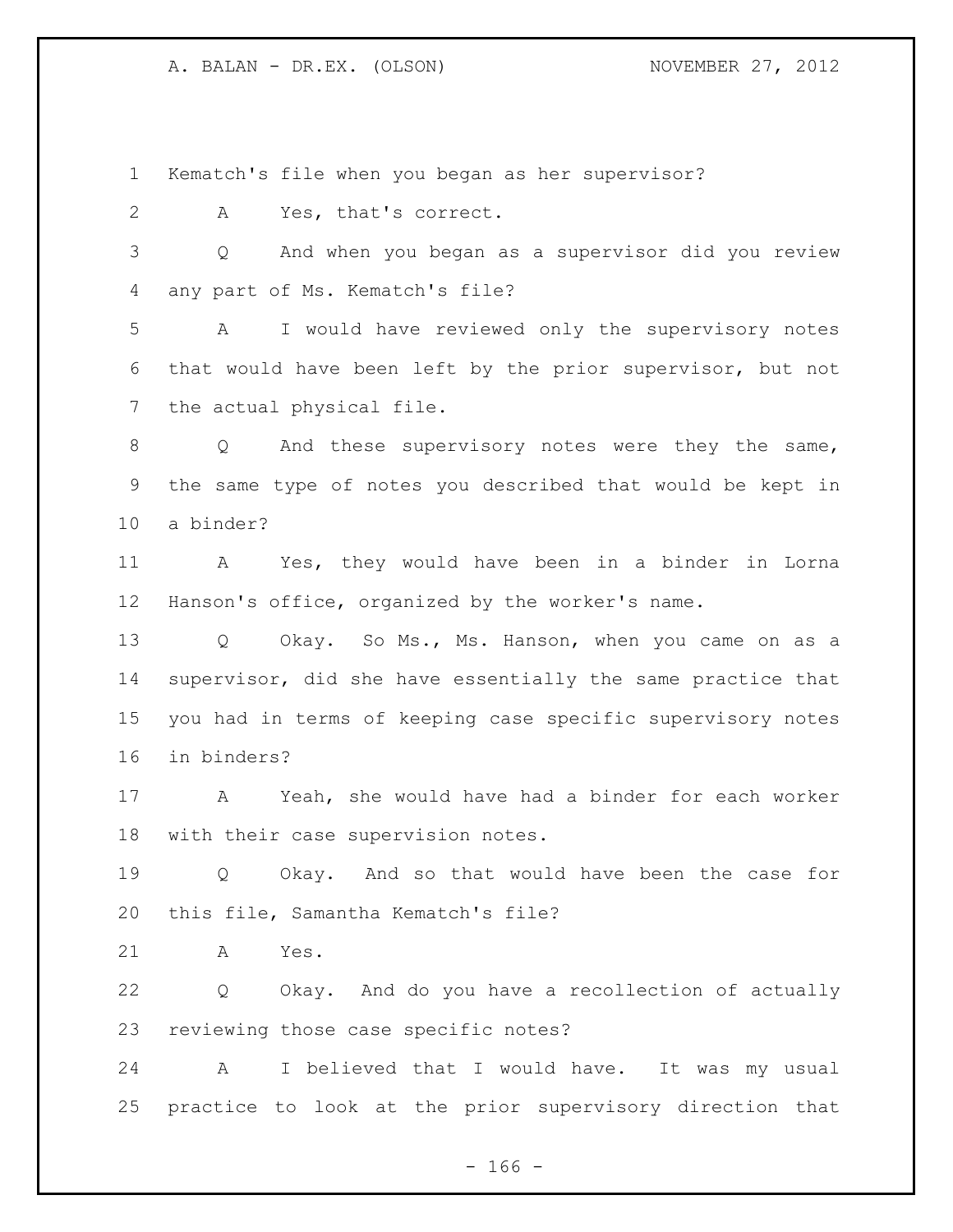Kematch's file when you began as her supervisor?

A Yes, that's correct.

Q And when you began as a supervisor did you review any part of Ms. Kematch's file?

A I would have reviewed only the supervisory notes that would have been left by the prior supervisor, but not the actual physical file.

Q And these supervisory notes were they the same, the same type of notes you described that would be kept in a binder?

A Yes, they would have been in a binder in Lorna Hanson's office, organized by the worker's name.

Q Okay. So Ms., Ms. Hanson, when you came on as a supervisor, did she have essentially the same practice that you had in terms of keeping case specific supervisory notes in binders?

A Yeah, she would have had a binder for each worker with their case supervision notes.

Q Okay. And so that would have been the case for this file, Samantha Kematch's file?

A Yes.

Q Okay. And do you have a recollection of actually reviewing those case specific notes?

A I believed that I would have. It was my usual practice to look at the prior supervisory direction that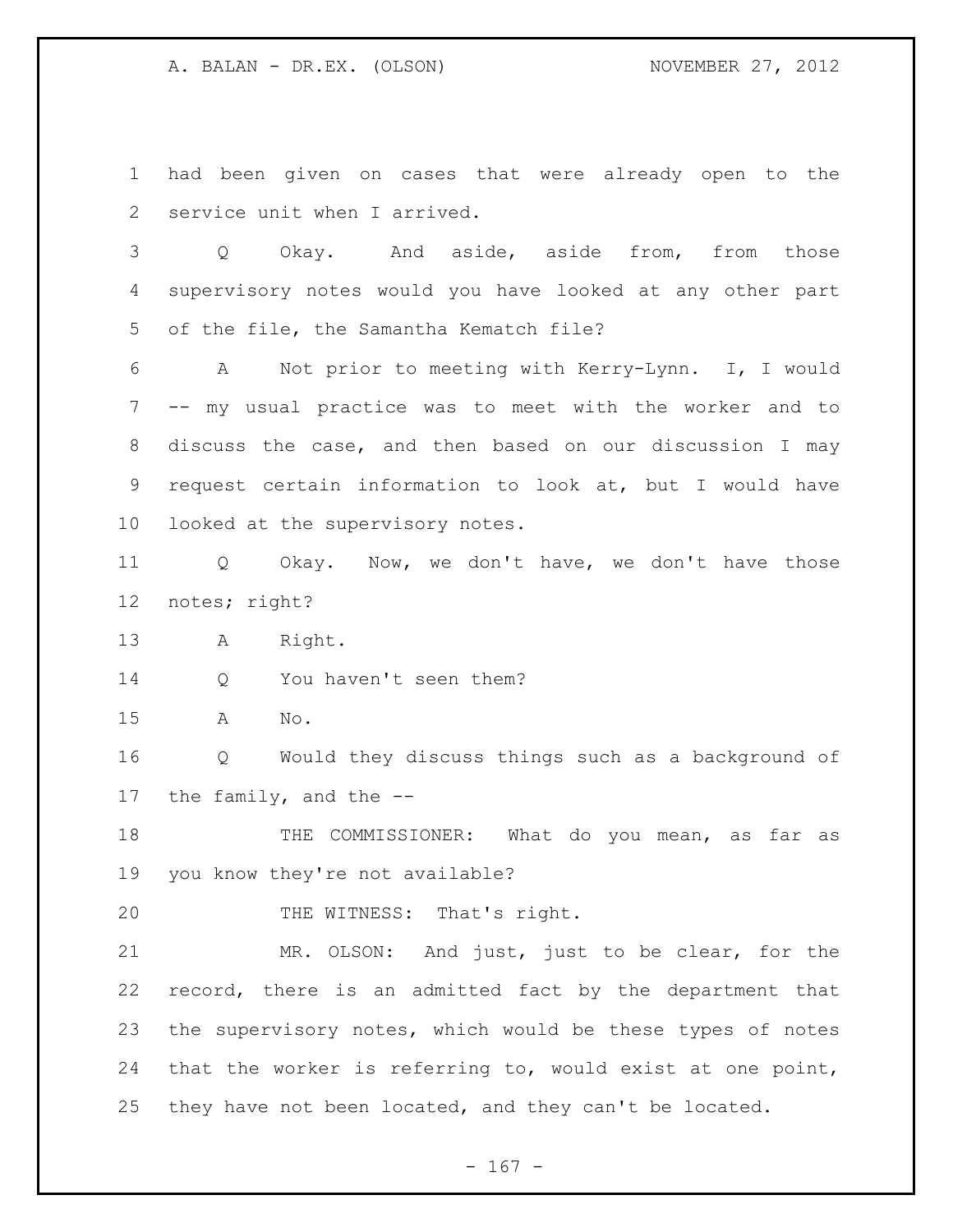had been given on cases that were already open to the service unit when I arrived.

Q Okay. And aside, aside from, from those supervisory notes would you have looked at any other part of the file, the Samantha Kematch file?

A Not prior to meeting with Kerry-Lynn. I, I would -- my usual practice was to meet with the worker and to discuss the case, and then based on our discussion I may request certain information to look at, but I would have looked at the supervisory notes.

Q Okay. Now, we don't have, we don't have those notes; right?

A Right.

Q You haven't seen them?

A No.

Q Would they discuss things such as a background of the family, and the --

THE COMMISSIONER: What do you mean, as far as you know they're not available?

THE WITNESS: That's right.

MR. OLSON: And just, just to be clear, for the record, there is an admitted fact by the department that the supervisory notes, which would be these types of notes that the worker is referring to, would exist at one point, they have not been located, and they can't be located.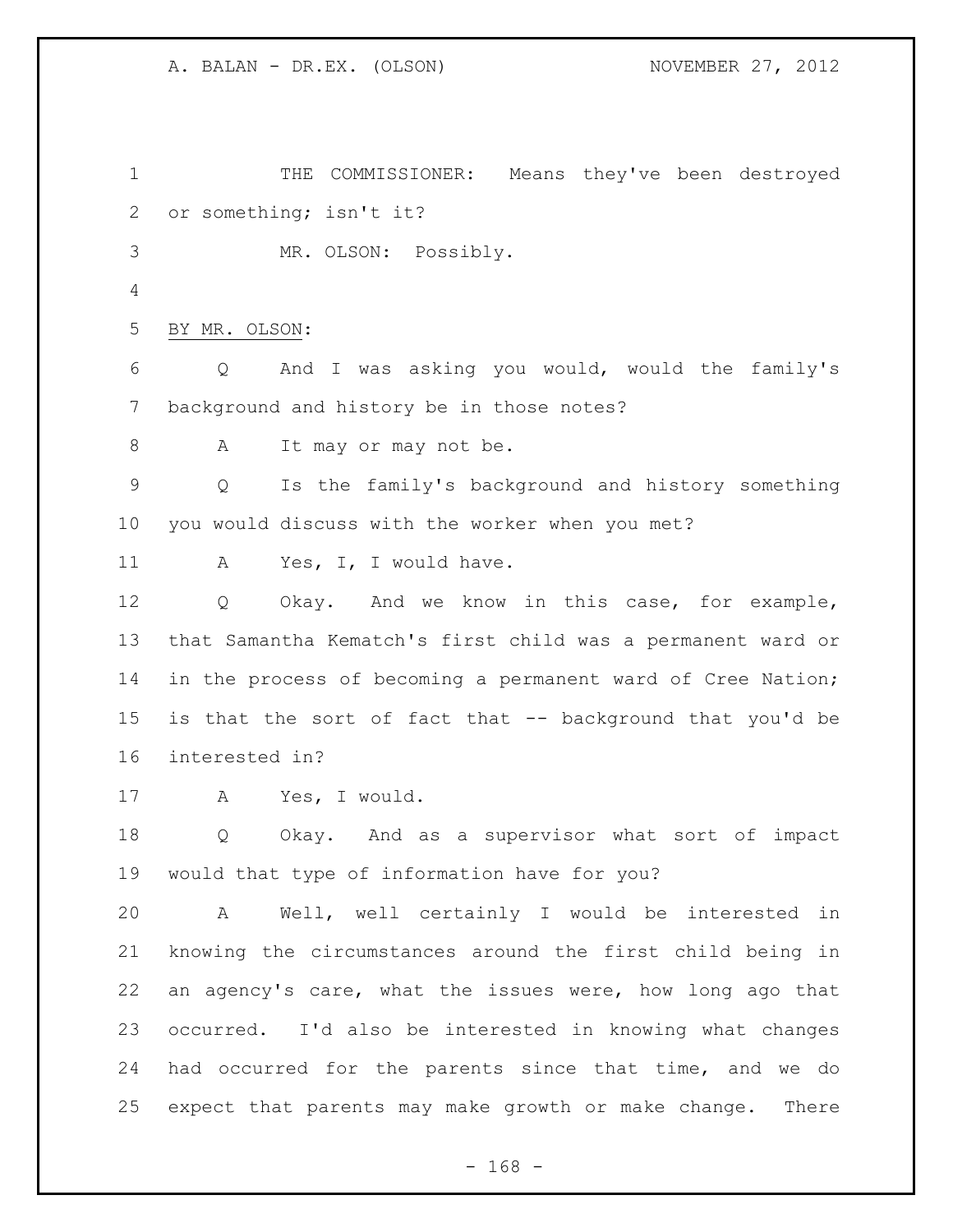THE COMMISSIONER: Means they've been destroyed or something; isn't it?

MR. OLSON: Possibly.

BY MR. OLSON:

Q And I was asking you would, would the family's background and history be in those notes?

A It may or may not be.

Q Is the family's background and history something you would discuss with the worker when you met?

A Yes, I, I would have.

Q Okay. And we know in this case, for example, that Samantha Kematch's first child was a permanent ward or in the process of becoming a permanent ward of Cree Nation; is that the sort of fact that -- background that you'd be interested in?

A Yes, I would.

Q Okay. And as a supervisor what sort of impact would that type of information have for you?

A Well, well certainly I would be interested in knowing the circumstances around the first child being in an agency's care, what the issues were, how long ago that occurred. I'd also be interested in knowing what changes had occurred for the parents since that time, and we do expect that parents may make growth or make change. There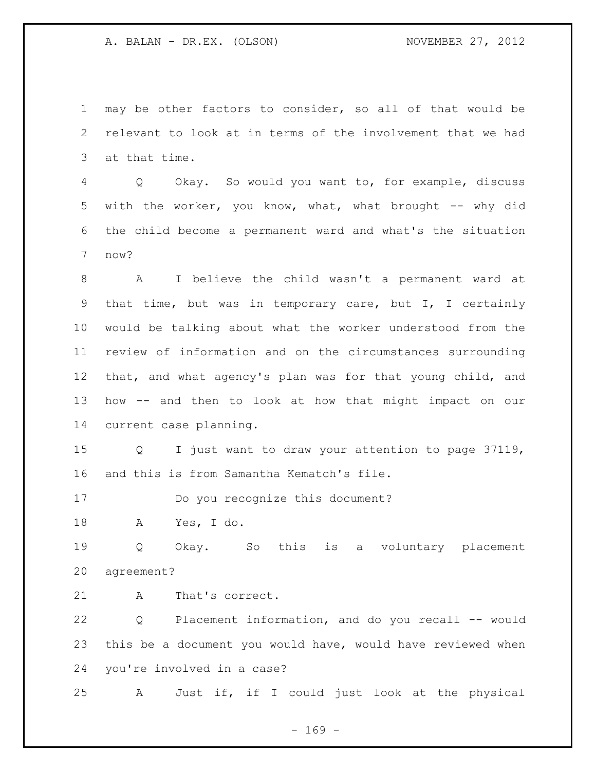may be other factors to consider, so all of that would be relevant to look at in terms of the involvement that we had at that time.

Q Okay. So would you want to, for example, discuss with the worker, you know, what, what brought -- why did the child become a permanent ward and what's the situation now?

A I believe the child wasn't a permanent ward at that time, but was in temporary care, but I, I certainly would be talking about what the worker understood from the review of information and on the circumstances surrounding that, and what agency's plan was for that young child, and how -- and then to look at how that might impact on our current case planning.

Q I just want to draw your attention to page 37119, and this is from Samantha Kematch's file.

Do you recognize this document?

A Yes, I do.

Q Okay. So this is a voluntary placement agreement?

A That's correct.

Q Placement information, and do you recall -- would this be a document you would have, would have reviewed when you're involved in a case?

A Just if, if I could just look at the physical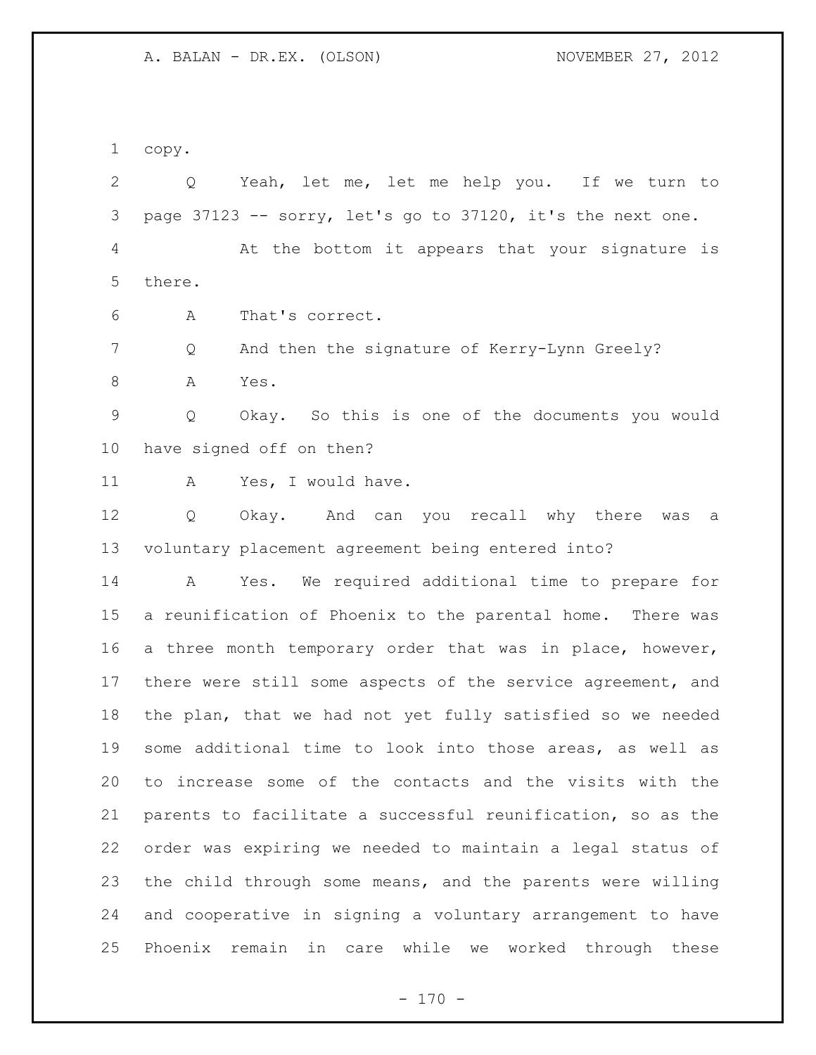copy.

Q Yeah, let me, let me help you. If we turn to page 37123 -- sorry, let's go to 37120, it's the next one.

At the bottom it appears that your signature is there.

A That's correct.

Q And then the signature of Kerry-Lynn Greely?

A Yes.

Q Okay. So this is one of the documents you would have signed off on then?

A Yes, I would have.

Q Okay. And can you recall why there was a voluntary placement agreement being entered into?

A Yes. We required additional time to prepare for a reunification of Phoenix to the parental home. There was a three month temporary order that was in place, however, there were still some aspects of the service agreement, and the plan, that we had not yet fully satisfied so we needed some additional time to look into those areas, as well as to increase some of the contacts and the visits with the parents to facilitate a successful reunification, so as the order was expiring we needed to maintain a legal status of the child through some means, and the parents were willing and cooperative in signing a voluntary arrangement to have Phoenix remain in care while we worked through these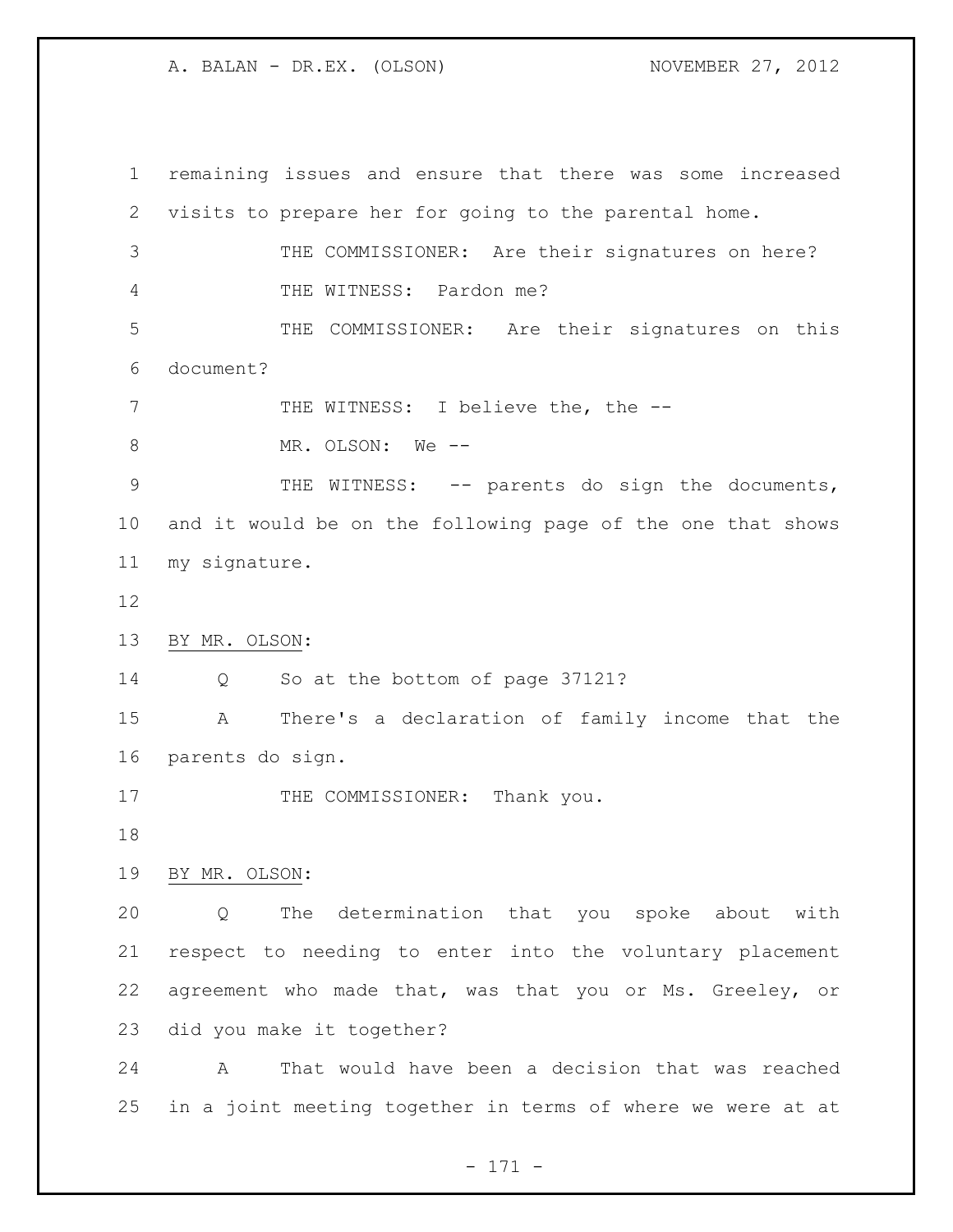remaining issues and ensure that there was some increased visits to prepare her for going to the parental home.

THE COMMISSIONER: Are their signatures on here?

THE WITNESS: Pardon me?

THE COMMISSIONER: Are their signatures on this document?

THE WITNESS: I believe the, the --

MR. OLSON: We --

THE WITNESS: -- parents do sign the documents, and it would be on the following page of the one that shows my signature.

BY MR. OLSON:

Q So at the bottom of page 37121?

A There's a declaration of family income that the parents do sign.

THE COMMISSIONER: Thank you.

BY MR. OLSON:

Q The determination that you spoke about with respect to needing to enter into the voluntary placement agreement who made that, was that you or Ms. Greeley, or did you make it together?

A That would have been a decision that was reached in a joint meeting together in terms of where we were at at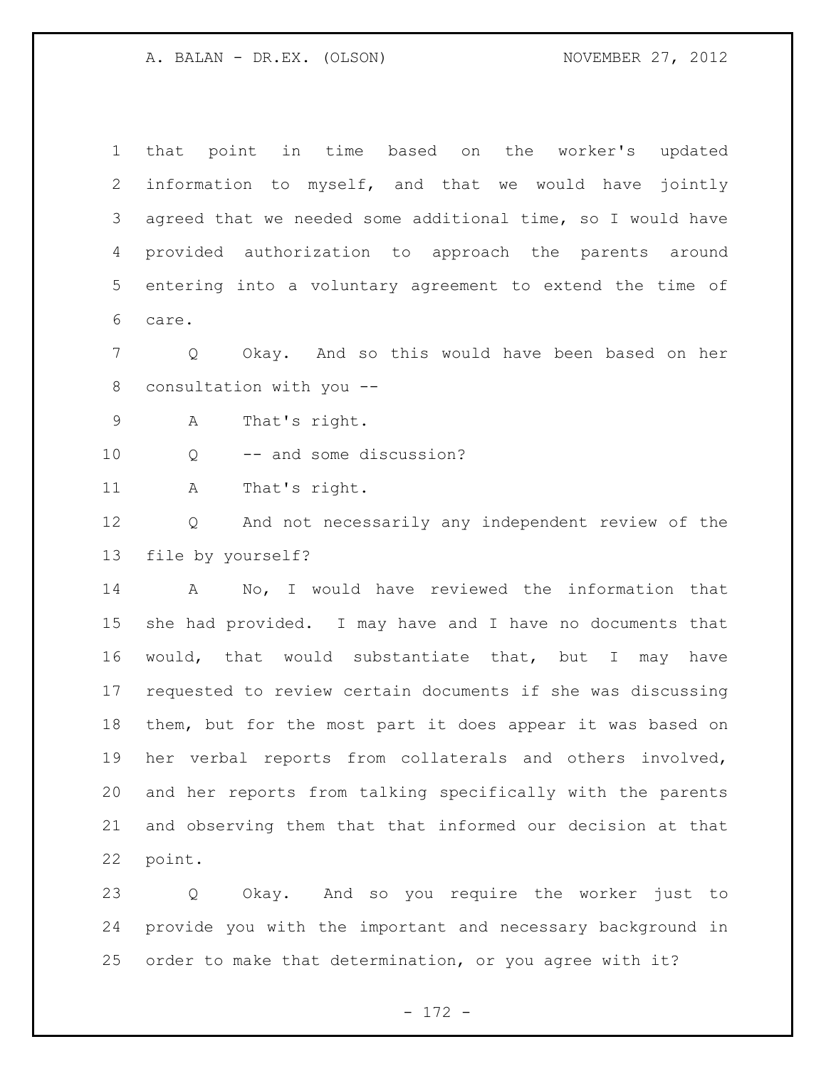that point in time based on the worker's updated information to myself, and that we would have jointly agreed that we needed some additional time, so I would have provided authorization to approach the parents around entering into a voluntary agreement to extend the time of care.

Q Okay. And so this would have been based on her consultation with you --

A That's right.

Q -- and some discussion?

A That's right.

Q And not necessarily any independent review of the file by yourself?

A No, I would have reviewed the information that she had provided. I may have and I have no documents that would, that would substantiate that, but I may have requested to review certain documents if she was discussing them, but for the most part it does appear it was based on her verbal reports from collaterals and others involved, and her reports from talking specifically with the parents and observing them that that informed our decision at that point.

Q Okay. And so you require the worker just to provide you with the important and necessary background in order to make that determination, or you agree with it?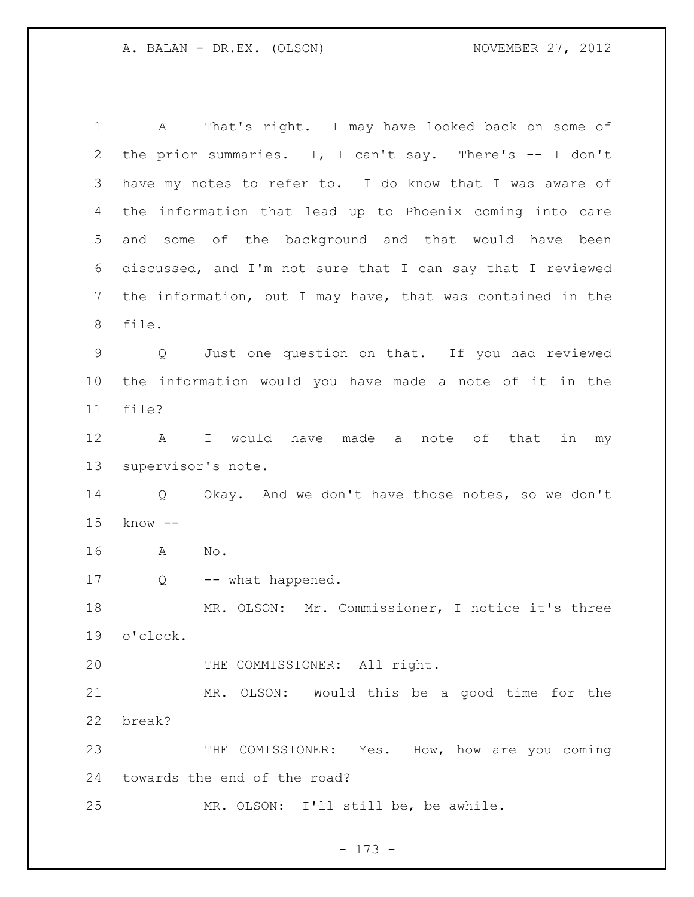A That's right. I may have looked back on some of the prior summaries. I, I can't say. There's -- I don't have my notes to refer to. I do know that I was aware of the information that lead up to Phoenix coming into care and some of the background and that would have been discussed, and I'm not sure that I can say that I reviewed the information, but I may have, that was contained in the file.

Q Just one question on that. If you had reviewed the information would you have made a note of it in the file?

A I would have made a note of that in my supervisor's note.

Q Okay. And we don't have those notes, so we don't know --

A No.

Q -- what happened.

MR. OLSON: Mr. Commissioner, I notice it's three o'clock.

THE COMMISSIONER: All right.

MR. OLSON: Would this be a good time for the break?

THE COMISSIONER: Yes. How, how are you coming towards the end of the road?

MR. OLSON: I'll still be, be awhile.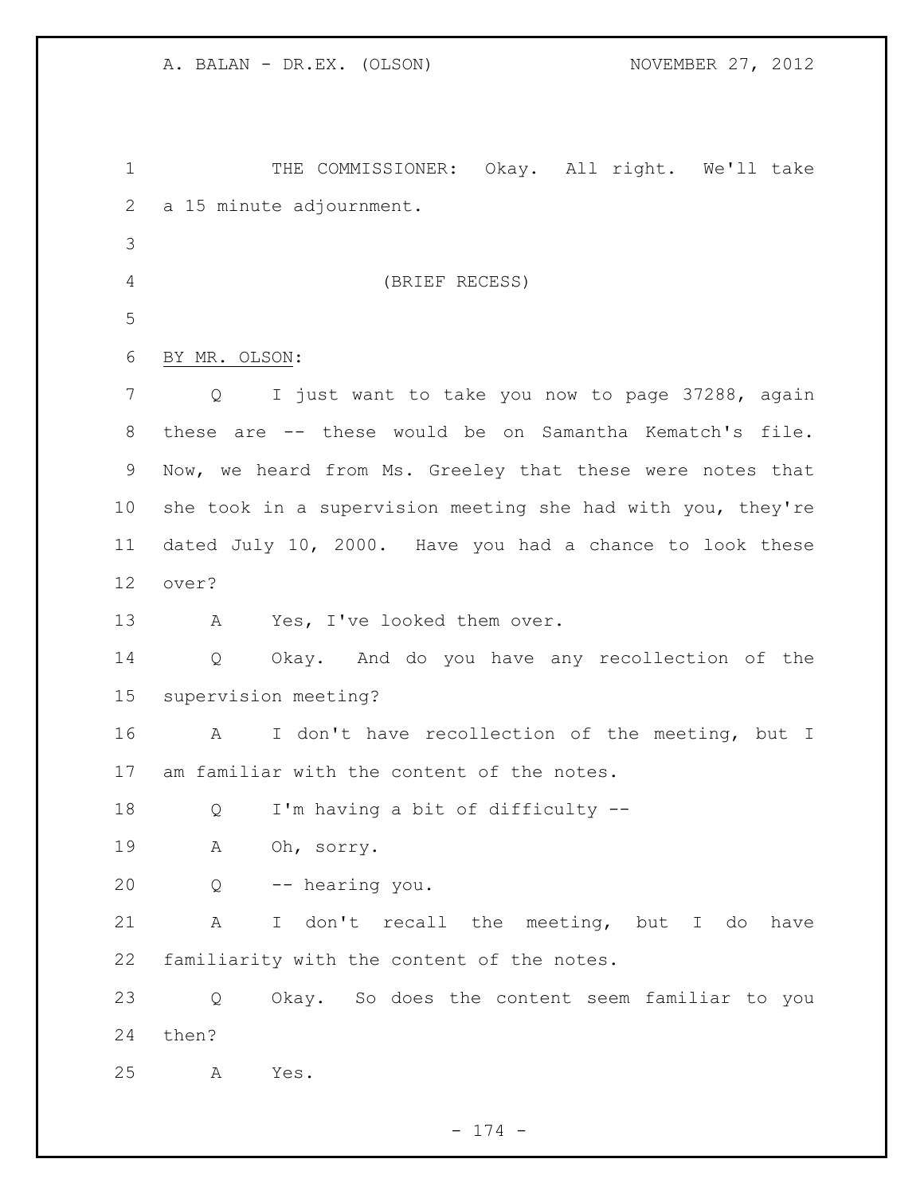THE COMMISSIONER: Okay. All right. We'll take a 15 minute adjournment.

(BRIEF RECESS)

BY MR. OLSON:

Q I just want to take you now to page 37288, again these are -- these would be on Samantha Kematch's file. Now, we heard from Ms. Greeley that these were notes that she took in a supervision meeting she had with you, they're dated July 10, 2000. Have you had a chance to look these over?

A Yes, I've looked them over.

Q Okay. And do you have any recollection of the supervision meeting?

A I don't have recollection of the meeting, but I am familiar with the content of the notes.

Q I'm having a bit of difficulty --

A Oh, sorry.

Q -- hearing you.

A I don't recall the meeting, but I do have familiarity with the content of the notes.

Q Okay. So does the content seem familiar to you then?

A Yes.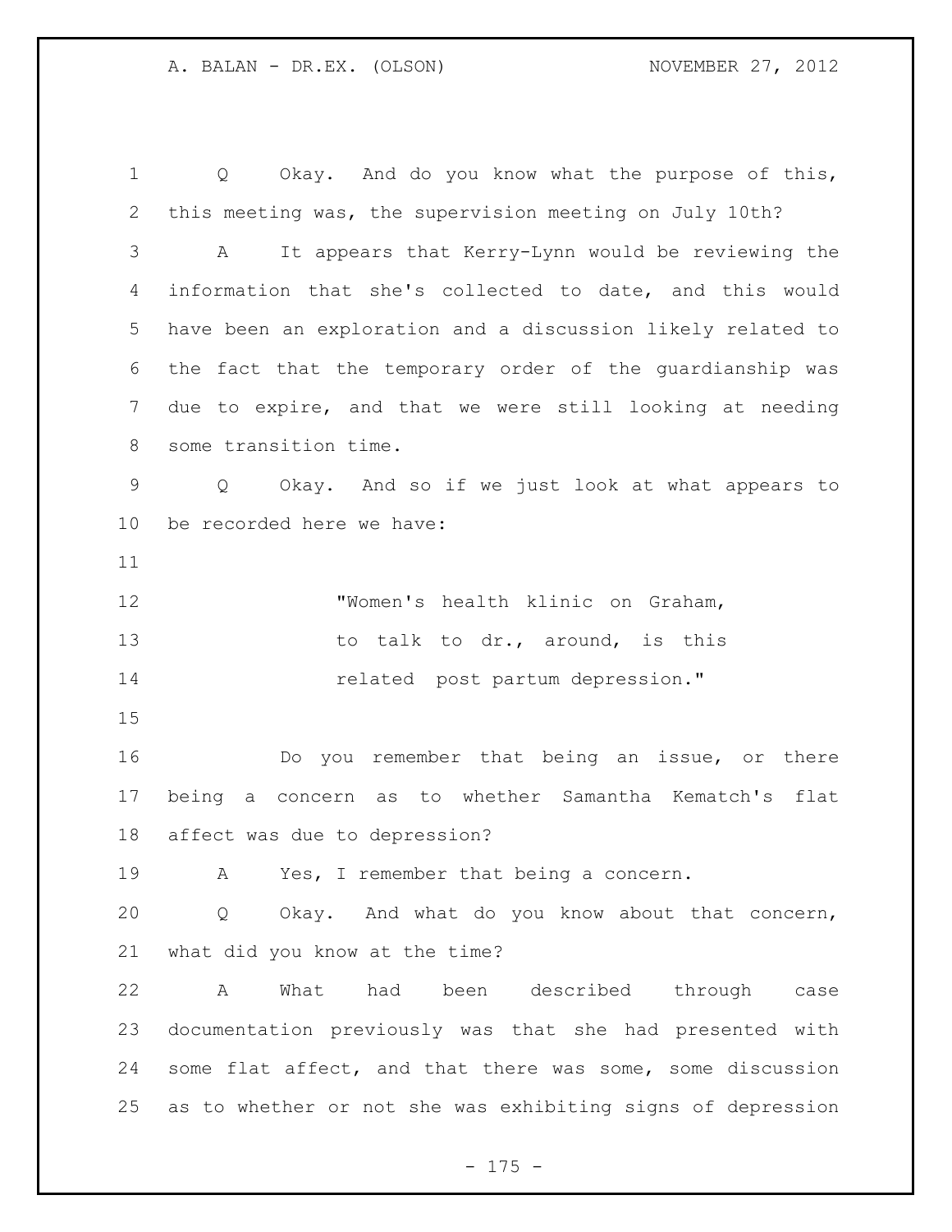Q Okay. And do you know what the purpose of this, this meeting was, the supervision meeting on July 10th?

A It appears that Kerry-Lynn would be reviewing the information that she's collected to date, and this would have been an exploration and a discussion likely related to the fact that the temporary order of the guardianship was due to expire, and that we were still looking at needing some transition time.

Q Okay. And so if we just look at what appears to be recorded here we have:

> "Women's health klinic on Graham, to talk to dr., around, is this related post partum depression."

Do you remember that being an issue, or there being a concern as to whether Samantha Kematch's flat affect was due to depression?

A Yes, I remember that being a concern.

Q Okay. And what do you know about that concern, what did you know at the time?

A What had been described through case documentation previously was that she had presented with some flat affect, and that there was some, some discussion as to whether or not she was exhibiting signs of depression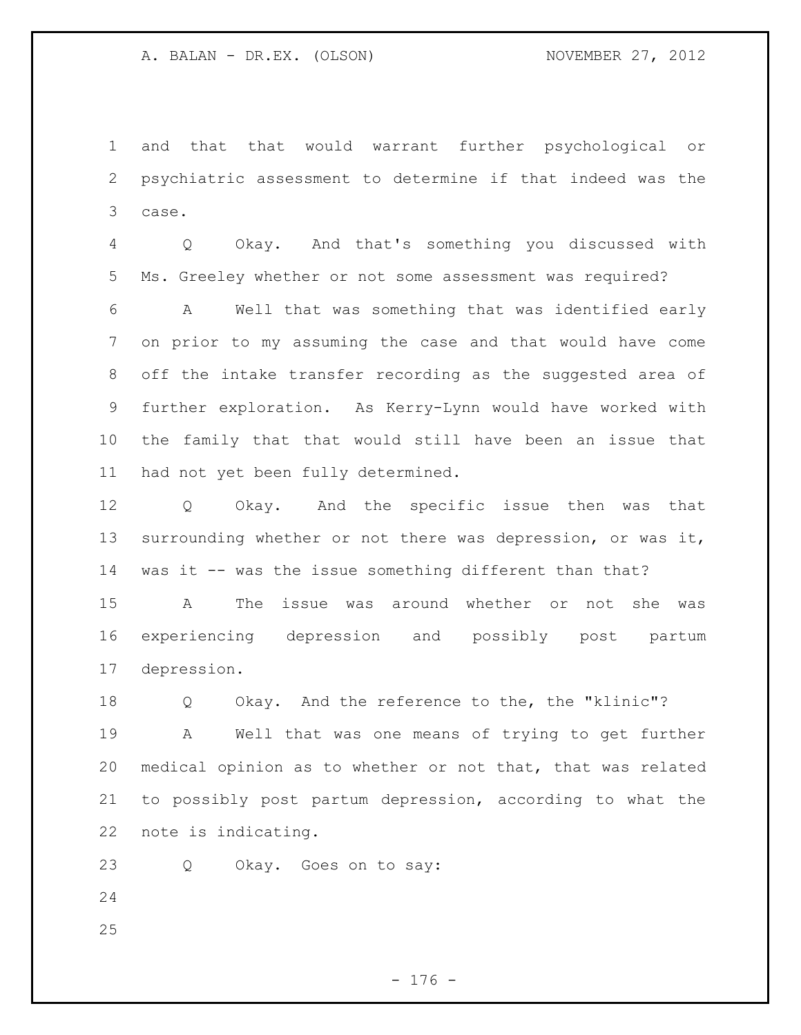and that that would warrant further psychological or psychiatric assessment to determine if that indeed was the case.

Q Okay. And that's something you discussed with Ms. Greeley whether or not some assessment was required?

A Well that was something that was identified early on prior to my assuming the case and that would have come off the intake transfer recording as the suggested area of further exploration. As Kerry-Lynn would have worked with the family that that would still have been an issue that had not yet been fully determined.

Q Okay. And the specific issue then was that surrounding whether or not there was depression, or was it, was it -- was the issue something different than that?

A The issue was around whether or not she was experiencing depression and possibly post partum depression.

Q Okay. And the reference to the, the "klinic"?

A Well that was one means of trying to get further medical opinion as to whether or not that, that was related to possibly post partum depression, according to what the note is indicating.

Q Okay. Goes on to say: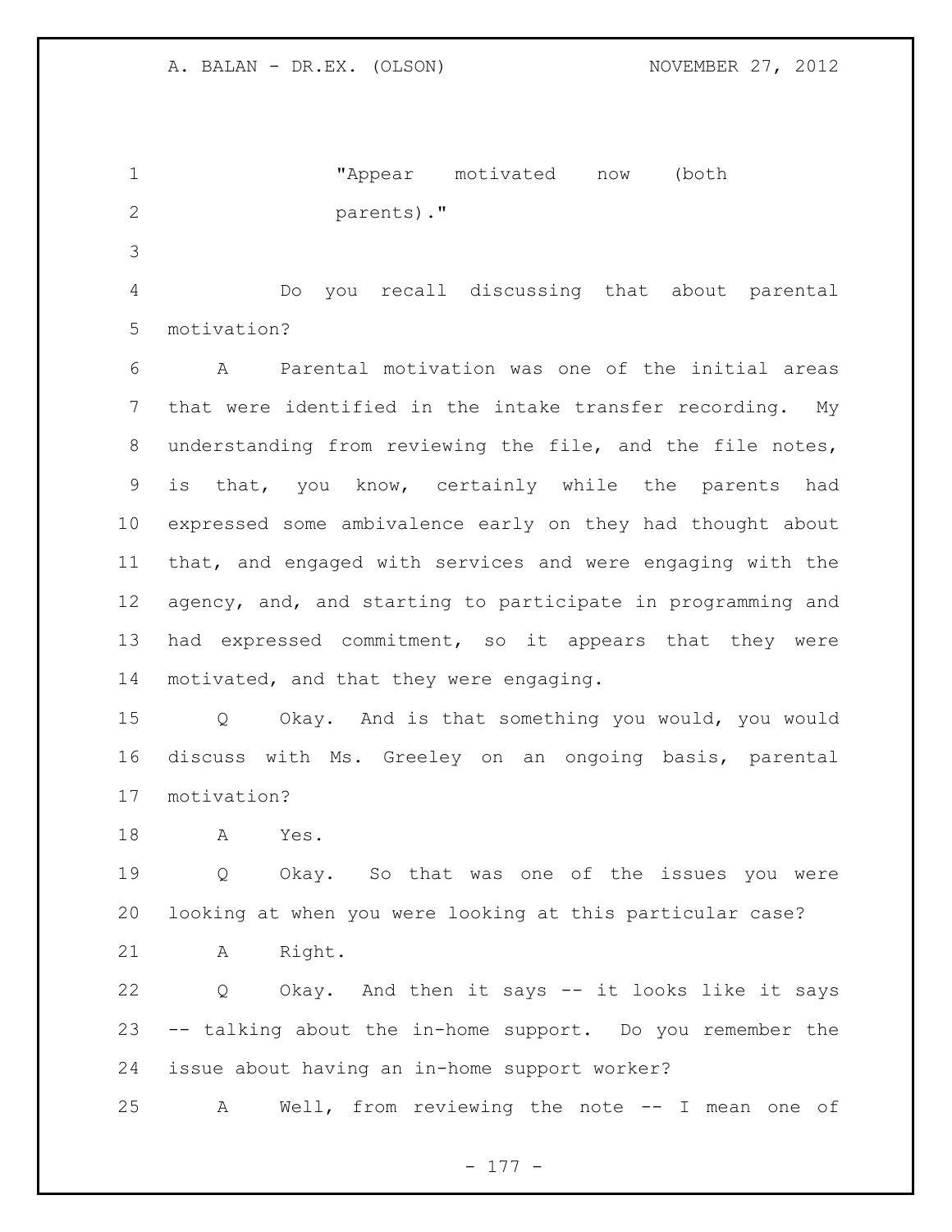"Appear motivated now (both parents)."

Do you recall discussing that about parental motivation?

A Parental motivation was one of the initial areas that were identified in the intake transfer recording. My understanding from reviewing the file, and the file notes, is that, you know, certainly while the parents had expressed some ambivalence early on they had thought about that, and engaged with services and were engaging with the agency, and, and starting to participate in programming and had expressed commitment, so it appears that they were motivated, and that they were engaging.

Q Okay. And is that something you would, you would discuss with Ms. Greeley on an ongoing basis, parental motivation?

A Yes.

Q Okay. So that was one of the issues you were looking at when you were looking at this particular case?

A Right.

Q Okay. And then it says -- it looks like it says -- talking about the in-home support. Do you remember the issue about having an in-home support worker?

A Well, from reviewing the note -- I mean one of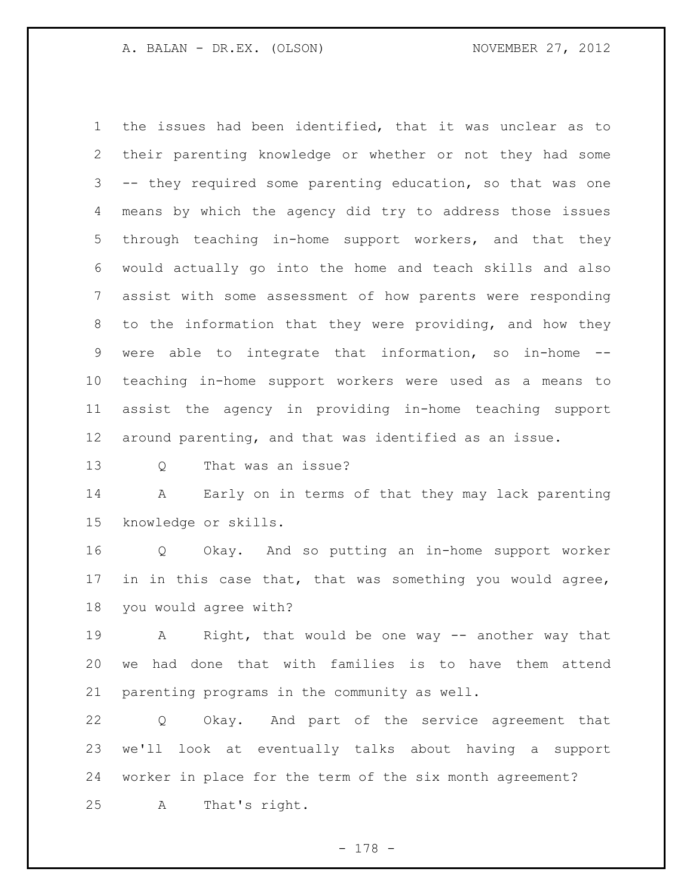the issues had been identified, that it was unclear as to their parenting knowledge or whether or not they had some -- they required some parenting education, so that was one means by which the agency did try to address those issues through teaching in-home support workers, and that they would actually go into the home and teach skills and also assist with some assessment of how parents were responding to the information that they were providing, and how they were able to integrate that information, so in-home -- teaching in-home support workers were used as a means to assist the agency in providing in-home teaching support around parenting, and that was identified as an issue.

Q That was an issue?

A Early on in terms of that they may lack parenting knowledge or skills.

Q Okay. And so putting an in-home support worker in in this case that, that was something you would agree, you would agree with?

A Right, that would be one way -- another way that we had done that with families is to have them attend parenting programs in the community as well.

Q Okay. And part of the service agreement that we'll look at eventually talks about having a support worker in place for the term of the six month agreement?

A That's right.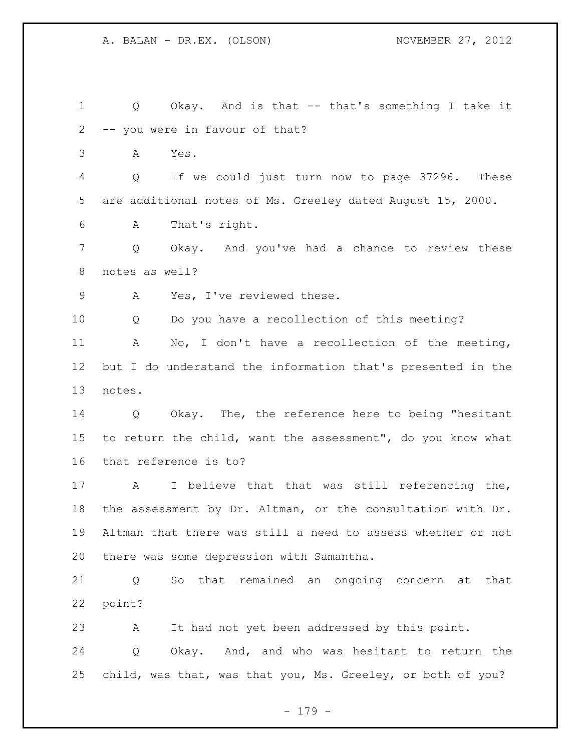Q Okay. And is that -- that's something I take it -- you were in favour of that?

A Yes.

Q If we could just turn now to page 37296. These are additional notes of Ms. Greeley dated August 15, 2000.

A That's right.

Q Okay. And you've had a chance to review these notes as well?

A Yes, I've reviewed these.

Q Do you have a recollection of this meeting?

A No, I don't have a recollection of the meeting, but I do understand the information that's presented in the notes.

Q Okay. The, the reference here to being "hesitant to return the child, want the assessment", do you know what that reference is to?

A I believe that that was still referencing the, the assessment by Dr. Altman, or the consultation with Dr. Altman that there was still a need to assess whether or not there was some depression with Samantha.

Q So that remained an ongoing concern at that point?

A It had not yet been addressed by this point.

Q Okay. And, and who was hesitant to return the child, was that, was that you, Ms. Greeley, or both of you?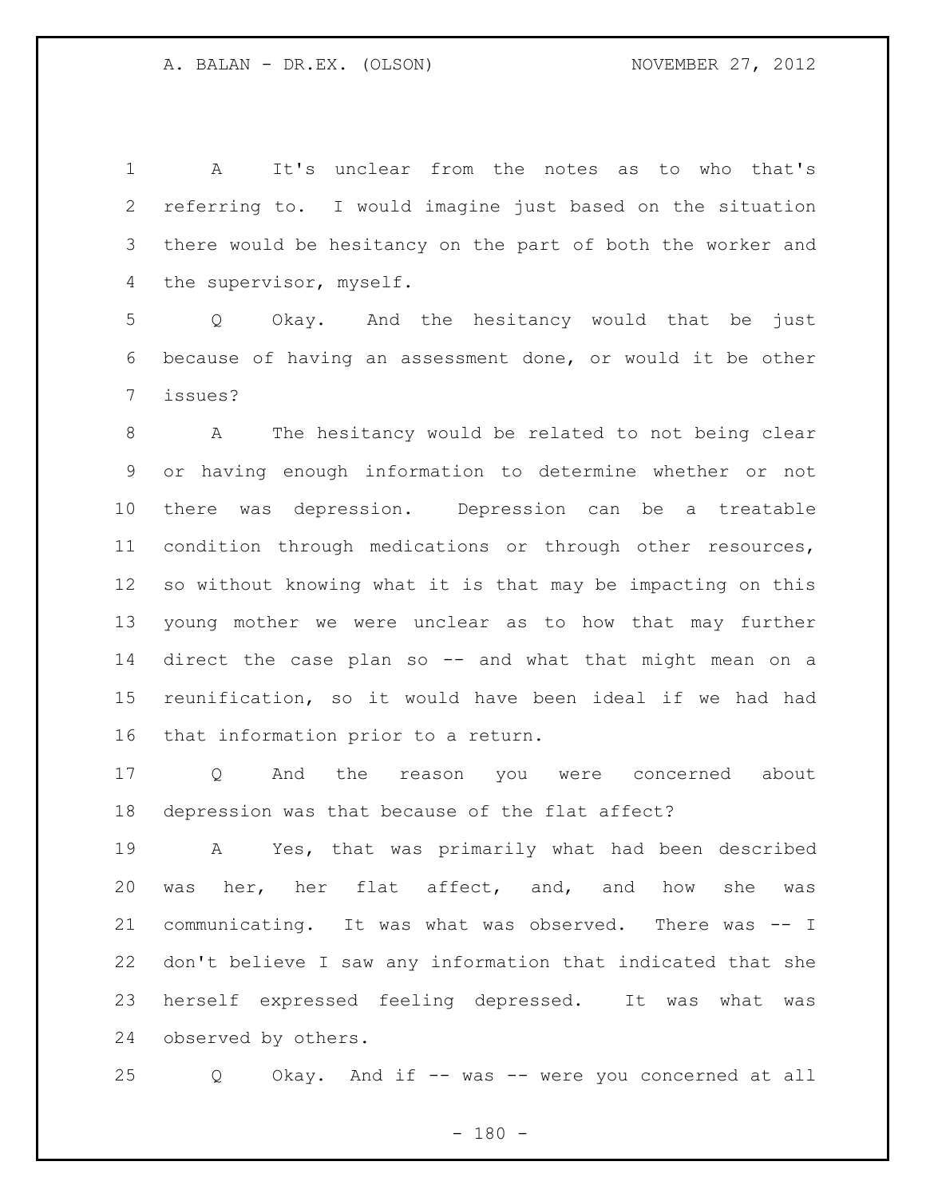A It's unclear from the notes as to who that's referring to. I would imagine just based on the situation there would be hesitancy on the part of both the worker and the supervisor, myself.

Q Okay. And the hesitancy would that be just because of having an assessment done, or would it be other issues?

A The hesitancy would be related to not being clear or having enough information to determine whether or not there was depression. Depression can be a treatable condition through medications or through other resources, so without knowing what it is that may be impacting on this young mother we were unclear as to how that may further direct the case plan so -- and what that might mean on a reunification, so it would have been ideal if we had had that information prior to a return.

Q And the reason you were concerned about depression was that because of the flat affect?

A Yes, that was primarily what had been described was her, her flat affect, and, and how she was communicating. It was what was observed. There was -- I don't believe I saw any information that indicated that she herself expressed feeling depressed. It was what was observed by others.

Q Okay. And if -- was -- were you concerned at all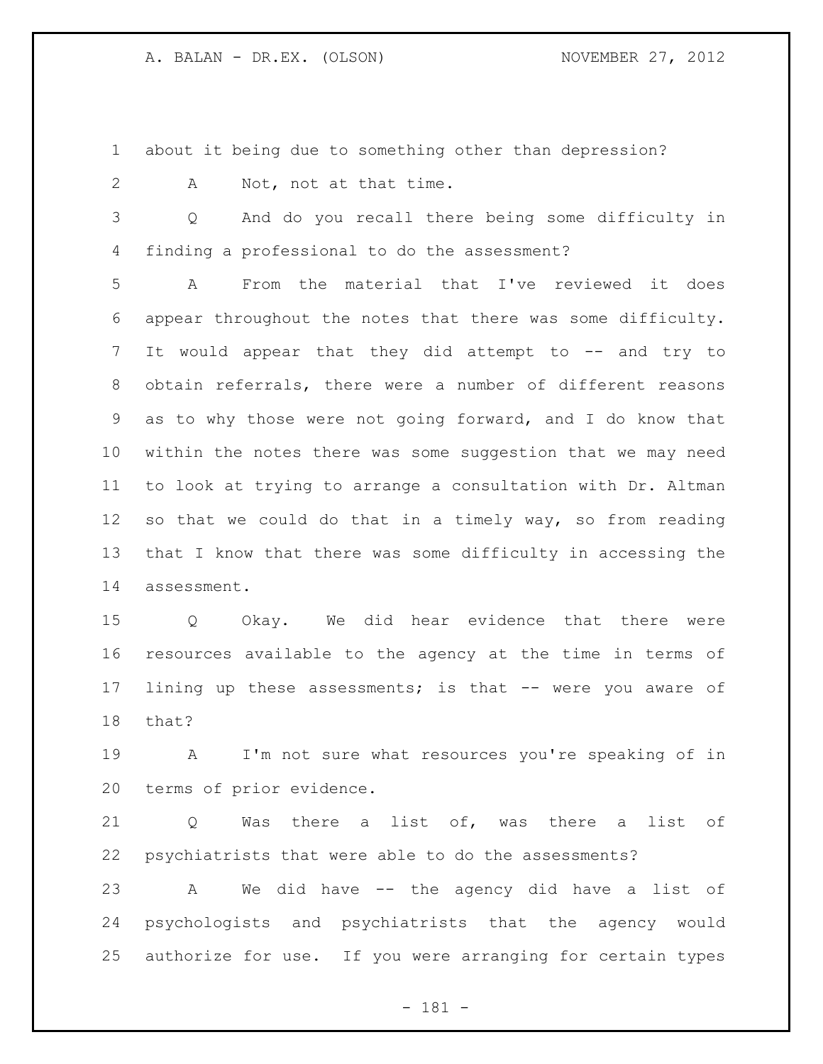about it being due to something other than depression?

A Not, not at that time.

Q And do you recall there being some difficulty in finding a professional to do the assessment?

A From the material that I've reviewed it does appear throughout the notes that there was some difficulty. It would appear that they did attempt to -- and try to obtain referrals, there were a number of different reasons as to why those were not going forward, and I do know that within the notes there was some suggestion that we may need to look at trying to arrange a consultation with Dr. Altman so that we could do that in a timely way, so from reading that I know that there was some difficulty in accessing the assessment.

Q Okay. We did hear evidence that there were resources available to the agency at the time in terms of lining up these assessments; is that -- were you aware of that?

A I'm not sure what resources you're speaking of in terms of prior evidence.

Q Was there a list of, was there a list of psychiatrists that were able to do the assessments?

A We did have -- the agency did have a list of psychologists and psychiatrists that the agency would authorize for use. If you were arranging for certain types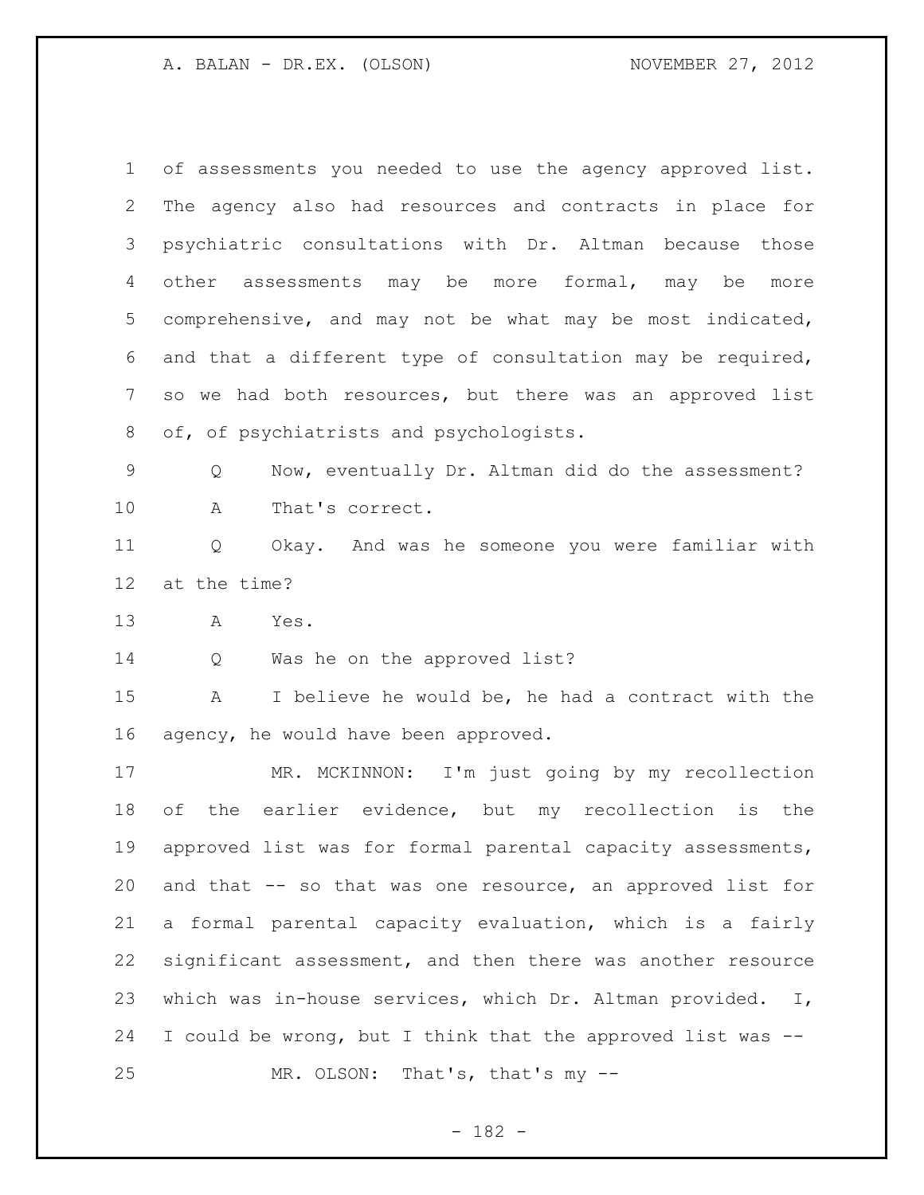of assessments you needed to use the agency approved list. The agency also had resources and contracts in place for psychiatric consultations with Dr. Altman because those other assessments may be more formal, may be more comprehensive, and may not be what may be most indicated, and that a different type of consultation may be required, so we had both resources, but there was an approved list of, of psychiatrists and psychologists.

Q Now, eventually Dr. Altman did do the assessment?

A That's correct.

Q Okay. And was he someone you were familiar with at the time?

A Yes.

Q Was he on the approved list?

A I believe he would be, he had a contract with the agency, he would have been approved.

MR. MCKINNON: I'm just going by my recollection of the earlier evidence, but my recollection is the approved list was for formal parental capacity assessments, and that -- so that was one resource, an approved list for a formal parental capacity evaluation, which is a fairly significant assessment, and then there was another resource which was in-house services, which Dr. Altman provided. I, I could be wrong, but I think that the approved list was --

MR. OLSON: That's, that's my --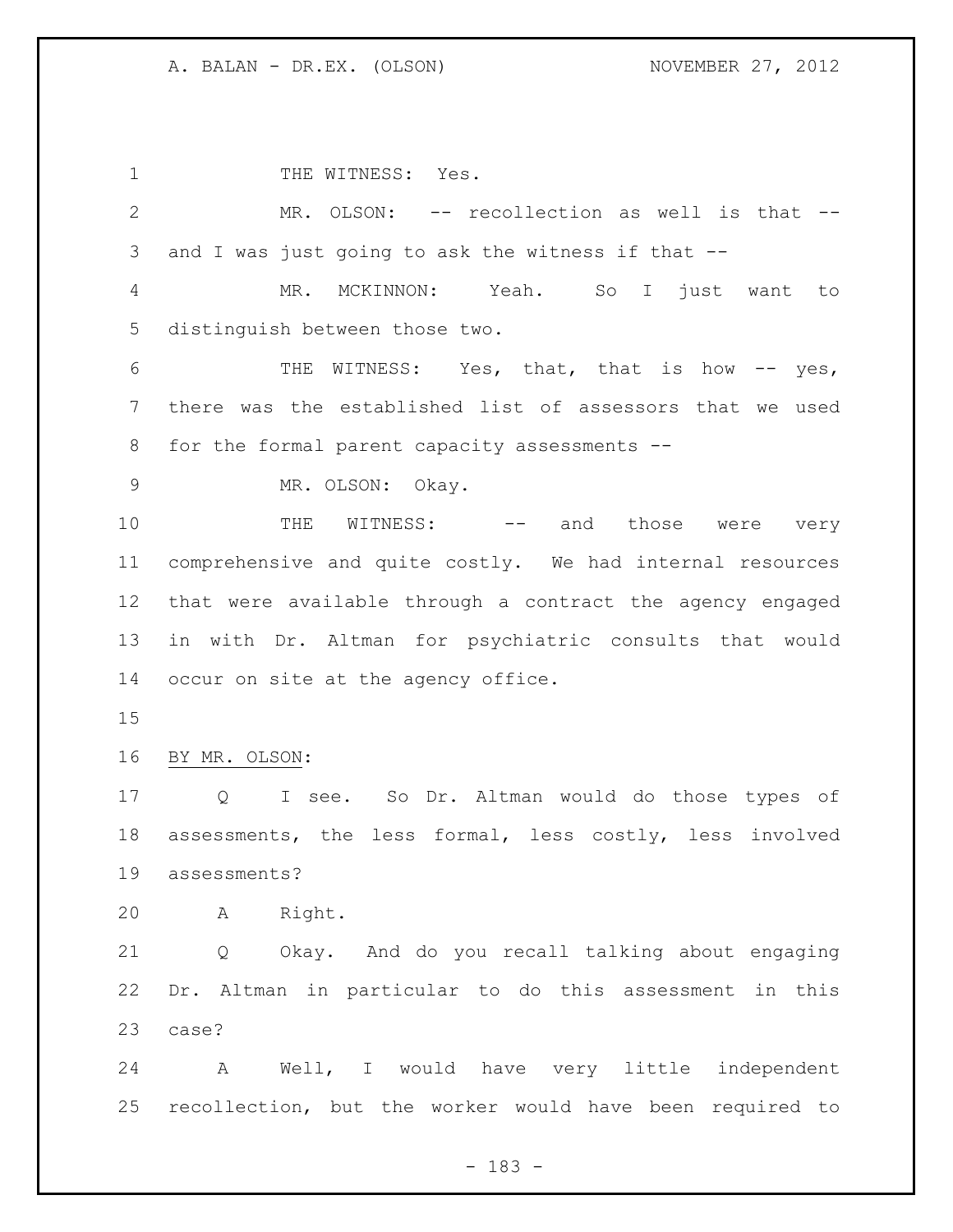THE WITNESS: Yes.

MR. OLSON: -- recollection as well is that -- and I was just going to ask the witness if that --

MR. MCKINNON: Yeah. So I just want to distinguish between those two.

THE WITNESS: Yes, that, that is how -- yes, there was the established list of assessors that we used for the formal parent capacity assessments --

MR. OLSON: Okay.

THE WITNESS: -- and those were very comprehensive and quite costly. We had internal resources that were available through a contract the agency engaged in with Dr. Altman for psychiatric consults that would occur on site at the agency office.

BY MR. OLSON:

Q I see. So Dr. Altman would do those types of assessments, the less formal, less costly, less involved assessments?

A Right.

Q Okay. And do you recall talking about engaging Dr. Altman in particular to do this assessment in this case?

A Well, I would have very little independent recollection, but the worker would have been required to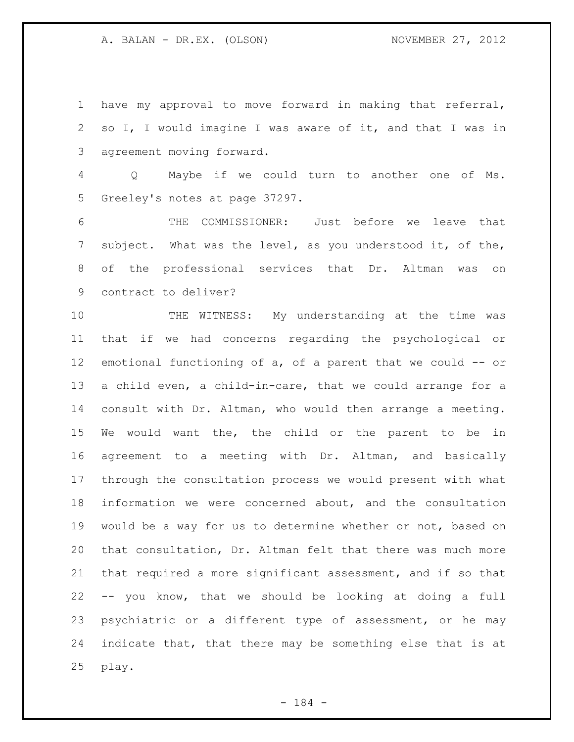have my approval to move forward in making that referral, so I, I would imagine I was aware of it, and that I was in agreement moving forward.

Q Maybe if we could turn to another one of Ms. Greeley's notes at page 37297.

THE COMMISSIONER: Just before we leave that subject. What was the level, as you understood it, of the, of the professional services that Dr. Altman was on contract to deliver?

THE WITNESS: My understanding at the time was that if we had concerns regarding the psychological or emotional functioning of a, of a parent that we could -- or a child even, a child-in-care, that we could arrange for a consult with Dr. Altman, who would then arrange a meeting. We would want the, the child or the parent to be in agreement to a meeting with Dr. Altman, and basically through the consultation process we would present with what information we were concerned about, and the consultation would be a way for us to determine whether or not, based on that consultation, Dr. Altman felt that there was much more that required a more significant assessment, and if so that -- you know, that we should be looking at doing a full psychiatric or a different type of assessment, or he may indicate that, that there may be something else that is at play.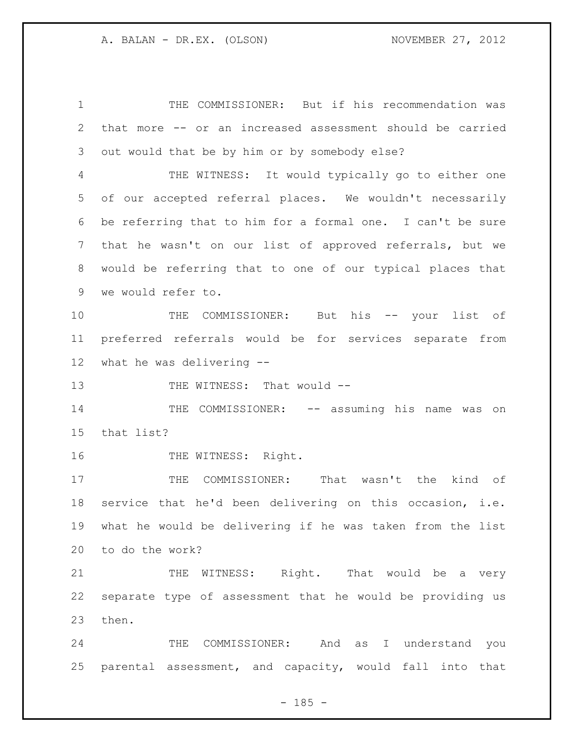THE COMMISSIONER: But if his recommendation was that more -- or an increased assessment should be carried out would that be by him or by somebody else?

THE WITNESS: It would typically go to either one of our accepted referral places. We wouldn't necessarily be referring that to him for a formal one. I can't be sure that he wasn't on our list of approved referrals, but we would be referring that to one of our typical places that we would refer to.

THE COMMISSIONER: But his -- your list of preferred referrals would be for services separate from what he was delivering --

THE WITNESS: That would --

THE COMMISSIONER: -- assuming his name was on that list?

THE WITNESS: Right.

THE COMMISSIONER: That wasn't the kind of service that he'd been delivering on this occasion, i.e. what he would be delivering if he was taken from the list to do the work?

THE WITNESS: Right. That would be a very separate type of assessment that he would be providing us then.

THE COMMISSIONER: And as I understand you parental assessment, and capacity, would fall into that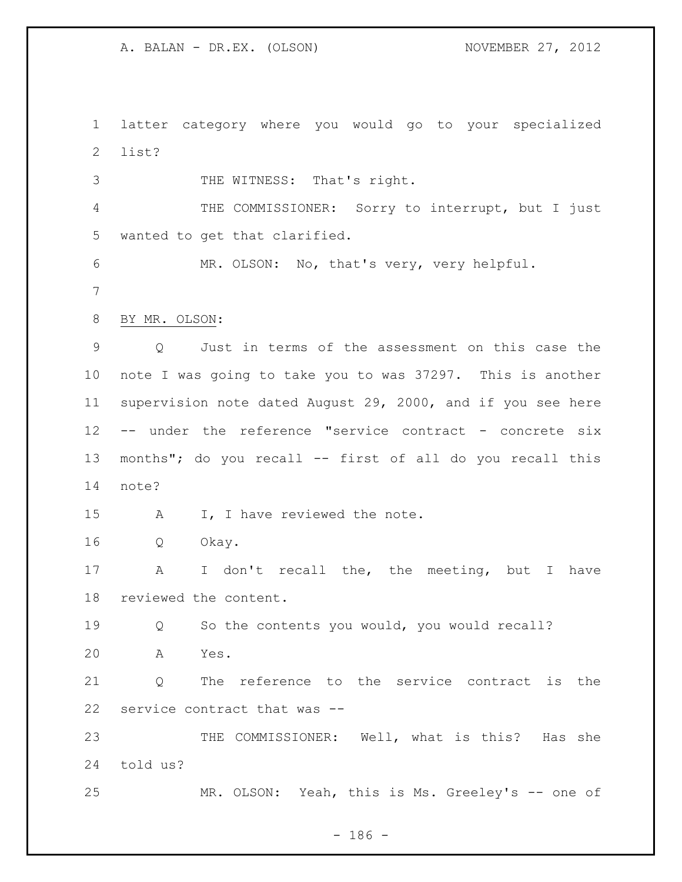latter category where you would go to your specialized list?

THE WITNESS: That's right.

THE COMMISSIONER: Sorry to interrupt, but I just wanted to get that clarified.

MR. OLSON: No, that's very, very helpful.

BY MR. OLSON:

Q Just in terms of the assessment on this case the note I was going to take you to was 37297. This is another supervision note dated August 29, 2000, and if you see here -- under the reference "service contract - concrete six months"; do you recall -- first of all do you recall this note?

A I, I have reviewed the note.

Q Okay.

A I don't recall the, the meeting, but I have reviewed the content.

Q So the contents you would, you would recall?

A Yes.

Q The reference to the service contract is the service contract that was --

THE COMMISSIONER: Well, what is this? Has she told us?

MR. OLSON: Yeah, this is Ms. Greeley's -- one of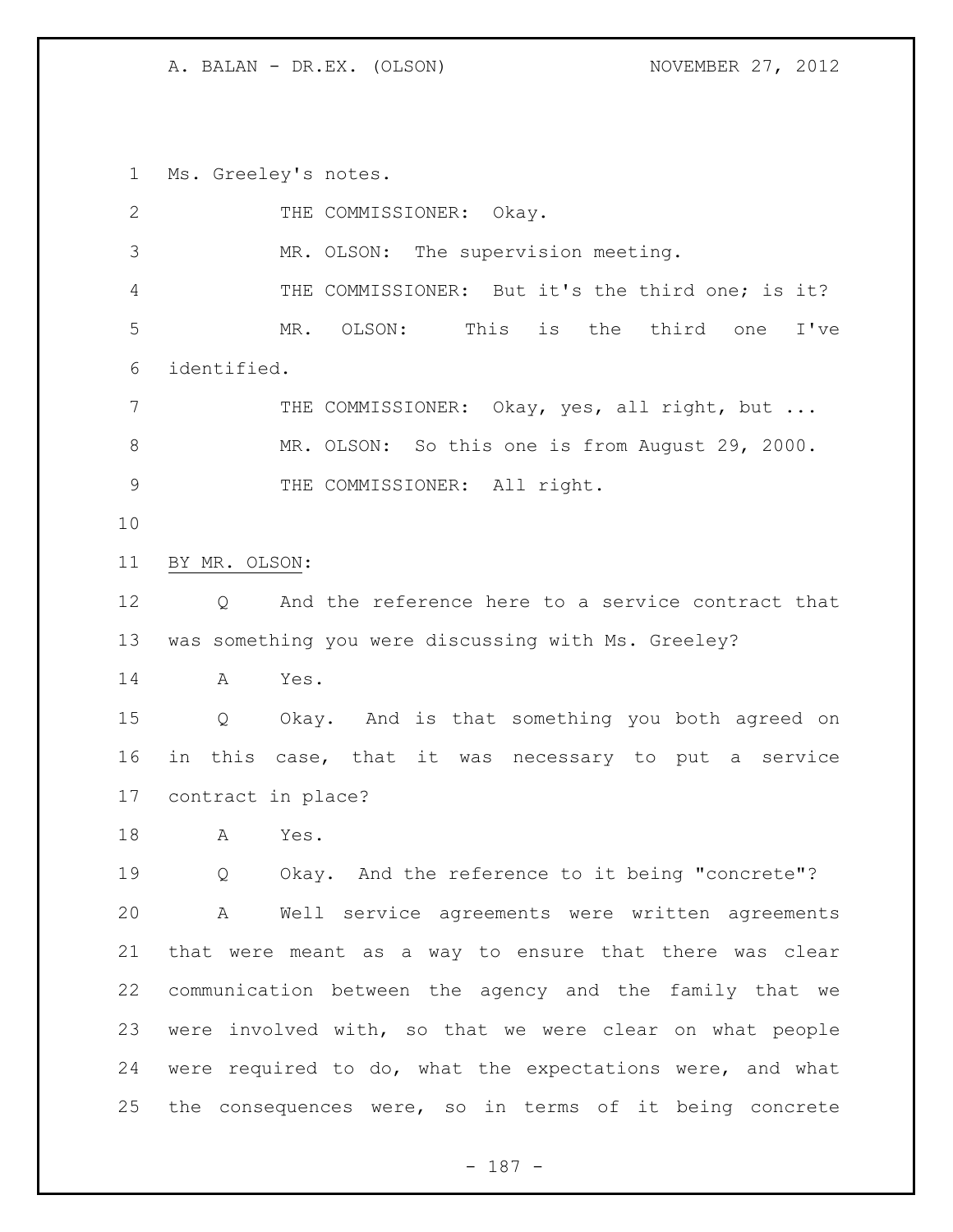Ms. Greeley's notes.

THE COMMISSIONER: Okay.

MR. OLSON: The supervision meeting.

THE COMMISSIONER: But it's the third one; is it?

MR. OLSON: This is the third one I've identified.

THE COMMISSIONER: Okay, yes, all right, but ...

MR. OLSON: So this one is from August 29, 2000.

THE COMMISSIONER: All right.

BY MR. OLSON:

Q And the reference here to a service contract that was something you were discussing with Ms. Greeley?

A Yes.

Q Okay. And is that something you both agreed on in this case, that it was necessary to put a service contract in place?

A Yes.

Q Okay. And the reference to it being "concrete"?

A Well service agreements were written agreements that were meant as a way to ensure that there was clear communication between the agency and the family that we were involved with, so that we were clear on what people were required to do, what the expectations were, and what the consequences were, so in terms of it being concrete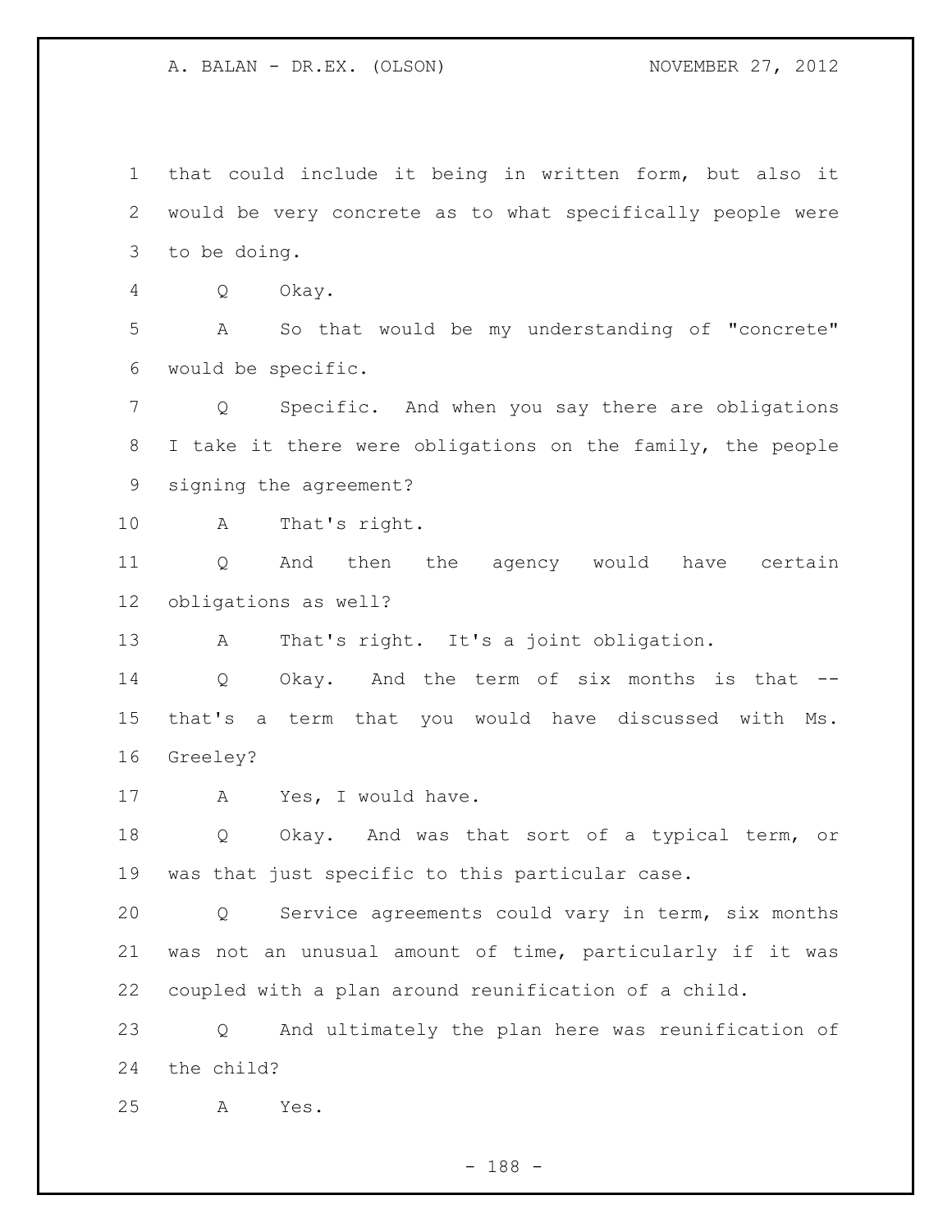that could include it being in written form, but also it would be very concrete as to what specifically people were to be doing.

Q Okay.

A So that would be my understanding of "concrete" would be specific.

Q Specific. And when you say there are obligations I take it there were obligations on the family, the people signing the agreement?

A That's right.

Q And then the agency would have certain obligations as well?

A That's right. It's a joint obligation.

Q Okay. And the term of six months is that -- that's a term that you would have discussed with Ms. Greeley?

A Yes, I would have.

Q Okay. And was that sort of a typical term, or was that just specific to this particular case.

Q Service agreements could vary in term, six months was not an unusual amount of time, particularly if it was coupled with a plan around reunification of a child.

Q And ultimately the plan here was reunification of the child?

A Yes.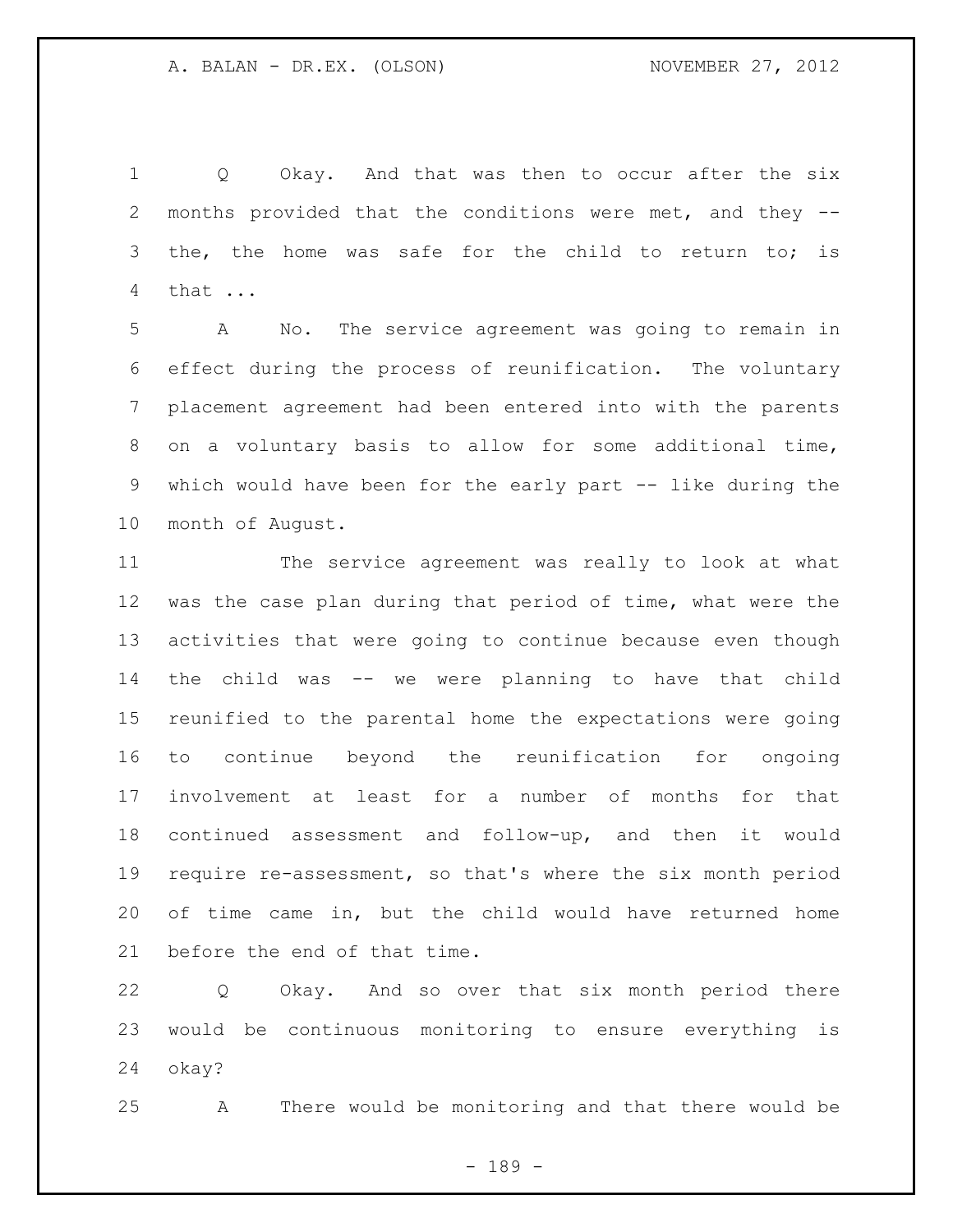Q Okay. And that was then to occur after the six months provided that the conditions were met, and they -- the, the home was safe for the child to return to; is that ...

A No. The service agreement was going to remain in effect during the process of reunification. The voluntary placement agreement had been entered into with the parents on a voluntary basis to allow for some additional time, which would have been for the early part -- like during the month of August.

The service agreement was really to look at what was the case plan during that period of time, what were the activities that were going to continue because even though the child was -- we were planning to have that child reunified to the parental home the expectations were going to continue beyond the reunification for ongoing involvement at least for a number of months for that continued assessment and follow-up, and then it would require re-assessment, so that's where the six month period of time came in, but the child would have returned home before the end of that time.

Q Okay. And so over that six month period there would be continuous monitoring to ensure everything is okay?

A There would be monitoring and that there would be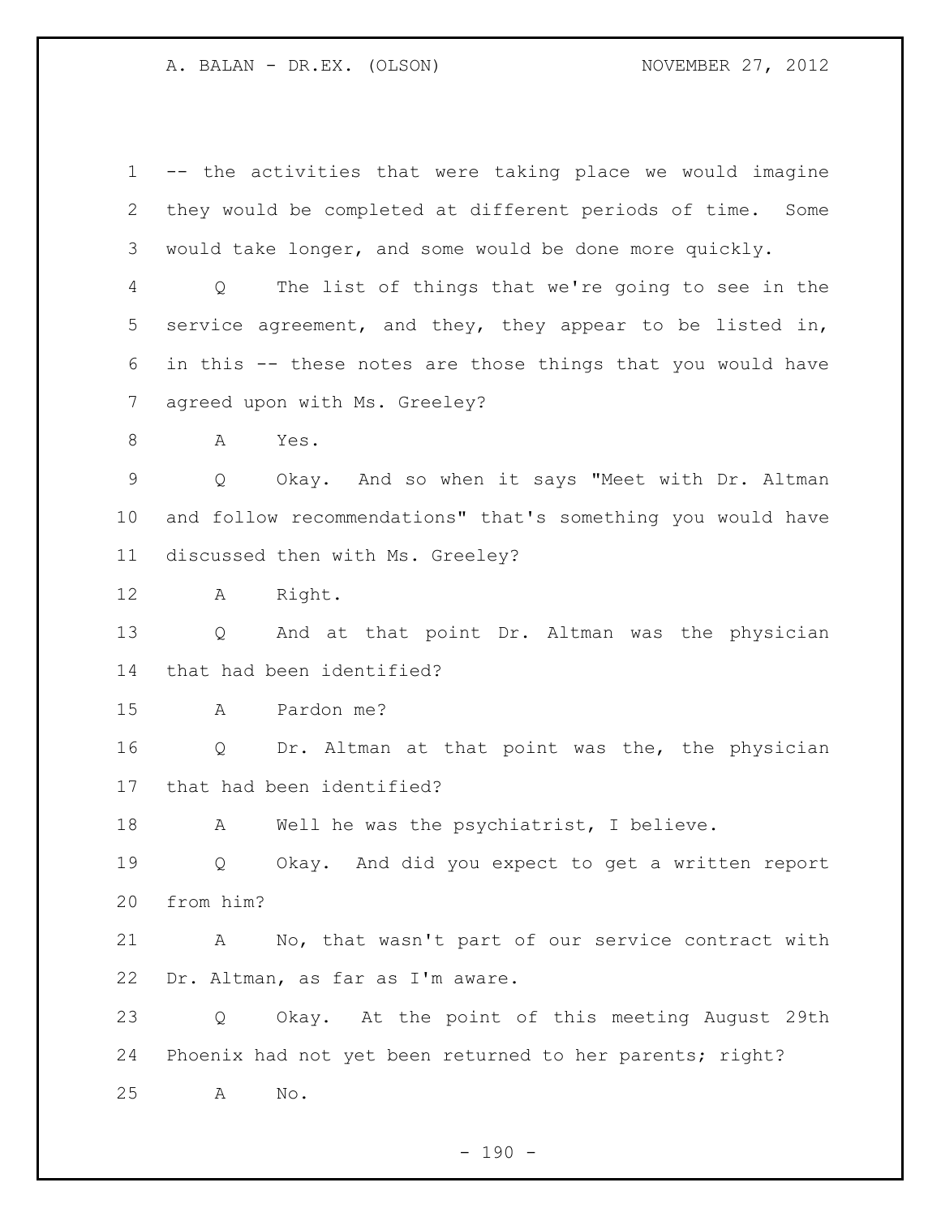-- the activities that were taking place we would imagine they would be completed at different periods of time. Some would take longer, and some would be done more quickly.

Q The list of things that we're going to see in the service agreement, and they, they appear to be listed in, in this -- these notes are those things that you would have agreed upon with Ms. Greeley?

A Yes.

Q Okay. And so when it says "Meet with Dr. Altman and follow recommendations" that's something you would have discussed then with Ms. Greeley?

A Right.

Q And at that point Dr. Altman was the physician that had been identified?

A Pardon me?

Q Dr. Altman at that point was the, the physician that had been identified?

A Well he was the psychiatrist, I believe.

Q Okay. And did you expect to get a written report from him?

A No, that wasn't part of our service contract with Dr. Altman, as far as I'm aware.

Q Okay. At the point of this meeting August 29th Phoenix had not yet been returned to her parents; right?

A No.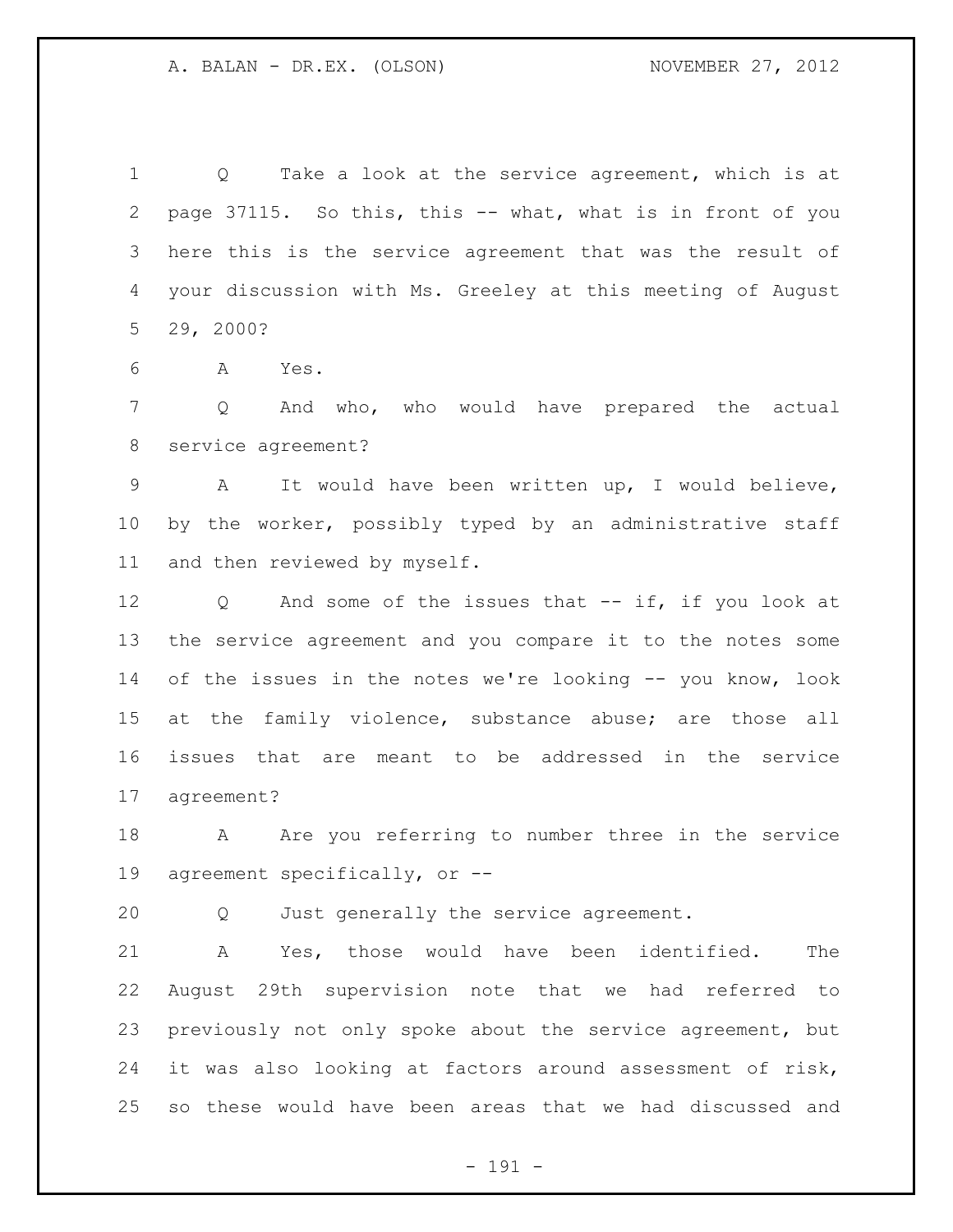Q Take a look at the service agreement, which is at page 37115. So this, this -- what, what is in front of you here this is the service agreement that was the result of your discussion with Ms. Greeley at this meeting of August 29, 2000?

A Yes.

Q And who, who would have prepared the actual service agreement?

A It would have been written up, I would believe, by the worker, possibly typed by an administrative staff and then reviewed by myself.

Q And some of the issues that -- if, if you look at the service agreement and you compare it to the notes some of the issues in the notes we're looking -- you know, look at the family violence, substance abuse; are those all issues that are meant to be addressed in the service agreement?

A Are you referring to number three in the service agreement specifically, or --

Q Just generally the service agreement.

A Yes, those would have been identified. The August 29th supervision note that we had referred to previously not only spoke about the service agreement, but it was also looking at factors around assessment of risk, so these would have been areas that we had discussed and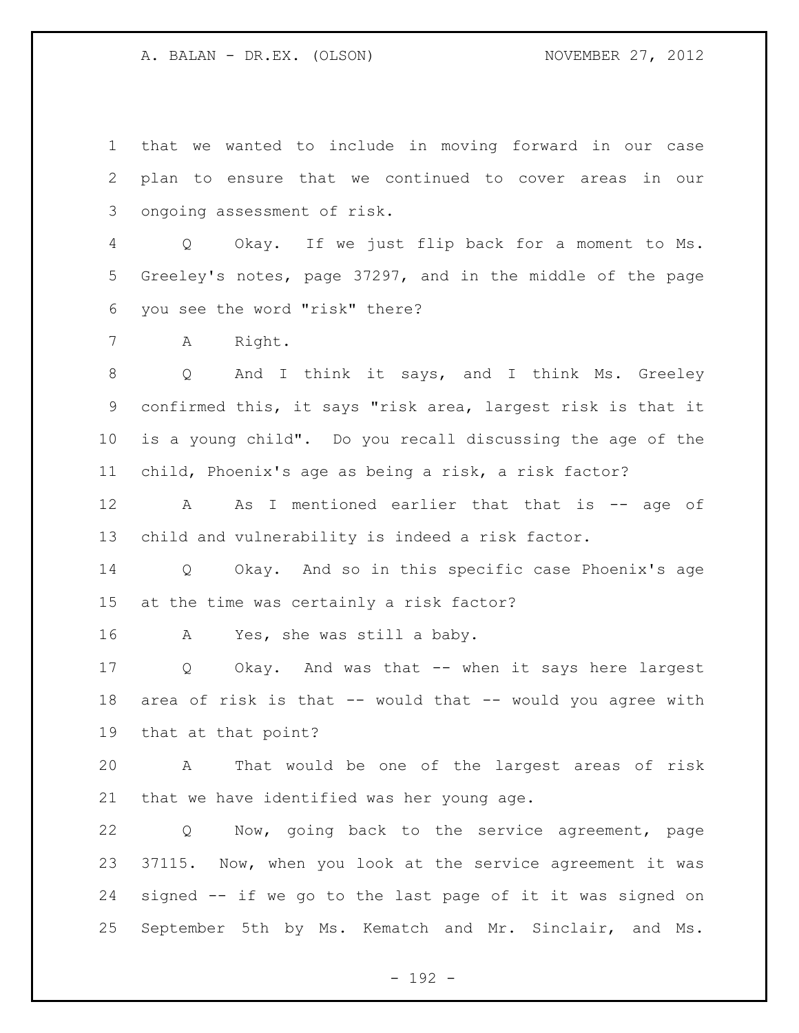that we wanted to include in moving forward in our case plan to ensure that we continued to cover areas in our ongoing assessment of risk.

Q Okay. If we just flip back for a moment to Ms. Greeley's notes, page 37297, and in the middle of the page you see the word "risk" there?

A Right.

Q And I think it says, and I think Ms. Greeley confirmed this, it says "risk area, largest risk is that it is a young child". Do you recall discussing the age of the child, Phoenix's age as being a risk, a risk factor?

A As I mentioned earlier that that is -- age of child and vulnerability is indeed a risk factor.

Q Okay. And so in this specific case Phoenix's age at the time was certainly a risk factor?

A Yes, she was still a baby.

Q Okay. And was that -- when it says here largest area of risk is that -- would that -- would you agree with that at that point?

A That would be one of the largest areas of risk that we have identified was her young age.

Q Now, going back to the service agreement, page 37115. Now, when you look at the service agreement it was signed -- if we go to the last page of it it was signed on September 5th by Ms. Kematch and Mr. Sinclair, and Ms.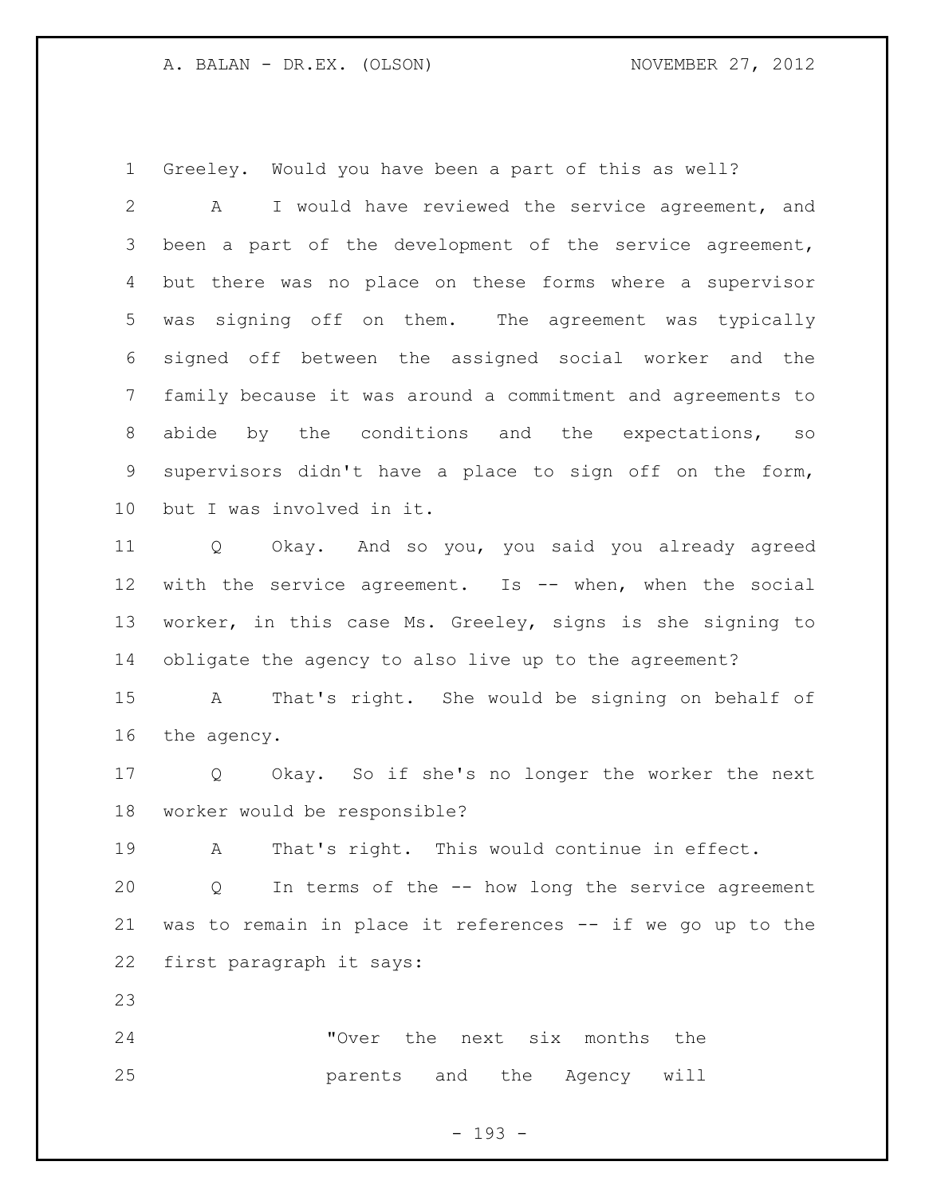Greeley. Would you have been a part of this as well?

A I would have reviewed the service agreement, and been a part of the development of the service agreement, but there was no place on these forms where a supervisor was signing off on them. The agreement was typically signed off between the assigned social worker and the family because it was around a commitment and agreements to abide by the conditions and the expectations, so supervisors didn't have a place to sign off on the form, but I was involved in it.

Q Okay. And so you, you said you already agreed with the service agreement. Is -- when, when the social worker, in this case Ms. Greeley, signs is she signing to obligate the agency to also live up to the agreement?

A That's right. She would be signing on behalf of the agency.

Q Okay. So if she's no longer the worker the next worker would be responsible?

A That's right. This would continue in effect.

Q In terms of the -- how long the service agreement was to remain in place it references -- if we go up to the first paragraph it says:

> "Over the next six months the parents and the Agency will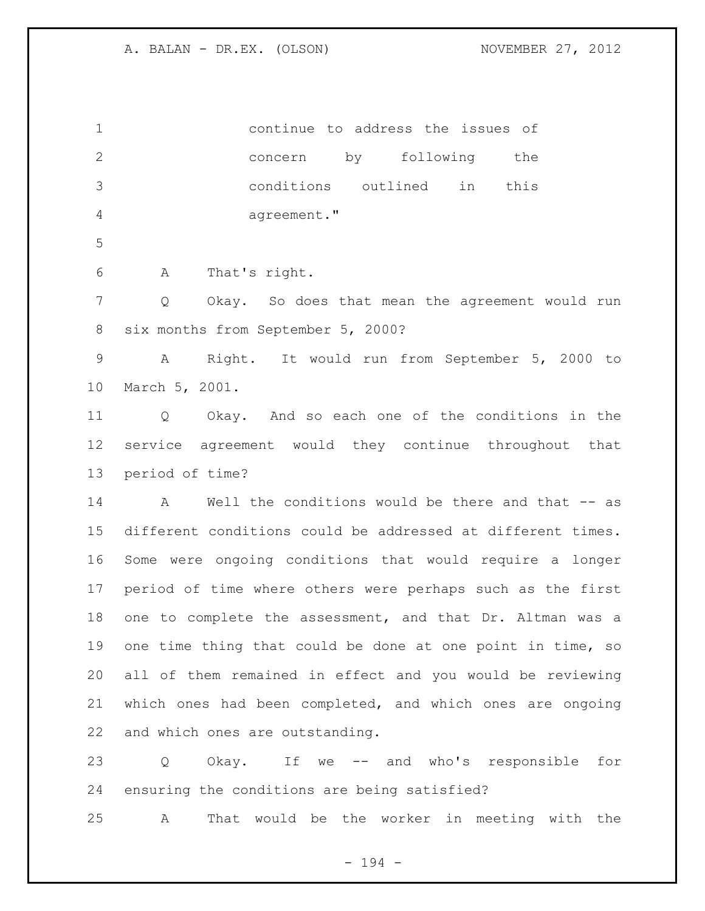continue to address the issues of concern by following the conditions outlined in this agreement."

A That's right.

Q Okay. So does that mean the agreement would run six months from September 5, 2000?

A Right. It would run from September 5, 2000 to March 5, 2001.

Q Okay. And so each one of the conditions in the service agreement would they continue throughout that period of time?

A Well the conditions would be there and that -- as different conditions could be addressed at different times. Some were ongoing conditions that would require a longer period of time where others were perhaps such as the first one to complete the assessment, and that Dr. Altman was a one time thing that could be done at one point in time, so all of them remained in effect and you would be reviewing which ones had been completed, and which ones are ongoing and which ones are outstanding.

Q Okay. If we -- and who's responsible for ensuring the conditions are being satisfied?

A That would be the worker in meeting with the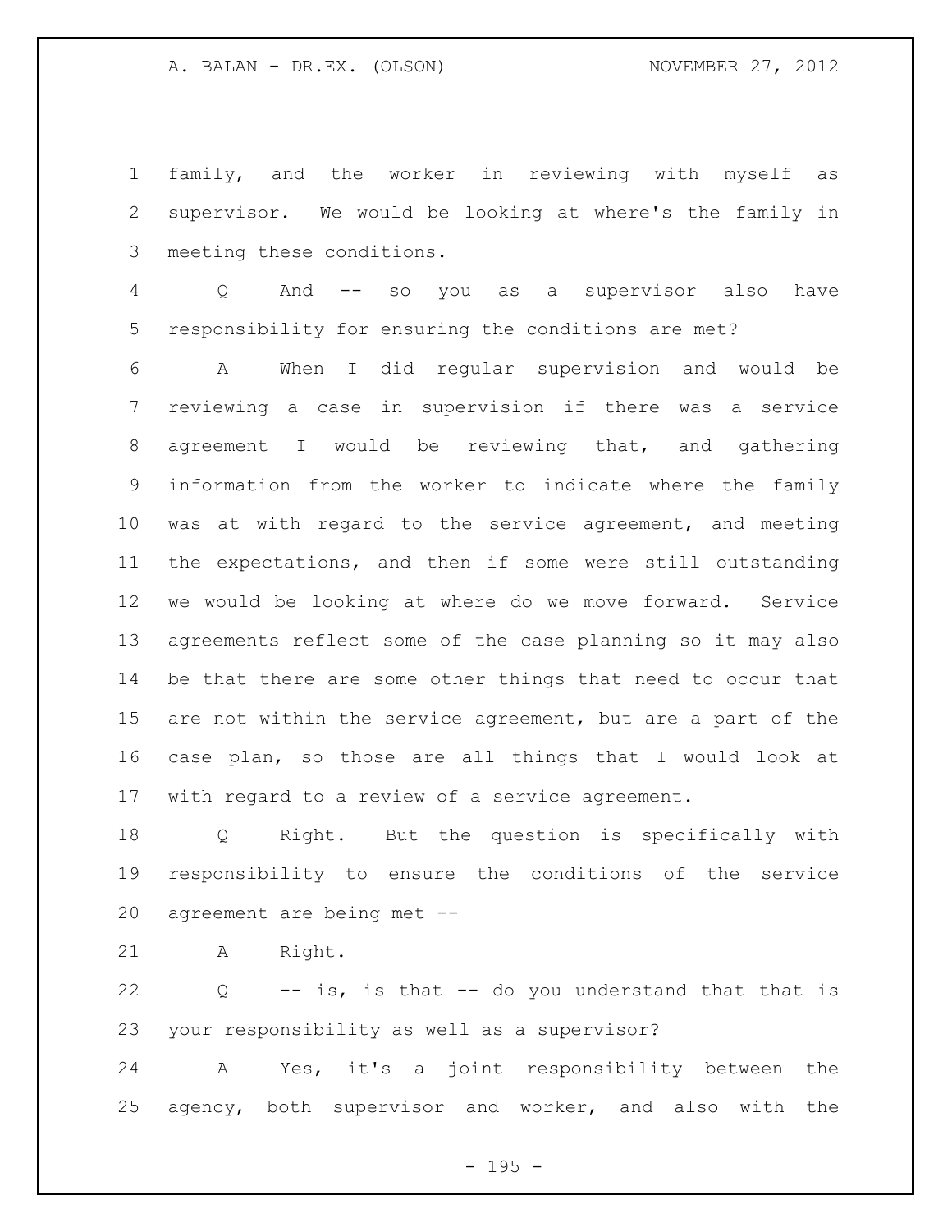family, and the worker in reviewing with myself as supervisor. We would be looking at where's the family in meeting these conditions.

Q And -- so you as a supervisor also have responsibility for ensuring the conditions are met?

A When I did regular supervision and would be reviewing a case in supervision if there was a service agreement I would be reviewing that, and gathering information from the worker to indicate where the family was at with regard to the service agreement, and meeting the expectations, and then if some were still outstanding we would be looking at where do we move forward. Service agreements reflect some of the case planning so it may also be that there are some other things that need to occur that are not within the service agreement, but are a part of the case plan, so those are all things that I would look at with regard to a review of a service agreement.

Q Right. But the question is specifically with responsibility to ensure the conditions of the service agreement are being met --

A Right.

Q -- is, is that -- do you understand that that is your responsibility as well as a supervisor?

A Yes, it's a joint responsibility between the agency, both supervisor and worker, and also with the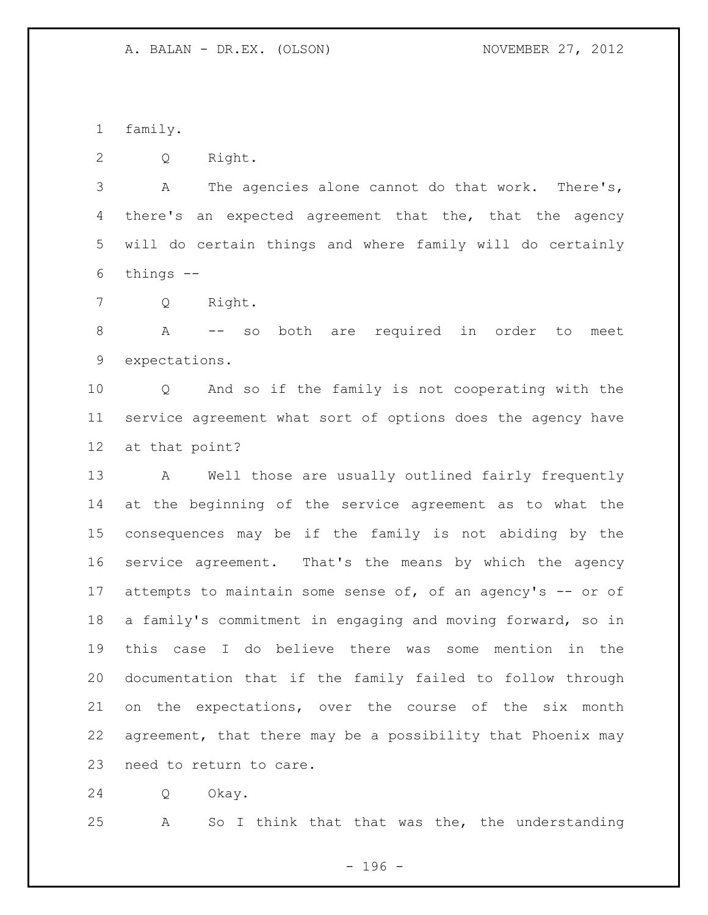family.

Q Right.

A The agencies alone cannot do that work. There's, there's an expected agreement that the, that the agency will do certain things and where family will do certainly things --

Q Right.

A -- so both are required in order to meet expectations.

Q And so if the family is not cooperating with the service agreement what sort of options does the agency have at that point?

A Well those are usually outlined fairly frequently at the beginning of the service agreement as to what the consequences may be if the family is not abiding by the service agreement. That's the means by which the agency attempts to maintain some sense of, of an agency's -- or of a family's commitment in engaging and moving forward, so in this case I do believe there was some mention in the documentation that if the family failed to follow through on the expectations, over the course of the six month agreement, that there may be a possibility that Phoenix may need to return to care.

Q Okay.

A So I think that that was the, the understanding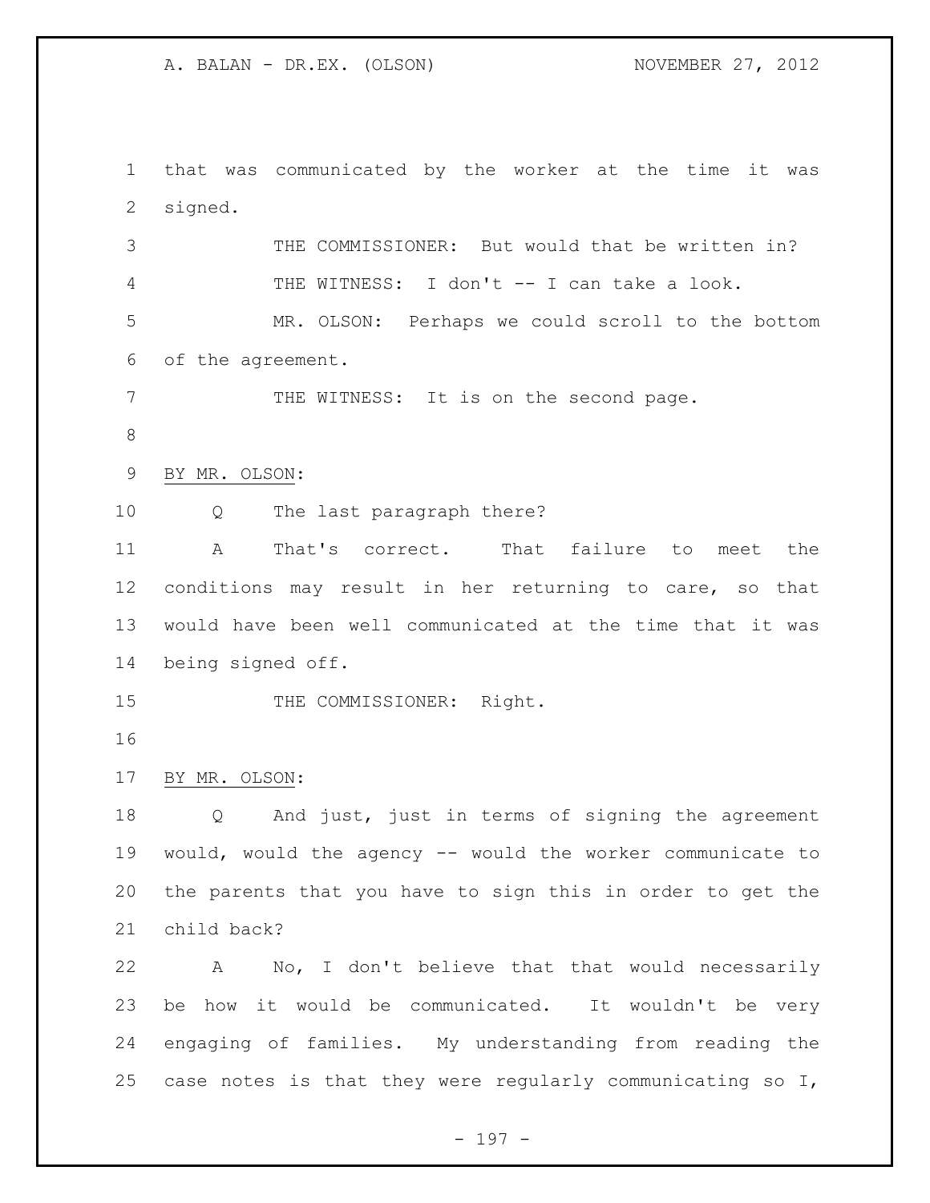that was communicated by the worker at the time it was signed.

THE COMMISSIONER: But would that be written in?

THE WITNESS: I don't -- I can take a look.

MR. OLSON: Perhaps we could scroll to the bottom of the agreement.

THE WITNESS: It is on the second page.

BY MR. OLSON:

Q The last paragraph there?

A That's correct. That failure to meet the conditions may result in her returning to care, so that would have been well communicated at the time that it was being signed off.

THE COMMISSIONER: Right.

BY MR. OLSON:

Q And just, just in terms of signing the agreement would, would the agency -- would the worker communicate to the parents that you have to sign this in order to get the child back?

A No, I don't believe that that would necessarily be how it would be communicated. It wouldn't be very engaging of families. My understanding from reading the case notes is that they were regularly communicating so I,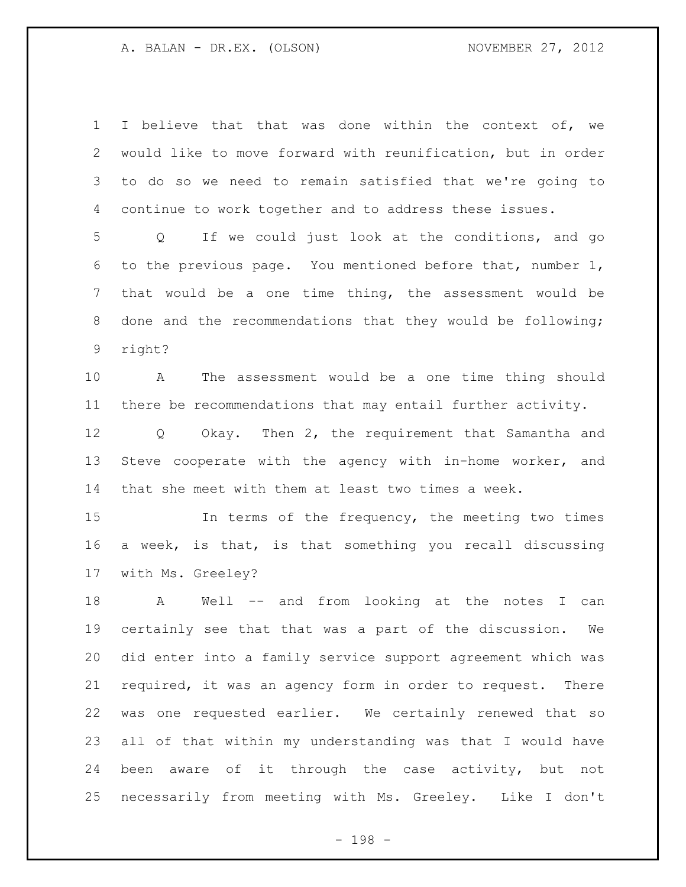I believe that that was done within the context of, we would like to move forward with reunification, but in order to do so we need to remain satisfied that we're going to continue to work together and to address these issues.

Q If we could just look at the conditions, and go to the previous page. You mentioned before that, number 1, that would be a one time thing, the assessment would be done and the recommendations that they would be following; right?

A The assessment would be a one time thing should there be recommendations that may entail further activity.

Q Okay. Then 2, the requirement that Samantha and Steve cooperate with the agency with in-home worker, and that she meet with them at least two times a week.

In terms of the frequency, the meeting two times a week, is that, is that something you recall discussing with Ms. Greeley?

A Well -- and from looking at the notes I can certainly see that that was a part of the discussion. We did enter into a family service support agreement which was required, it was an agency form in order to request. There was one requested earlier. We certainly renewed that so all of that within my understanding was that I would have been aware of it through the case activity, but not necessarily from meeting with Ms. Greeley. Like I don't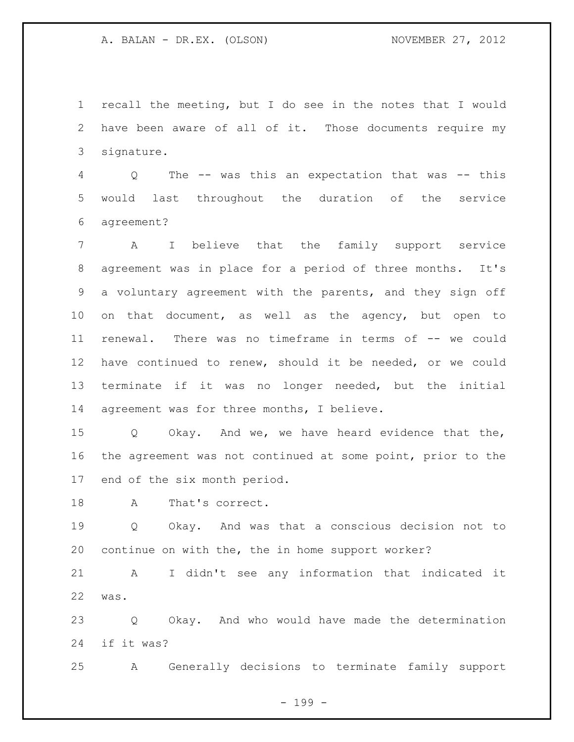recall the meeting, but I do see in the notes that I would have been aware of all of it. Those documents require my signature.

Q The -- was this an expectation that was -- this would last throughout the duration of the service agreement?

A I believe that the family support service agreement was in place for a period of three months. It's a voluntary agreement with the parents, and they sign off on that document, as well as the agency, but open to renewal. There was no timeframe in terms of -- we could have continued to renew, should it be needed, or we could terminate if it was no longer needed, but the initial agreement was for three months, I believe.

Q Okay. And we, we have heard evidence that the, the agreement was not continued at some point, prior to the end of the six month period.

A That's correct.

Q Okay. And was that a conscious decision not to continue on with the, the in home support worker?

A I didn't see any information that indicated it was.

Q Okay. And who would have made the determination if it was?

A Generally decisions to terminate family support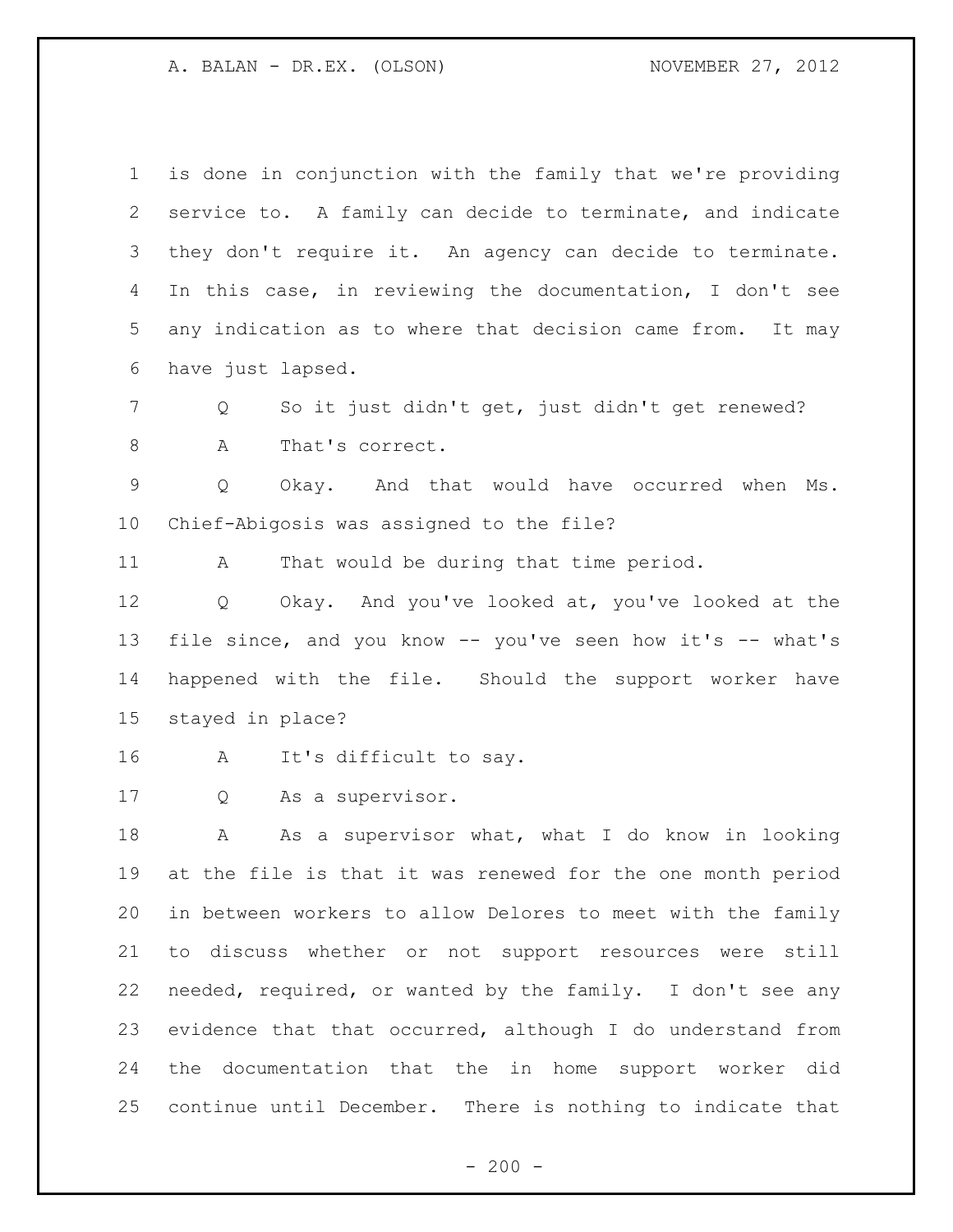is done in conjunction with the family that we're providing service to. A family can decide to terminate, and indicate they don't require it. An agency can decide to terminate. In this case, in reviewing the documentation, I don't see any indication as to where that decision came from. It may have just lapsed.

Q So it just didn't get, just didn't get renewed?

A That's correct.

Q Okay. And that would have occurred when Ms. Chief-Abigosis was assigned to the file?

A That would be during that time period.

Q Okay. And you've looked at, you've looked at the file since, and you know -- you've seen how it's -- what's happened with the file. Should the support worker have stayed in place?

A It's difficult to say.

Q As a supervisor.

A As a supervisor what, what I do know in looking at the file is that it was renewed for the one month period in between workers to allow Delores to meet with the family to discuss whether or not support resources were still needed, required, or wanted by the family. I don't see any evidence that that occurred, although I do understand from the documentation that the in home support worker did continue until December. There is nothing to indicate that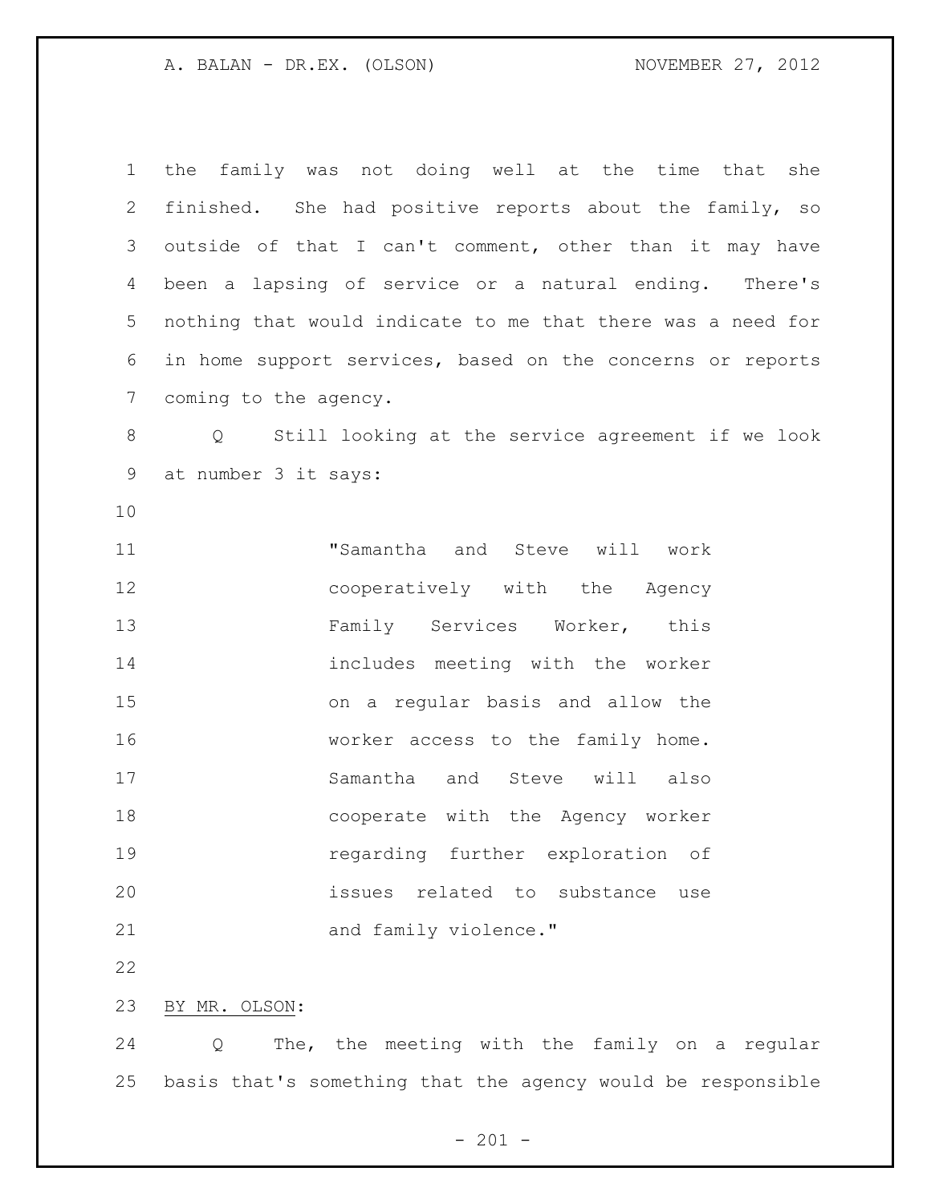the family was not doing well at the time that she finished. She had positive reports about the family, so outside of that I can't comment, other than it may have been a lapsing of service or a natural ending. There's nothing that would indicate to me that there was a need for in home support services, based on the concerns or reports coming to the agency.

Q Still looking at the service agreement if we look at number 3 it says:

> "Samantha and Steve will work cooperatively with the Agency Family Services Worker, this includes meeting with the worker on a regular basis and allow the worker access to the family home. Samantha and Steve will also cooperate with the Agency worker regarding further exploration of issues related to substance use and family violence."

BY MR. OLSON:

Q The, the meeting with the family on a regular basis that's something that the agency would be responsible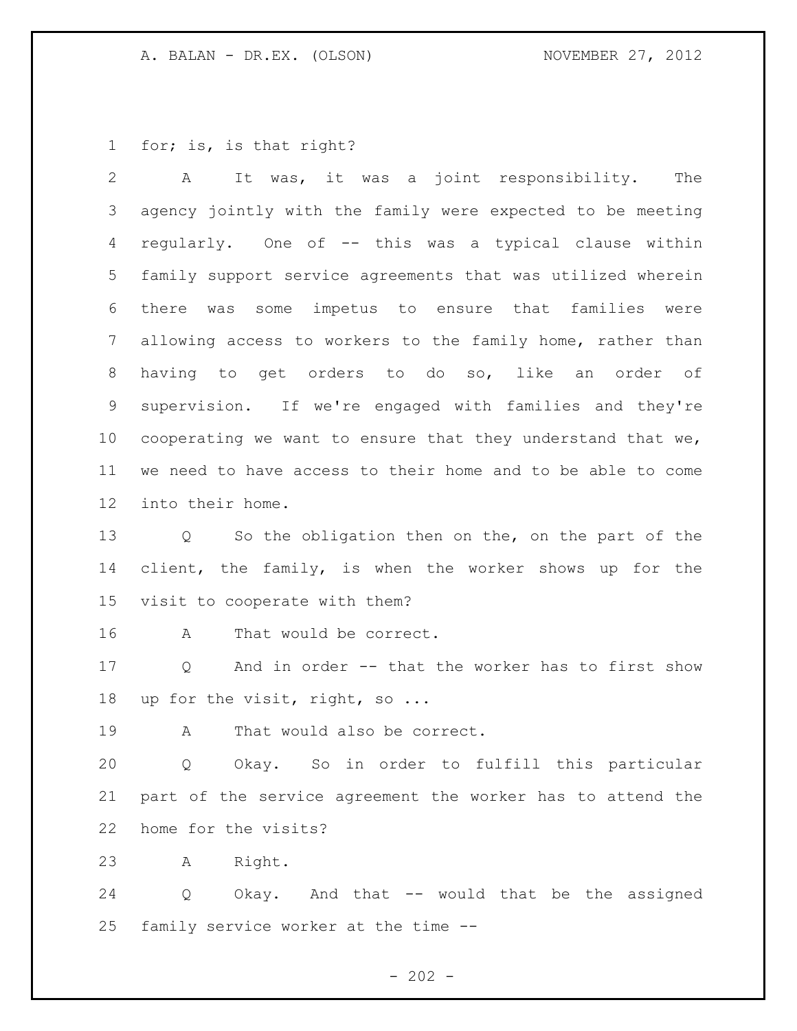for; is, is that right?

A It was, it was a joint responsibility. The agency jointly with the family were expected to be meeting regularly. One of -- this was a typical clause within family support service agreements that was utilized wherein there was some impetus to ensure that families were allowing access to workers to the family home, rather than having to get orders to do so, like an order of supervision. If we're engaged with families and they're cooperating we want to ensure that they understand that we, we need to have access to their home and to be able to come into their home.

Q So the obligation then on the, on the part of the client, the family, is when the worker shows up for the visit to cooperate with them?

A That would be correct.

Q And in order -- that the worker has to first show up for the visit, right, so ...

A That would also be correct.

Q Okay. So in order to fulfill this particular part of the service agreement the worker has to attend the home for the visits?

A Right.

Q Okay. And that -- would that be the assigned family service worker at the time --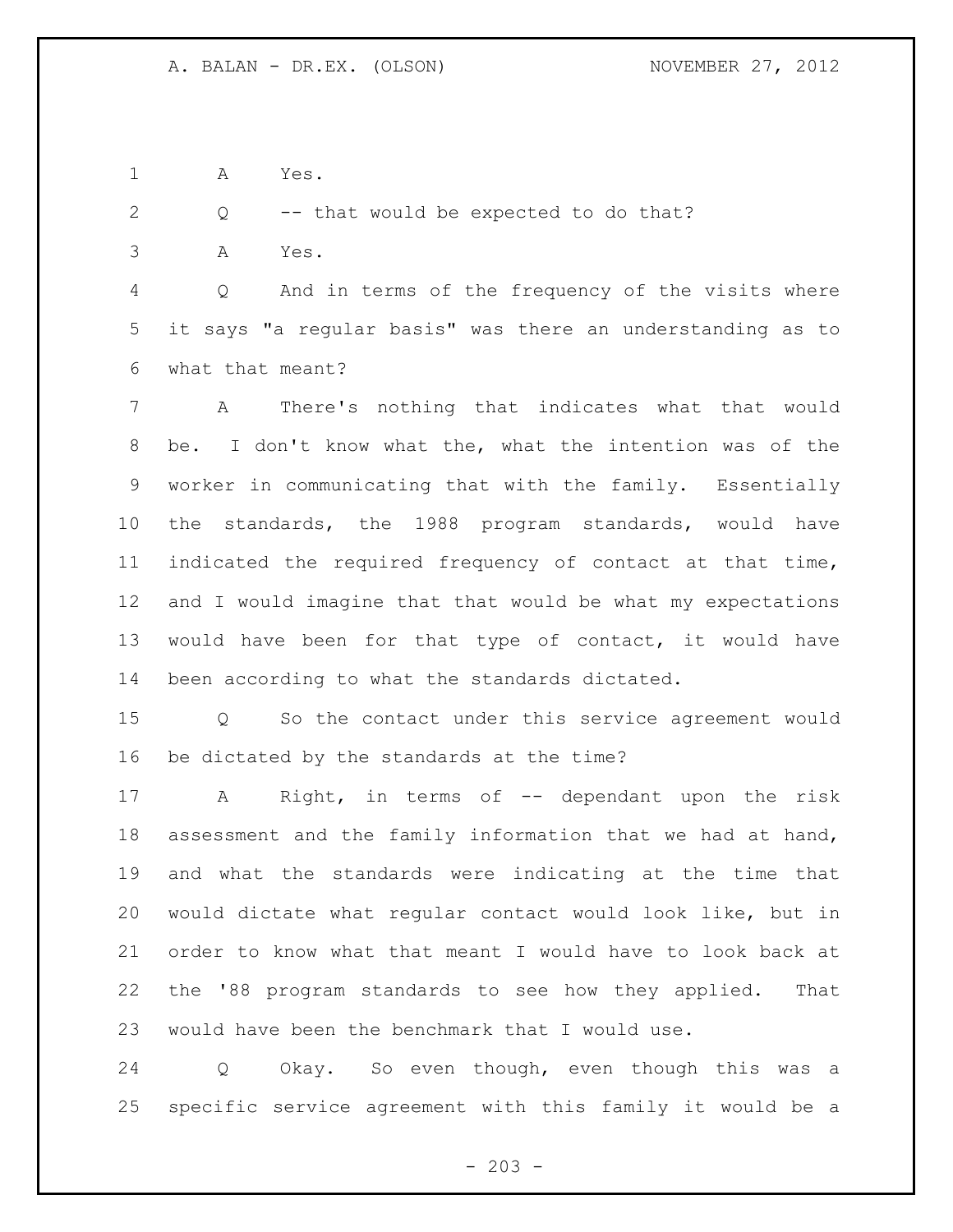A Yes.

Q -- that would be expected to do that?

A Yes.

Q And in terms of the frequency of the visits where it says "a regular basis" was there an understanding as to what that meant?

A There's nothing that indicates what that would be. I don't know what the, what the intention was of the worker in communicating that with the family. Essentially the standards, the 1988 program standards, would have indicated the required frequency of contact at that time, and I would imagine that that would be what my expectations would have been for that type of contact, it would have been according to what the standards dictated.

Q So the contact under this service agreement would be dictated by the standards at the time?

A Right, in terms of -- dependant upon the risk assessment and the family information that we had at hand, and what the standards were indicating at the time that would dictate what regular contact would look like, but in order to know what that meant I would have to look back at the '88 program standards to see how they applied. That would have been the benchmark that I would use.

Q Okay. So even though, even though this was a specific service agreement with this family it would be a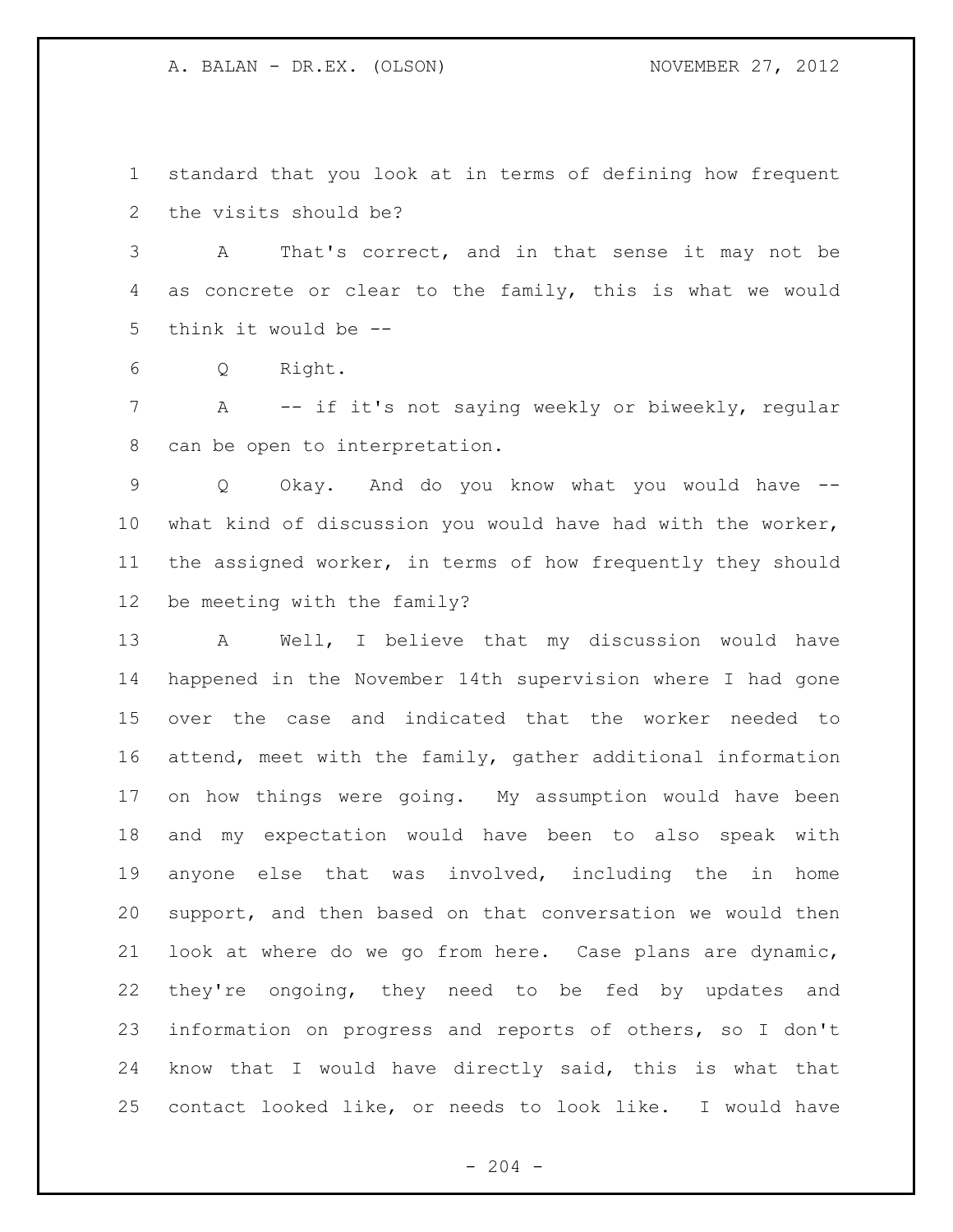standard that you look at in terms of defining how frequent the visits should be?

A That's correct, and in that sense it may not be as concrete or clear to the family, this is what we would think it would be --

Q Right.

A -- if it's not saying weekly or biweekly, regular can be open to interpretation.

Q Okay. And do you know what you would have -- what kind of discussion you would have had with the worker, the assigned worker, in terms of how frequently they should be meeting with the family?

A Well, I believe that my discussion would have happened in the November 14th supervision where I had gone over the case and indicated that the worker needed to attend, meet with the family, gather additional information on how things were going. My assumption would have been and my expectation would have been to also speak with anyone else that was involved, including the in home support, and then based on that conversation we would then look at where do we go from here. Case plans are dynamic, they're ongoing, they need to be fed by updates and information on progress and reports of others, so I don't know that I would have directly said, this is what that contact looked like, or needs to look like. I would have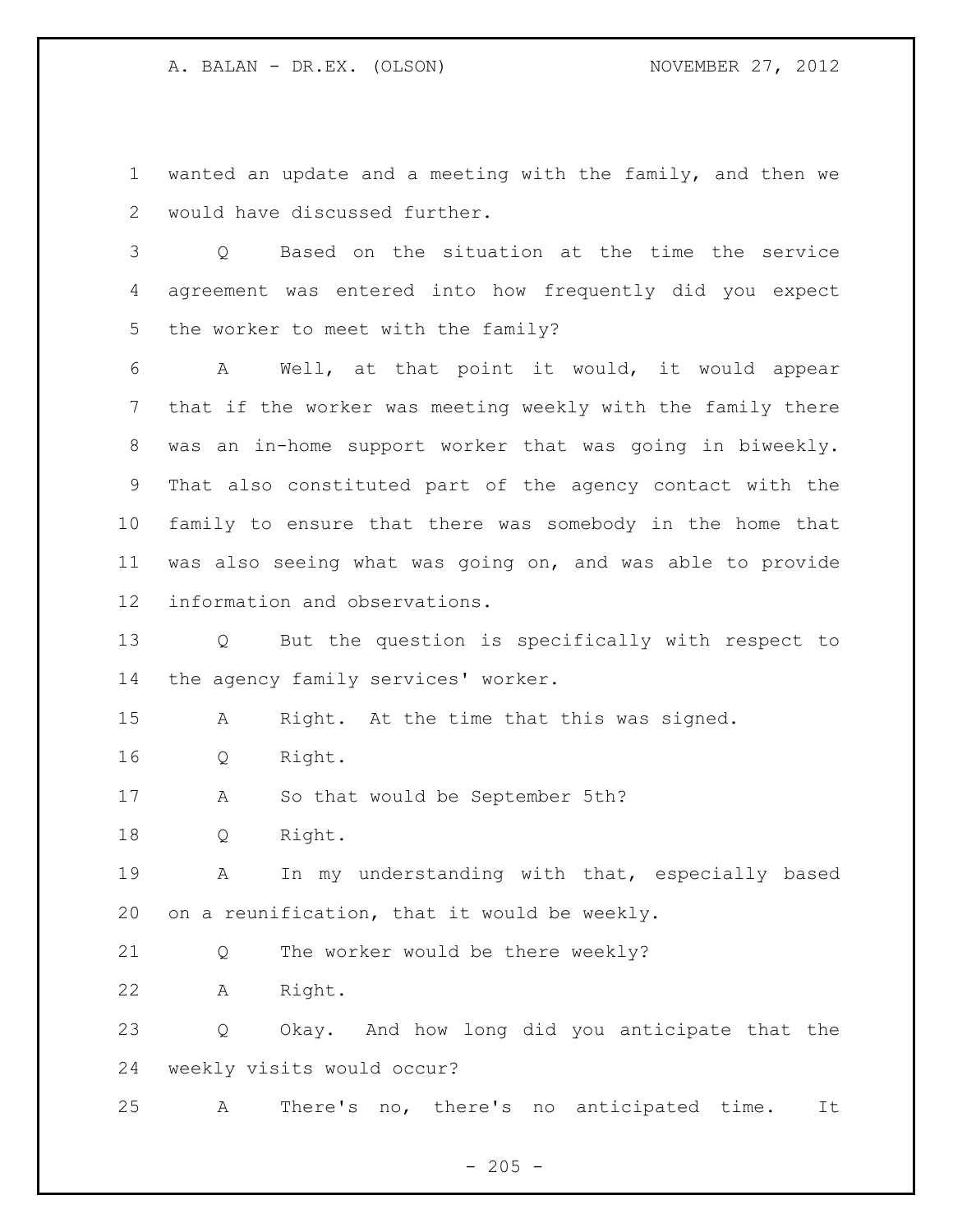wanted an update and a meeting with the family, and then we would have discussed further.

Q Based on the situation at the time the service agreement was entered into how frequently did you expect the worker to meet with the family?

A Well, at that point it would, it would appear that if the worker was meeting weekly with the family there was an in-home support worker that was going in biweekly. That also constituted part of the agency contact with the family to ensure that there was somebody in the home that was also seeing what was going on, and was able to provide information and observations.

Q But the question is specifically with respect to the agency family services' worker.

A Right. At the time that this was signed.

Q Right.

A So that would be September 5th?

Q Right.

A In my understanding with that, especially based on a reunification, that it would be weekly.

Q The worker would be there weekly?

A Right.

Q Okay. And how long did you anticipate that the weekly visits would occur?

A There's no, there's no anticipated time. It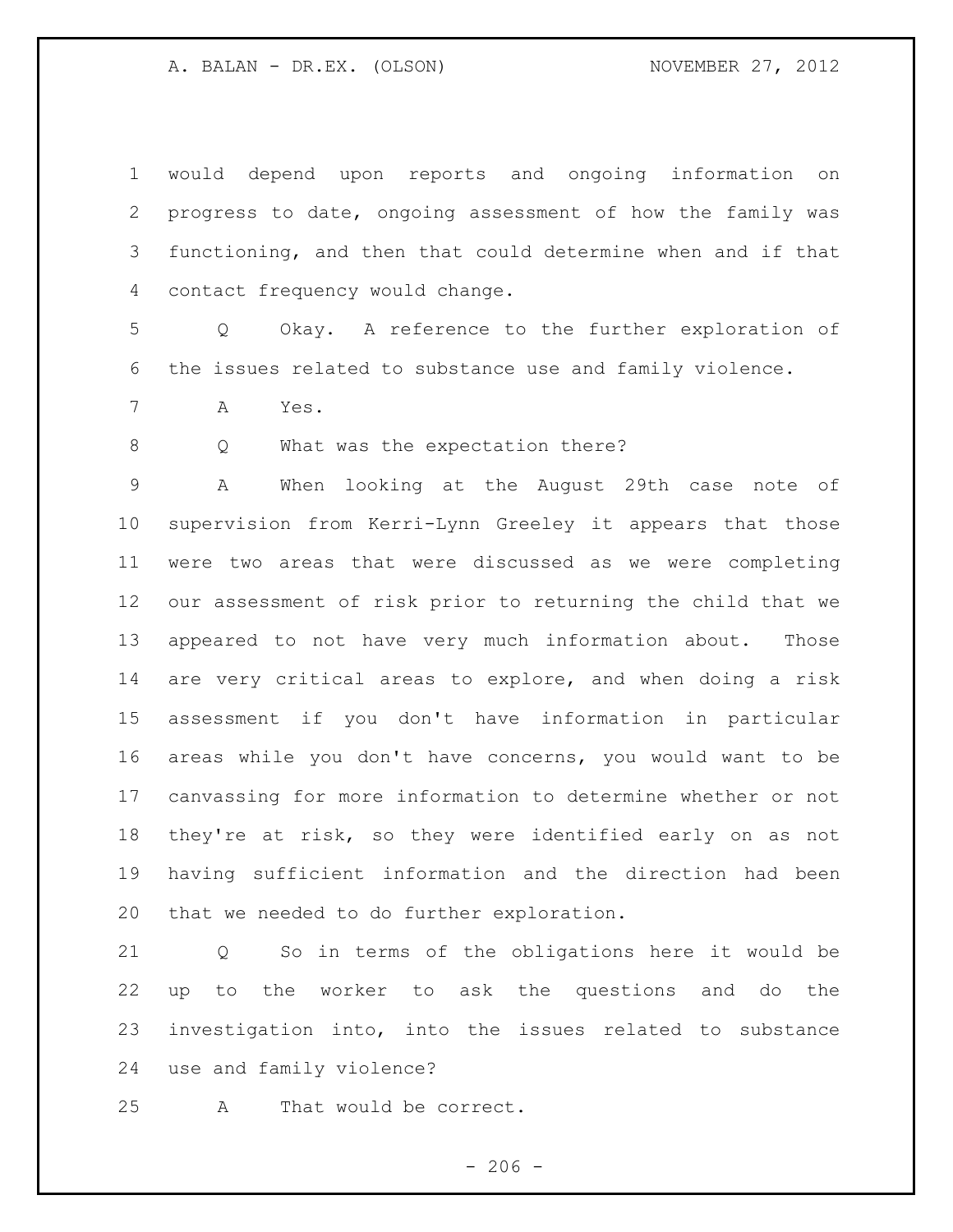would depend upon reports and ongoing information on progress to date, ongoing assessment of how the family was functioning, and then that could determine when and if that contact frequency would change.

Q Okay. A reference to the further exploration of the issues related to substance use and family violence.

A Yes.

Q What was the expectation there?

A When looking at the August 29th case note of supervision from Kerri-Lynn Greeley it appears that those were two areas that were discussed as we were completing our assessment of risk prior to returning the child that we appeared to not have very much information about. Those are very critical areas to explore, and when doing a risk assessment if you don't have information in particular areas while you don't have concerns, you would want to be canvassing for more information to determine whether or not they're at risk, so they were identified early on as not having sufficient information and the direction had been that we needed to do further exploration.

Q So in terms of the obligations here it would be up to the worker to ask the questions and do the investigation into, into the issues related to substance use and family violence?

A That would be correct.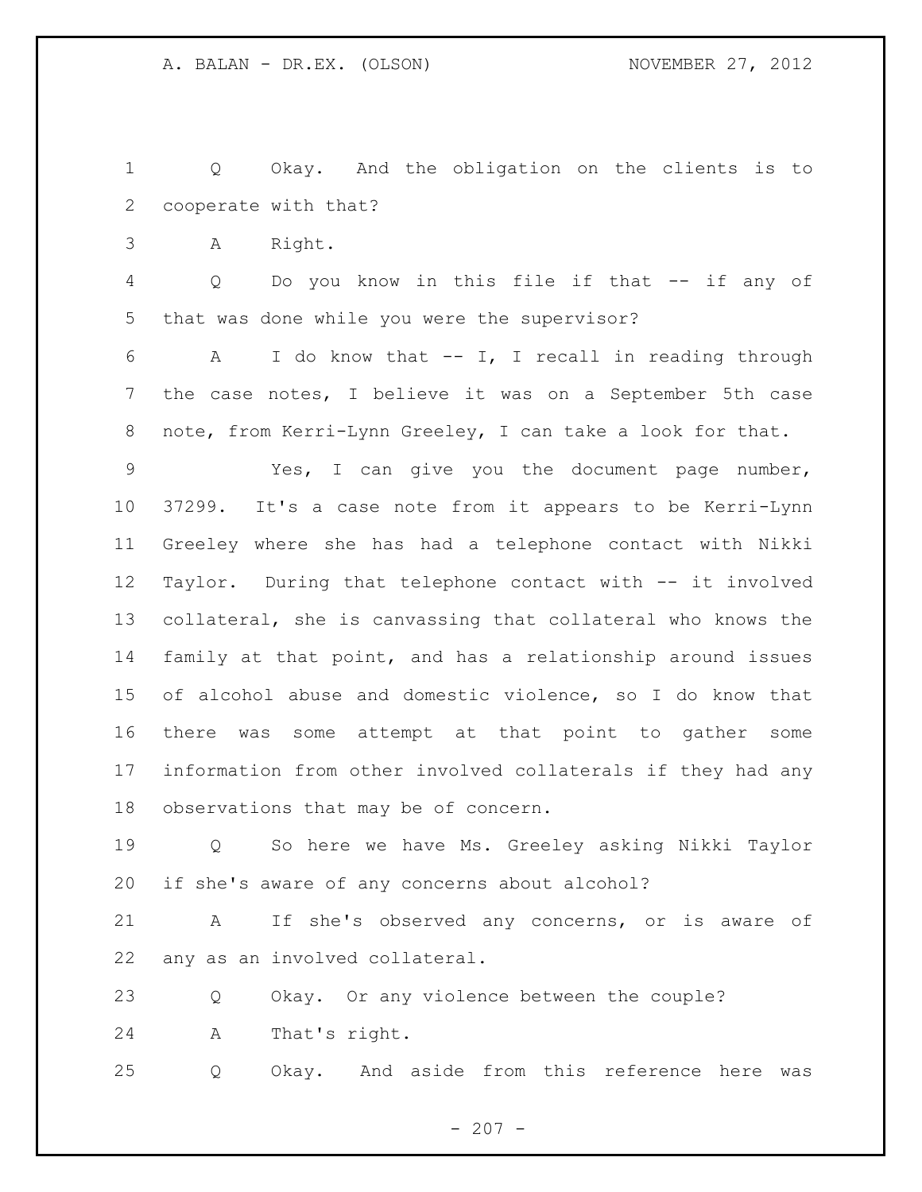Q Okay. And the obligation on the clients is to cooperate with that?

A Right.

Q Do you know in this file if that -- if any of that was done while you were the supervisor?

A I do know that -- I, I recall in reading through the case notes, I believe it was on a September 5th case note, from Kerri-Lynn Greeley, I can take a look for that.

Yes, I can give you the document page number, 37299. It's a case note from it appears to be Kerri-Lynn Greeley where she has had a telephone contact with Nikki Taylor. During that telephone contact with -- it involved collateral, she is canvassing that collateral who knows the family at that point, and has a relationship around issues of alcohol abuse and domestic violence, so I do know that there was some attempt at that point to gather some information from other involved collaterals if they had any observations that may be of concern.

Q So here we have Ms. Greeley asking Nikki Taylor if she's aware of any concerns about alcohol?

A If she's observed any concerns, or is aware of any as an involved collateral.

Q Okay. Or any violence between the couple?

A That's right.

Q Okay. And aside from this reference here was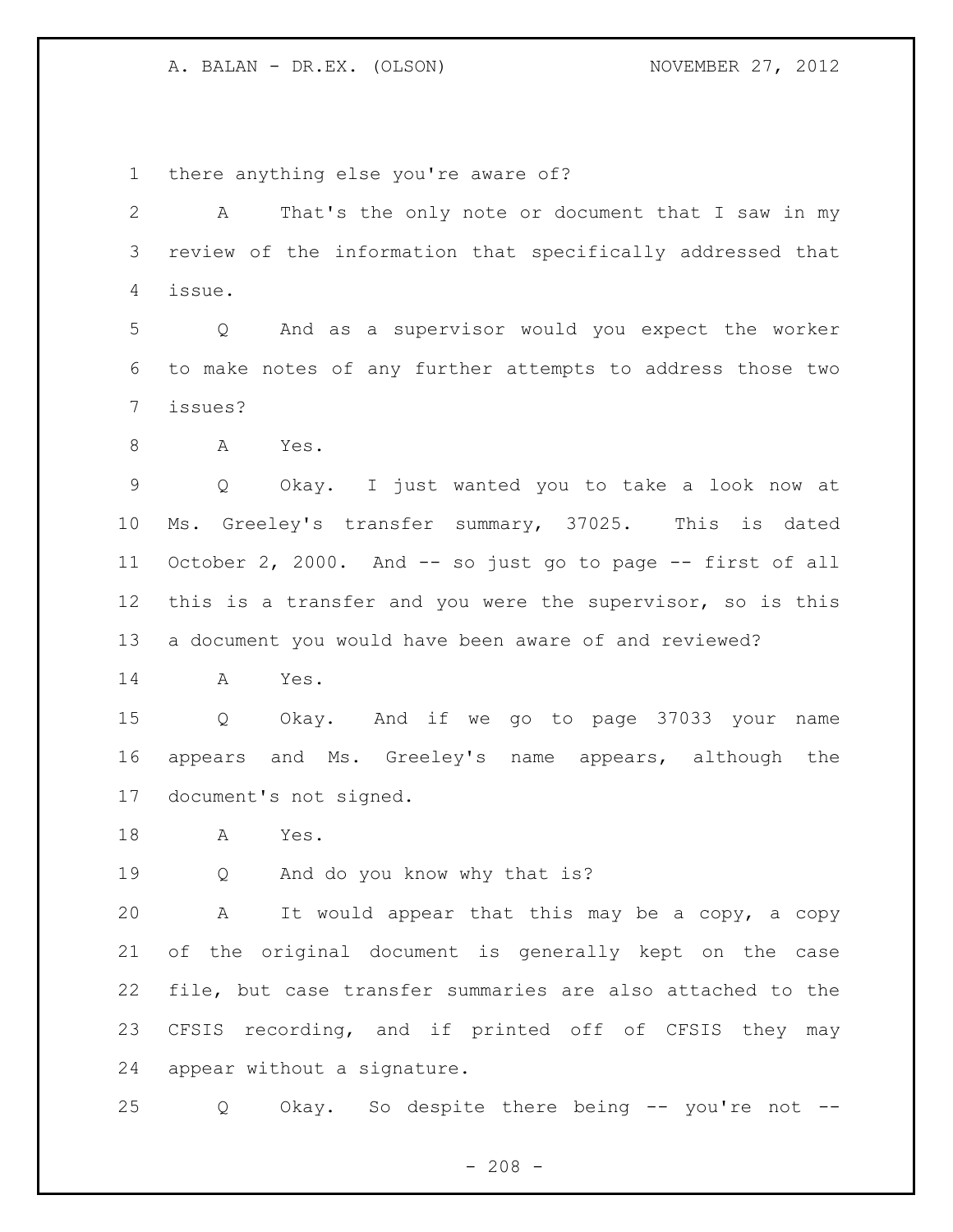there anything else you're aware of?

A That's the only note or document that I saw in my review of the information that specifically addressed that issue.

Q And as a supervisor would you expect the worker to make notes of any further attempts to address those two issues?

A Yes.

Q Okay. I just wanted you to take a look now at Ms. Greeley's transfer summary, 37025. This is dated October 2, 2000. And -- so just go to page -- first of all this is a transfer and you were the supervisor, so is this a document you would have been aware of and reviewed?

A Yes.

Q Okay. And if we go to page 37033 your name appears and Ms. Greeley's name appears, although the document's not signed.

A Yes.

Q And do you know why that is?

A It would appear that this may be a copy, a copy of the original document is generally kept on the case file, but case transfer summaries are also attached to the CFSIS recording, and if printed off of CFSIS they may appear without a signature.

Q Okay. So despite there being -- you're not --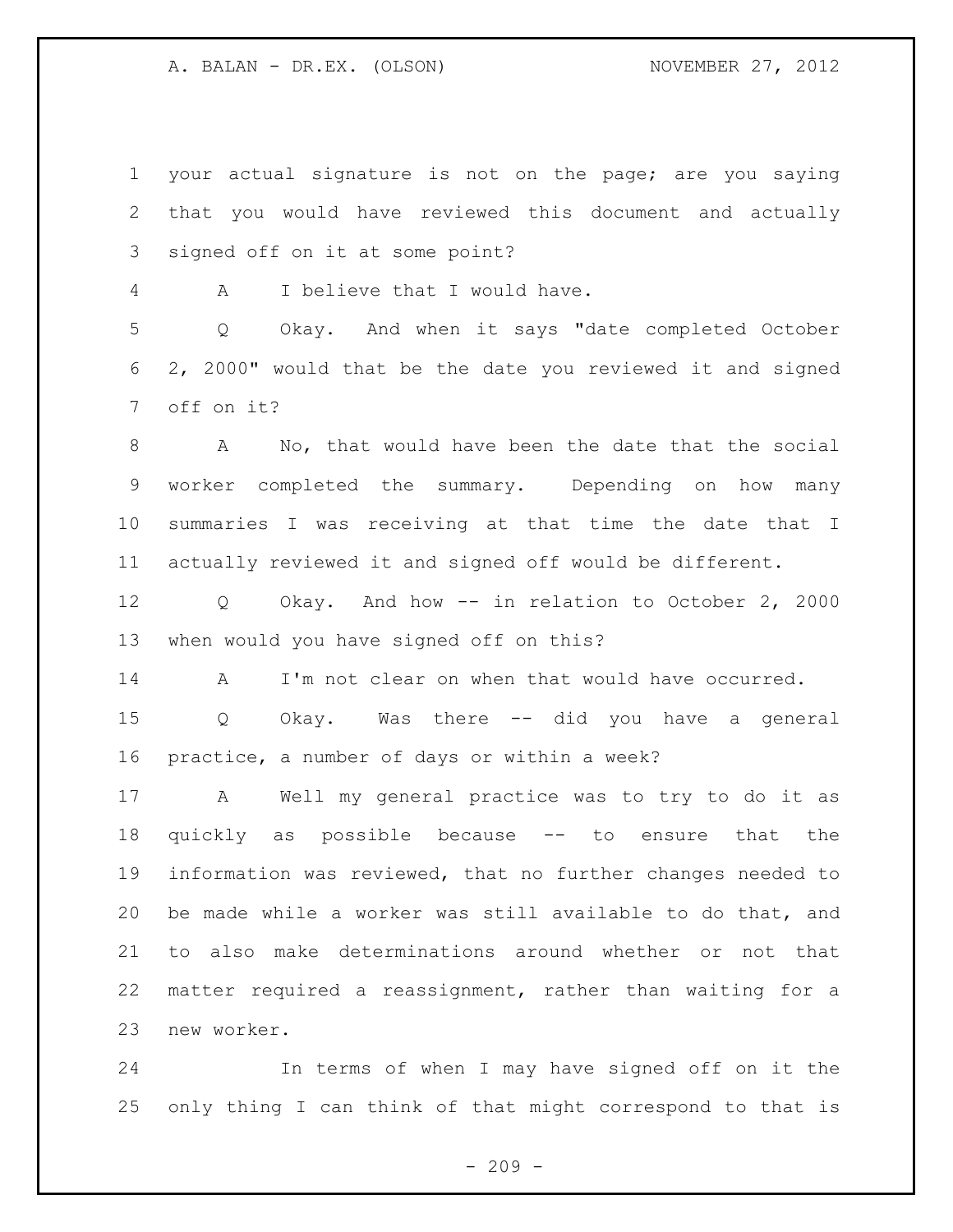your actual signature is not on the page; are you saying that you would have reviewed this document and actually signed off on it at some point?

A I believe that I would have.

Q Okay. And when it says "date completed October 2, 2000" would that be the date you reviewed it and signed off on it?

A No, that would have been the date that the social worker completed the summary. Depending on how many summaries I was receiving at that time the date that I actually reviewed it and signed off would be different.

Q Okay. And how -- in relation to October 2, 2000 when would you have signed off on this?

A I'm not clear on when that would have occurred.

Q Okay. Was there -- did you have a general practice, a number of days or within a week?

A Well my general practice was to try to do it as quickly as possible because -- to ensure that the information was reviewed, that no further changes needed to be made while a worker was still available to do that, and to also make determinations around whether or not that matter required a reassignment, rather than waiting for a new worker.

In terms of when I may have signed off on it the only thing I can think of that might correspond to that is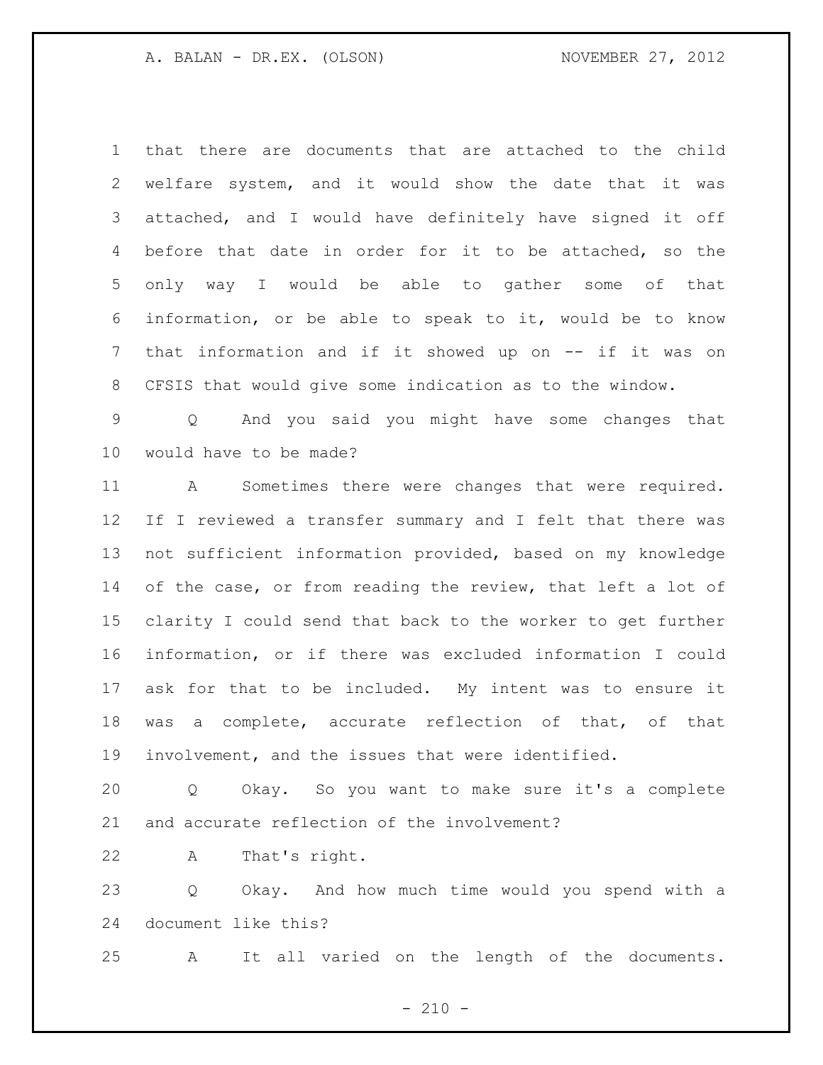that there are documents that are attached to the child welfare system, and it would show the date that it was attached, and I would have definitely have signed it off before that date in order for it to be attached, so the only way I would be able to gather some of that information, or be able to speak to it, would be to know that information and if it showed up on -- if it was on CFSIS that would give some indication as to the window.

Q And you said you might have some changes that would have to be made?

A Sometimes there were changes that were required. If I reviewed a transfer summary and I felt that there was not sufficient information provided, based on my knowledge of the case, or from reading the review, that left a lot of clarity I could send that back to the worker to get further information, or if there was excluded information I could ask for that to be included. My intent was to ensure it was a complete, accurate reflection of that, of that involvement, and the issues that were identified.

Q Okay. So you want to make sure it's a complete and accurate reflection of the involvement?

A That's right.

Q Okay. And how much time would you spend with a document like this?

A It all varied on the length of the documents.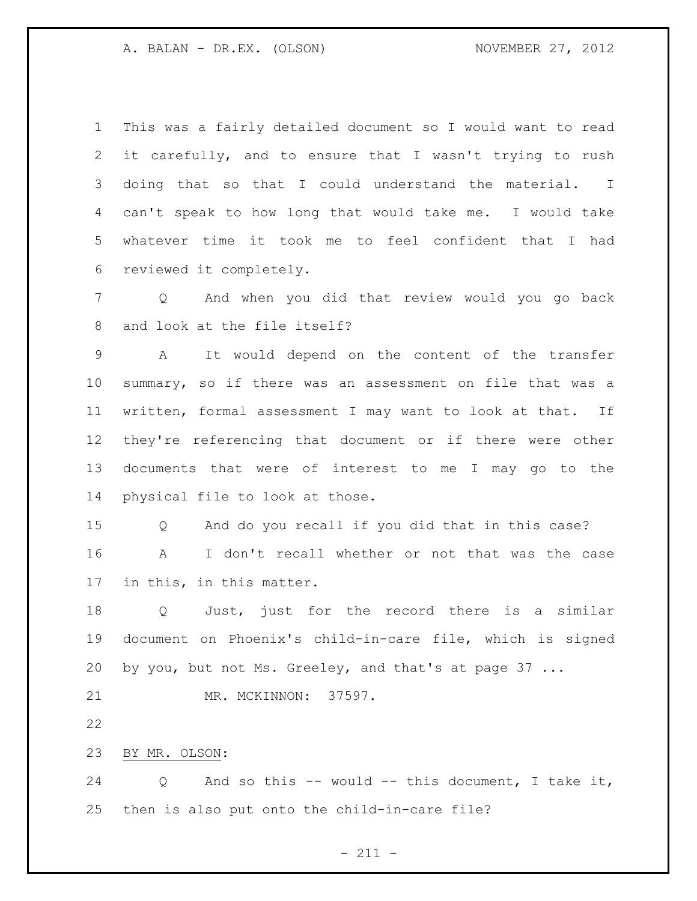This was a fairly detailed document so I would want to read it carefully, and to ensure that I wasn't trying to rush doing that so that I could understand the material. I can't speak to how long that would take me. I would take whatever time it took me to feel confident that I had reviewed it completely.

Q And when you did that review would you go back and look at the file itself?

A It would depend on the content of the transfer summary, so if there was an assessment on file that was a written, formal assessment I may want to look at that. If they're referencing that document or if there were other documents that were of interest to me I may go to the physical file to look at those.

Q And do you recall if you did that in this case?

A I don't recall whether or not that was the case in this, in this matter.

Q Just, just for the record there is a similar document on Phoenix's child-in-care file, which is signed by you, but not Ms. Greeley, and that's at page 37 ...

MR. MCKINNON: 37597.

BY MR. OLSON:

Q And so this -- would -- this document, I take it, then is also put onto the child-in-care file?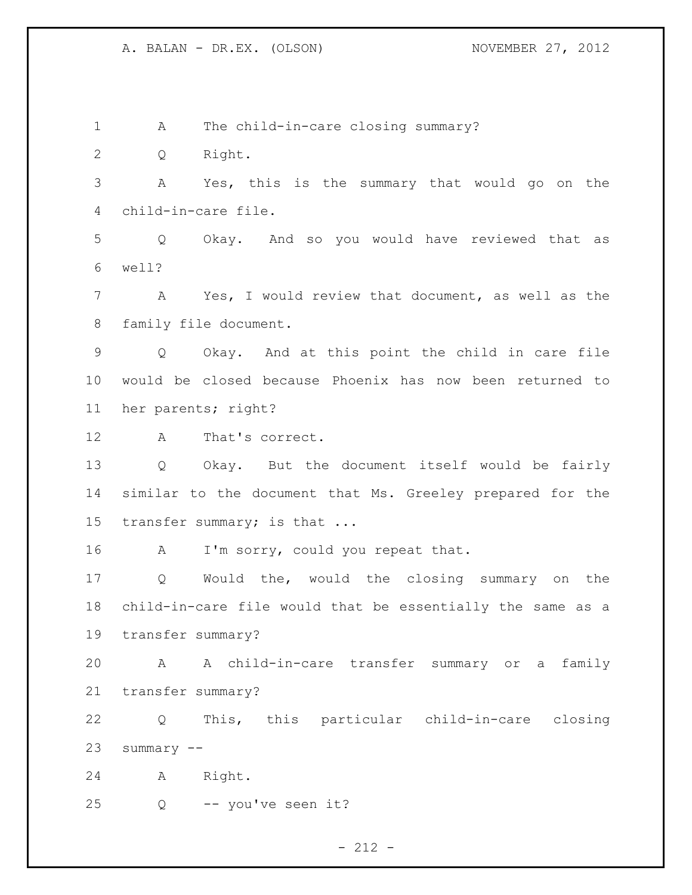A The child-in-care closing summary?

Q Right.

A Yes, this is the summary that would go on the child-in-care file.

Q Okay. And so you would have reviewed that as well?

A Yes, I would review that document, as well as the family file document.

Q Okay. And at this point the child in care file would be closed because Phoenix has now been returned to her parents; right?

A That's correct.

Q Okay. But the document itself would be fairly similar to the document that Ms. Greeley prepared for the transfer summary; is that ...

A I'm sorry, could you repeat that.

Q Would the, would the closing summary on the child-in-care file would that be essentially the same as a transfer summary?

A A child-in-care transfer summary or a family transfer summary?

Q This, this particular child-in-care closing summary --

A Right.

Q -- you've seen it?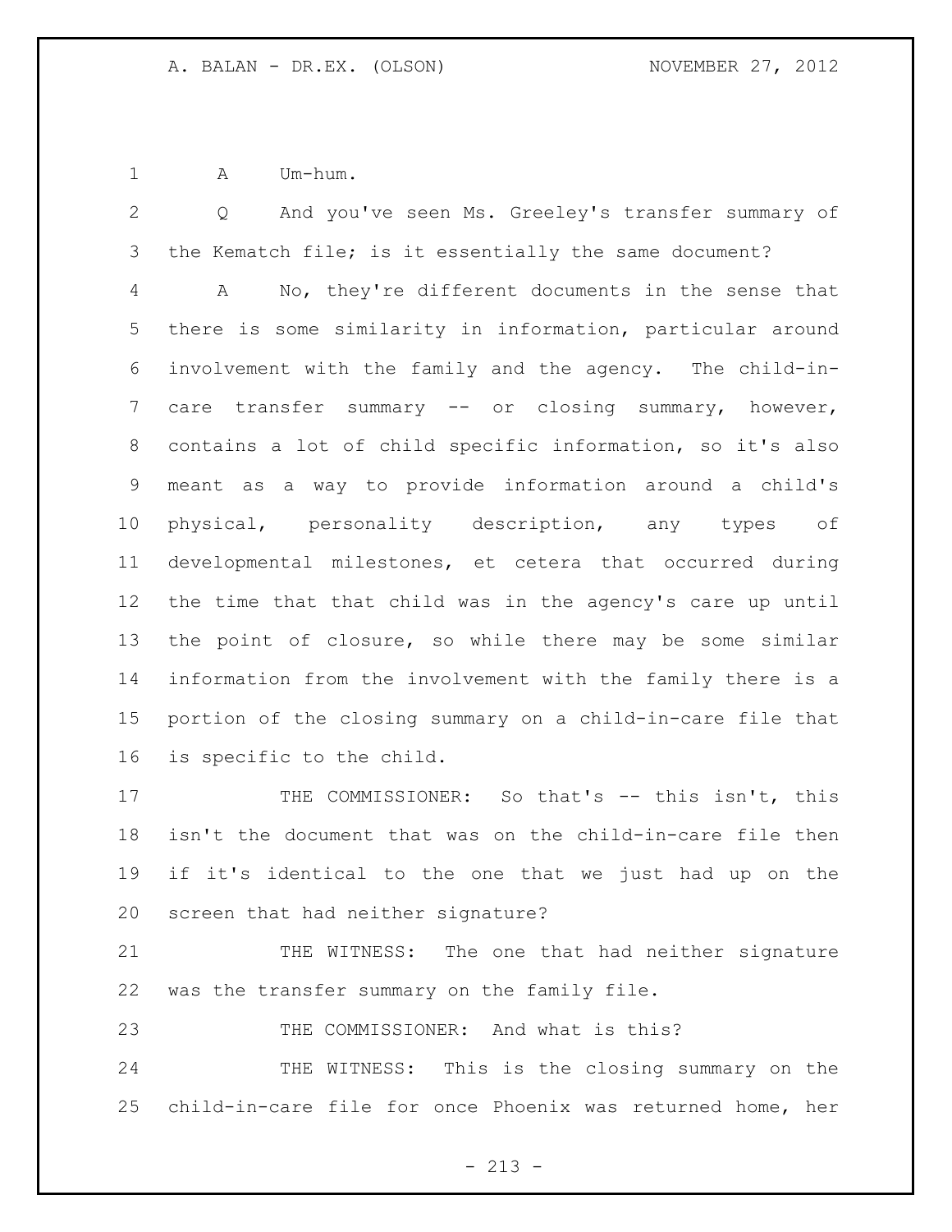A Um-hum.

Q And you've seen Ms. Greeley's transfer summary of the Kematch file; is it essentially the same document?

A No, they're different documents in the sense that there is some similarity in information, particular around involvement with the family and the agency. The child-in-care transfer summary -- or closing summary, however, contains a lot of child specific information, so it's also meant as a way to provide information around a child's physical, personality description, any types of developmental milestones, et cetera that occurred during the time that that child was in the agency's care up until the point of closure, so while there may be some similar information from the involvement with the family there is a portion of the closing summary on a child-in-care file that is specific to the child.

THE COMMISSIONER: So that's -- this isn't, this isn't the document that was on the child-in-care file then if it's identical to the one that we just had up on the screen that had neither signature?

THE WITNESS: The one that had neither signature was the transfer summary on the family file.

THE COMMISSIONER: And what is this?

THE WITNESS: This is the closing summary on the child-in-care file for once Phoenix was returned home, her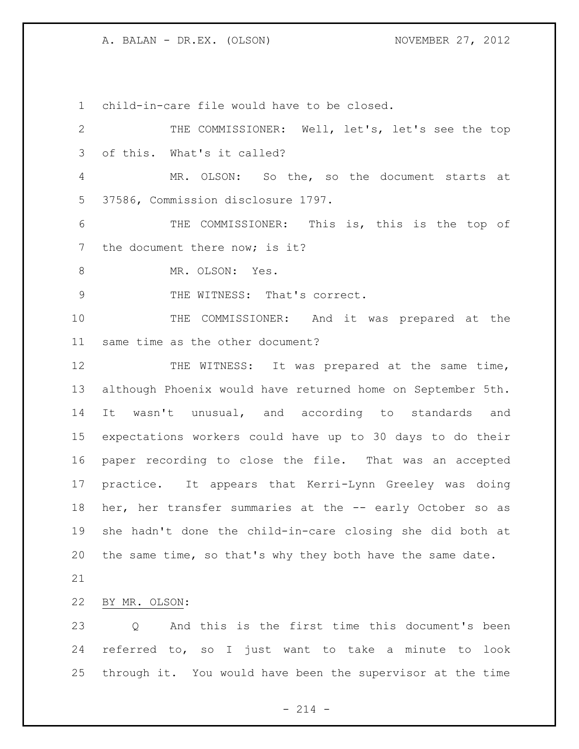child-in-care file would have to be closed.

THE COMMISSIONER: Well, let's, let's see the top of this. What's it called?

MR. OLSON: So the, so the document starts at 37586, Commission disclosure 1797.

THE COMMISSIONER: This is, this is the top of the document there now; is it?

MR. OLSON: Yes.

THE WITNESS: That's correct.

THE COMMISSIONER: And it was prepared at the same time as the other document?

THE WITNESS: It was prepared at the same time, although Phoenix would have returned home on September 5th. It wasn't unusual, and according to standards and expectations workers could have up to 30 days to do their paper recording to close the file. That was an accepted practice. It appears that Kerri-Lynn Greeley was doing her, her transfer summaries at the -- early October so as she hadn't done the child-in-care closing she did both at the same time, so that's why they both have the same date.

BY MR. OLSON:

Q And this is the first time this document's been referred to, so I just want to take a minute to look through it. You would have been the supervisor at the time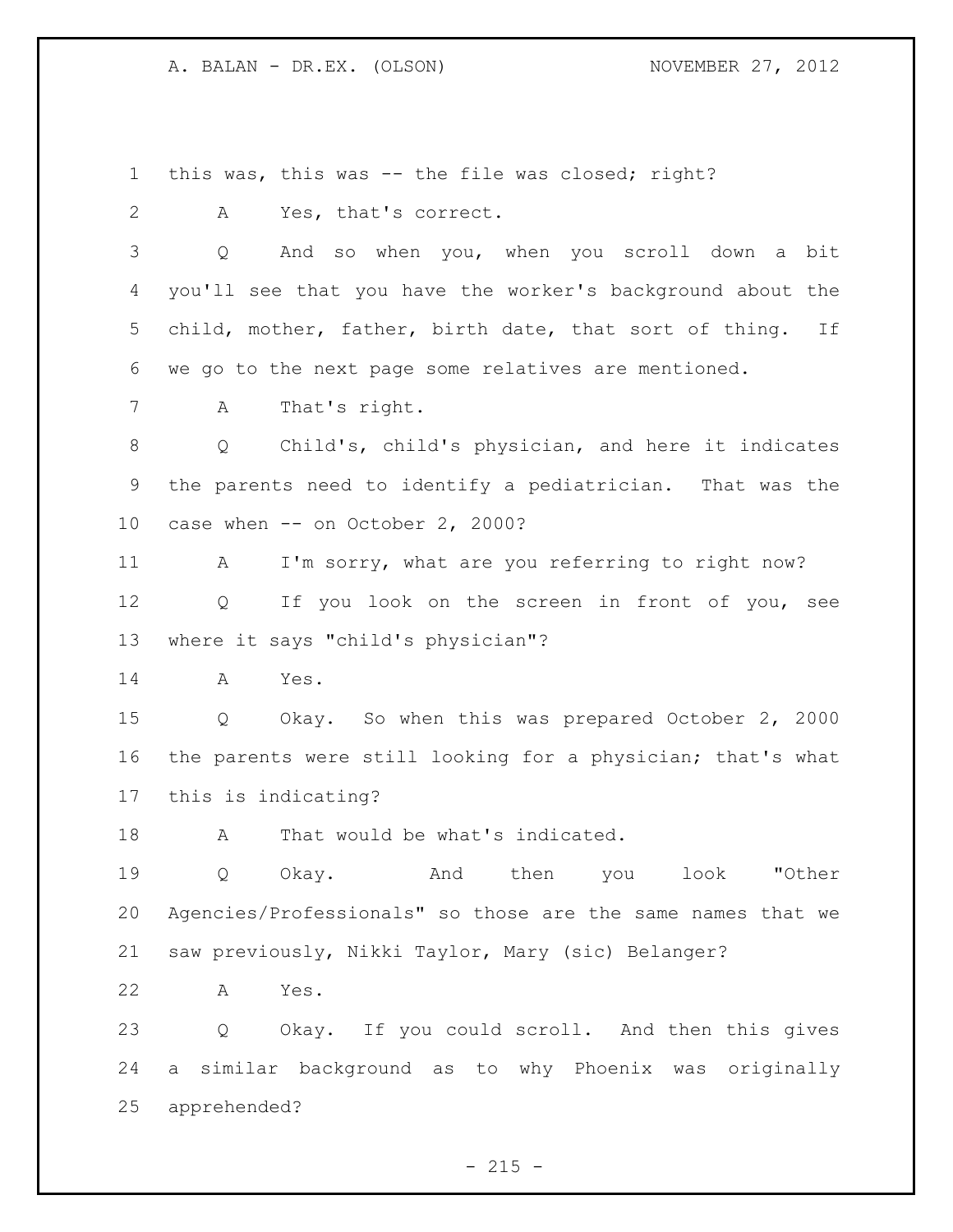this was, this was -- the file was closed; right?

A Yes, that's correct.

Q And so when you, when you scroll down a bit you'll see that you have the worker's background about the child, mother, father, birth date, that sort of thing. If we go to the next page some relatives are mentioned.

A That's right.

Q Child's, child's physician, and here it indicates the parents need to identify a pediatrician. That was the case when -- on October 2, 2000?

A I'm sorry, what are you referring to right now?

Q If you look on the screen in front of you, see where it says "child's physician"?

A Yes.

Q Okay. So when this was prepared October 2, 2000 the parents were still looking for a physician; that's what this is indicating?

A That would be what's indicated.

Q Okay. And then you look "Other Agencies/Professionals" so those are the same names that we saw previously, Nikki Taylor, Mary (sic) Belanger?

A Yes.

Q Okay. If you could scroll. And then this gives a similar background as to why Phoenix was originally apprehended?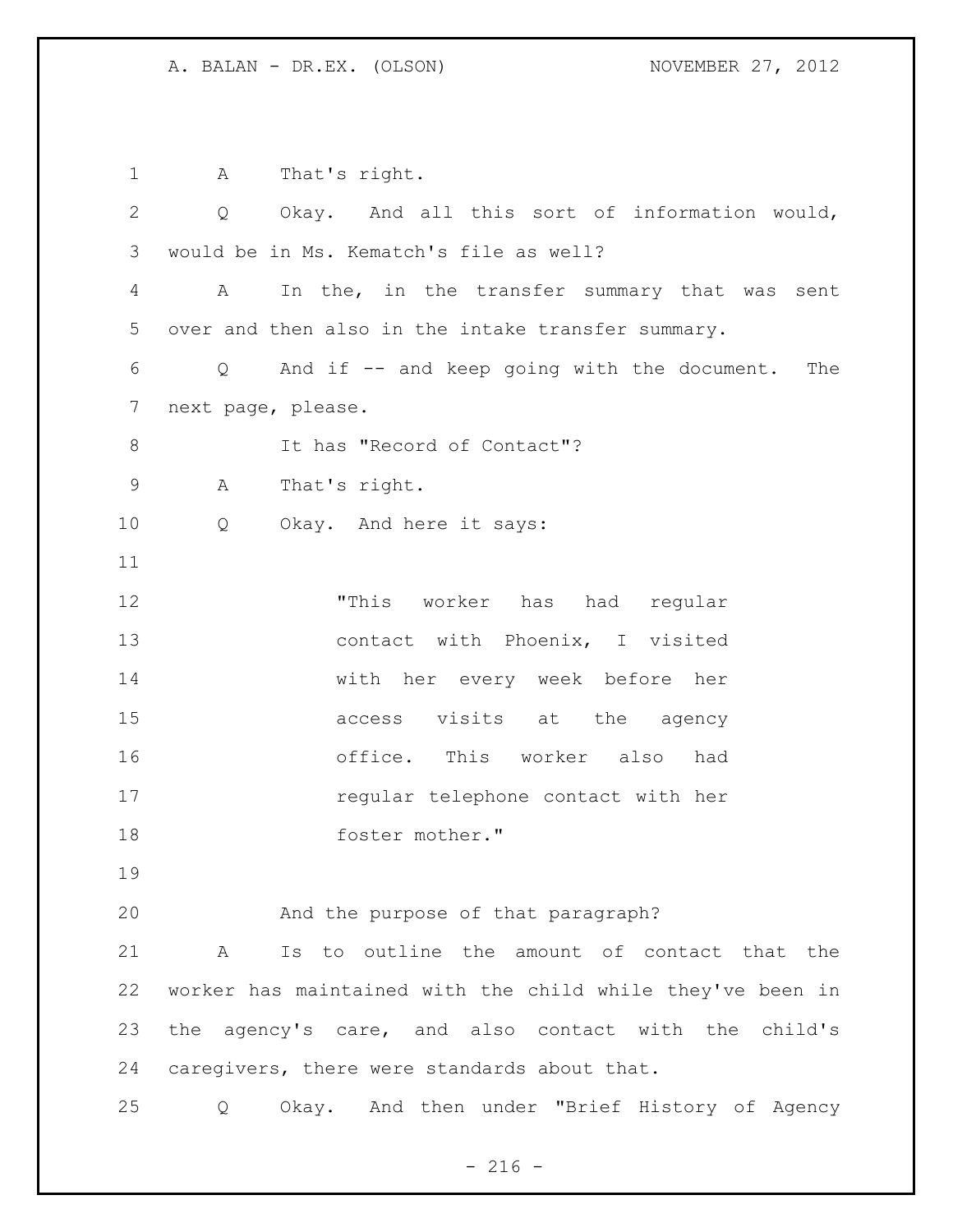A That's right.

Q Okay. And all this sort of information would, would be in Ms. Kematch's file as well?

A In the, in the transfer summary that was sent over and then also in the intake transfer summary.

Q And if -- and keep going with the document. The next page, please.

It has "Record of Contact"?

A That's right.

Q Okay. And here it says:

> "This worker has had regular contact with Phoenix, I visited with her every week before her access visits at the agency office. This worker also had regular telephone contact with her foster mother."

And the purpose of that paragraph?

A Is to outline the amount of contact that the worker has maintained with the child while they've been in the agency's care, and also contact with the child's caregivers, there were standards about that.

Q Okay. And then under "Brief History of Agency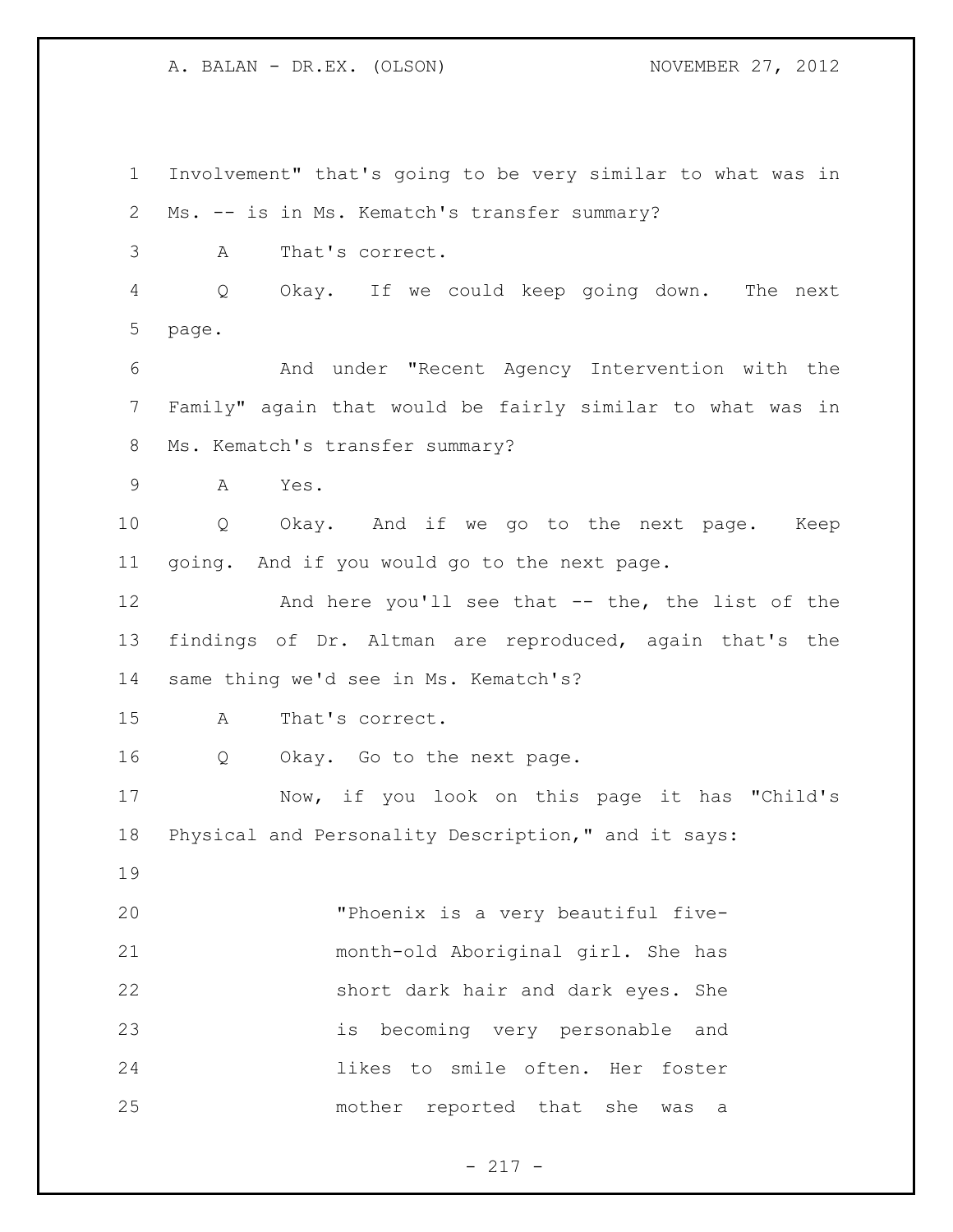Involvement" that's going to be very similar to what was in Ms. -- is in Ms. Kematch's transfer summary?

A That's correct.

Q Okay. If we could keep going down. The next page.

And under "Recent Agency Intervention with the Family" again that would be fairly similar to what was in Ms. Kematch's transfer summary?

A Yes.

Q Okay. And if we go to the next page. Keep going. And if you would go to the next page.

And here you'll see that -- the, the list of the findings of Dr. Altman are reproduced, again that's the same thing we'd see in Ms. Kematch's?

A That's correct.

Q Okay. Go to the next page.

Now, if you look on this page it has "Child's Physical and Personality Description," and it says:

> "Phoenix is a very beautiful five-month-old Aboriginal girl. She has short dark hair and dark eyes. She is becoming very personable and likes to smile often. Her foster mother reported that she was a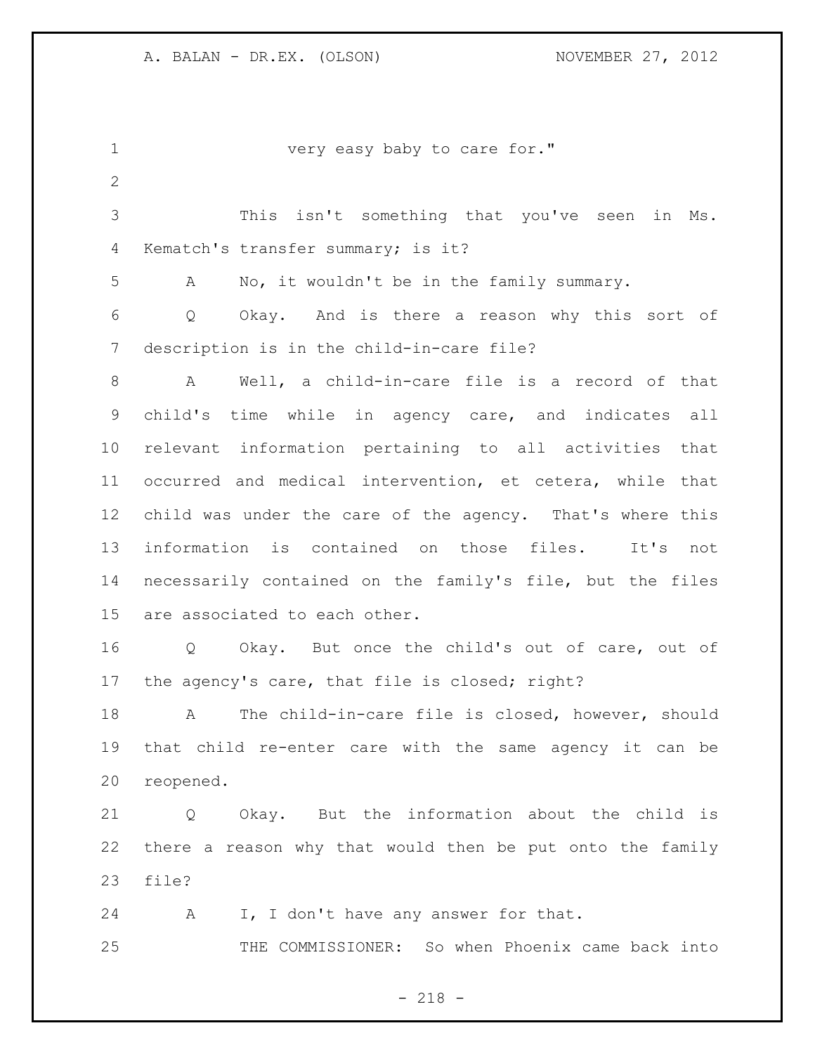very easy baby to care for."

This isn't something that you've seen in Ms. Kematch's transfer summary; is it?

A No, it wouldn't be in the family summary.

Q Okay. And is there a reason why this sort of description is in the child-in-care file?

A Well, a child-in-care file is a record of that child's time while in agency care, and indicates all relevant information pertaining to all activities that occurred and medical intervention, et cetera, while that child was under the care of the agency. That's where this information is contained on those files. It's not necessarily contained on the family's file, but the files are associated to each other.

Q Okay. But once the child's out of care, out of the agency's care, that file is closed; right?

A The child-in-care file is closed, however, should that child re-enter care with the same agency it can be reopened.

Q Okay. But the information about the child is there a reason why that would then be put onto the family file?

A I, I don't have any answer for that.

THE COMMISSIONER: So when Phoenix came back into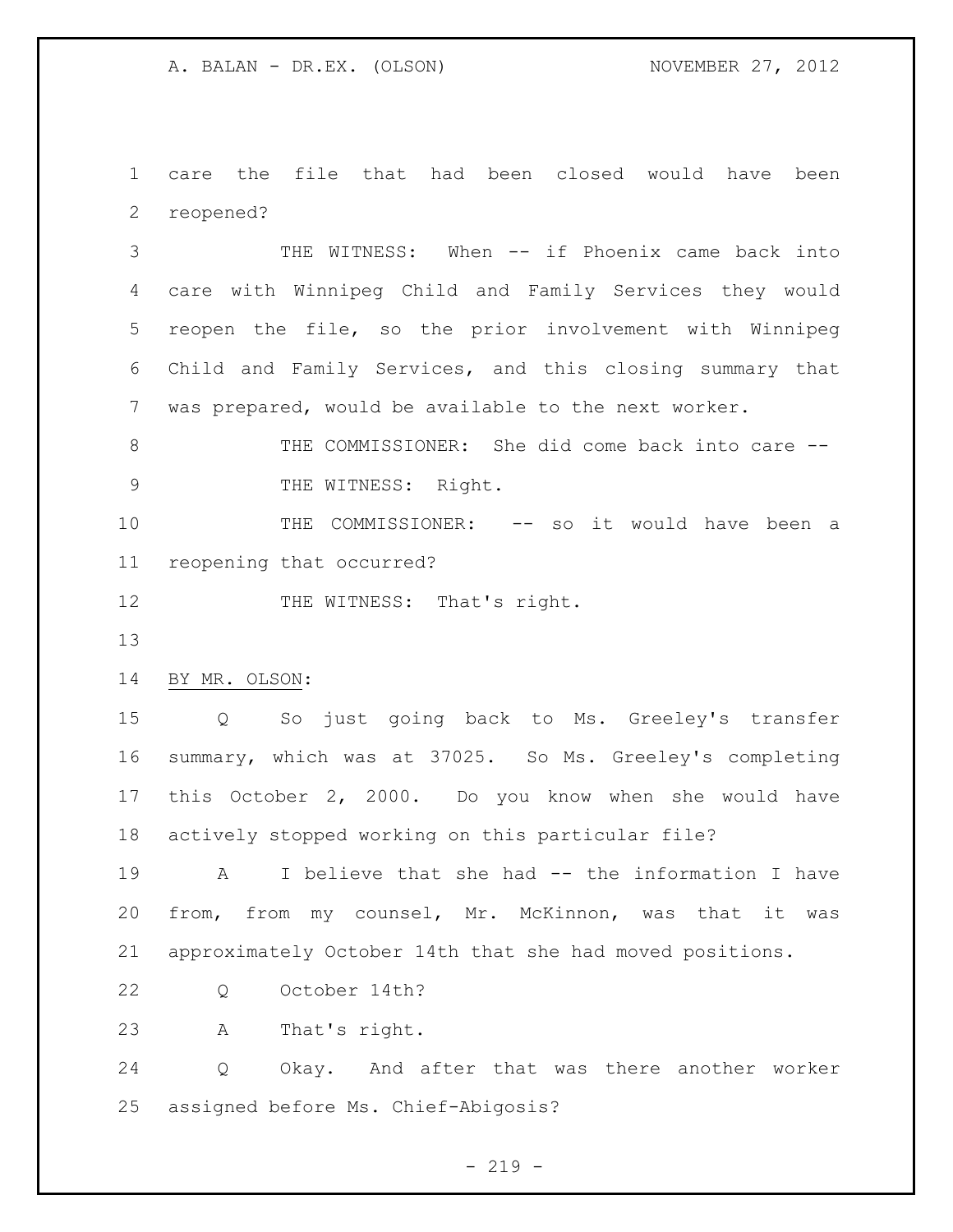care the file that had been closed would have been reopened?

THE WITNESS: When -- if Phoenix came back into care with Winnipeg Child and Family Services they would reopen the file, so the prior involvement with Winnipeg Child and Family Services, and this closing summary that was prepared, would be available to the next worker.

THE COMMISSIONER: She did come back into care --

THE WITNESS: Right.

THE COMMISSIONER: -- so it would have been a reopening that occurred?

THE WITNESS: That's right.

BY MR. OLSON:

Q So just going back to Ms. Greeley's transfer summary, which was at 37025. So Ms. Greeley's completing this October 2, 2000. Do you know when she would have actively stopped working on this particular file?

A I believe that she had -- the information I have from, from my counsel, Mr. McKinnon, was that it was approximately October 14th that she had moved positions.

Q October 14th?

A That's right.

Q Okay. And after that was there another worker assigned before Ms. Chief-Abigosis?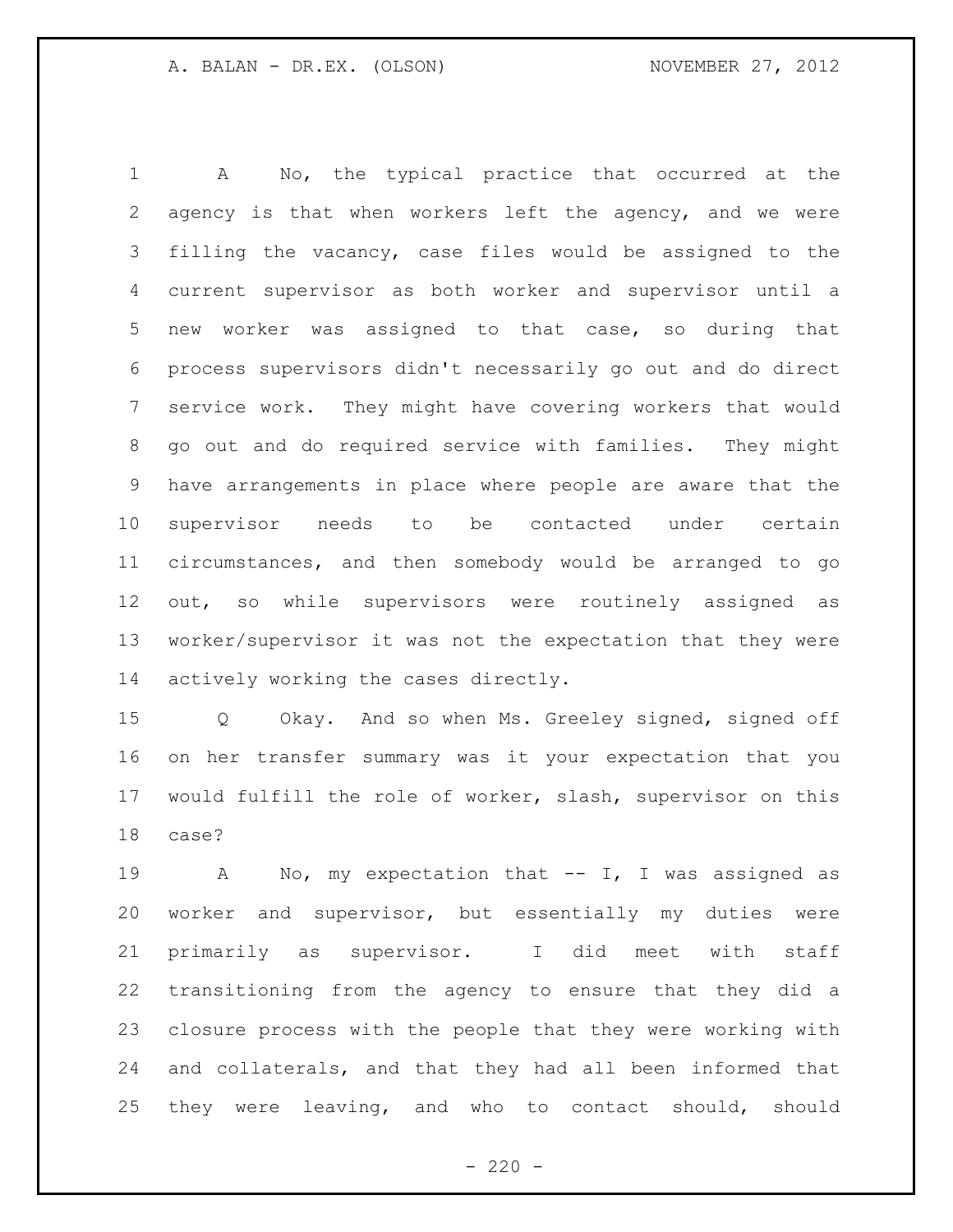A No, the typical practice that occurred at the agency is that when workers left the agency, and we were filling the vacancy, case files would be assigned to the current supervisor as both worker and supervisor until a new worker was assigned to that case, so during that process supervisors didn't necessarily go out and do direct service work. They might have covering workers that would go out and do required service with families. They might have arrangements in place where people are aware that the supervisor needs to be contacted under certain circumstances, and then somebody would be arranged to go out, so while supervisors were routinely assigned as worker/supervisor it was not the expectation that they were actively working the cases directly.

Q Okay. And so when Ms. Greeley signed, signed off on her transfer summary was it your expectation that you would fulfill the role of worker, slash, supervisor on this case?

A No, my expectation that -- I, I was assigned as worker and supervisor, but essentially my duties were primarily as supervisor. I did meet with staff transitioning from the agency to ensure that they did a closure process with the people that they were working with and collaterals, and that they had all been informed that they were leaving, and who to contact should, should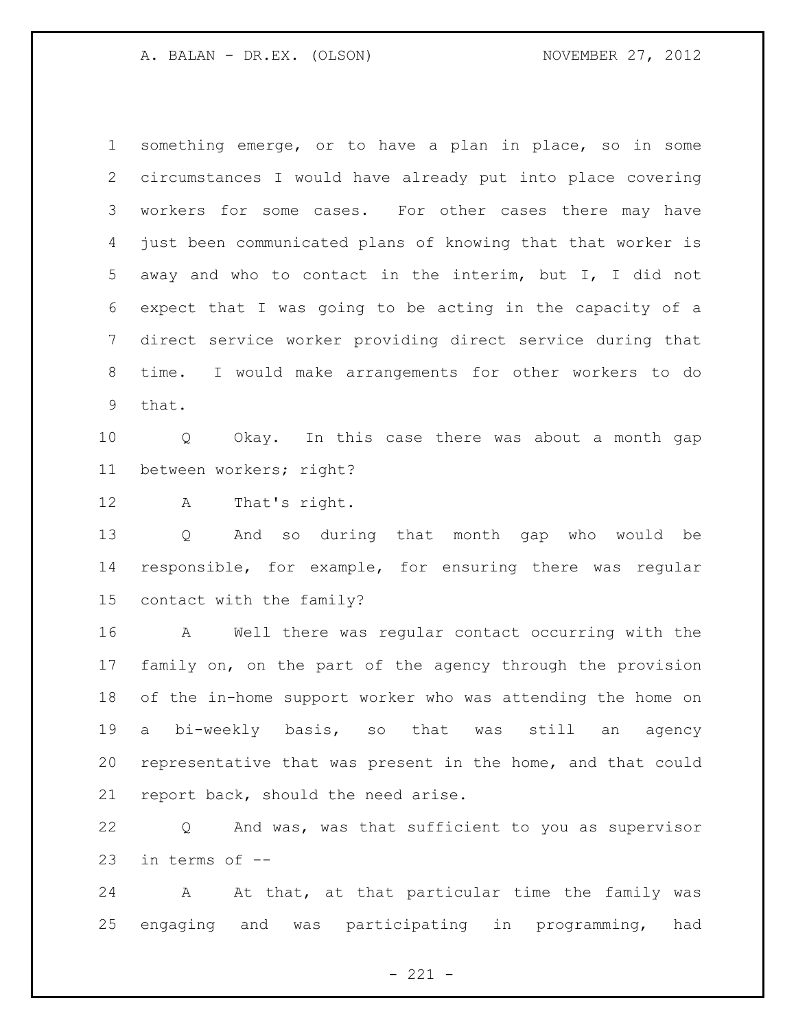something emerge, or to have a plan in place, so in some circumstances I would have already put into place covering workers for some cases. For other cases there may have just been communicated plans of knowing that that worker is away and who to contact in the interim, but I, I did not expect that I was going to be acting in the capacity of a direct service worker providing direct service during that time. I would make arrangements for other workers to do that.

Q Okay. In this case there was about a month gap between workers; right?

A That's right.

Q And so during that month gap who would be responsible, for example, for ensuring there was regular contact with the family?

A Well there was regular contact occurring with the family on, on the part of the agency through the provision of the in-home support worker who was attending the home on a bi-weekly basis, so that was still an agency representative that was present in the home, and that could report back, should the need arise.

Q And was, was that sufficient to you as supervisor in terms of --

A At that, at that particular time the family was engaging and was participating in programming, had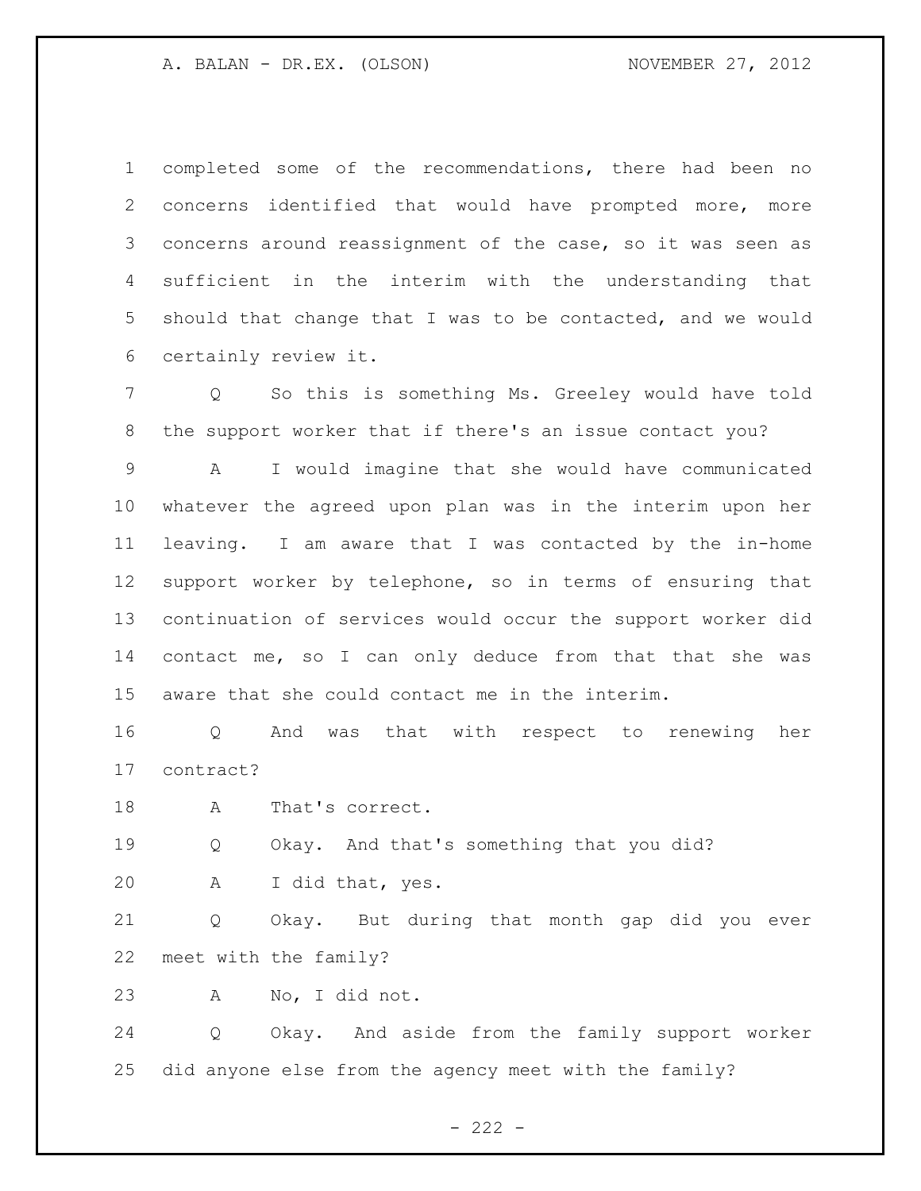completed some of the recommendations, there had been no concerns identified that would have prompted more, more concerns around reassignment of the case, so it was seen as sufficient in the interim with the understanding that should that change that I was to be contacted, and we would certainly review it.

Q So this is something Ms. Greeley would have told the support worker that if there's an issue contact you?

A I would imagine that she would have communicated whatever the agreed upon plan was in the interim upon her leaving. I am aware that I was contacted by the in-home support worker by telephone, so in terms of ensuring that continuation of services would occur the support worker did contact me, so I can only deduce from that that she was aware that she could contact me in the interim.

Q And was that with respect to renewing her contract?

A That's correct.

Q Okay. And that's something that you did?

A I did that, yes.

Q Okay. But during that month gap did you ever meet with the family?

A No, I did not.

Q Okay. And aside from the family support worker did anyone else from the agency meet with the family?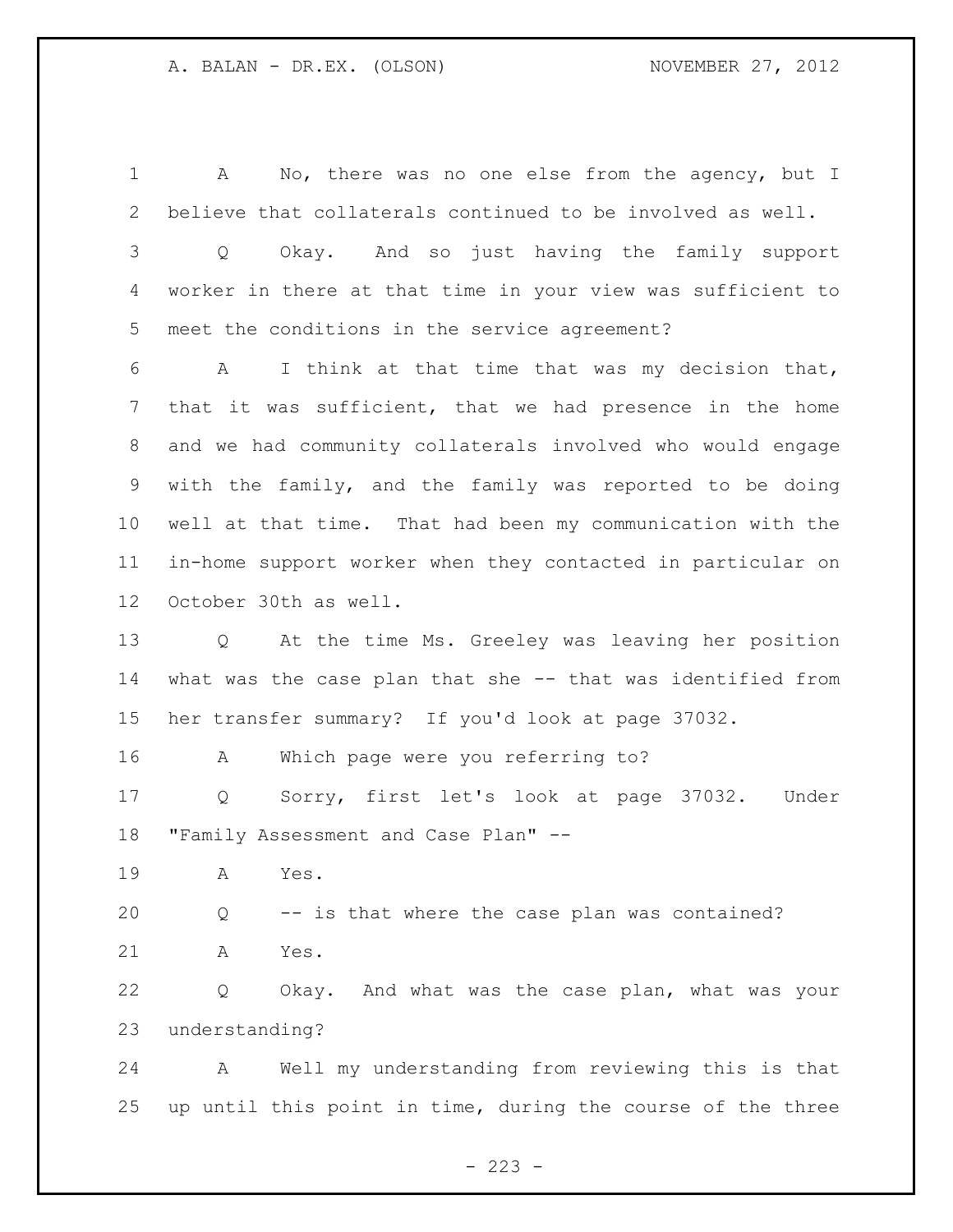A No, there was no one else from the agency, but I believe that collaterals continued to be involved as well.

Q Okay. And so just having the family support worker in there at that time in your view was sufficient to meet the conditions in the service agreement?

A I think at that time that was my decision that, that it was sufficient, that we had presence in the home and we had community collaterals involved who would engage with the family, and the family was reported to be doing well at that time. That had been my communication with the in-home support worker when they contacted in particular on October 30th as well.

Q At the time Ms. Greeley was leaving her position what was the case plan that she -- that was identified from her transfer summary? If you'd look at page 37032.

A Which page were you referring to?

Q Sorry, first let's look at page 37032. Under "Family Assessment and Case Plan" --

A Yes.

Q -- is that where the case plan was contained?

A Yes.

Q Okay. And what was the case plan, what was your understanding?

A Well my understanding from reviewing this is that up until this point in time, during the course of the three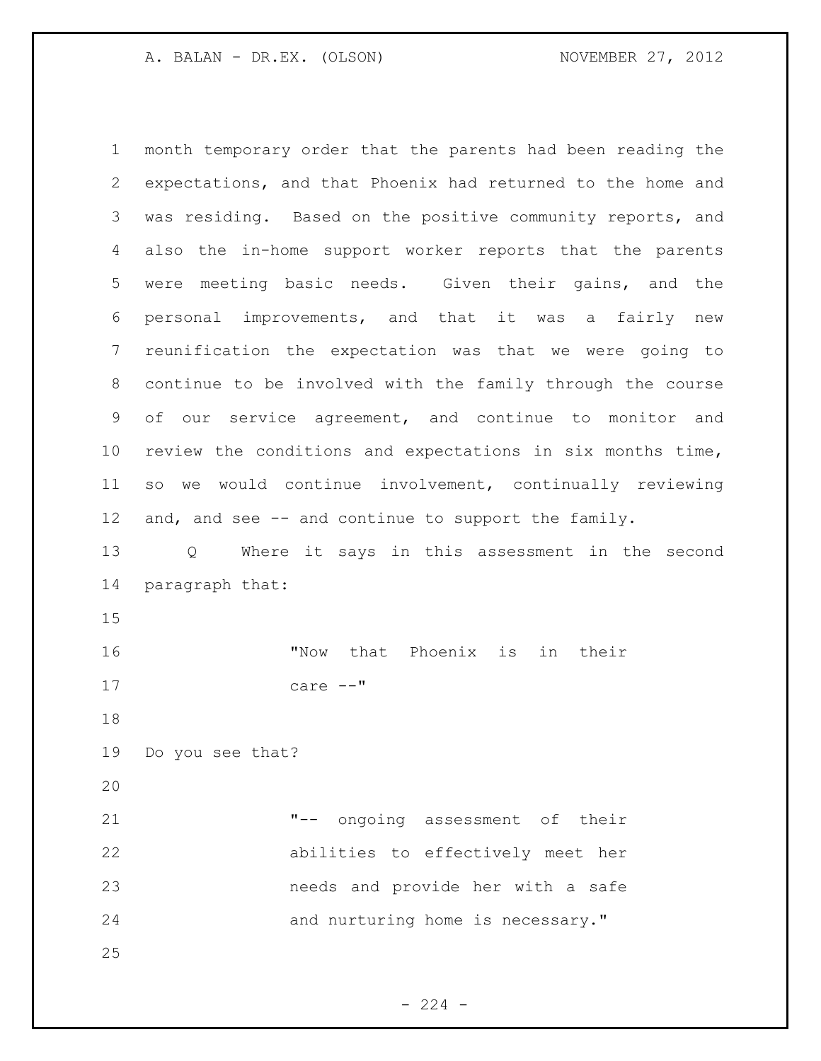month temporary order that the parents had been reading the expectations, and that Phoenix had returned to the home and was residing. Based on the positive community reports, and also the in-home support worker reports that the parents were meeting basic needs. Given their gains, and the personal improvements, and that it was a fairly new reunification the expectation was that we were going to continue to be involved with the family through the course of our service agreement, and continue to monitor and review the conditions and expectations in six months time, so we would continue involvement, continually reviewing and, and see -- and continue to support the family.

Q Where it says in this assessment in the second paragraph that:

> "Now that Phoenix is in their care --"

Do you see that?

> "-- ongoing assessment of their abilities to effectively meet her needs and provide her with a safe and nurturing home is necessary."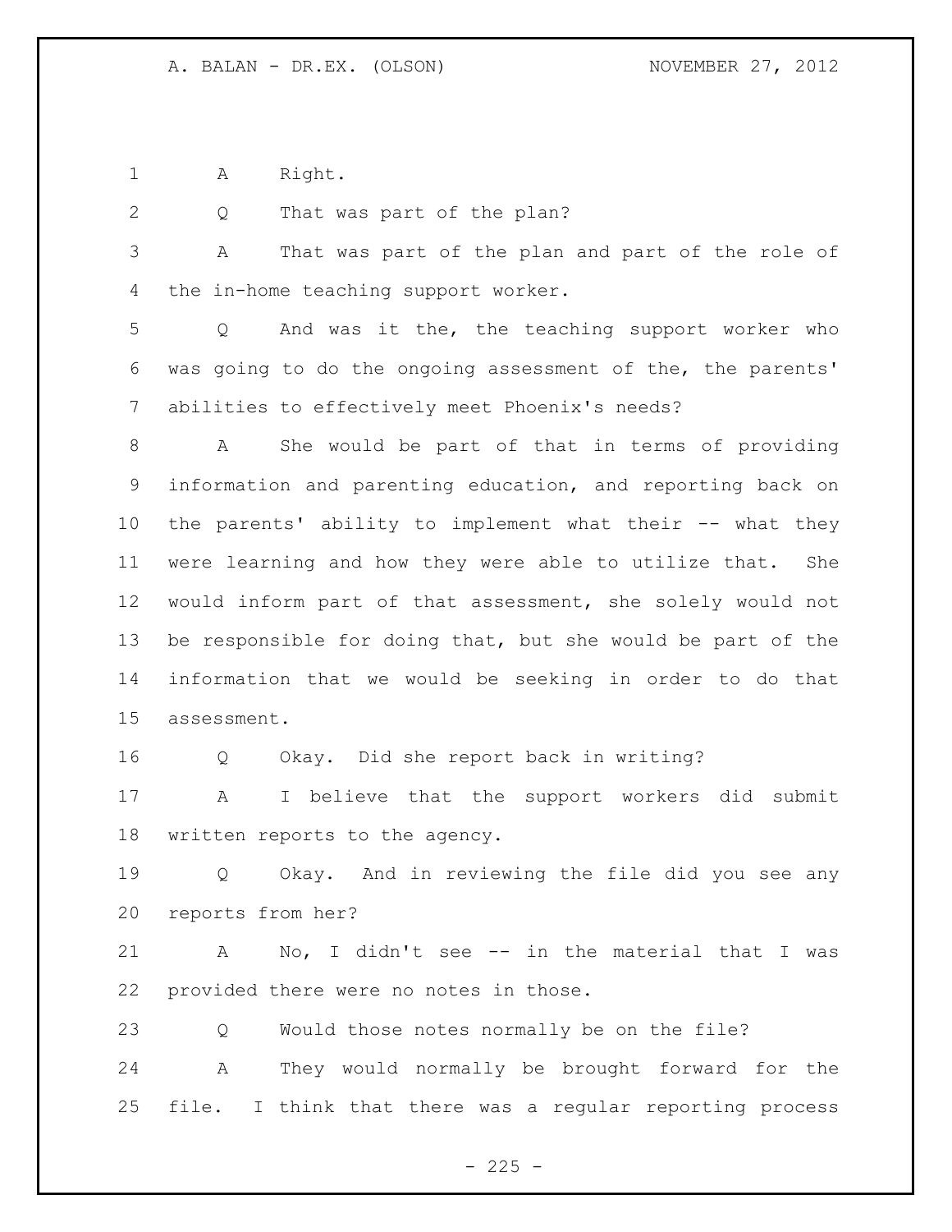A Right.

Q That was part of the plan?

A That was part of the plan and part of the role of the in-home teaching support worker.

Q And was it the, the teaching support worker who was going to do the ongoing assessment of the, the parents' abilities to effectively meet Phoenix's needs?

A She would be part of that in terms of providing information and parenting education, and reporting back on the parents' ability to implement what their -- what they were learning and how they were able to utilize that. She would inform part of that assessment, she solely would not be responsible for doing that, but she would be part of the information that we would be seeking in order to do that assessment.

Q Okay. Did she report back in writing?

A I believe that the support workers did submit written reports to the agency.

Q Okay. And in reviewing the file did you see any reports from her?

A No, I didn't see -- in the material that I was provided there were no notes in those.

Q Would those notes normally be on the file?

A They would normally be brought forward for the file. I think that there was a regular reporting process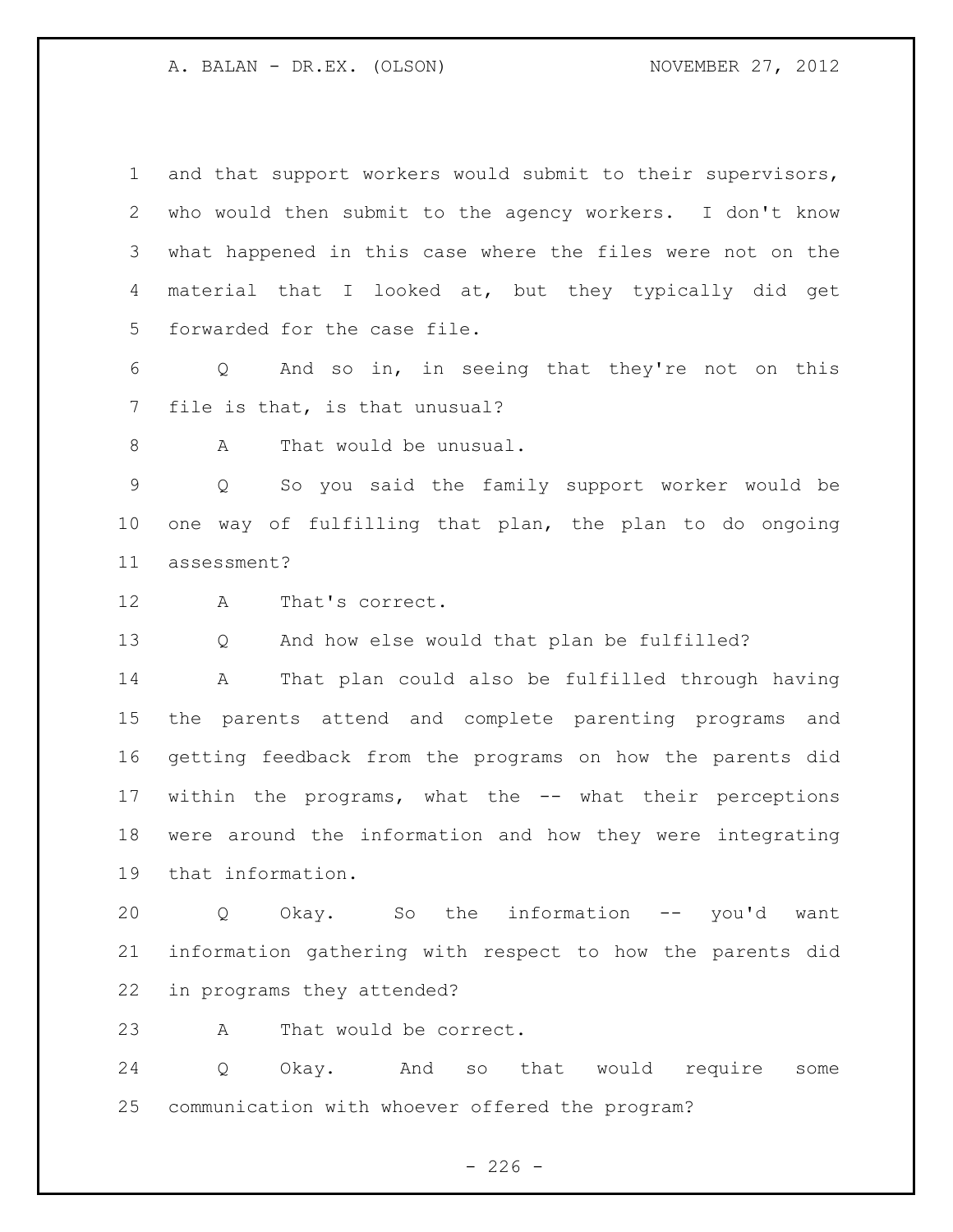and that support workers would submit to their supervisors, who would then submit to the agency workers. I don't know what happened in this case where the files were not on the material that I looked at, but they typically did get forwarded for the case file.

Q And so in, in seeing that they're not on this file is that, is that unusual?

A That would be unusual.

Q So you said the family support worker would be one way of fulfilling that plan, the plan to do ongoing assessment?

A That's correct.

Q And how else would that plan be fulfilled?

A That plan could also be fulfilled through having the parents attend and complete parenting programs and getting feedback from the programs on how the parents did within the programs, what the -- what their perceptions were around the information and how they were integrating that information.

Q Okay. So the information -- you'd want information gathering with respect to how the parents did in programs they attended?

A That would be correct.

Q Okay. And so that would require some communication with whoever offered the program?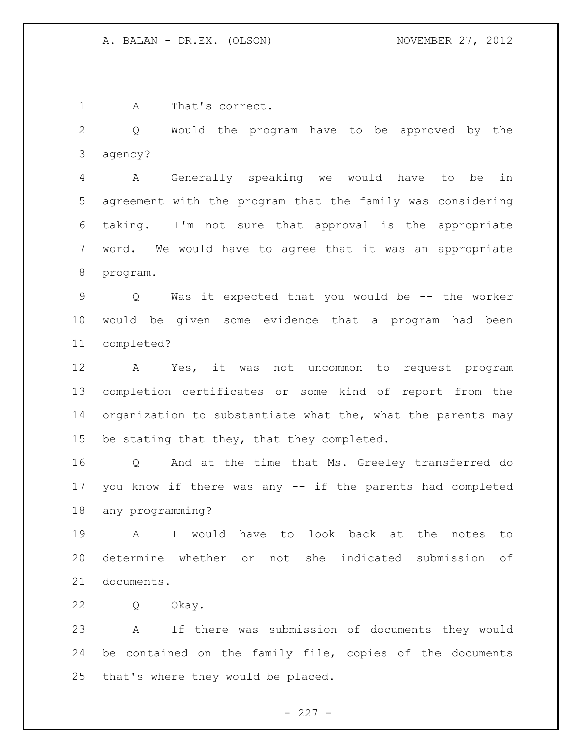A That's correct.

Q Would the program have to be approved by the agency?

A Generally speaking we would have to be in agreement with the program that the family was considering taking. I'm not sure that approval is the appropriate word. We would have to agree that it was an appropriate program.

Q Was it expected that you would be -- the worker would be given some evidence that a program had been completed?

A Yes, it was not uncommon to request program completion certificates or some kind of report from the organization to substantiate what the, what the parents may be stating that they, that they completed.

Q And at the time that Ms. Greeley transferred do you know if there was any -- if the parents had completed any programming?

A I would have to look back at the notes to determine whether or not she indicated submission of documents.

Q Okay.

A If there was submission of documents they would be contained on the family file, copies of the documents that's where they would be placed.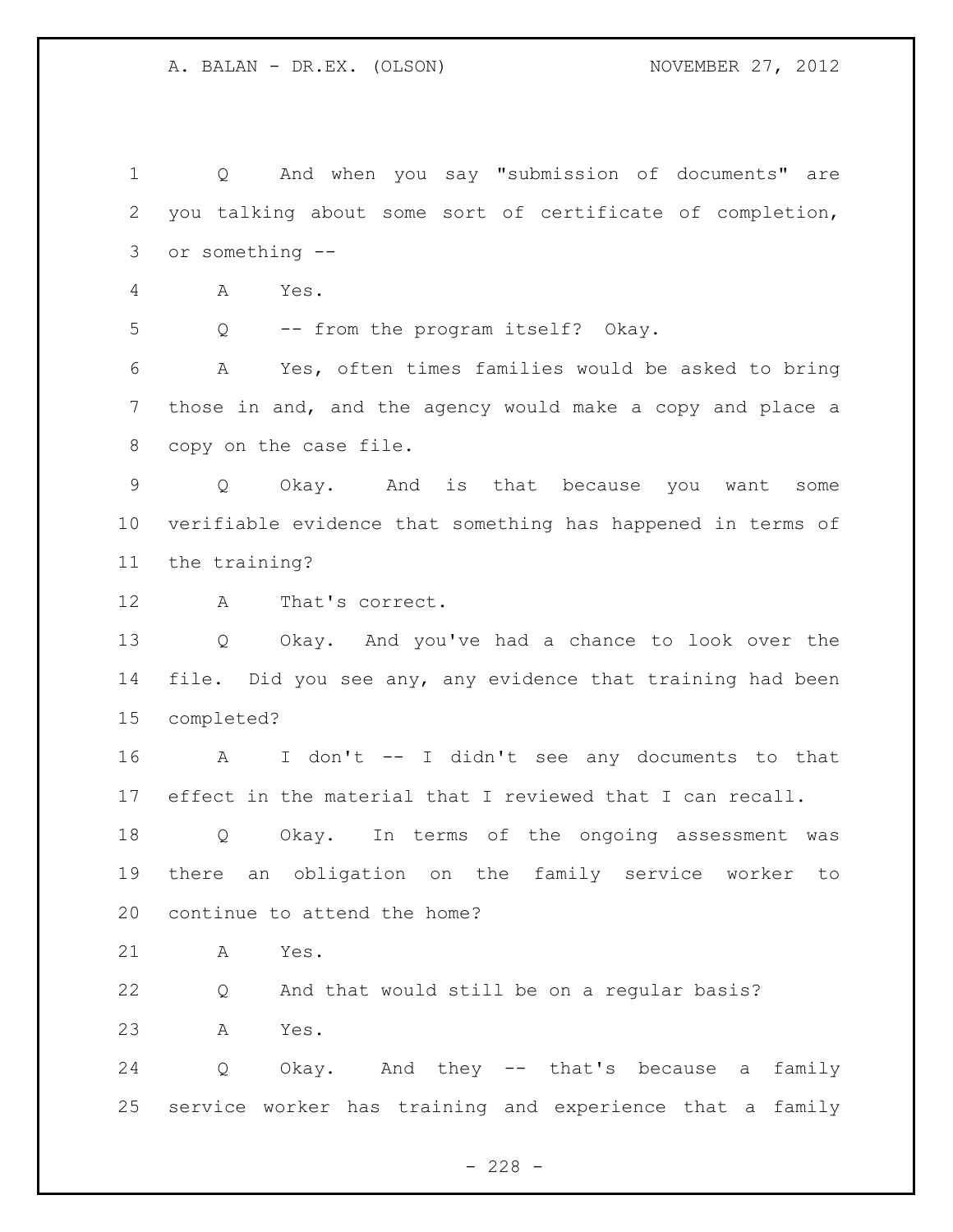Q And when you say "submission of documents" are you talking about some sort of certificate of completion, or something --

A Yes.

Q -- from the program itself? Okay.

A Yes, often times families would be asked to bring those in and, and the agency would make a copy and place a copy on the case file.

Q Okay. And is that because you want some verifiable evidence that something has happened in terms of the training?

A That's correct.

Q Okay. And you've had a chance to look over the file. Did you see any, any evidence that training had been completed?

A I don't -- I didn't see any documents to that effect in the material that I reviewed that I can recall.

Q Okay. In terms of the ongoing assessment was there an obligation on the family service worker to continue to attend the home?

A Yes.

Q And that would still be on a regular basis?

A Yes.

Q Okay. And they -- that's because a family service worker has training and experience that a family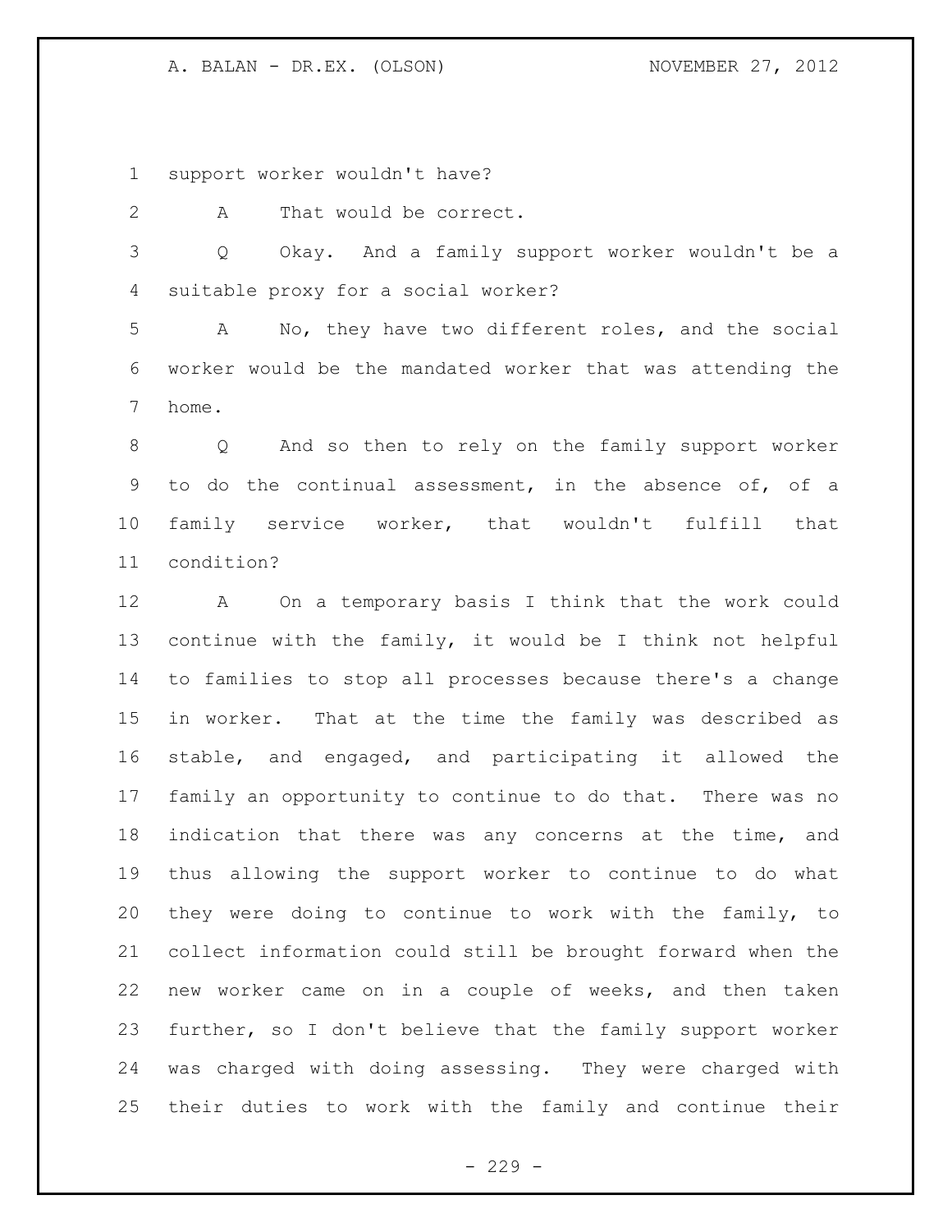support worker wouldn't have?

A That would be correct.

Q Okay. And a family support worker wouldn't be a suitable proxy for a social worker?

A No, they have two different roles, and the social worker would be the mandated worker that was attending the home.

Q And so then to rely on the family support worker to do the continual assessment, in the absence of, of a family service worker, that wouldn't fulfill that condition?

A On a temporary basis I think that the work could continue with the family, it would be I think not helpful to families to stop all processes because there's a change in worker. That at the time the family was described as stable, and engaged, and participating it allowed the family an opportunity to continue to do that. There was no indication that there was any concerns at the time, and thus allowing the support worker to continue to do what they were doing to continue to work with the family, to collect information could still be brought forward when the new worker came on in a couple of weeks, and then taken further, so I don't believe that the family support worker was charged with doing assessing. They were charged with their duties to work with the family and continue their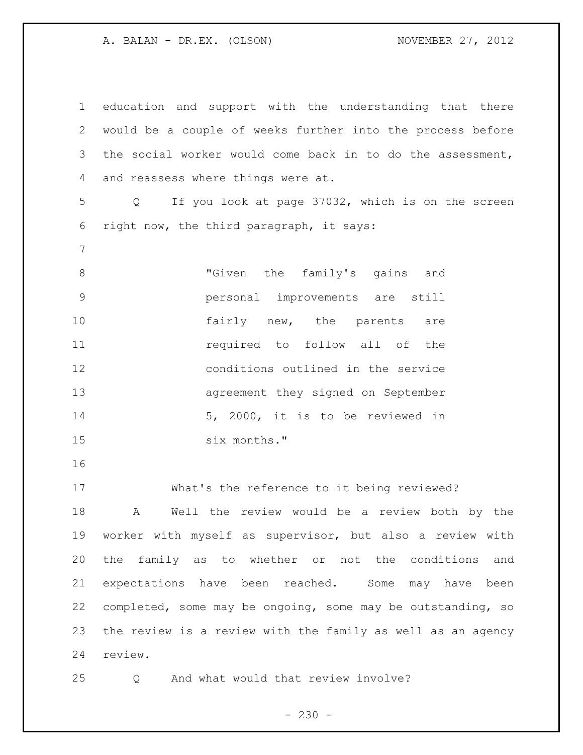education and support with the understanding that there would be a couple of weeks further into the process before the social worker would come back in to do the assessment, and reassess where things were at.

Q If you look at page 37032, which is on the screen right now, the third paragraph, it says:

> "Given the family's gains and personal improvements are still fairly new, the parents are required to follow all of the conditions outlined in the service agreement they signed on September 5, 2000, it is to be reviewed in six months."

What's the reference to it being reviewed?

A Well the review would be a review both by the worker with myself as supervisor, but also a review with the family as to whether or not the conditions and expectations have been reached. Some may have been completed, some may be ongoing, some may be outstanding, so the review is a review with the family as well as an agency review.

Q And what would that review involve?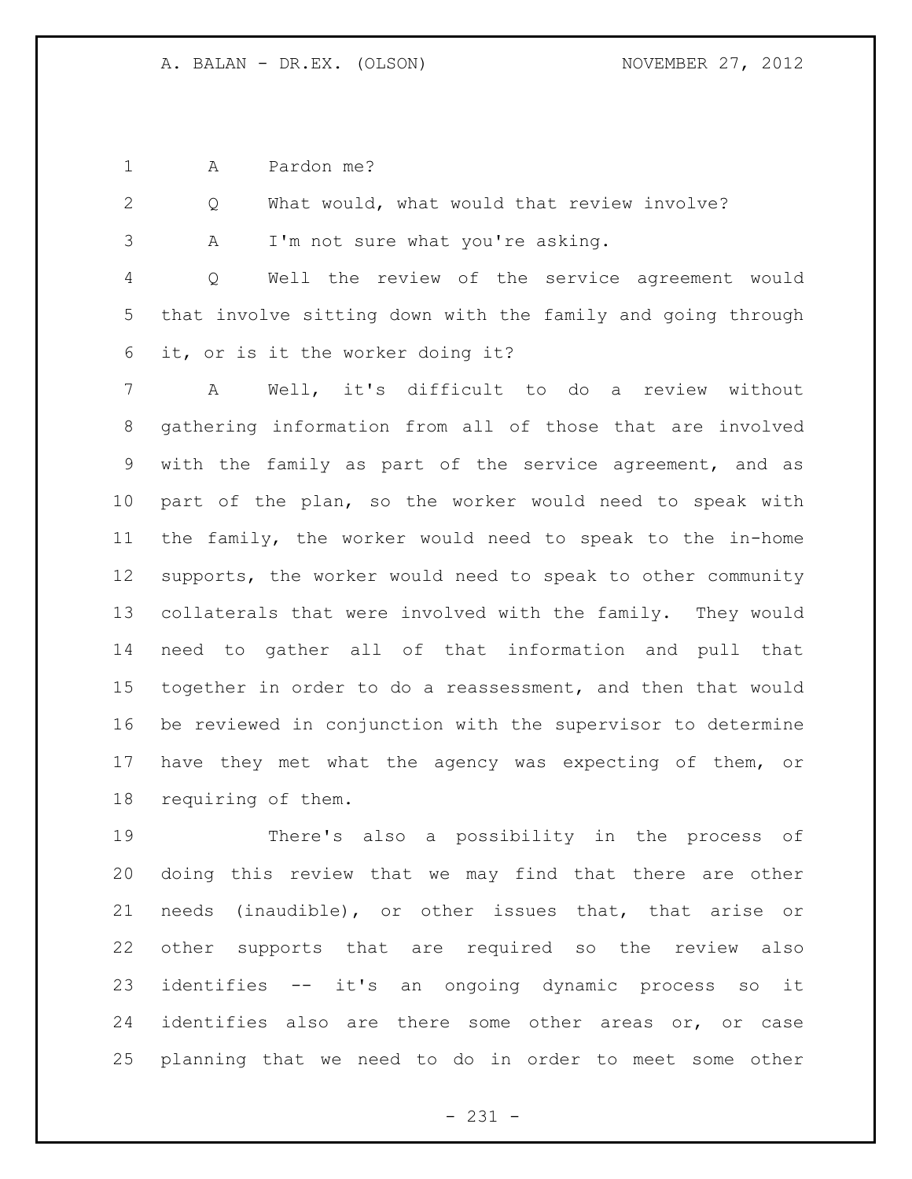A Pardon me?

Q What would, what would that review involve?

A I'm not sure what you're asking.

Q Well the review of the service agreement would that involve sitting down with the family and going through it, or is it the worker doing it?

A Well, it's difficult to do a review without gathering information from all of those that are involved with the family as part of the service agreement, and as part of the plan, so the worker would need to speak with the family, the worker would need to speak to the in-home supports, the worker would need to speak to other community collaterals that were involved with the family. They would need to gather all of that information and pull that together in order to do a reassessment, and then that would be reviewed in conjunction with the supervisor to determine have they met what the agency was expecting of them, or requiring of them.

There's also a possibility in the process of doing this review that we may find that there are other needs (inaudible), or other issues that, that arise or other supports that are required so the review also identifies -- it's an ongoing dynamic process so it identifies also are there some other areas or, or case planning that we need to do in order to meet some other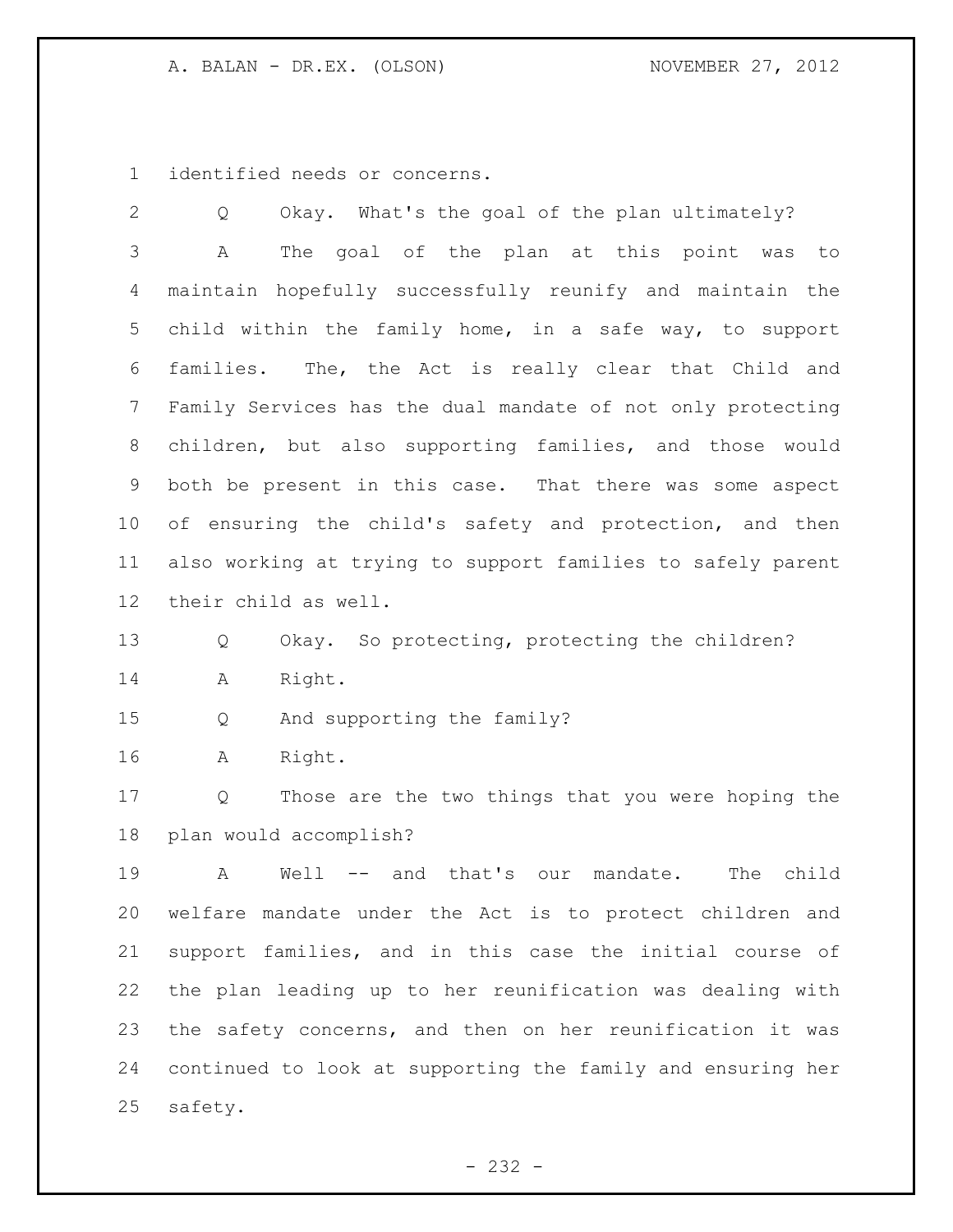identified needs or concerns.

Q Okay. What's the goal of the plan ultimately?

A The goal of the plan at this point was to maintain hopefully successfully reunify and maintain the child within the family home, in a safe way, to support families. The, the Act is really clear that Child and Family Services has the dual mandate of not only protecting children, but also supporting families, and those would both be present in this case. That there was some aspect of ensuring the child's safety and protection, and then also working at trying to support families to safely parent their child as well.

Q Okay. So protecting, protecting the children?

A Right.

Q And supporting the family?

A Right.

Q Those are the two things that you were hoping the plan would accomplish?

A Well -- and that's our mandate. The child welfare mandate under the Act is to protect children and support families, and in this case the initial course of the plan leading up to her reunification was dealing with the safety concerns, and then on her reunification it was continued to look at supporting the family and ensuring her safety.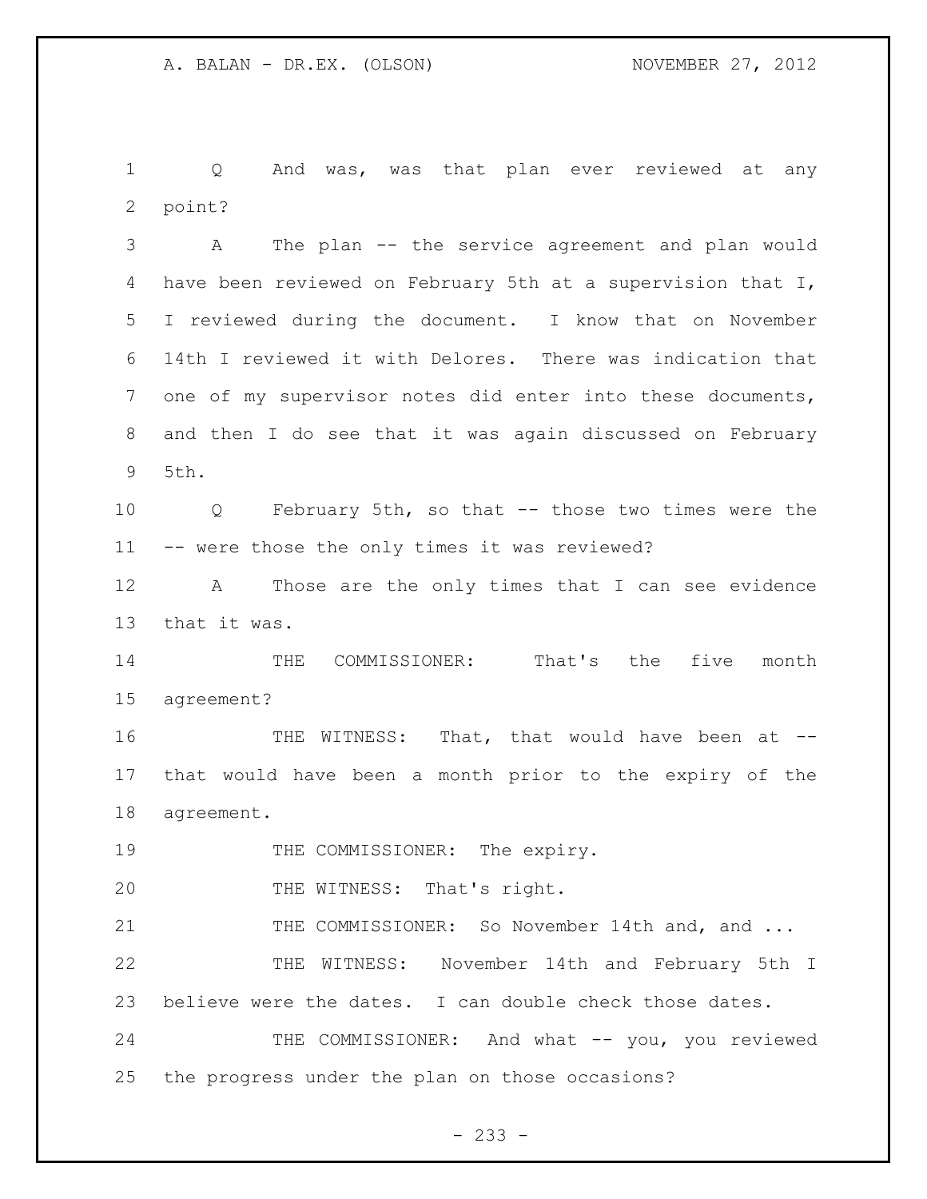Q And was, was that plan ever reviewed at any point?

A The plan -- the service agreement and plan would have been reviewed on February 5th at a supervision that I, I reviewed during the document. I know that on November 14th I reviewed it with Delores. There was indication that one of my supervisor notes did enter into these documents, and then I do see that it was again discussed on February 5th.

Q February 5th, so that -- those two times were the -- were those the only times it was reviewed?

A Those are the only times that I can see evidence that it was.

THE COMMISSIONER: That's the five month agreement?

THE WITNESS: That, that would have been at -- that would have been a month prior to the expiry of the agreement.

THE COMMISSIONER: The expiry.

THE WITNESS: That's right.

THE COMMISSIONER: So November 14th and, and ...

THE WITNESS: November 14th and February 5th I believe were the dates. I can double check those dates.

THE COMMISSIONER: And what -- you, you reviewed the progress under the plan on those occasions?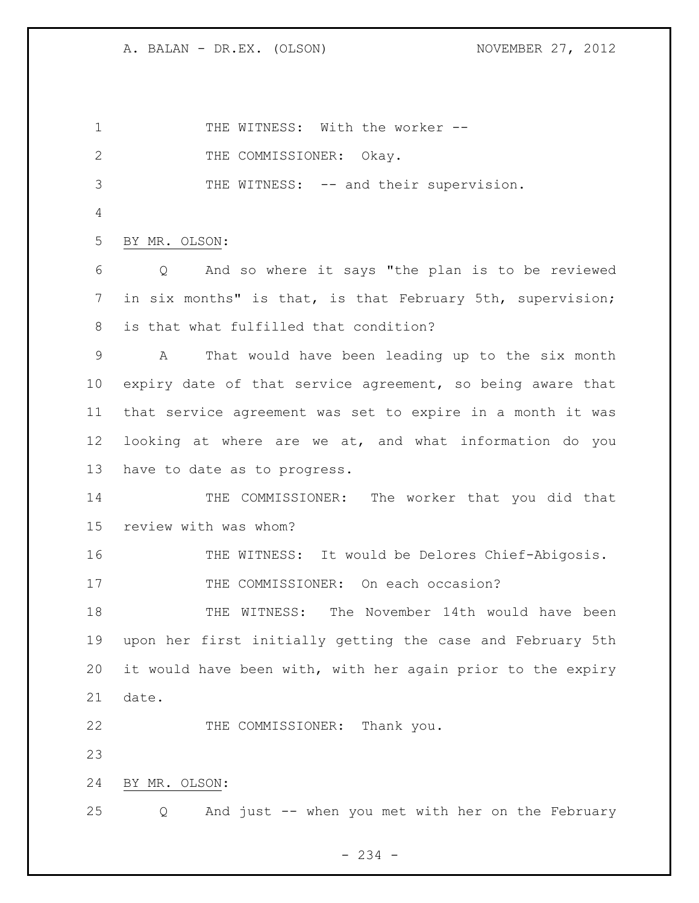THE WITNESS: With the worker --

THE COMMISSIONER: Okay.

THE WITNESS: -- and their supervision.

BY MR. OLSON:

Q And so where it says "the plan is to be reviewed in six months" is that, is that February 5th, supervision; is that what fulfilled that condition?

A That would have been leading up to the six month expiry date of that service agreement, so being aware that that service agreement was set to expire in a month it was looking at where are we at, and what information do you have to date as to progress.

THE COMMISSIONER: The worker that you did that review with was whom?

THE WITNESS: It would be Delores Chief-Abigosis.

THE COMMISSIONER: On each occasion?

THE WITNESS: The November 14th would have been upon her first initially getting the case and February 5th it would have been with, with her again prior to the expiry date.

THE COMMISSIONER: Thank you.

BY MR. OLSON:

Q And just -- when you met with her on the February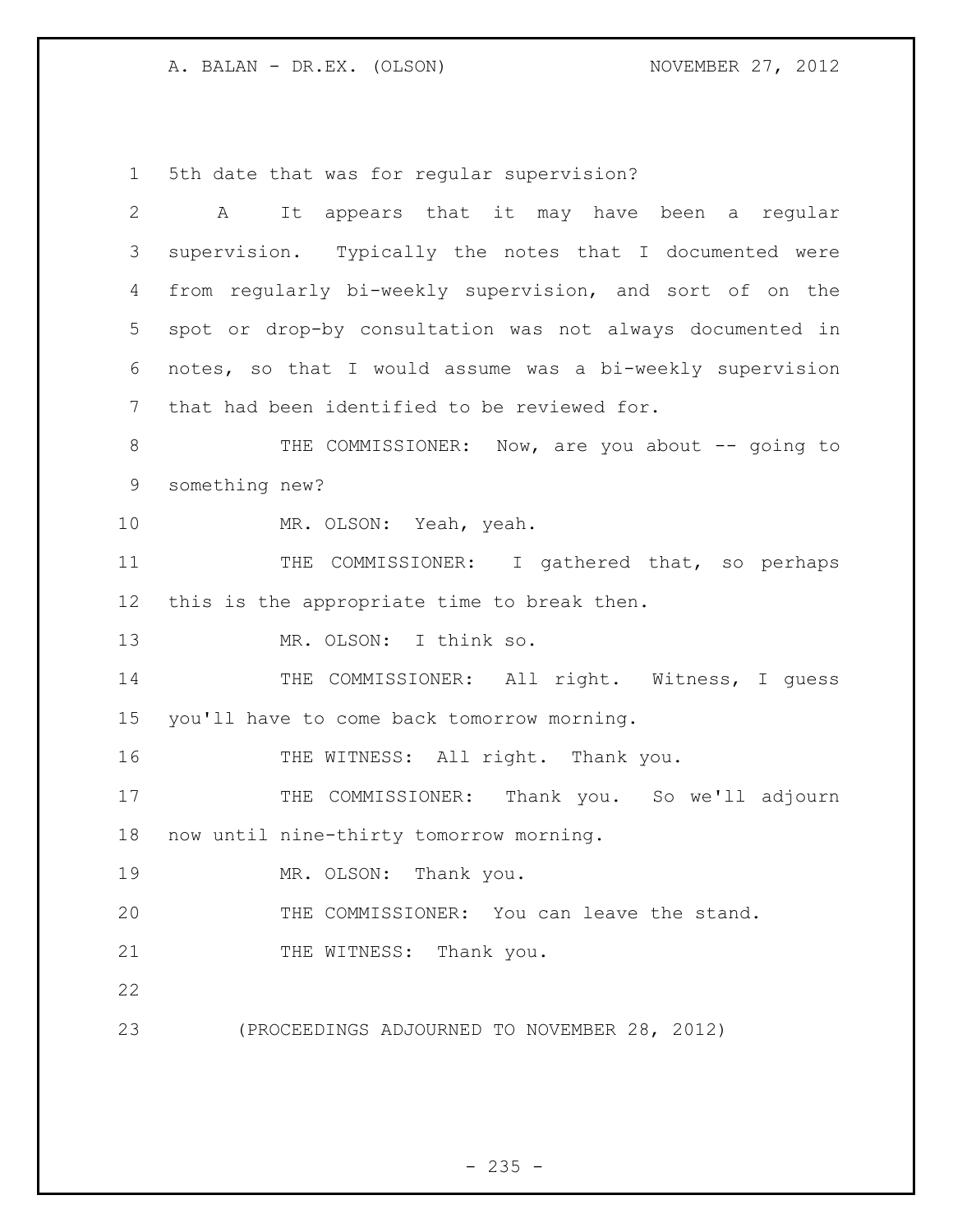5th date that was for regular supervision?

A It appears that it may have been a regular supervision. Typically the notes that I documented were from regularly bi-weekly supervision, and sort of on the spot or drop-by consultation was not always documented in notes, so that I would assume was a bi-weekly supervision that had been identified to be reviewed for.

THE COMMISSIONER: Now, are you about -- going to something new?

MR. OLSON: Yeah, yeah.

THE COMMISSIONER: I gathered that, so perhaps this is the appropriate time to break then.

MR. OLSON: I think so.

THE COMMISSIONER: All right. Witness, I guess you'll have to come back tomorrow morning.

THE WITNESS: All right. Thank you.

THE COMMISSIONER: Thank you. So we'll adjourn now until nine-thirty tomorrow morning.

MR. OLSON: Thank you.

THE COMMISSIONER: You can leave the stand.

THE WITNESS: Thank you.

(PROCEEDINGS ADJOURNED TO NOVEMBER 28, 2012)